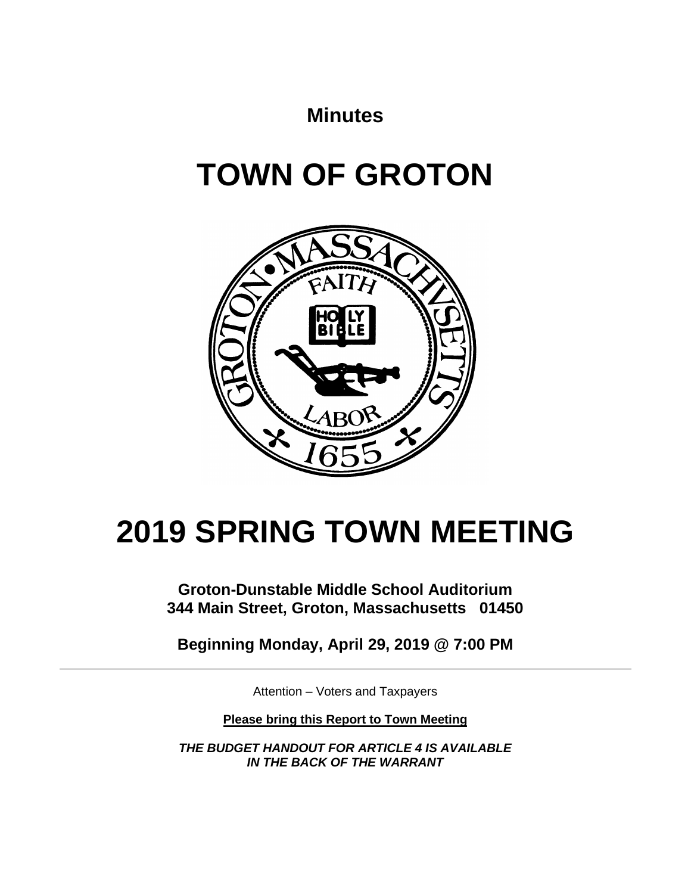**Minutes**

# TOWN OF GROTON

# 2019 SPRING TOWN MEETING

**Groton-Dunstable Middle School Auditorium**
**344 Main Street, Groton, Massachusetts 01450**

**Beginning Monday, April 29, 2019 @ 7:00 PM**

---

Attention – Voters and Taxpayers

**Please bring this Report to Town Meeting**

***THE BUDGET HANDOUT FOR ARTICLE 4 IS AVAILABLE IN THE BACK OF THE WARRANT***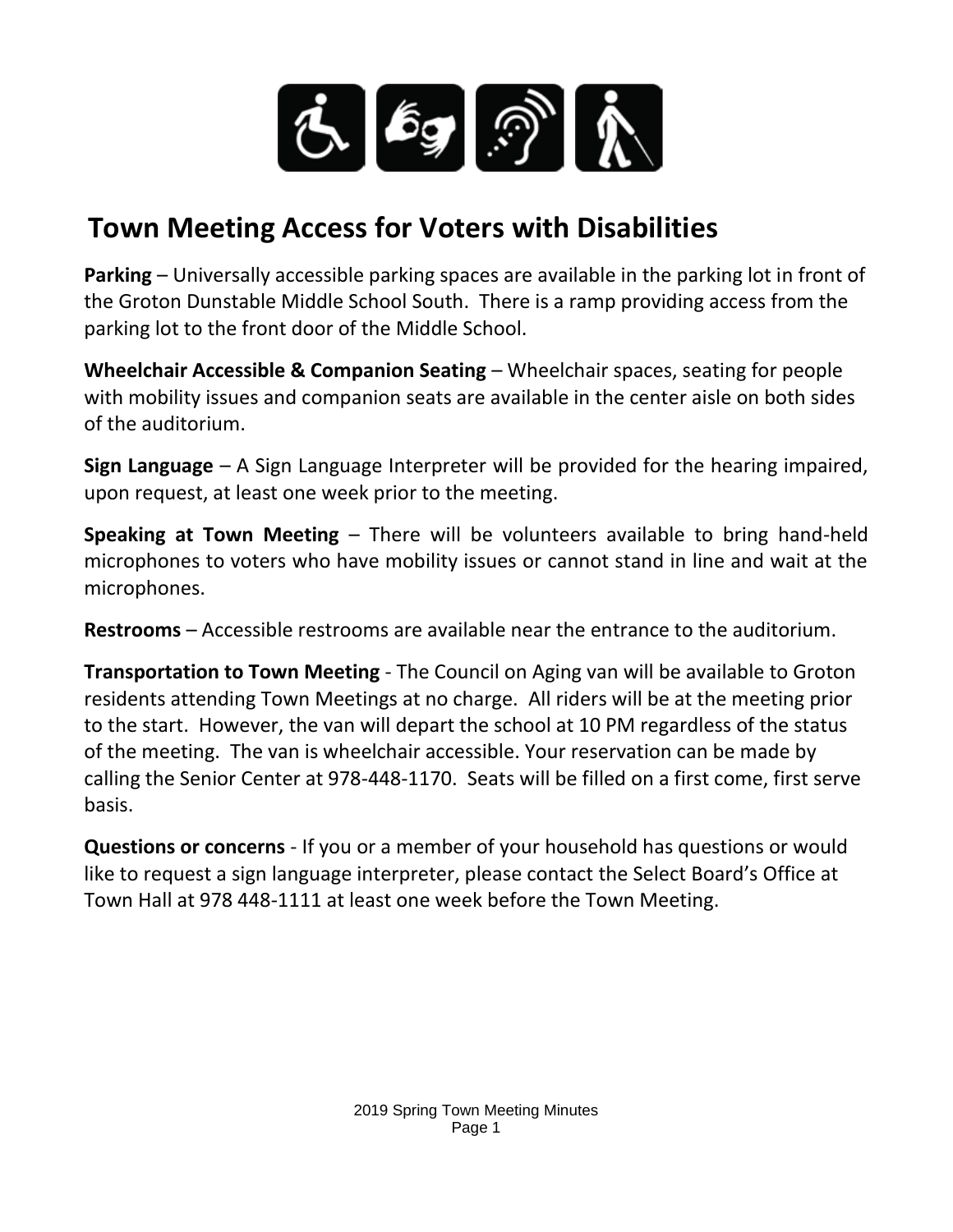# Town Meeting Access for Voters with Disabilities

**Parking** – Universally accessible parking spaces are available in the parking lot in front of the Groton Dunstable Middle School South. There is a ramp providing access from the parking lot to the front door of the Middle School.

**Wheelchair Accessible & Companion Seating** – Wheelchair spaces, seating for people with mobility issues and companion seats are available in the center aisle on both sides of the auditorium.

**Sign Language** – A Sign Language Interpreter will be provided for the hearing impaired, upon request, at least one week prior to the meeting.

**Speaking at Town Meeting** – There will be volunteers available to bring hand-held microphones to voters who have mobility issues or cannot stand in line and wait at the microphones.

**Restrooms** – Accessible restrooms are available near the entrance to the auditorium.

**Transportation to Town Meeting** - The Council on Aging van will be available to Groton residents attending Town Meetings at no charge. All riders will be at the meeting prior to the start. However, the van will depart the school at 10 PM regardless of the status of the meeting. The van is wheelchair accessible. Your reservation can be made by calling the Senior Center at 978-448-1170. Seats will be filled on a first come, first serve basis.

**Questions or concerns** - If you or a member of your household has questions or would like to request a sign language interpreter, please contact the Select Board's Office at Town Hall at 978 448-1111 at least one week before the Town Meeting.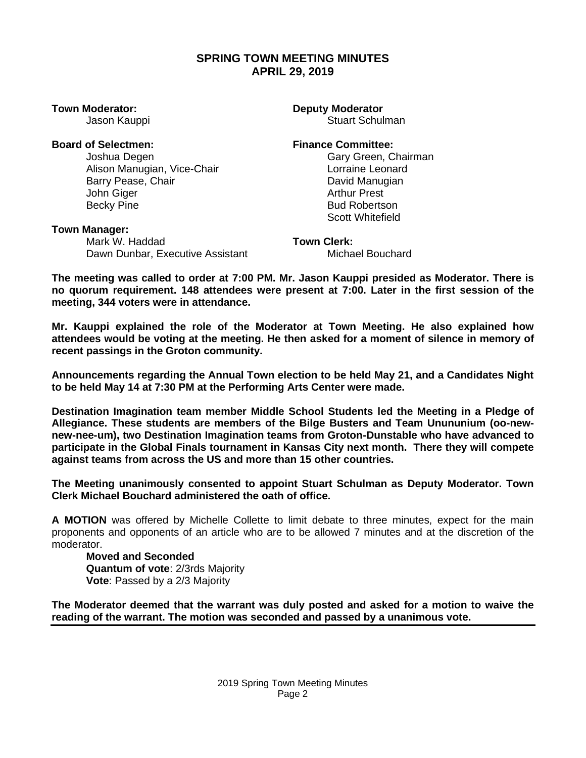## SPRING TOWN MEETING MINUTES
## APRIL 29, 2019

**Town Moderator:**
Jason Kauppi

**Deputy Moderator**
Stuart Schulman

**Board of Selectmen:**
Joshua Degen
Alison Manugian, Vice-Chair
Barry Pease, Chair
John Giger
Becky Pine

**Finance Committee:**
Gary Green, Chairman
Lorraine Leonard
David Manugian
Arthur Prest
Bud Robertson
Scott Whitefield

**Town Manager:**
Mark W. Haddad
Dawn Dunbar, Executive Assistant

**Town Clerk:**
Michael Bouchard

**The meeting was called to order at 7:00 PM. Mr. Jason Kauppi presided as Moderator. There is no quorum requirement. 148 attendees were present at 7:00. Later in the first session of the meeting, 344 voters were in attendance.**

**Mr. Kauppi explained the role of the Moderator at Town Meeting. He also explained how attendees would be voting at the meeting. He then asked for a moment of silence in memory of recent passings in the Groton community.**

**Announcements regarding the Annual Town election to be held May 21, and a Candidates Night to be held May 14 at 7:30 PM at the Performing Arts Center were made.**

**Destination Imagination team member Middle School Students led the Meeting in a Pledge of Allegiance. These students are members of the Bilge Busters and Team Unununium (oo-new-new-nee-um), two Destination Imagination teams from Groton-Dunstable who have advanced to participate in the Global Finals tournament in Kansas City next month. There they will compete against teams from across the US and more than 15 other countries.**

**The Meeting unanimously consented to appoint Stuart Schulman as Deputy Moderator. Town Clerk Michael Bouchard administered the oath of office.**

**A MOTION** was offered by Michelle Collette to limit debate to three minutes, expect for the main proponents and opponents of an article who are to be allowed 7 minutes and at the discretion of the moderator.

**Moved and Seconded**
**Quantum of vote**: 2/3rds Majority
**Vote**: Passed by a 2/3 Majority

**The Moderator deemed that the warrant was duly posted and asked for a motion to waive the reading of the warrant. The motion was seconded and passed by a unanimous vote.**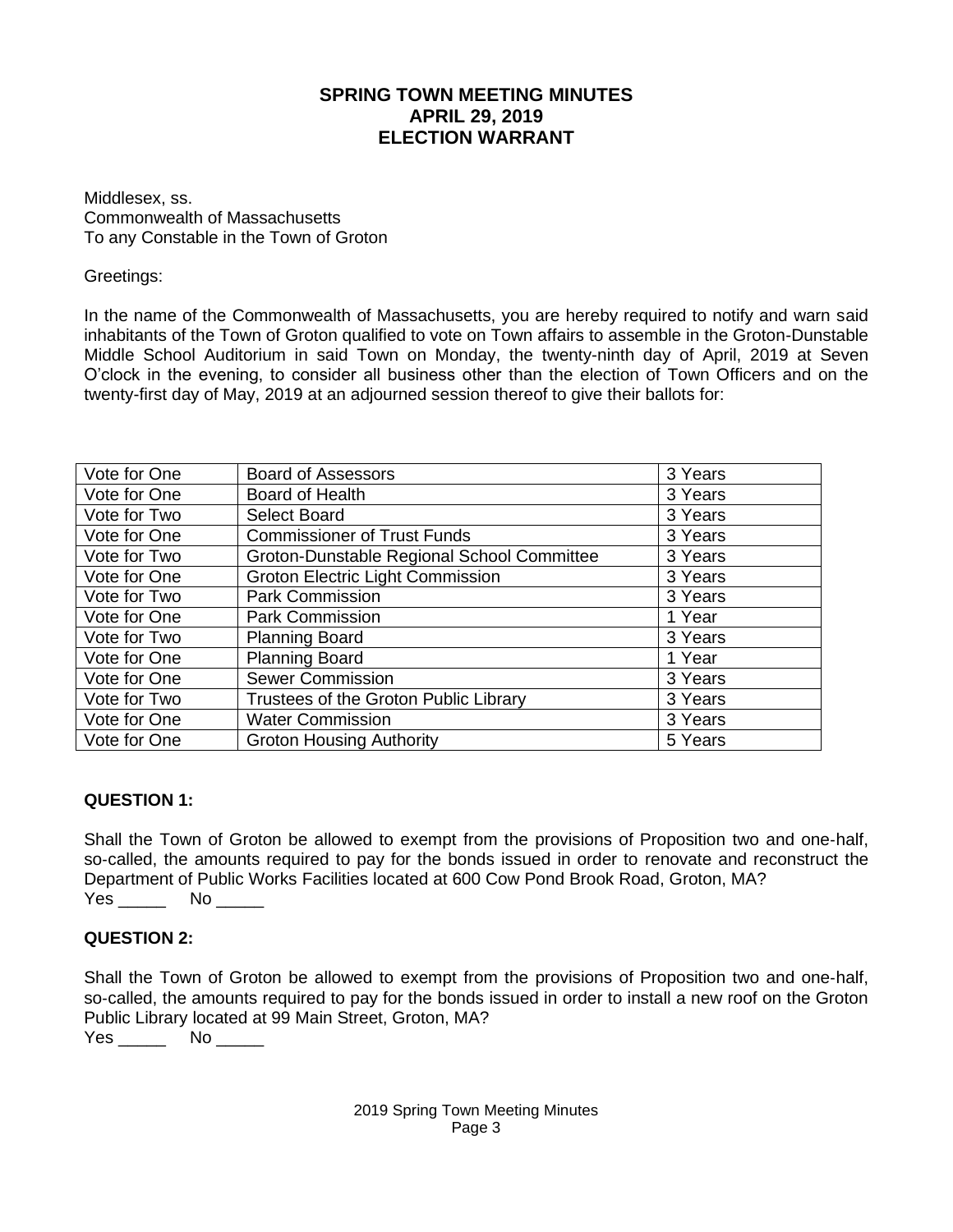# SPRING TOWN MEETING MINUTES
# APRIL 29, 2019
# ELECTION WARRANT

Middlesex, ss.
Commonwealth of Massachusetts
To any Constable in the Town of Groton

Greetings:

In the name of the Commonwealth of Massachusetts, you are hereby required to notify and warn said inhabitants of the Town of Groton qualified to vote on Town affairs to assemble in the Groton-Dunstable Middle School Auditorium in said Town on Monday, the twenty-ninth day of April, 2019 at Seven O'clock in the evening, to consider all business other than the election of Town Officers and on the twenty-first day of May, 2019 at an adjourned session thereof to give their ballots for:

| | | |
|---|---|---|
| Vote for One | Board of Assessors | 3 Years |
| Vote for One | Board of Health | 3 Years |
| Vote for Two | Select Board | 3 Years |
| Vote for One | Commissioner of Trust Funds | 3 Years |
| Vote for Two | Groton-Dunstable Regional School Committee | 3 Years |
| Vote for One | Groton Electric Light Commission | 3 Years |
| Vote for Two | Park Commission | 3 Years |
| Vote for One | Park Commission | 1 Year |
| Vote for Two | Planning Board | 3 Years |
| Vote for One | Planning Board | 1 Year |
| Vote for One | Sewer Commission | 3 Years |
| Vote for Two | Trustees of the Groton Public Library | 3 Years |
| Vote for One | Water Commission | 3 Years |
| Vote for One | Groton Housing Authority | 5 Years |

**QUESTION 1:**

Shall the Town of Groton be allowed to exempt from the provisions of Proposition two and one-half, so-called, the amounts required to pay for the bonds issued in order to renovate and reconstruct the Department of Public Works Facilities located at 600 Cow Pond Brook Road, Groton, MA?
Yes _____ No _____

**QUESTION 2:**

Shall the Town of Groton be allowed to exempt from the provisions of Proposition two and one-half, so-called, the amounts required to pay for the bonds issued in order to install a new roof on the Groton Public Library located at 99 Main Street, Groton, MA?
Yes _____ No _____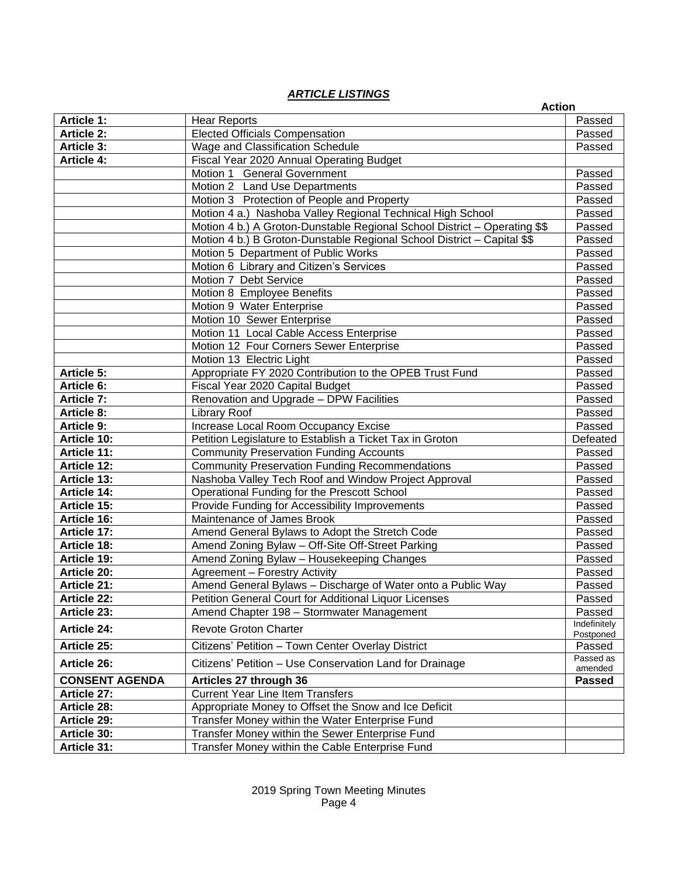## *ARTICLE LISTINGS*

| | | Action |
|---|---|---|
| **Article 1:** | Hear Reports | Passed |
| **Article 2:** | Elected Officials Compensation | Passed |
| **Article 3:** | Wage and Classification Schedule | Passed |
| **Article 4:** | Fiscal Year 2020 Annual Operating Budget | |
| | Motion 1 General Government | Passed |
| | Motion 2 Land Use Departments | Passed |
| | Motion 3 Protection of People and Property | Passed |
| | Motion 4 a.) Nashoba Valley Regional Technical High School | Passed |
| | Motion 4 b.) A Groton-Dunstable Regional School District – Operating $$ | Passed |
| | Motion 4 b.) B Groton-Dunstable Regional School District – Capital $$ | Passed |
| | Motion 5 Department of Public Works | Passed |
| | Motion 6 Library and Citizen's Services | Passed |
| | Motion 7 Debt Service | Passed |
| | Motion 8 Employee Benefits | Passed |
| | Motion 9 Water Enterprise | Passed |
| | Motion 10 Sewer Enterprise | Passed |
| | Motion 11 Local Cable Access Enterprise | Passed |
| | Motion 12 Four Corners Sewer Enterprise | Passed |
| | Motion 13 Electric Light | Passed |
| **Article 5:** | Appropriate FY 2020 Contribution to the OPEB Trust Fund | Passed |
| **Article 6:** | Fiscal Year 2020 Capital Budget | Passed |
| **Article 7:** | Renovation and Upgrade – DPW Facilities | Passed |
| **Article 8:** | Library Roof | Passed |
| **Article 9:** | Increase Local Room Occupancy Excise | Passed |
| **Article 10:** | Petition Legislature to Establish a Ticket Tax in Groton | Defeated |
| **Article 11:** | Community Preservation Funding Accounts | Passed |
| **Article 12:** | Community Preservation Funding Recommendations | Passed |
| **Article 13:** | Nashoba Valley Tech Roof and Window Project Approval | Passed |
| **Article 14:** | Operational Funding for the Prescott School | Passed |
| **Article 15:** | Provide Funding for Accessibility Improvements | Passed |
| **Article 16:** | Maintenance of James Brook | Passed |
| **Article 17:** | Amend General Bylaws to Adopt the Stretch Code | Passed |
| **Article 18:** | Amend Zoning Bylaw – Off-Site Off-Street Parking | Passed |
| **Article 19:** | Amend Zoning Bylaw – Housekeeping Changes | Passed |
| **Article 20:** | Agreement – Forestry Activity | Passed |
| **Article 21:** | Amend General Bylaws – Discharge of Water onto a Public Way | Passed |
| **Article 22:** | Petition General Court for Additional Liquor Licenses | Passed |
| **Article 23:** | Amend Chapter 198 – Stormwater Management | Passed |
| **Article 24:** | Revote Groton Charter | Indefinitely Postponed |
| **Article 25:** | Citizens' Petition – Town Center Overlay District | Passed |
| **Article 26:** | Citizens' Petition – Use Conservation Land for Drainage | Passed as amended |
| **CONSENT AGENDA** | **Articles 27 through 36** | **Passed** |
| **Article 27:** | Current Year Line Item Transfers | |
| **Article 28:** | Appropriate Money to Offset the Snow and Ice Deficit | |
| **Article 29:** | Transfer Money within the Water Enterprise Fund | |
| **Article 30:** | Transfer Money within the Sewer Enterprise Fund | |
| **Article 31:** | Transfer Money within the Cable Enterprise Fund | |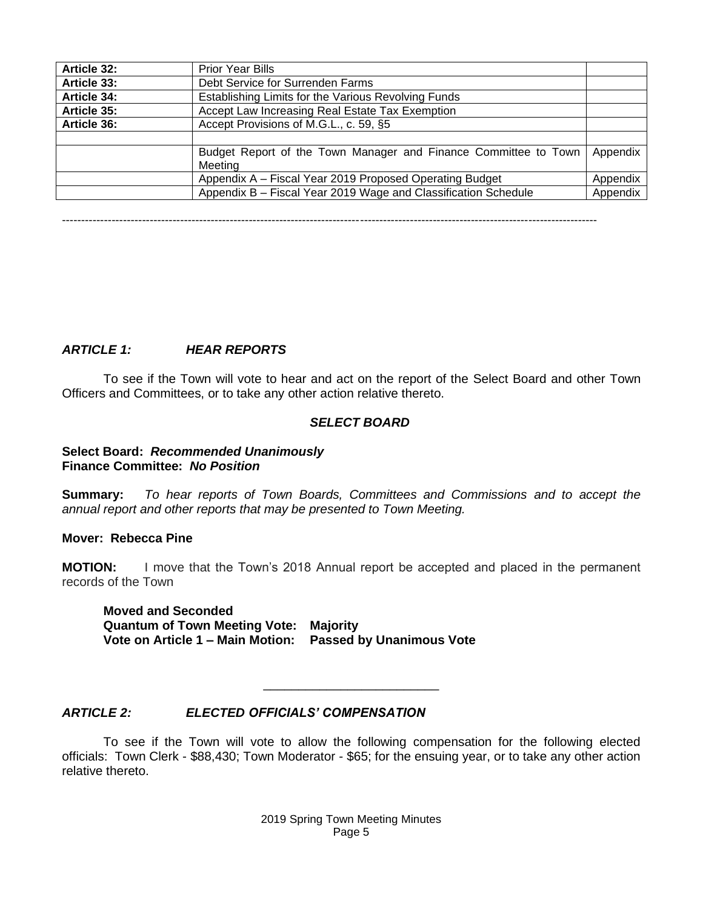| | | |
|---|---|---|
| **Article 32:** | Prior Year Bills | |
| **Article 33:** | Debt Service for Surrenden Farms | |
| **Article 34:** | Establishing Limits for the Various Revolving Funds | |
| **Article 35:** | Accept Law Increasing Real Estate Tax Exemption | |
| **Article 36:** | Accept Provisions of M.G.L., c. 59, §5 | |
| | | |
| | Budget Report of the Town Manager and Finance Committee to Town Meeting | Appendix |
| | Appendix A – Fiscal Year 2019 Proposed Operating Budget | Appendix |
| | Appendix B – Fiscal Year 2019 Wage and Classification Schedule | Appendix |

---

### *ARTICLE 1: HEAR REPORTS*

To see if the Town will vote to hear and act on the report of the Select Board and other Town Officers and Committees, or to take any other action relative thereto.

***SELECT BOARD***

**Select Board:** ***Recommended Unanimously***
**Finance Committee:** ***No Position***

**Summary:** *To hear reports of Town Boards, Committees and Commissions and to accept the annual report and other reports that may be presented to Town Meeting.*

**Mover: Rebecca Pine**

**MOTION:** I move that the Town's 2018 Annual report be accepted and placed in the permanent records of the Town

**Moved and Seconded**
**Quantum of Town Meeting Vote: Majority**
**Vote on Article 1 – Main Motion: Passed by Unanimous Vote**

---

### *ARTICLE 2: ELECTED OFFICIALS' COMPENSATION*

To see if the Town will vote to allow the following compensation for the following elected officials: Town Clerk - $88,430; Town Moderator - $65; for the ensuing year, or to take any other action relative thereto.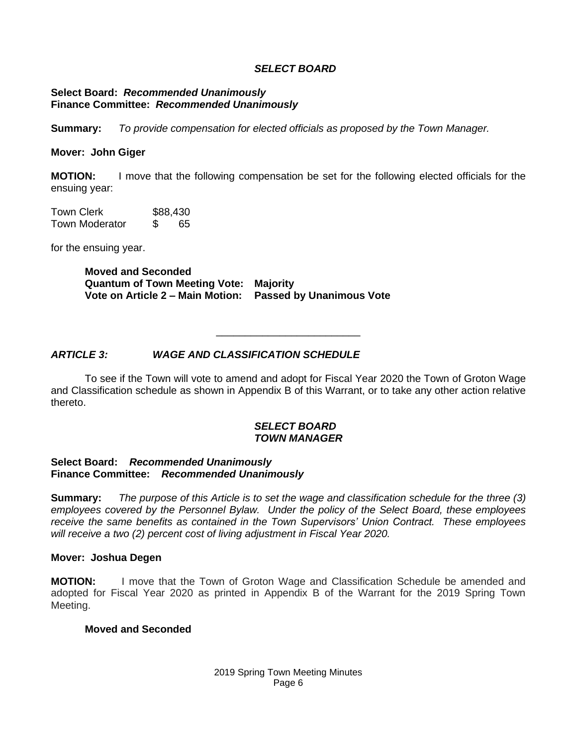***SELECT BOARD***

**Select Board:** ***Recommended Unanimously***
**Finance Committee:** ***Recommended Unanimously***

**Summary:** *To provide compensation for elected officials as proposed by the Town Manager.*

**Mover: John Giger**

**MOTION:** I move that the following compensation be set for the following elected officials for the ensuing year:

| | |
|---|---|
| Town Clerk | $88,430 |
| Town Moderator | $ 65 |

for the ensuing year.

**Moved and Seconded**
**Quantum of Town Meeting Vote: Majority**
**Vote on Article 2 – Main Motion: Passed by Unanimous Vote**

---

## *ARTICLE 3: WAGE AND CLASSIFICATION SCHEDULE*

To see if the Town will vote to amend and adopt for Fiscal Year 2020 the Town of Groton Wage and Classification schedule as shown in Appendix B of this Warrant, or to take any other action relative thereto.

***SELECT BOARD***
***TOWN MANAGER***

**Select Board:** ***Recommended Unanimously***
**Finance Committee:** ***Recommended Unanimously***

**Summary:** *The purpose of this Article is to set the wage and classification schedule for the three (3) employees covered by the Personnel Bylaw. Under the policy of the Select Board, these employees receive the same benefits as contained in the Town Supervisors' Union Contract. These employees will receive a two (2) percent cost of living adjustment in Fiscal Year 2020.*

**Mover: Joshua Degen**

**MOTION:** I move that the Town of Groton Wage and Classification Schedule be amended and adopted for Fiscal Year 2020 as printed in Appendix B of the Warrant for the 2019 Spring Town Meeting.

**Moved and Seconded**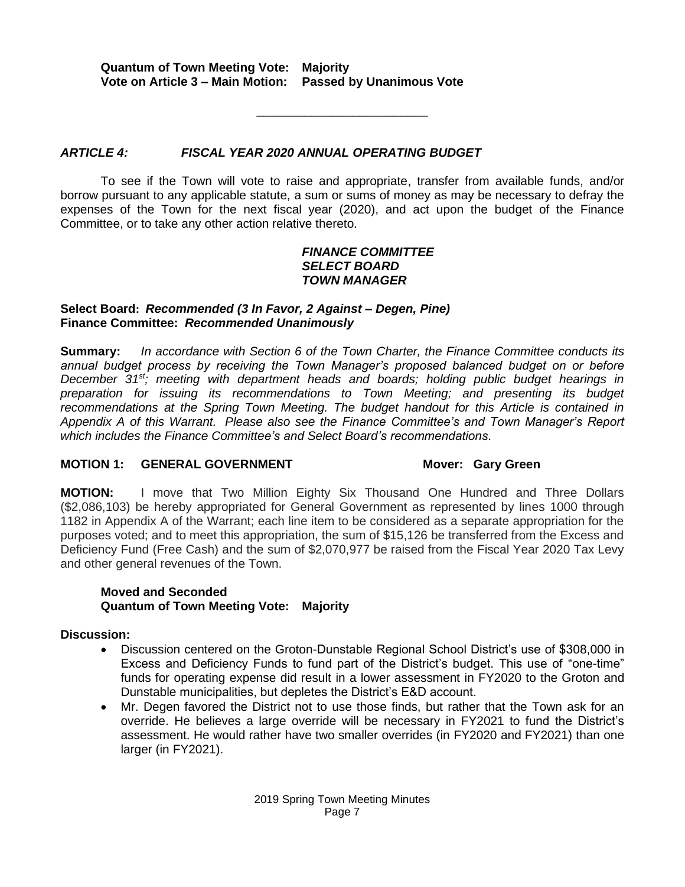**Quantum of Town Meeting Vote: Majority**
**Vote on Article 3 – Main Motion: Passed by Unanimous Vote**

---

### *ARTICLE 4: FISCAL YEAR 2020 ANNUAL OPERATING BUDGET*

To see if the Town will vote to raise and appropriate, transfer from available funds, and/or borrow pursuant to any applicable statute, a sum or sums of money as may be necessary to defray the expenses of the Town for the next fiscal year (2020), and act upon the budget of the Finance Committee, or to take any other action relative thereto.

***FINANCE COMMITTEE***
***SELECT BOARD***
***TOWN MANAGER***

**Select Board:** ***Recommended (3 In Favor, 2 Against – Degen, Pine)***
**Finance Committee:** ***Recommended Unanimously***

**Summary:** *In accordance with Section 6 of the Town Charter, the Finance Committee conducts its annual budget process by receiving the Town Manager's proposed balanced budget on or before December 31st; meeting with department heads and boards; holding public budget hearings in preparation for issuing its recommendations to Town Meeting; and presenting its budget recommendations at the Spring Town Meeting. The budget handout for this Article is contained in Appendix A of this Warrant. Please also see the Finance Committee's and Town Manager's Report which includes the Finance Committee's and Select Board's recommendations*.

**MOTION 1: GENERAL GOVERNMENT** **Mover: Gary Green**

**MOTION:** I move that Two Million Eighty Six Thousand One Hundred and Three Dollars ($2,086,103) be hereby appropriated for General Government as represented by lines 1000 through 1182 in Appendix A of the Warrant; each line item to be considered as a separate appropriation for the purposes voted; and to meet this appropriation, the sum of $15,126 be transferred from the Excess and Deficiency Fund (Free Cash) and the sum of $2,070,977 be raised from the Fiscal Year 2020 Tax Levy and other general revenues of the Town.

**Moved and Seconded**
**Quantum of Town Meeting Vote: Majority**

**Discussion:**

- Discussion centered on the Groton-Dunstable Regional School District's use of $308,000 in Excess and Deficiency Funds to fund part of the District's budget. This use of "one-time" funds for operating expense did result in a lower assessment in FY2020 to the Groton and Dunstable municipalities, but depletes the District's E&D account.
- Mr. Degen favored the District not to use those finds, but rather that the Town ask for an override. He believes a large override will be necessary in FY2021 to fund the District's assessment. He would rather have two smaller overrides (in FY2020 and FY2021) than one larger (in FY2021).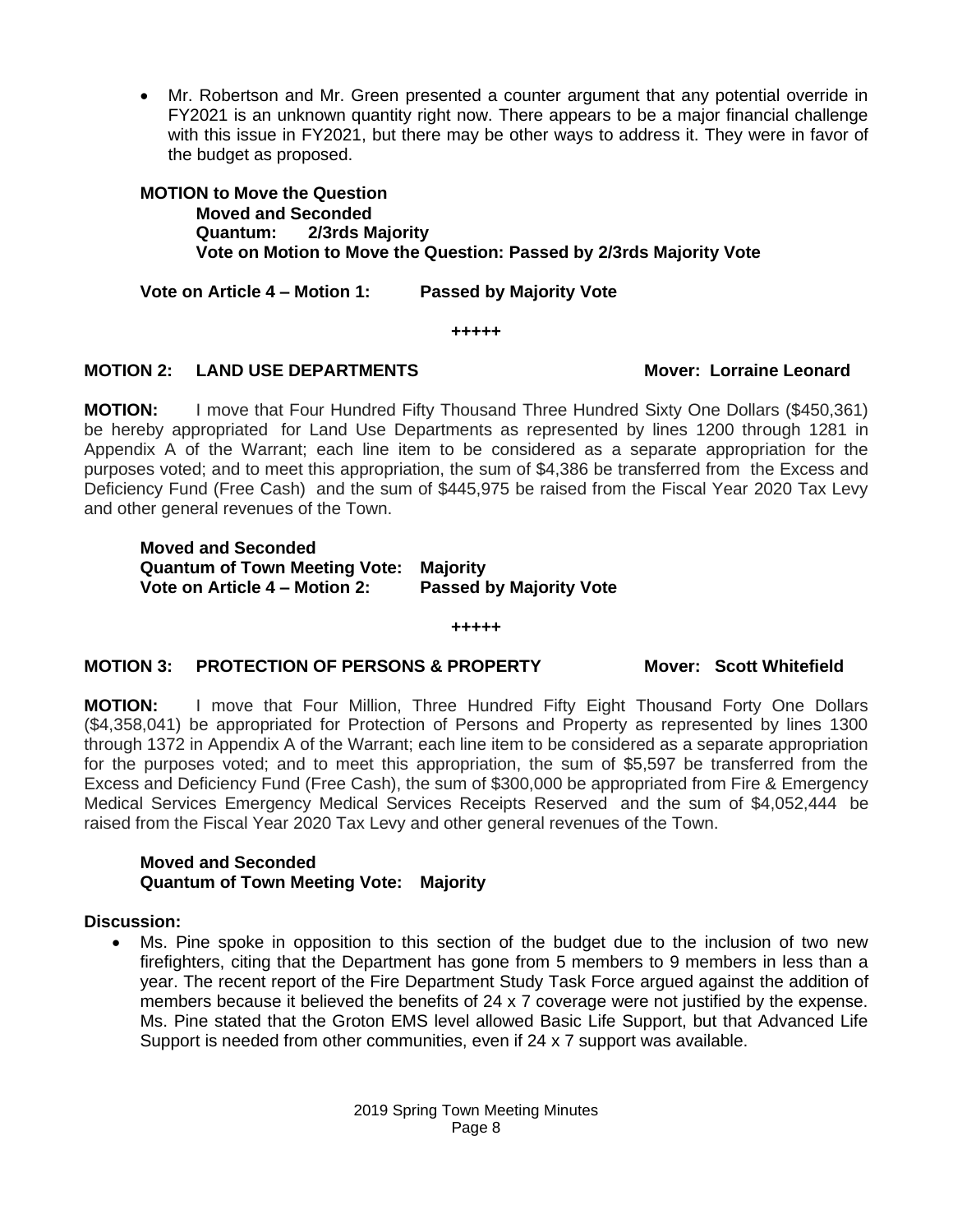- Mr. Robertson and Mr. Green presented a counter argument that any potential override in FY2021 is an unknown quantity right now. There appears to be a major financial challenge with this issue in FY2021, but there may be other ways to address it. They were in favor of the budget as proposed.

**MOTION to Move the Question**
**Moved and Seconded**
**Quantum: 2/3rds Majority**
**Vote on Motion to Move the Question: Passed by 2/3rds Majority Vote**

**Vote on Article 4 – Motion 1: Passed by Majority Vote**

+++++

**MOTION 2: LAND USE DEPARTMENTS Mover: Lorraine Leonard**

**MOTION:** I move that Four Hundred Fifty Thousand Three Hundred Sixty One Dollars ($450,361) be hereby appropriated for Land Use Departments as represented by lines 1200 through 1281 in Appendix A of the Warrant; each line item to be considered as a separate appropriation for the purposes voted; and to meet this appropriation, the sum of $4,386 be transferred from the Excess and Deficiency Fund (Free Cash) and the sum of $445,975 be raised from the Fiscal Year 2020 Tax Levy and other general revenues of the Town.

**Moved and Seconded**
**Quantum of Town Meeting Vote: Majority**
**Vote on Article 4 – Motion 2: Passed by Majority Vote**

+++++

**MOTION 3: PROTECTION OF PERSONS & PROPERTY Mover: Scott Whitefield**

**MOTION:** I move that Four Million, Three Hundred Fifty Eight Thousand Forty One Dollars ($4,358,041) be appropriated for Protection of Persons and Property as represented by lines 1300 through 1372 in Appendix A of the Warrant; each line item to be considered as a separate appropriation for the purposes voted; and to meet this appropriation, the sum of $5,597 be transferred from the Excess and Deficiency Fund (Free Cash), the sum of $300,000 be appropriated from Fire & Emergency Medical Services Emergency Medical Services Receipts Reserved and the sum of $4,052,444 be raised from the Fiscal Year 2020 Tax Levy and other general revenues of the Town.

**Moved and Seconded**
**Quantum of Town Meeting Vote: Majority**

**Discussion:**

- Ms. Pine spoke in opposition to this section of the budget due to the inclusion of two new firefighters, citing that the Department has gone from 5 members to 9 members in less than a year. The recent report of the Fire Department Study Task Force argued against the addition of members because it believed the benefits of 24 x 7 coverage were not justified by the expense. Ms. Pine stated that the Groton EMS level allowed Basic Life Support, but that Advanced Life Support is needed from other communities, even if 24 x 7 support was available.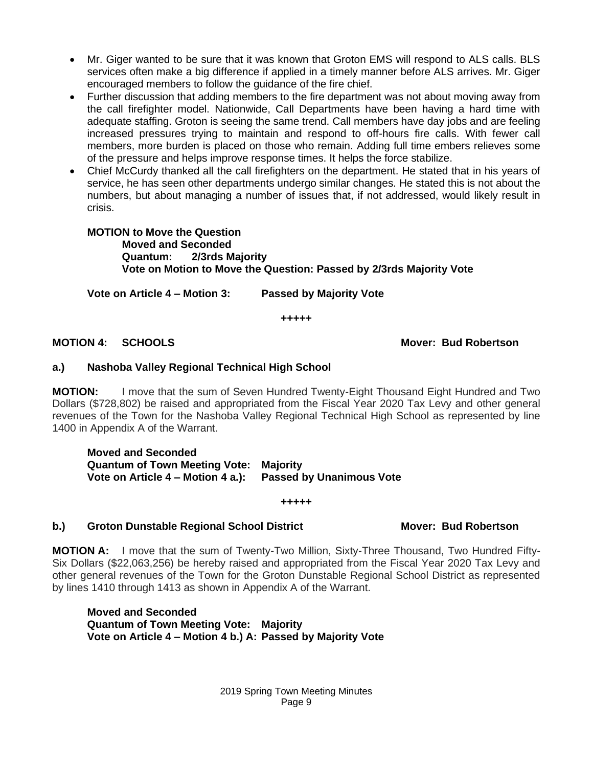- Mr. Giger wanted to be sure that it was known that Groton EMS will respond to ALS calls. BLS services often make a big difference if applied in a timely manner before ALS arrives. Mr. Giger encouraged members to follow the guidance of the fire chief.
- Further discussion that adding members to the fire department was not about moving away from the call firefighter model. Nationwide, Call Departments have been having a hard time with adequate staffing. Groton is seeing the same trend. Call members have day jobs and are feeling increased pressures trying to maintain and respond to off-hours fire calls. With fewer call members, more burden is placed on those who remain. Adding full time embers relieves some of the pressure and helps improve response times. It helps the force stabilize.
- Chief McCurdy thanked all the call firefighters on the department. He stated that in his years of service, he has seen other departments undergo similar changes. He stated this is not about the numbers, but about managing a number of issues that, if not addressed, would likely result in crisis.

**MOTION to Move the Question**
**Moved and Seconded**
**Quantum: 2/3rds Majority**
**Vote on Motion to Move the Question: Passed by 2/3rds Majority Vote**

**Vote on Article 4 – Motion 3: Passed by Majority Vote**

+++++

**MOTION 4: SCHOOLS** **Mover: Bud Robertson**

**a.) Nashoba Valley Regional Technical High School**

**MOTION:** I move that the sum of Seven Hundred Twenty-Eight Thousand Eight Hundred and Two Dollars ($728,802) be raised and appropriated from the Fiscal Year 2020 Tax Levy and other general revenues of the Town for the Nashoba Valley Regional Technical High School as represented by line 1400 in Appendix A of the Warrant.

**Moved and Seconded**
**Quantum of Town Meeting Vote: Majority**
**Vote on Article 4 – Motion 4 a.): Passed by Unanimous Vote**

+++++

**b.) Groton Dunstable Regional School District** **Mover: Bud Robertson**

**MOTION A:** I move that the sum of Twenty-Two Million, Sixty-Three Thousand, Two Hundred Fifty-Six Dollars ($22,063,256) be hereby raised and appropriated from the Fiscal Year 2020 Tax Levy and other general revenues of the Town for the Groton Dunstable Regional School District as represented by lines 1410 through 1413 as shown in Appendix A of the Warrant.

**Moved and Seconded**
**Quantum of Town Meeting Vote: Majority**
**Vote on Article 4 – Motion 4 b.) A: Passed by Majority Vote**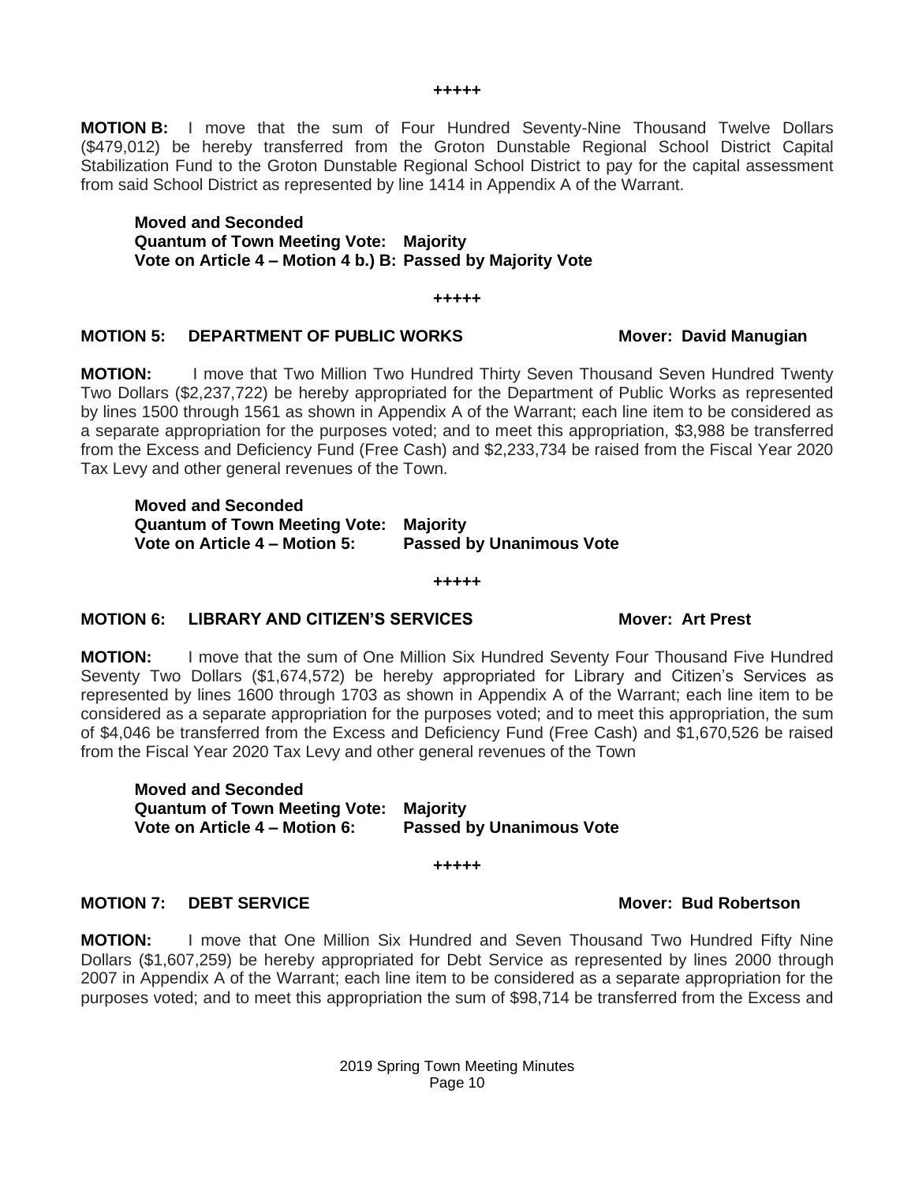+++++

**MOTION B:** I move that the sum of Four Hundred Seventy-Nine Thousand Twelve Dollars ($479,012) be hereby transferred from the Groton Dunstable Regional School District Capital Stabilization Fund to the Groton Dunstable Regional School District to pay for the capital assessment from said School District as represented by line 1414 in Appendix A of the Warrant.

**Moved and Seconded**
**Quantum of Town Meeting Vote: Majority**
**Vote on Article 4 – Motion 4 b.) B: Passed by Majority Vote**

+++++

**MOTION 5: DEPARTMENT OF PUBLIC WORKS** **Mover: David Manugian**

**MOTION:** I move that Two Million Two Hundred Thirty Seven Thousand Seven Hundred Twenty Two Dollars ($2,237,722) be hereby appropriated for the Department of Public Works as represented by lines 1500 through 1561 as shown in Appendix A of the Warrant; each line item to be considered as a separate appropriation for the purposes voted; and to meet this appropriation, $3,988 be transferred from the Excess and Deficiency Fund (Free Cash) and $2,233,734 be raised from the Fiscal Year 2020 Tax Levy and other general revenues of the Town.

**Moved and Seconded**
**Quantum of Town Meeting Vote: Majority**
**Vote on Article 4 – Motion 5: Passed by Unanimous Vote**

+++++

**MOTION 6: LIBRARY AND CITIZEN'S SERVICES** **Mover: Art Prest**

**MOTION:** I move that the sum of One Million Six Hundred Seventy Four Thousand Five Hundred Seventy Two Dollars ($1,674,572) be hereby appropriated for Library and Citizen's Services as represented by lines 1600 through 1703 as shown in Appendix A of the Warrant; each line item to be considered as a separate appropriation for the purposes voted; and to meet this appropriation, the sum of $4,046 be transferred from the Excess and Deficiency Fund (Free Cash) and $1,670,526 be raised from the Fiscal Year 2020 Tax Levy and other general revenues of the Town

**Moved and Seconded**
**Quantum of Town Meeting Vote: Majority**
**Vote on Article 4 – Motion 6: Passed by Unanimous Vote**

+++++

**MOTION 7: DEBT SERVICE** **Mover: Bud Robertson**

**MOTION:** I move that One Million Six Hundred and Seven Thousand Two Hundred Fifty Nine Dollars ($1,607,259) be hereby appropriated for Debt Service as represented by lines 2000 through 2007 in Appendix A of the Warrant; each line item to be considered as a separate appropriation for the purposes voted; and to meet this appropriation the sum of $98,714 be transferred from the Excess and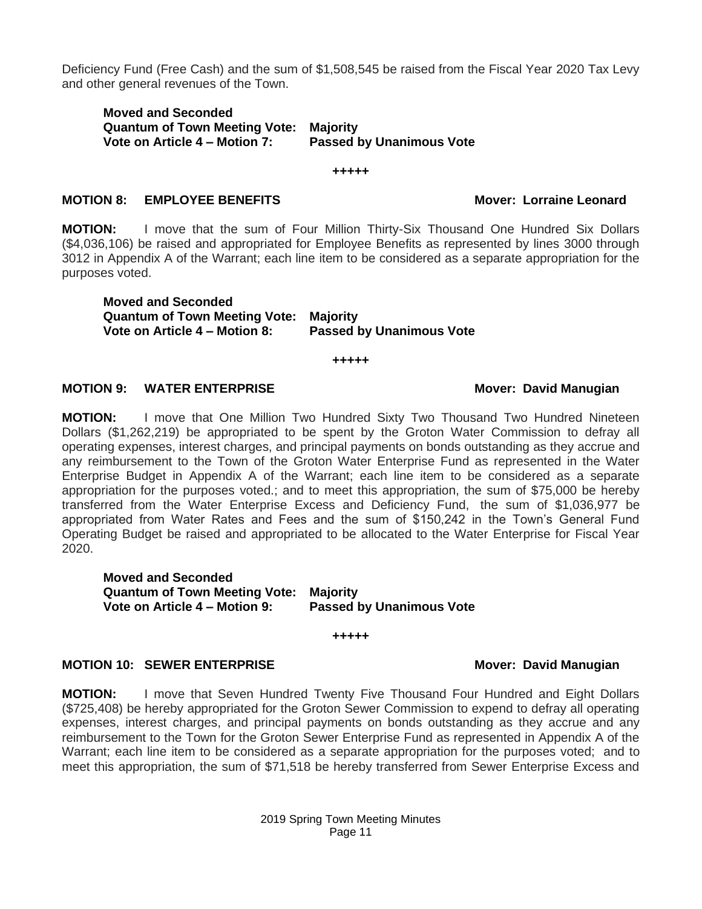Deficiency Fund (Free Cash) and the sum of $1,508,545 be raised from the Fiscal Year 2020 Tax Levy and other general revenues of the Town.

**Moved and Seconded**
**Quantum of Town Meeting Vote: Majority**
**Vote on Article 4 – Motion 7: Passed by Unanimous Vote**

+++++

**MOTION 8: EMPLOYEE BENEFITS** **Mover: Lorraine Leonard**

**MOTION:** I move that the sum of Four Million Thirty-Six Thousand One Hundred Six Dollars ($4,036,106) be raised and appropriated for Employee Benefits as represented by lines 3000 through 3012 in Appendix A of the Warrant; each line item to be considered as a separate appropriation for the purposes voted.

**Moved and Seconded**
**Quantum of Town Meeting Vote: Majority**
**Vote on Article 4 – Motion 8: Passed by Unanimous Vote**

+++++

**MOTION 9: WATER ENTERPRISE** **Mover: David Manugian**

**MOTION:** I move that One Million Two Hundred Sixty Two Thousand Two Hundred Nineteen Dollars ($1,262,219) be appropriated to be spent by the Groton Water Commission to defray all operating expenses, interest charges, and principal payments on bonds outstanding as they accrue and any reimbursement to the Town of the Groton Water Enterprise Fund as represented in the Water Enterprise Budget in Appendix A of the Warrant; each line item to be considered as a separate appropriation for the purposes voted.; and to meet this appropriation, the sum of $75,000 be hereby transferred from the Water Enterprise Excess and Deficiency Fund, the sum of $1,036,977 be appropriated from Water Rates and Fees and the sum of $150,242 in the Town's General Fund Operating Budget be raised and appropriated to be allocated to the Water Enterprise for Fiscal Year 2020.

**Moved and Seconded**
**Quantum of Town Meeting Vote: Majority**
**Vote on Article 4 – Motion 9: Passed by Unanimous Vote**

+++++

**MOTION 10: SEWER ENTERPRISE** **Mover: David Manugian**

**MOTION:** I move that Seven Hundred Twenty Five Thousand Four Hundred and Eight Dollars ($725,408) be hereby appropriated for the Groton Sewer Commission to expend to defray all operating expenses, interest charges, and principal payments on bonds outstanding as they accrue and any reimbursement to the Town for the Groton Sewer Enterprise Fund as represented in Appendix A of the Warrant; each line item to be considered as a separate appropriation for the purposes voted; and to meet this appropriation, the sum of $71,518 be hereby transferred from Sewer Enterprise Excess and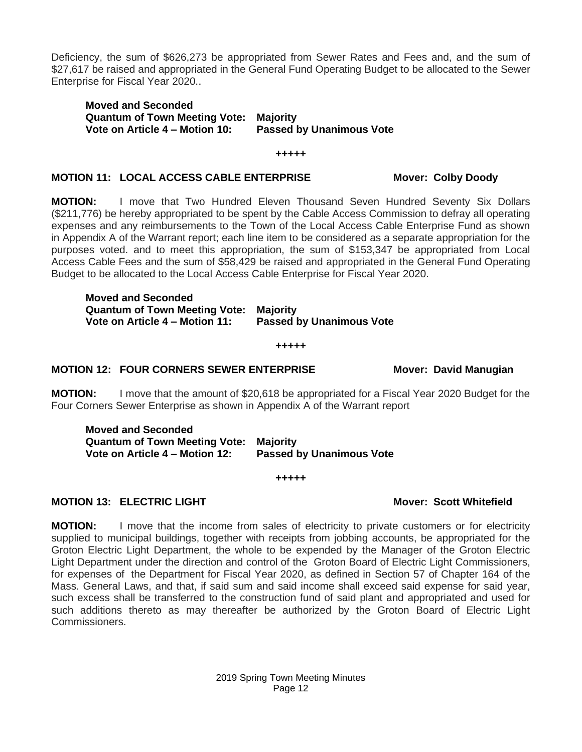Deficiency, the sum of $626,273 be appropriated from Sewer Rates and Fees and, and the sum of $27,617 be raised and appropriated in the General Fund Operating Budget to be allocated to the Sewer Enterprise for Fiscal Year 2020..

**Moved and Seconded**
**Quantum of Town Meeting Vote: Majority**
**Vote on Article 4 – Motion 10: Passed by Unanimous Vote**

**+++++**

**MOTION 11: LOCAL ACCESS CABLE ENTERPRISE Mover: Colby Doody**

**MOTION:** I move that Two Hundred Eleven Thousand Seven Hundred Seventy Six Dollars ($211,776) be hereby appropriated to be spent by the Cable Access Commission to defray all operating expenses and any reimbursements to the Town of the Local Access Cable Enterprise Fund as shown in Appendix A of the Warrant report; each line item to be considered as a separate appropriation for the purposes voted. and to meet this appropriation, the sum of $153,347 be appropriated from Local Access Cable Fees and the sum of $58,429 be raised and appropriated in the General Fund Operating Budget to be allocated to the Local Access Cable Enterprise for Fiscal Year 2020.

**Moved and Seconded**
**Quantum of Town Meeting Vote: Majority**
**Vote on Article 4 – Motion 11: Passed by Unanimous Vote**

**+++++**

**MOTION 12: FOUR CORNERS SEWER ENTERPRISE Mover: David Manugian**

**MOTION:** I move that the amount of $20,618 be appropriated for a Fiscal Year 2020 Budget for the Four Corners Sewer Enterprise as shown in Appendix A of the Warrant report

**Moved and Seconded**
**Quantum of Town Meeting Vote: Majority**
**Vote on Article 4 – Motion 12: Passed by Unanimous Vote**

**+++++**

**MOTION 13: ELECTRIC LIGHT Mover: Scott Whitefield**

**MOTION:** I move that the income from sales of electricity to private customers or for electricity supplied to municipal buildings, together with receipts from jobbing accounts, be appropriated for the Groton Electric Light Department, the whole to be expended by the Manager of the Groton Electric Light Department under the direction and control of the Groton Board of Electric Light Commissioners, for expenses of the Department for Fiscal Year 2020, as defined in Section 57 of Chapter 164 of the Mass. General Laws, and that, if said sum and said income shall exceed said expense for said year, such excess shall be transferred to the construction fund of said plant and appropriated and used for such additions thereto as may thereafter be authorized by the Groton Board of Electric Light Commissioners.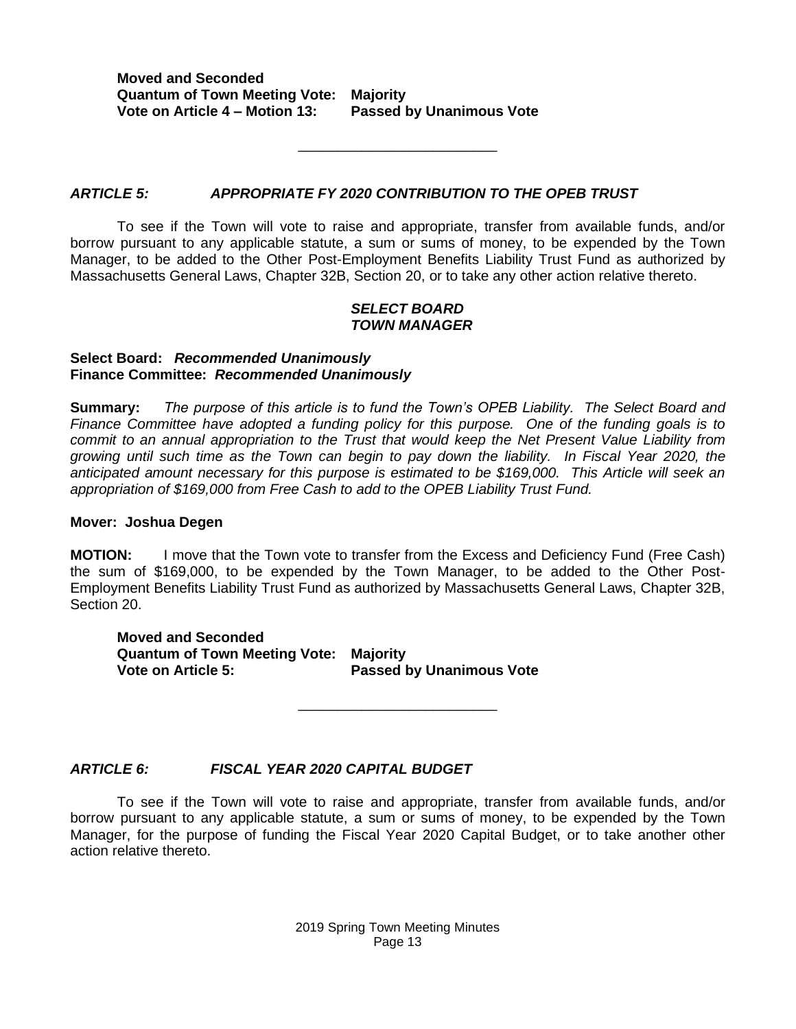**Moved and Seconded**
**Quantum of Town Meeting Vote: Majority**
**Vote on Article 4 – Motion 13: Passed by Unanimous Vote**

---

### *ARTICLE 5: APPROPRIATE FY 2020 CONTRIBUTION TO THE OPEB TRUST*

To see if the Town will vote to raise and appropriate, transfer from available funds, and/or borrow pursuant to any applicable statute, a sum or sums of money, to be expended by the Town Manager, to be added to the Other Post-Employment Benefits Liability Trust Fund as authorized by Massachusetts General Laws, Chapter 32B, Section 20, or to take any other action relative thereto.

***SELECT BOARD***
***TOWN MANAGER***

**Select Board:** ***Recommended Unanimously***
**Finance Committee:** ***Recommended Unanimously***

**Summary:** *The purpose of this article is to fund the Town's OPEB Liability. The Select Board and Finance Committee have adopted a funding policy for this purpose. One of the funding goals is to commit to an annual appropriation to the Trust that would keep the Net Present Value Liability from growing until such time as the Town can begin to pay down the liability. In Fiscal Year 2020, the anticipated amount necessary for this purpose is estimated to be $169,000. This Article will seek an appropriation of $169,000 from Free Cash to add to the OPEB Liability Trust Fund.*

**Mover: Joshua Degen**

**MOTION:** I move that the Town vote to transfer from the Excess and Deficiency Fund (Free Cash) the sum of $169,000, to be expended by the Town Manager, to be added to the Other Post-Employment Benefits Liability Trust Fund as authorized by Massachusetts General Laws, Chapter 32B, Section 20.

**Moved and Seconded**
**Quantum of Town Meeting Vote: Majority**
**Vote on Article 5: Passed by Unanimous Vote**

---

### *ARTICLE 6: FISCAL YEAR 2020 CAPITAL BUDGET*

To see if the Town will vote to raise and appropriate, transfer from available funds, and/or borrow pursuant to any applicable statute, a sum or sums of money, to be expended by the Town Manager, for the purpose of funding the Fiscal Year 2020 Capital Budget, or to take another other action relative thereto.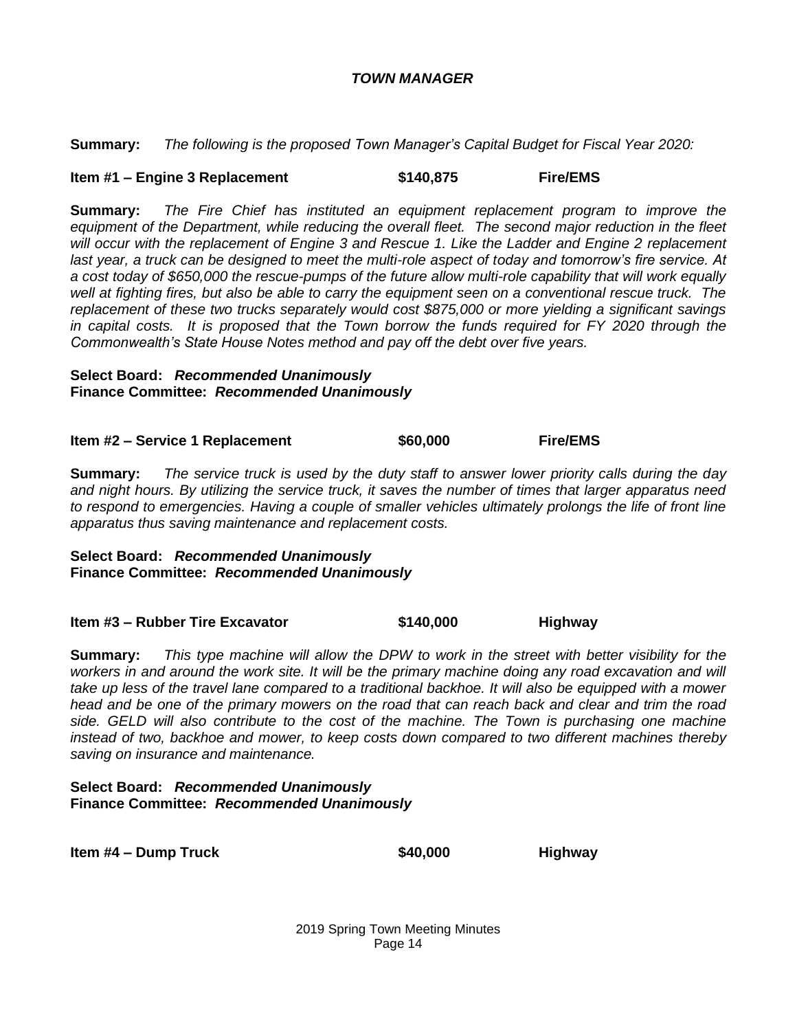### *TOWN MANAGER*

**Summary:** *The following is the proposed Town Manager's Capital Budget for Fiscal Year 2020:*

**Item #1 – Engine 3 Replacement $140,875 Fire/EMS**

**Summary:** *The Fire Chief has instituted an equipment replacement program to improve the equipment of the Department, while reducing the overall fleet. The second major reduction in the fleet will occur with the replacement of Engine 3 and Rescue 1. Like the Ladder and Engine 2 replacement last year, a truck can be designed to meet the multi-role aspect of today and tomorrow's fire service. At a cost today of $650,000 the rescue-pumps of the future allow multi-role capability that will work equally well at fighting fires, but also be able to carry the equipment seen on a conventional rescue truck. The replacement of these two trucks separately would cost $875,000 or more yielding a significant savings in capital costs. It is proposed that the Town borrow the funds required for FY 2020 through the Commonwealth's State House Notes method and pay off the debt over five years.*

**Select Board:** ***Recommended Unanimously***
**Finance Committee:** ***Recommended Unanimously***

**Item #2 – Service 1 Replacement $60,000 Fire/EMS**

**Summary:** *The service truck is used by the duty staff to answer lower priority calls during the day and night hours. By utilizing the service truck, it saves the number of times that larger apparatus need to respond to emergencies. Having a couple of smaller vehicles ultimately prolongs the life of front line apparatus thus saving maintenance and replacement costs.*

**Select Board:** ***Recommended Unanimously***
**Finance Committee:** ***Recommended Unanimously***

**Item #3 – Rubber Tire Excavator $140,000 Highway**

**Summary:** *This type machine will allow the DPW to work in the street with better visibility for the workers in and around the work site. It will be the primary machine doing any road excavation and will take up less of the travel lane compared to a traditional backhoe. It will also be equipped with a mower head and be one of the primary mowers on the road that can reach back and clear and trim the road side. GELD will also contribute to the cost of the machine. The Town is purchasing one machine instead of two, backhoe and mower, to keep costs down compared to two different machines thereby saving on insurance and maintenance.*

**Select Board:** ***Recommended Unanimously***
**Finance Committee:** ***Recommended Unanimously***

**Item #4 – Dump Truck $40,000 Highway**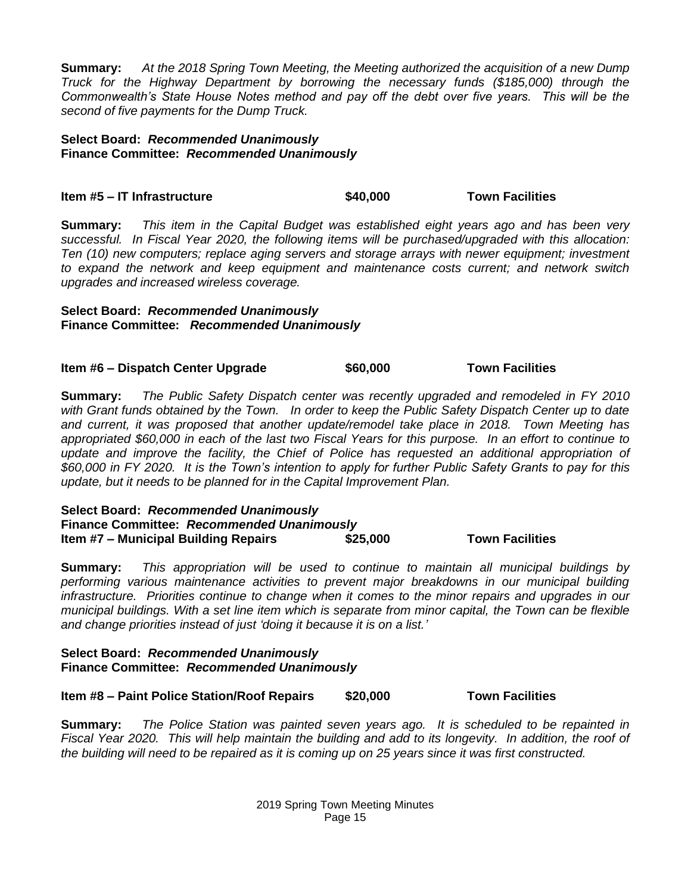**Summary:** *At the 2018 Spring Town Meeting, the Meeting authorized the acquisition of a new Dump Truck for the Highway Department by borrowing the necessary funds ($185,000) through the Commonwealth's State House Notes method and pay off the debt over five years. This will be the second of five payments for the Dump Truck.*

**Select Board:** ***Recommended Unanimously***
**Finance Committee:** ***Recommended Unanimously***

**Item #5 – IT Infrastructure $40,000 Town Facilities**

**Summary:** *This item in the Capital Budget was established eight years ago and has been very successful. In Fiscal Year 2020, the following items will be purchased/upgraded with this allocation: Ten (10) new computers; replace aging servers and storage arrays with newer equipment; investment to expand the network and keep equipment and maintenance costs current; and network switch upgrades and increased wireless coverage.*

**Select Board:** ***Recommended Unanimously***
**Finance Committee:** ***Recommended Unanimously***

**Item #6 – Dispatch Center Upgrade $60,000 Town Facilities**

**Summary:** *The Public Safety Dispatch center was recently upgraded and remodeled in FY 2010 with Grant funds obtained by the Town. In order to keep the Public Safety Dispatch Center up to date and current, it was proposed that another update/remodel take place in 2018. Town Meeting has appropriated $60,000 in each of the last two Fiscal Years for this purpose. In an effort to continue to update and improve the facility, the Chief of Police has requested an additional appropriation of $60,000 in FY 2020. It is the Town's intention to apply for further Public Safety Grants to pay for this update, but it needs to be planned for in the Capital Improvement Plan.*

**Select Board:** ***Recommended Unanimously***
**Finance Committee:** ***Recommended Unanimously***

**Item #7 – Municipal Building Repairs $25,000 Town Facilities**

**Summary:** *This appropriation will be used to continue to maintain all municipal buildings by performing various maintenance activities to prevent major breakdowns in our municipal building infrastructure. Priorities continue to change when it comes to the minor repairs and upgrades in our municipal buildings. With a set line item which is separate from minor capital, the Town can be flexible and change priorities instead of just 'doing it because it is on a list.'*

**Select Board:** ***Recommended Unanimously***
**Finance Committee:** ***Recommended Unanimously***

**Item #8 – Paint Police Station/Roof Repairs $20,000 Town Facilities**

**Summary:** *The Police Station was painted seven years ago. It is scheduled to be repainted in Fiscal Year 2020. This will help maintain the building and add to its longevity. In addition, the roof of the building will need to be repaired as it is coming up on 25 years since it was first constructed.*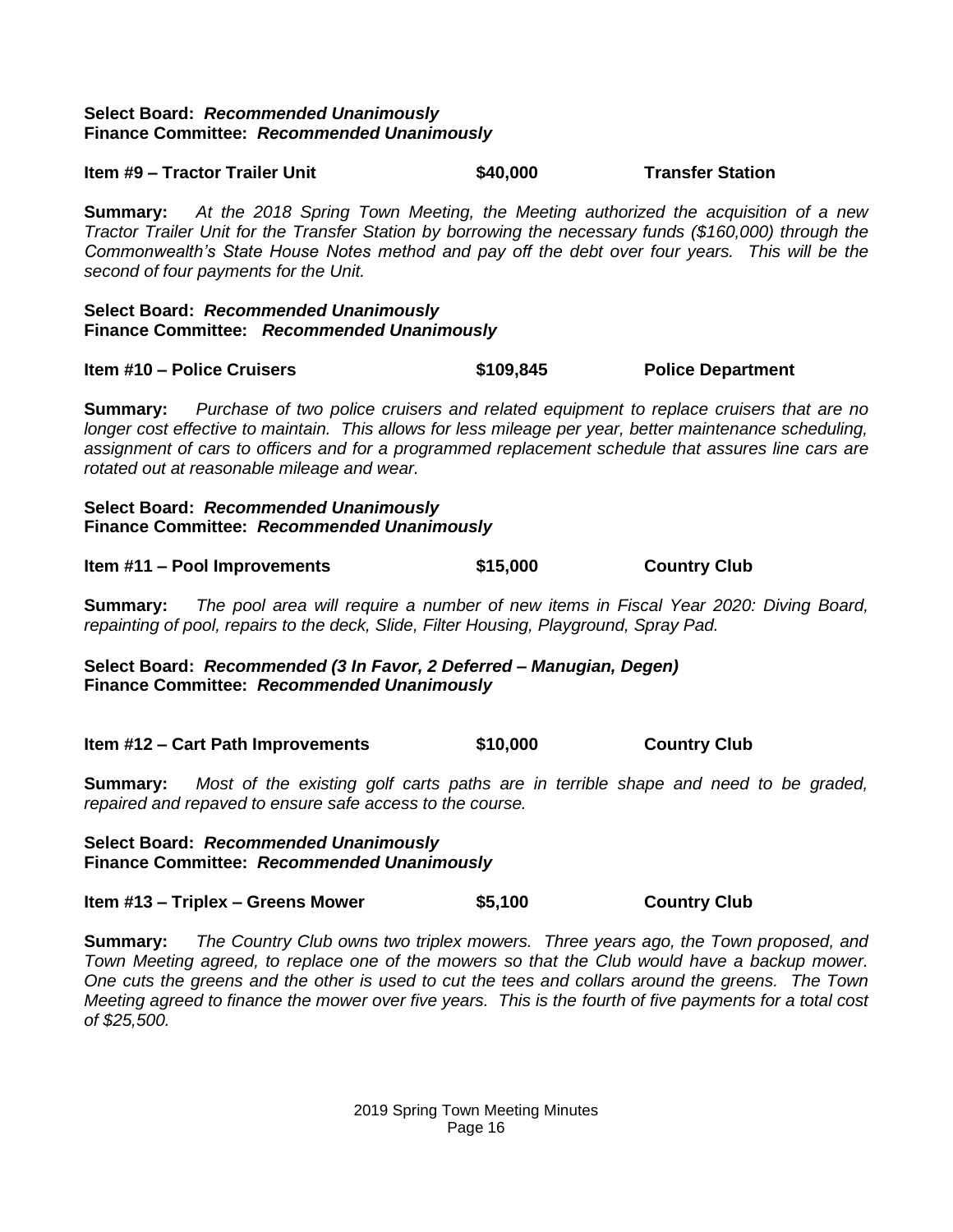**Select Board:** ***Recommended Unanimously***
**Finance Committee:** ***Recommended Unanimously***

**Item #9 – Tractor Trailer Unit $40,000 Transfer Station**

**Summary:** *At the 2018 Spring Town Meeting, the Meeting authorized the acquisition of a new Tractor Trailer Unit for the Transfer Station by borrowing the necessary funds ($160,000) through the Commonwealth's State House Notes method and pay off the debt over four years. This will be the second of four payments for the Unit.*

**Select Board:** ***Recommended Unanimously***
**Finance Committee:** ***Recommended Unanimously***

**Item #10 – Police Cruisers $109,845 Police Department**

**Summary:** *Purchase of two police cruisers and related equipment to replace cruisers that are no longer cost effective to maintain. This allows for less mileage per year, better maintenance scheduling, assignment of cars to officers and for a programmed replacement schedule that assures line cars are rotated out at reasonable mileage and wear.*

**Select Board:** ***Recommended Unanimously***
**Finance Committee:** ***Recommended Unanimously***

**Item #11 – Pool Improvements $15,000 Country Club**

**Summary:** *The pool area will require a number of new items in Fiscal Year 2020: Diving Board, repainting of pool, repairs to the deck, Slide, Filter Housing, Playground, Spray Pad.*

**Select Board:** ***Recommended (3 In Favor, 2 Deferred – Manugian, Degen)***
**Finance Committee:** ***Recommended Unanimously***

**Item #12 – Cart Path Improvements $10,000 Country Club**

**Summary:** *Most of the existing golf carts paths are in terrible shape and need to be graded, repaired and repaved to ensure safe access to the course.*

**Select Board:** ***Recommended Unanimously***
**Finance Committee:** ***Recommended Unanimously***

**Item #13 – Triplex – Greens Mower $5,100 Country Club**

**Summary:** *The Country Club owns two triplex mowers. Three years ago, the Town proposed, and Town Meeting agreed, to replace one of the mowers so that the Club would have a backup mower. One cuts the greens and the other is used to cut the tees and collars around the greens. The Town Meeting agreed to finance the mower over five years. This is the fourth of five payments for a total cost of $25,500.*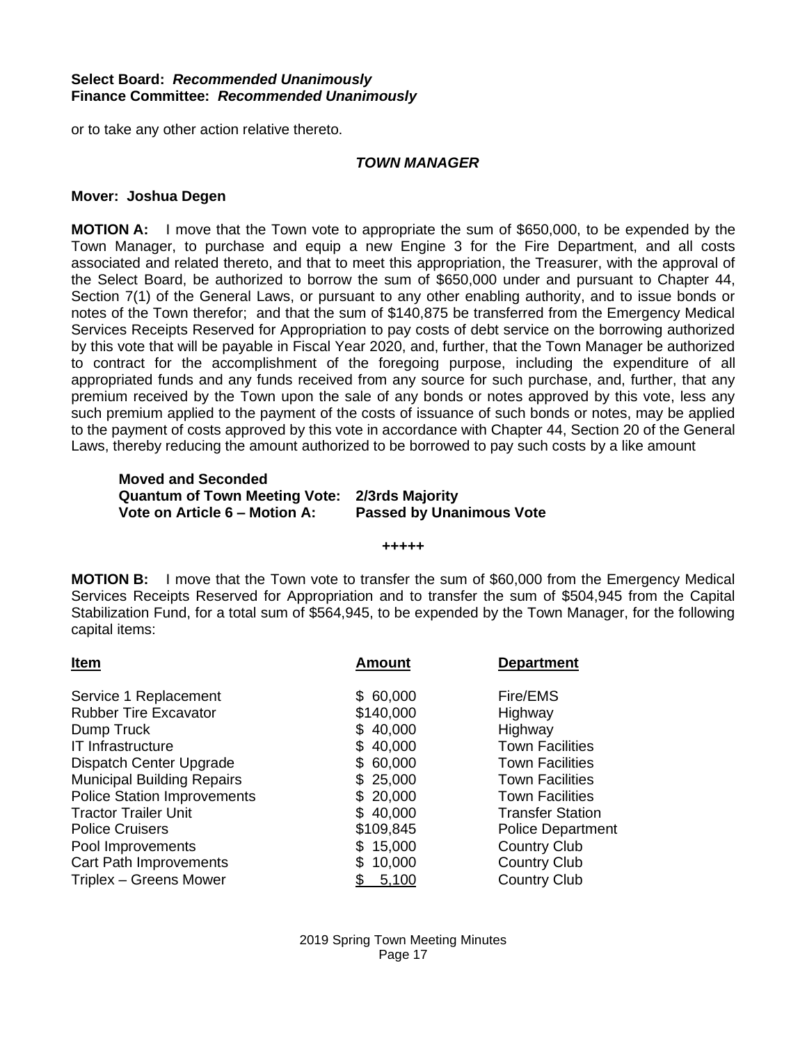**Select Board:** ***Recommended Unanimously***
**Finance Committee:** ***Recommended Unanimously***

or to take any other action relative thereto.

***TOWN MANAGER***

**Mover: Joshua Degen**

**MOTION A:** I move that the Town vote to appropriate the sum of $650,000, to be expended by the Town Manager, to purchase and equip a new Engine 3 for the Fire Department, and all costs associated and related thereto, and that to meet this appropriation, the Treasurer, with the approval of the Select Board, be authorized to borrow the sum of $650,000 under and pursuant to Chapter 44, Section 7(1) of the General Laws, or pursuant to any other enabling authority, and to issue bonds or notes of the Town therefor; and that the sum of $140,875 be transferred from the Emergency Medical Services Receipts Reserved for Appropriation to pay costs of debt service on the borrowing authorized by this vote that will be payable in Fiscal Year 2020, and, further, that the Town Manager be authorized to contract for the accomplishment of the foregoing purpose, including the expenditure of all appropriated funds and any funds received from any source for such purchase, and, further, that any premium received by the Town upon the sale of any bonds or notes approved by this vote, less any such premium applied to the payment of the costs of issuance of such bonds or notes, may be applied to the payment of costs approved by this vote in accordance with Chapter 44, Section 20 of the General Laws, thereby reducing the amount authorized to be borrowed to pay such costs by a like amount

**Moved and Seconded**
**Quantum of Town Meeting Vote: 2/3rds Majority**
**Vote on Article 6 – Motion A: Passed by Unanimous Vote**

**+++++**

**MOTION B:** I move that the Town vote to transfer the sum of $60,000 from the Emergency Medical Services Receipts Reserved for Appropriation and to transfer the sum of $504,945 from the Capital Stabilization Fund, for a total sum of $564,945, to be expended by the Town Manager, for the following capital items:

| Item | Amount | Department |
|---|---|---|
| Service 1 Replacement | $ 60,000 | Fire/EMS |
| Rubber Tire Excavator | $140,000 | Highway |
| Dump Truck | $ 40,000 | Highway |
| IT Infrastructure | $ 40,000 | Town Facilities |
| Dispatch Center Upgrade | $ 60,000 | Town Facilities |
| Municipal Building Repairs | $ 25,000 | Town Facilities |
| Police Station Improvements | $ 20,000 | Town Facilities |
| Tractor Trailer Unit | $ 40,000 | Transfer Station |
| Police Cruisers | $109,845 | Police Department |
| Pool Improvements | $ 15,000 | Country Club |
| Cart Path Improvements | $ 10,000 | Country Club |
| Triplex – Greens Mower | $ 5,100 | Country Club |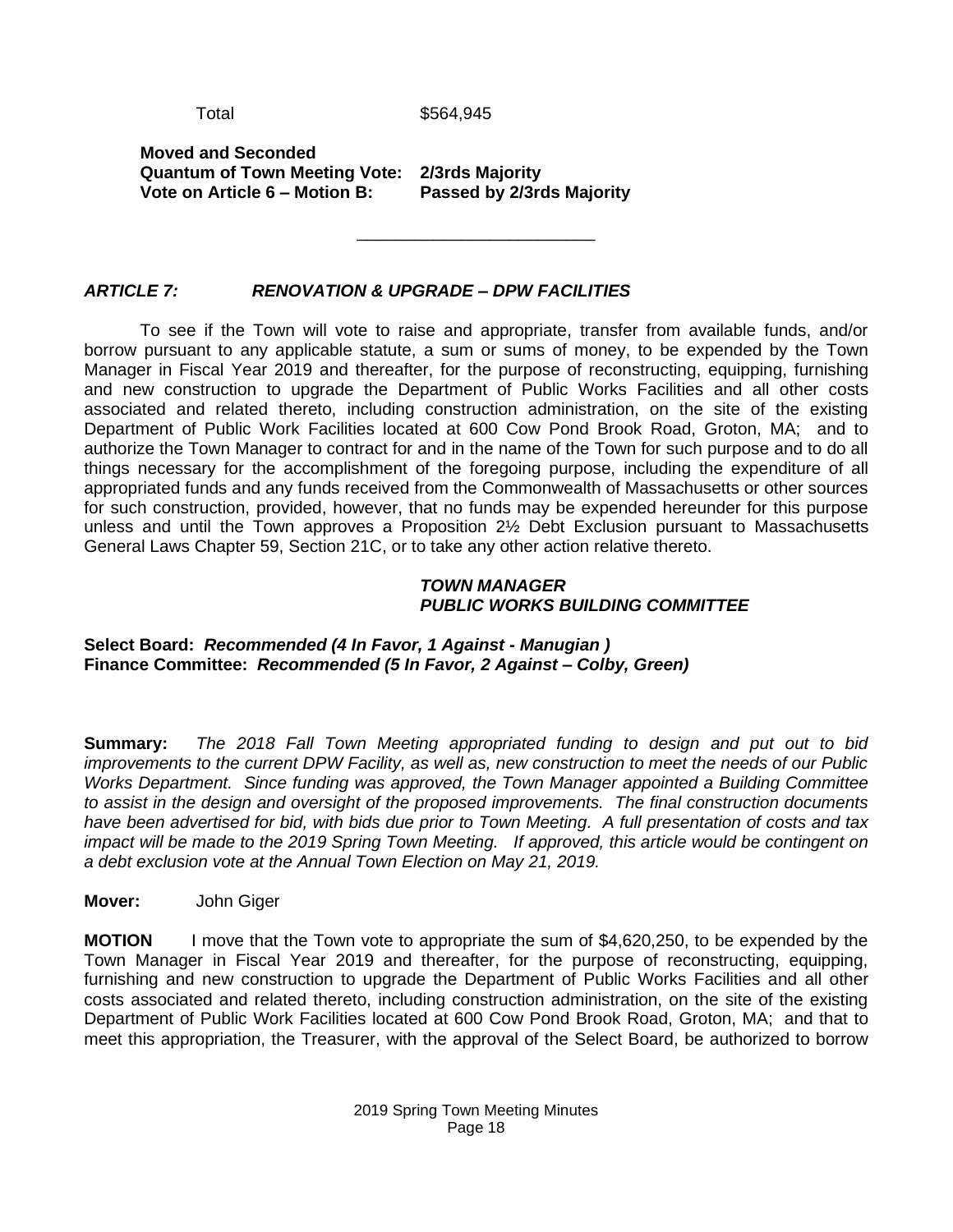Total $564,945

**Moved and Seconded**
**Quantum of Town Meeting Vote: 2/3rds Majority**
**Vote on Article 6 – Motion B: Passed by 2/3rds Majority**

---

***ARTICLE 7: RENOVATION & UPGRADE – DPW FACILITIES***

To see if the Town will vote to raise and appropriate, transfer from available funds, and/or borrow pursuant to any applicable statute, a sum or sums of money, to be expended by the Town Manager in Fiscal Year 2019 and thereafter, for the purpose of reconstructing, equipping, furnishing and new construction to upgrade the Department of Public Works Facilities and all other costs associated and related thereto, including construction administration, on the site of the existing Department of Public Work Facilities located at 600 Cow Pond Brook Road, Groton, MA; and to authorize the Town Manager to contract for and in the name of the Town for such purpose and to do all things necessary for the accomplishment of the foregoing purpose, including the expenditure of all appropriated funds and any funds received from the Commonwealth of Massachusetts or other sources for such construction, provided, however, that no funds may be expended hereunder for this purpose unless and until the Town approves a Proposition 2½ Debt Exclusion pursuant to Massachusetts General Laws Chapter 59, Section 21C, or to take any other action relative thereto.

***TOWN MANAGER***
***PUBLIC WORKS BUILDING COMMITTEE***

**Select Board:** ***Recommended (4 In Favor, 1 Against - Manugian )***
**Finance Committee:** ***Recommended (5 In Favor, 2 Against – Colby, Green)***

**Summary:** *The 2018 Fall Town Meeting appropriated funding to design and put out to bid improvements to the current DPW Facility, as well as, new construction to meet the needs of our Public Works Department. Since funding was approved, the Town Manager appointed a Building Committee to assist in the design and oversight of the proposed improvements. The final construction documents have been advertised for bid, with bids due prior to Town Meeting. A full presentation of costs and tax impact will be made to the 2019 Spring Town Meeting. If approved, this article would be contingent on a debt exclusion vote at the Annual Town Election on May 21, 2019.*

**Mover:** John Giger

**MOTION** I move that the Town vote to appropriate the sum of $4,620,250, to be expended by the Town Manager in Fiscal Year 2019 and thereafter, for the purpose of reconstructing, equipping, furnishing and new construction to upgrade the Department of Public Works Facilities and all other costs associated and related thereto, including construction administration, on the site of the existing Department of Public Work Facilities located at 600 Cow Pond Brook Road, Groton, MA; and that to meet this appropriation, the Treasurer, with the approval of the Select Board, be authorized to borrow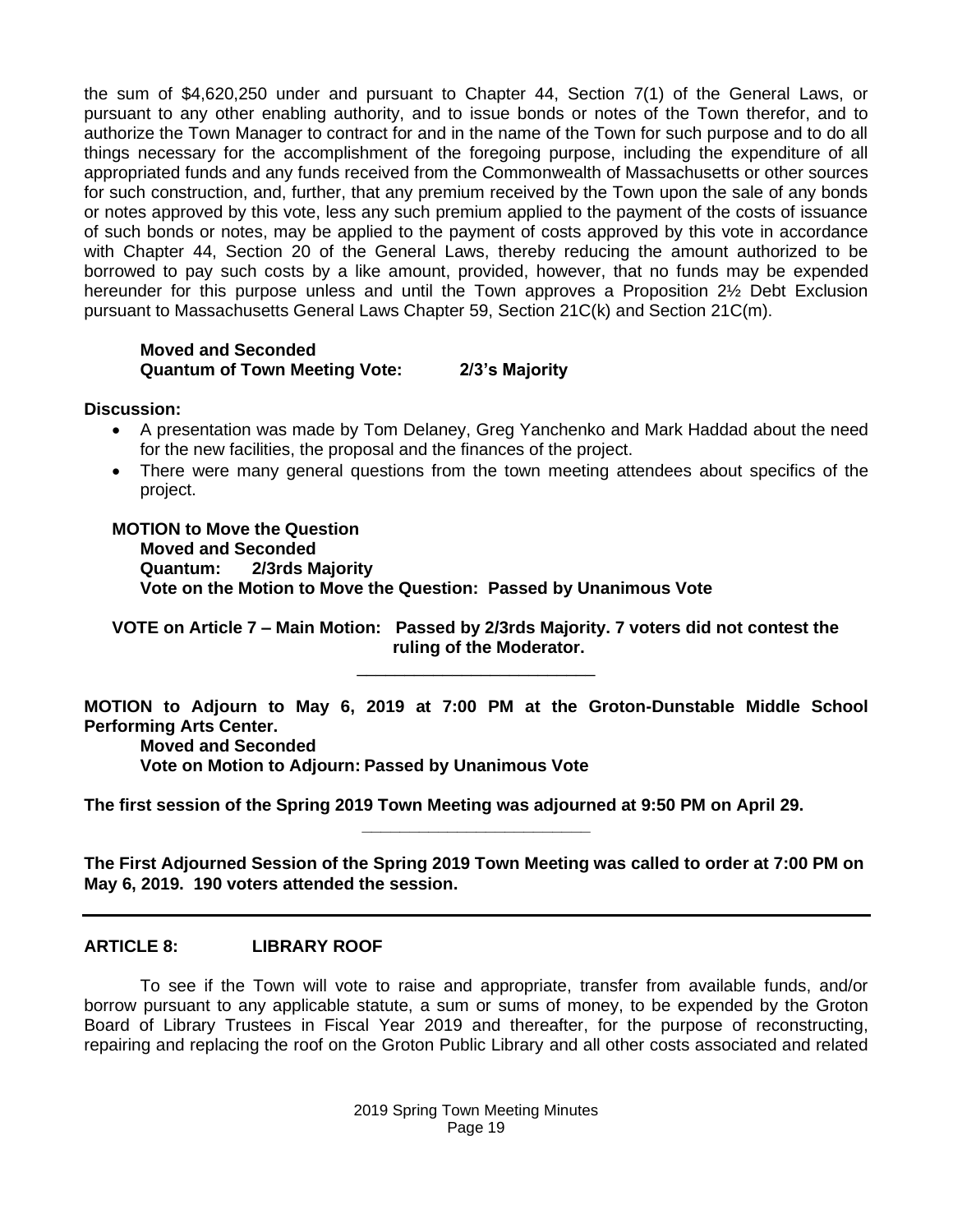the sum of $4,620,250 under and pursuant to Chapter 44, Section 7(1) of the General Laws, or pursuant to any other enabling authority, and to issue bonds or notes of the Town therefor, and to authorize the Town Manager to contract for and in the name of the Town for such purpose and to do all things necessary for the accomplishment of the foregoing purpose, including the expenditure of all appropriated funds and any funds received from the Commonwealth of Massachusetts or other sources for such construction, and, further, that any premium received by the Town upon the sale of any bonds or notes approved by this vote, less any such premium applied to the payment of the costs of issuance of such bonds or notes, may be applied to the payment of costs approved by this vote in accordance with Chapter 44, Section 20 of the General Laws, thereby reducing the amount authorized to be borrowed to pay such costs by a like amount, provided, however, that no funds may be expended hereunder for this purpose unless and until the Town approves a Proposition 2½ Debt Exclusion pursuant to Massachusetts General Laws Chapter 59, Section 21C(k) and Section 21C(m).

**Moved and Seconded**
**Quantum of Town Meeting Vote: 2/3's Majority**

**Discussion:**

- A presentation was made by Tom Delaney, Greg Yanchenko and Mark Haddad about the need for the new facilities, the proposal and the finances of the project.
- There were many general questions from the town meeting attendees about specifics of the project.

**MOTION to Move the Question**
**Moved and Seconded**
**Quantum: 2/3rds Majority**
**Vote on the Motion to Move the Question: Passed by Unanimous Vote**

**VOTE on Article 7 – Main Motion: Passed by 2/3rds Majority. 7 voters did not contest the ruling of the Moderator.**

---

**MOTION to Adjourn to May 6, 2019 at 7:00 PM at the Groton-Dunstable Middle School Performing Arts Center.**
**Moved and Seconded**
**Vote on Motion to Adjourn: Passed by Unanimous Vote**

**The first session of the Spring 2019 Town Meeting was adjourned at 9:50 PM on April 29.**

---

**The First Adjourned Session of the Spring 2019 Town Meeting was called to order at 7:00 PM on May 6, 2019. 190 voters attended the session.**

---

## ARTICLE 8: LIBRARY ROOF

To see if the Town will vote to raise and appropriate, transfer from available funds, and/or borrow pursuant to any applicable statute, a sum or sums of money, to be expended by the Groton Board of Library Trustees in Fiscal Year 2019 and thereafter, for the purpose of reconstructing, repairing and replacing the roof on the Groton Public Library and all other costs associated and related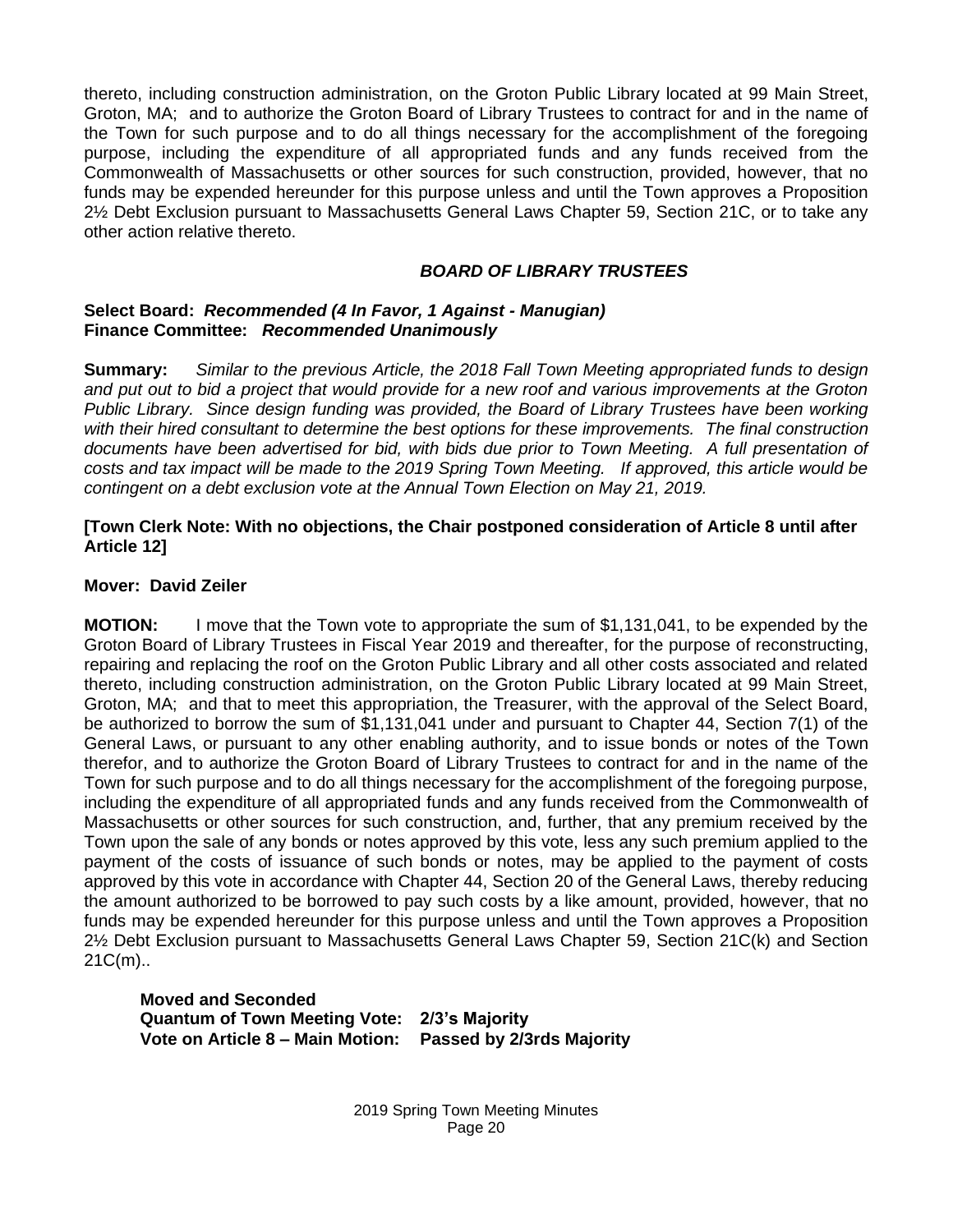thereto, including construction administration, on the Groton Public Library located at 99 Main Street, Groton, MA; and to authorize the Groton Board of Library Trustees to contract for and in the name of the Town for such purpose and to do all things necessary for the accomplishment of the foregoing purpose, including the expenditure of all appropriated funds and any funds received from the Commonwealth of Massachusetts or other sources for such construction, provided, however, that no funds may be expended hereunder for this purpose unless and until the Town approves a Proposition 2½ Debt Exclusion pursuant to Massachusetts General Laws Chapter 59, Section 21C, or to take any other action relative thereto.

***BOARD OF LIBRARY TRUSTEES***

**Select Board:** ***Recommended (4 In Favor, 1 Against - Manugian)***
**Finance Committee:** ***Recommended Unanimously***

**Summary:** *Similar to the previous Article, the 2018 Fall Town Meeting appropriated funds to design and put out to bid a project that would provide for a new roof and various improvements at the Groton Public Library. Since design funding was provided, the Board of Library Trustees have been working with their hired consultant to determine the best options for these improvements. The final construction documents have been advertised for bid, with bids due prior to Town Meeting. A full presentation of costs and tax impact will be made to the 2019 Spring Town Meeting. If approved, this article would be contingent on a debt exclusion vote at the Annual Town Election on May 21, 2019.*

**[Town Clerk Note: With no objections, the Chair postponed consideration of Article 8 until after Article 12]**

**Mover: David Zeiler**

**MOTION:** I move that the Town vote to appropriate the sum of $1,131,041, to be expended by the Groton Board of Library Trustees in Fiscal Year 2019 and thereafter, for the purpose of reconstructing, repairing and replacing the roof on the Groton Public Library and all other costs associated and related thereto, including construction administration, on the Groton Public Library located at 99 Main Street, Groton, MA; and that to meet this appropriation, the Treasurer, with the approval of the Select Board, be authorized to borrow the sum of $1,131,041 under and pursuant to Chapter 44, Section 7(1) of the General Laws, or pursuant to any other enabling authority, and to issue bonds or notes of the Town therefor, and to authorize the Groton Board of Library Trustees to contract for and in the name of the Town for such purpose and to do all things necessary for the accomplishment of the foregoing purpose, including the expenditure of all appropriated funds and any funds received from the Commonwealth of Massachusetts or other sources for such construction, and, further, that any premium received by the Town upon the sale of any bonds or notes approved by this vote, less any such premium applied to the payment of the costs of issuance of such bonds or notes, may be applied to the payment of costs approved by this vote in accordance with Chapter 44, Section 20 of the General Laws, thereby reducing the amount authorized to be borrowed to pay such costs by a like amount, provided, however, that no funds may be expended hereunder for this purpose unless and until the Town approves a Proposition 2½ Debt Exclusion pursuant to Massachusetts General Laws Chapter 59, Section 21C(k) and Section 21C(m)..

**Moved and Seconded**
**Quantum of Town Meeting Vote: 2/3's Majority**
**Vote on Article 8 – Main Motion: Passed by 2/3rds Majority**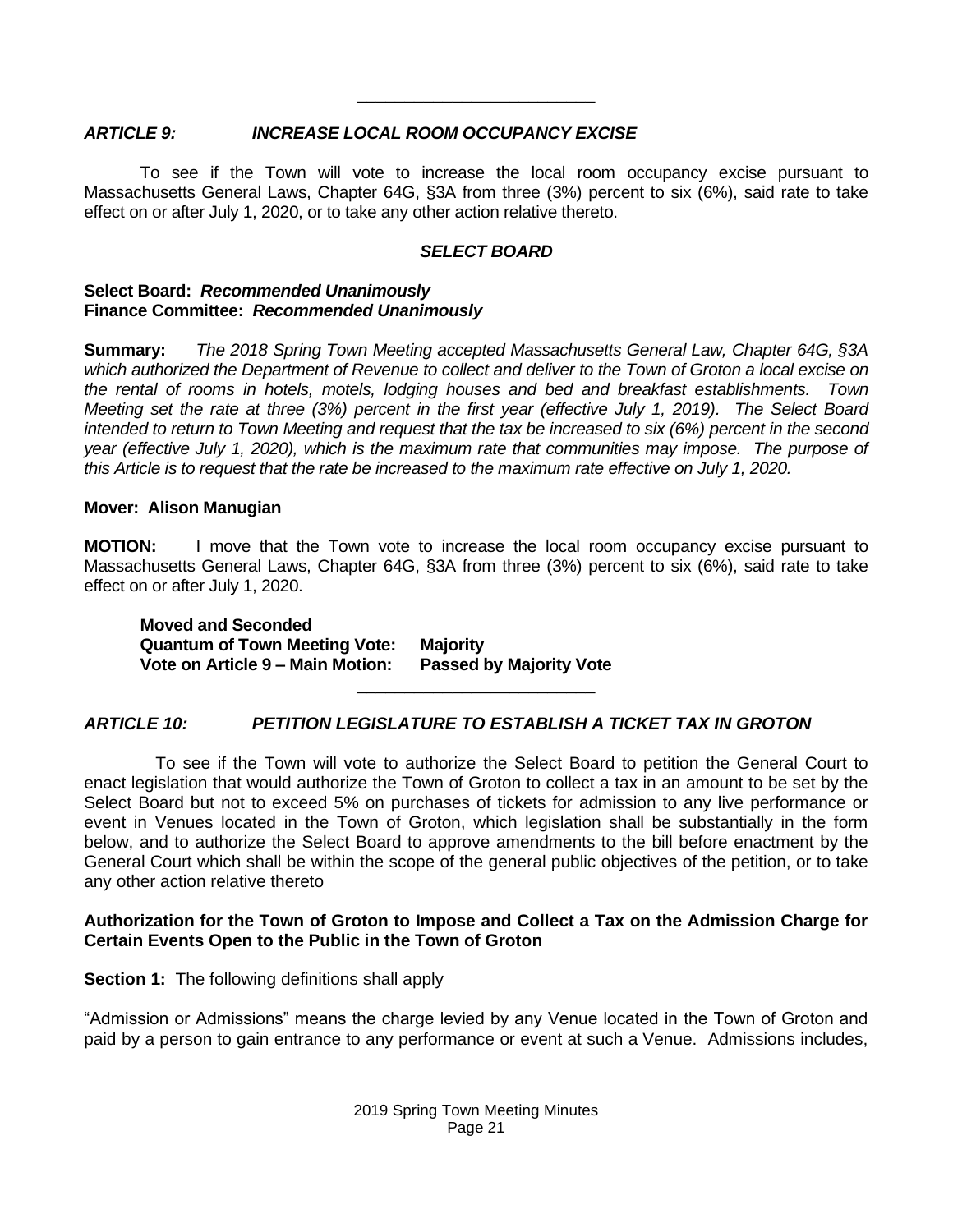---

### *ARTICLE 9: INCREASE LOCAL ROOM OCCUPANCY EXCISE*

To see if the Town will vote to increase the local room occupancy excise pursuant to Massachusetts General Laws, Chapter 64G, §3A from three (3%) percent to six (6%), said rate to take effect on or after July 1, 2020, or to take any other action relative thereto.

***SELECT BOARD***

**Select Board:** ***Recommended Unanimously***
**Finance Committee:** ***Recommended Unanimously***

**Summary:** *The 2018 Spring Town Meeting accepted Massachusetts General Law, Chapter 64G, §3A which authorized the Department of Revenue to collect and deliver to the Town of Groton a local excise on the rental of rooms in hotels, motels, lodging houses and bed and breakfast establishments. Town Meeting set the rate at three (3%) percent in the first year (effective July 1, 2019). The Select Board intended to return to Town Meeting and request that the tax be increased to six (6%) percent in the second year (effective July 1, 2020), which is the maximum rate that communities may impose. The purpose of this Article is to request that the rate be increased to the maximum rate effective on July 1, 2020.*

**Mover: Alison Manugian**

**MOTION:** I move that the Town vote to increase the local room occupancy excise pursuant to Massachusetts General Laws, Chapter 64G, §3A from three (3%) percent to six (6%), said rate to take effect on or after July 1, 2020.

**Moved and Seconded**
**Quantum of Town Meeting Vote: Majority**
**Vote on Article 9 – Main Motion: Passed by Majority Vote**

---

### *ARTICLE 10: PETITION LEGISLATURE TO ESTABLISH A TICKET TAX IN GROTON*

To see if the Town will vote to authorize the Select Board to petition the General Court to enact legislation that would authorize the Town of Groton to collect a tax in an amount to be set by the Select Board but not to exceed 5% on purchases of tickets for admission to any live performance or event in Venues located in the Town of Groton, which legislation shall be substantially in the form below, and to authorize the Select Board to approve amendments to the bill before enactment by the General Court which shall be within the scope of the general public objectives of the petition, or to take any other action relative thereto

**Authorization for the Town of Groton to Impose and Collect a Tax on the Admission Charge for Certain Events Open to the Public in the Town of Groton**

**Section 1:** The following definitions shall apply

"Admission or Admissions" means the charge levied by any Venue located in the Town of Groton and paid by a person to gain entrance to any performance or event at such a Venue. Admissions includes,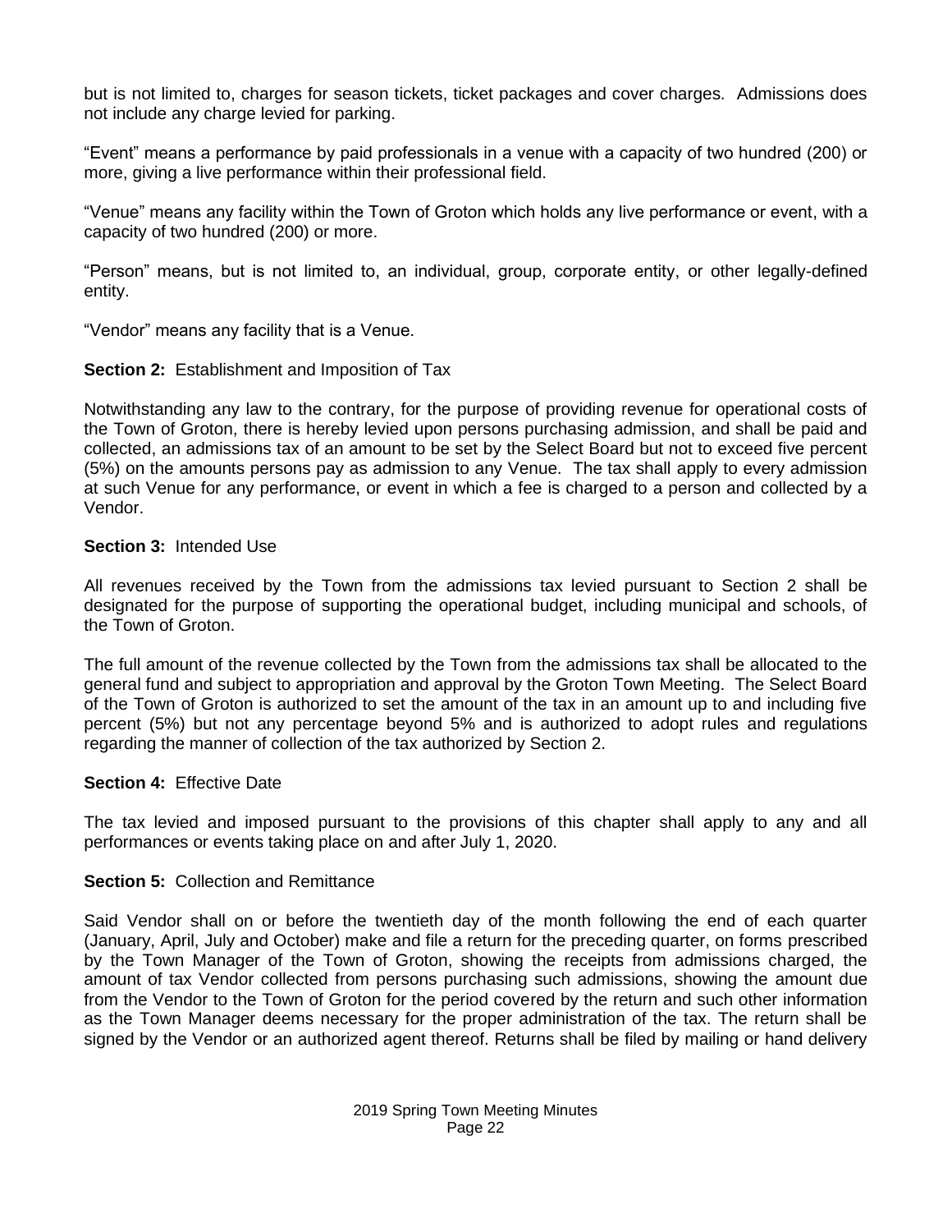but is not limited to, charges for season tickets, ticket packages and cover charges. Admissions does not include any charge levied for parking.

"Event" means a performance by paid professionals in a venue with a capacity of two hundred (200) or more, giving a live performance within their professional field.

"Venue" means any facility within the Town of Groton which holds any live performance or event, with a capacity of two hundred (200) or more.

"Person" means, but is not limited to, an individual, group, corporate entity, or other legally-defined entity.

"Vendor" means any facility that is a Venue.

**Section 2:** Establishment and Imposition of Tax

Notwithstanding any law to the contrary, for the purpose of providing revenue for operational costs of the Town of Groton, there is hereby levied upon persons purchasing admission, and shall be paid and collected, an admissions tax of an amount to be set by the Select Board but not to exceed five percent (5%) on the amounts persons pay as admission to any Venue. The tax shall apply to every admission at such Venue for any performance, or event in which a fee is charged to a person and collected by a Vendor.

**Section 3:** Intended Use

All revenues received by the Town from the admissions tax levied pursuant to Section 2 shall be designated for the purpose of supporting the operational budget, including municipal and schools, of the Town of Groton.

The full amount of the revenue collected by the Town from the admissions tax shall be allocated to the general fund and subject to appropriation and approval by the Groton Town Meeting. The Select Board of the Town of Groton is authorized to set the amount of the tax in an amount up to and including five percent (5%) but not any percentage beyond 5% and is authorized to adopt rules and regulations regarding the manner of collection of the tax authorized by Section 2.

**Section 4:** Effective Date

The tax levied and imposed pursuant to the provisions of this chapter shall apply to any and all performances or events taking place on and after July 1, 2020.

**Section 5:** Collection and Remittance

Said Vendor shall on or before the twentieth day of the month following the end of each quarter (January, April, July and October) make and file a return for the preceding quarter, on forms prescribed by the Town Manager of the Town of Groton, showing the receipts from admissions charged, the amount of tax Vendor collected from persons purchasing such admissions, showing the amount due from the Vendor to the Town of Groton for the period covered by the return and such other information as the Town Manager deems necessary for the proper administration of the tax. The return shall be signed by the Vendor or an authorized agent thereof. Returns shall be filed by mailing or hand delivery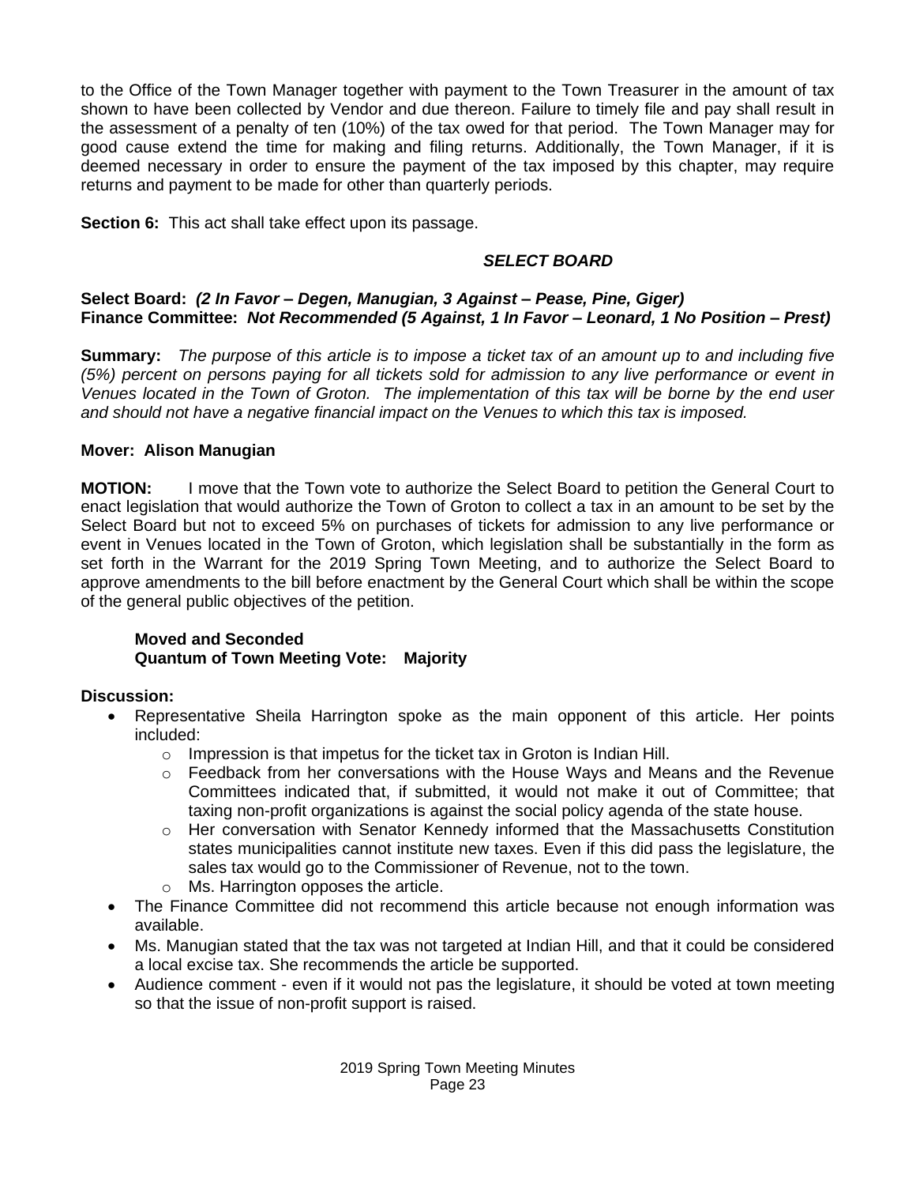to the Office of the Town Manager together with payment to the Town Treasurer in the amount of tax shown to have been collected by Vendor and due thereon. Failure to timely file and pay shall result in the assessment of a penalty of ten (10%) of the tax owed for that period. The Town Manager may for good cause extend the time for making and filing returns. Additionally, the Town Manager, if it is deemed necessary in order to ensure the payment of the tax imposed by this chapter, may require returns and payment to be made for other than quarterly periods.

**Section 6:** This act shall take effect upon its passage.

***SELECT BOARD***

**Select Board:** ***(2 In Favor – Degen, Manugian, 3 Against – Pease, Pine, Giger)***
**Finance Committee:** ***Not Recommended (5 Against, 1 In Favor – Leonard, 1 No Position – Prest)***

**Summary:** *The purpose of this article is to impose a ticket tax of an amount up to and including five (5%) percent on persons paying for all tickets sold for admission to any live performance or event in Venues located in the Town of Groton. The implementation of this tax will be borne by the end user and should not have a negative financial impact on the Venues to which this tax is imposed.*

**Mover: Alison Manugian**

**MOTION:** I move that the Town vote to authorize the Select Board to petition the General Court to enact legislation that would authorize the Town of Groton to collect a tax in an amount to be set by the Select Board but not to exceed 5% on purchases of tickets for admission to any live performance or event in Venues located in the Town of Groton, which legislation shall be substantially in the form as set forth in the Warrant for the 2019 Spring Town Meeting, and to authorize the Select Board to approve amendments to the bill before enactment by the General Court which shall be within the scope of the general public objectives of the petition.

**Moved and Seconded**
**Quantum of Town Meeting Vote: Majority**

**Discussion:**

- Representative Sheila Harrington spoke as the main opponent of this article. Her points included:
  - Impression is that impetus for the ticket tax in Groton is Indian Hill.
  - Feedback from her conversations with the House Ways and Means and the Revenue Committees indicated that, if submitted, it would not make it out of Committee; that taxing non-profit organizations is against the social policy agenda of the state house.
  - Her conversation with Senator Kennedy informed that the Massachusetts Constitution states municipalities cannot institute new taxes. Even if this did pass the legislature, the sales tax would go to the Commissioner of Revenue, not to the town.
  - Ms. Harrington opposes the article.
- The Finance Committee did not recommend this article because not enough information was available.
- Ms. Manugian stated that the tax was not targeted at Indian Hill, and that it could be considered a local excise tax. She recommends the article be supported.
- Audience comment - even if it would not pas the legislature, it should be voted at town meeting so that the issue of non-profit support is raised.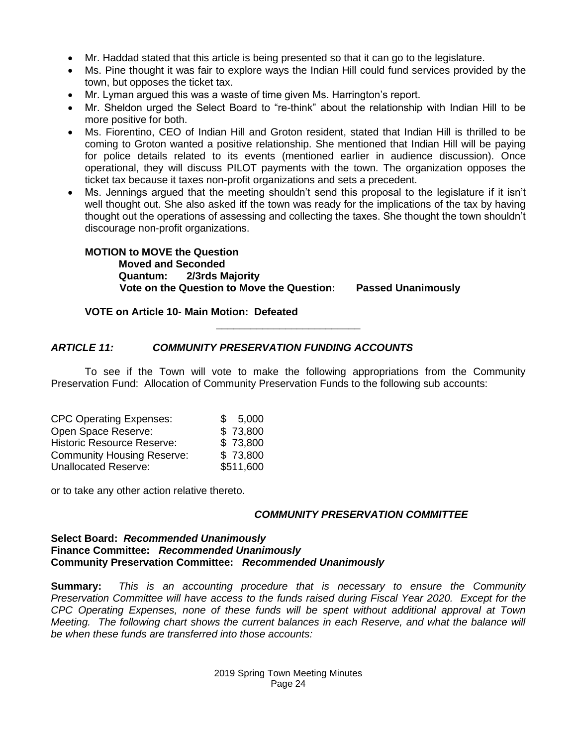- Mr. Haddad stated that this article is being presented so that it can go to the legislature.
- Ms. Pine thought it was fair to explore ways the Indian Hill could fund services provided by the town, but opposes the ticket tax.
- Mr. Lyman argued this was a waste of time given Ms. Harrington's report.
- Mr. Sheldon urged the Select Board to "re-think" about the relationship with Indian Hill to be more positive for both.
- Ms. Fiorentino, CEO of Indian Hill and Groton resident, stated that Indian Hill is thrilled to be coming to Groton wanted a positive relationship. She mentioned that Indian Hill will be paying for police details related to its events (mentioned earlier in audience discussion). Once operational, they will discuss PILOT payments with the town. The organization opposes the ticket tax because it taxes non-profit organizations and sets a precedent.
- Ms. Jennings argued that the meeting shouldn't send this proposal to the legislature if it isn't well thought out. She also asked itf the town was ready for the implications of the tax by having thought out the operations of assessing and collecting the taxes. She thought the town shouldn't discourage non-profit organizations.

**MOTION to MOVE the Question**
**Moved and Seconded**
**Quantum: 2/3rds Majority**
**Vote on the Question to Move the Question: Passed Unanimously**

**VOTE on Article 10- Main Motion: Defeated**

---

***ARTICLE 11: COMMUNITY PRESERVATION FUNDING ACCOUNTS***

To see if the Town will vote to make the following appropriations from the Community Preservation Fund: Allocation of Community Preservation Funds to the following sub accounts:

| | |
|---|---|
| CPC Operating Expenses: | $ 5,000 |
| Open Space Reserve: | $ 73,800 |
| Historic Resource Reserve: | $ 73,800 |
| Community Housing Reserve: | $ 73,800 |
| Unallocated Reserve: | $511,600 |

or to take any other action relative thereto.

***COMMUNITY PRESERVATION COMMITTEE***

**Select Board:** ***Recommended Unanimously***
**Finance Committee:** ***Recommended Unanimously***
**Community Preservation Committee:** ***Recommended Unanimously***

**Summary:** *This is an accounting procedure that is necessary to ensure the Community Preservation Committee will have access to the funds raised during Fiscal Year 2020. Except for the CPC Operating Expenses, none of these funds will be spent without additional approval at Town Meeting. The following chart shows the current balances in each Reserve, and what the balance will be when these funds are transferred into those accounts:*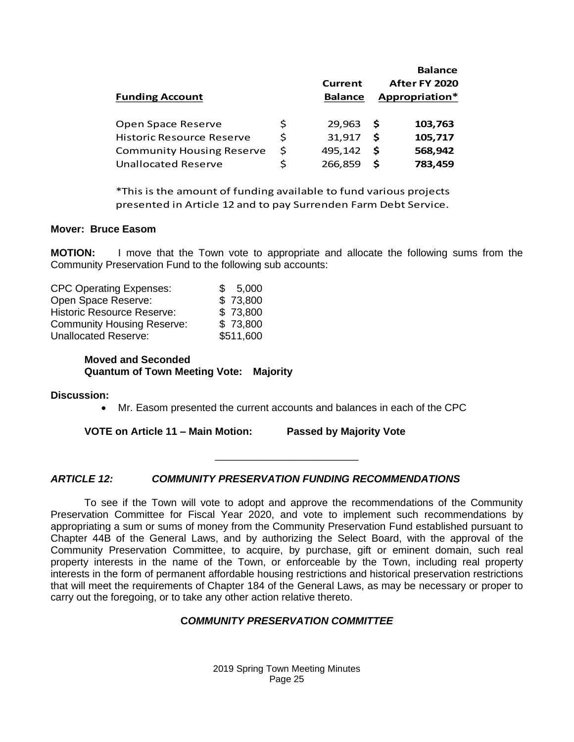| Funding Account | | Current Balance | | Balance After FY 2020 Appropriation* |
|---|---|---|---|---|
| Open Space Reserve | $ | 29,963 | $ | **103,763** |
| Historic Resource Reserve | $ | 31,917 | $ | **105,717** |
| Community Housing Reserve | $ | 495,142 | $ | **568,942** |
| Unallocated Reserve | $ | 266,859 | $ | **783,459** |

*This is the amount of funding available to fund various projects presented in Article 12 and to pay Surrenden Farm Debt Service.

**Mover: Bruce Easom**

**MOTION:** I move that the Town vote to appropriate and allocate the following sums from the Community Preservation Fund to the following sub accounts:

| | |
|---|---|
| CPC Operating Expenses: | $ 5,000 |
| Open Space Reserve: | $ 73,800 |
| Historic Resource Reserve: | $ 73,800 |
| Community Housing Reserve: | $ 73,800 |
| Unallocated Reserve: | $511,600 |

**Moved and Seconded**
**Quantum of Town Meeting Vote: Majority**

**Discussion:**

- Mr. Easom presented the current accounts and balances in each of the CPC

**VOTE on Article 11 – Main Motion: Passed by Majority Vote**

---

## *ARTICLE 12: COMMUNITY PRESERVATION FUNDING RECOMMENDATIONS*

To see if the Town will vote to adopt and approve the recommendations of the Community Preservation Committee for Fiscal Year 2020, and vote to implement such recommendations by appropriating a sum or sums of money from the Community Preservation Fund established pursuant to Chapter 44B of the General Laws, and by authorizing the Select Board, with the approval of the Community Preservation Committee, to acquire, by purchase, gift or eminent domain, such real property interests in the name of the Town, or enforceable by the Town, including real property interests in the form of permanent affordable housing restrictions and historical preservation restrictions that will meet the requirements of Chapter 184 of the General Laws, as may be necessary or proper to carry out the foregoing, or to take any other action relative thereto.

***COMMUNITY PRESERVATION COMMITTEE***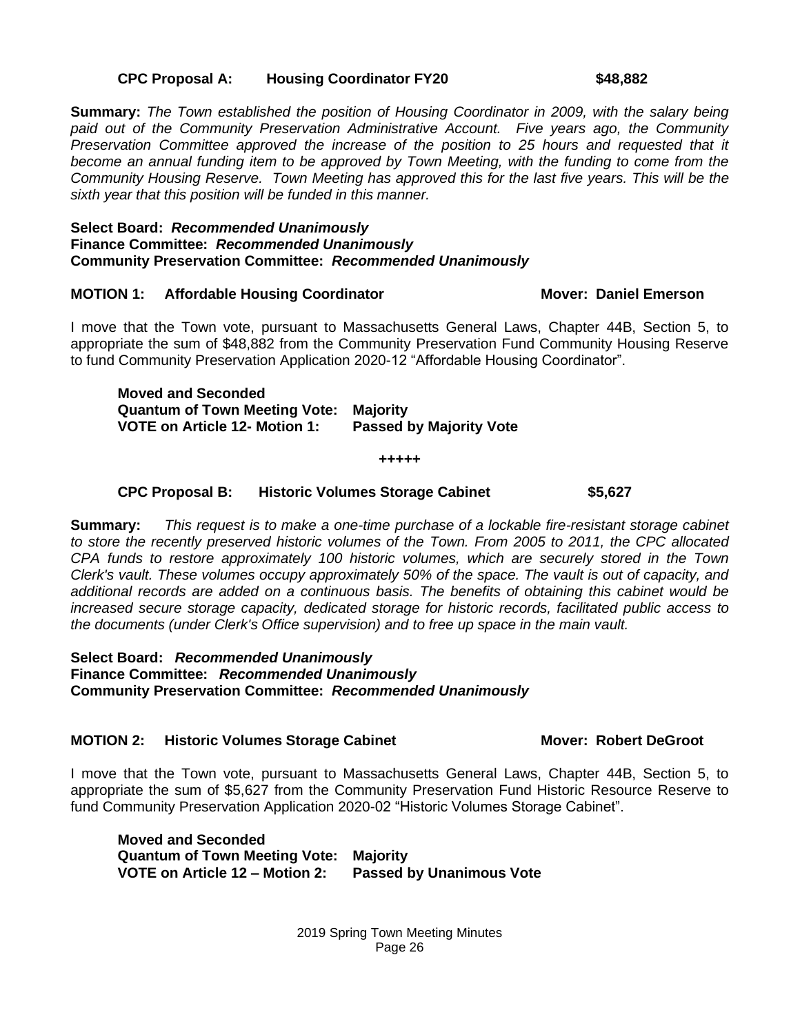**CPC Proposal A: Housing Coordinator FY20 $48,882**

**Summary:** *The Town established the position of Housing Coordinator in 2009, with the salary being paid out of the Community Preservation Administrative Account. Five years ago, the Community Preservation Committee approved the increase of the position to 25 hours and requested that it become an annual funding item to be approved by Town Meeting, with the funding to come from the Community Housing Reserve. Town Meeting has approved this for the last five years. This will be the sixth year that this position will be funded in this manner.*

**Select Board:** ***Recommended Unanimously***
**Finance Committee:** ***Recommended Unanimously***
**Community Preservation Committee:** ***Recommended Unanimously***

**MOTION 1: Affordable Housing Coordinator** **Mover: Daniel Emerson**

I move that the Town vote, pursuant to Massachusetts General Laws, Chapter 44B, Section 5, to appropriate the sum of $48,882 from the Community Preservation Fund Community Housing Reserve to fund Community Preservation Application 2020-12 "Affordable Housing Coordinator".

**Moved and Seconded**
**Quantum of Town Meeting Vote: Majority**
**VOTE on Article 12- Motion 1: Passed by Majority Vote**

+++++

**CPC Proposal B: Historic Volumes Storage Cabinet $5,627**

**Summary:** *This request is to make a one-time purchase of a lockable fire-resistant storage cabinet to store the recently preserved historic volumes of the Town. From 2005 to 2011, the CPC allocated CPA funds to restore approximately 100 historic volumes, which are securely stored in the Town Clerk's vault. These volumes occupy approximately 50% of the space. The vault is out of capacity, and additional records are added on a continuous basis. The benefits of obtaining this cabinet would be increased secure storage capacity, dedicated storage for historic records, facilitated public access to the documents (under Clerk's Office supervision) and to free up space in the main vault.*

**Select Board:** ***Recommended Unanimously***
**Finance Committee:** ***Recommended Unanimously***
**Community Preservation Committee:** ***Recommended Unanimously***

**MOTION 2: Historic Volumes Storage Cabinet** **Mover: Robert DeGroot**

I move that the Town vote, pursuant to Massachusetts General Laws, Chapter 44B, Section 5, to appropriate the sum of $5,627 from the Community Preservation Fund Historic Resource Reserve to fund Community Preservation Application 2020-02 "Historic Volumes Storage Cabinet".

**Moved and Seconded**
**Quantum of Town Meeting Vote: Majority**
**VOTE on Article 12 – Motion 2: Passed by Unanimous Vote**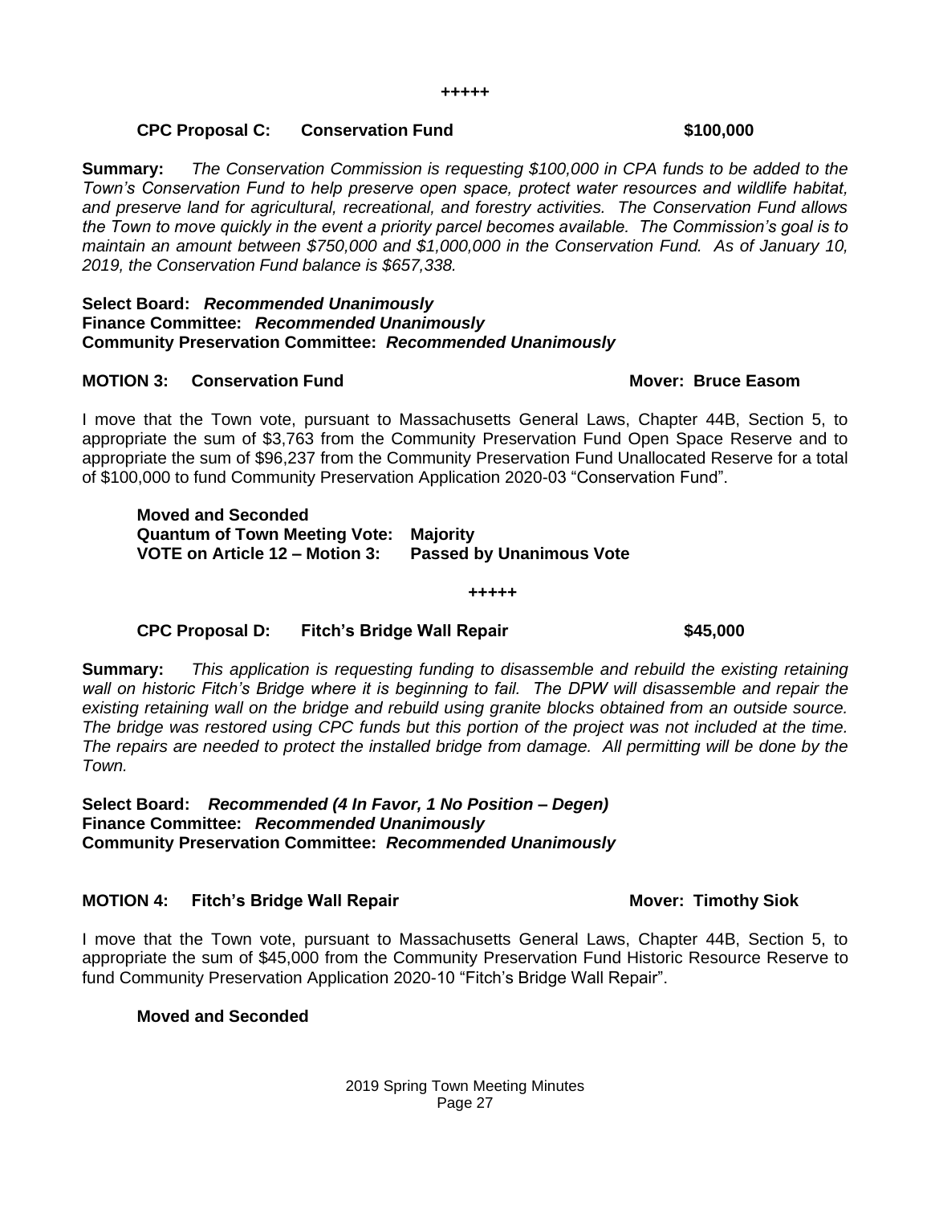+++++

**CPC Proposal C: Conservation Fund $100,000**

**Summary:** *The Conservation Commission is requesting $100,000 in CPA funds to be added to the Town's Conservation Fund to help preserve open space, protect water resources and wildlife habitat, and preserve land for agricultural, recreational, and forestry activities. The Conservation Fund allows the Town to move quickly in the event a priority parcel becomes available. The Commission's goal is to maintain an amount between $750,000 and $1,000,000 in the Conservation Fund. As of January 10, 2019, the Conservation Fund balance is $657,338.*

**Select Board:** ***Recommended Unanimously***
**Finance Committee:** ***Recommended Unanimously***
**Community Preservation Committee:** ***Recommended Unanimously***

**MOTION 3: Conservation Fund Mover: Bruce Easom**

I move that the Town vote, pursuant to Massachusetts General Laws, Chapter 44B, Section 5, to appropriate the sum of $3,763 from the Community Preservation Fund Open Space Reserve and to appropriate the sum of $96,237 from the Community Preservation Fund Unallocated Reserve for a total of $100,000 to fund Community Preservation Application 2020-03 "Conservation Fund".

**Moved and Seconded**
**Quantum of Town Meeting Vote: Majority**
**VOTE on Article 12 – Motion 3: Passed by Unanimous Vote**

+++++

**CPC Proposal D: Fitch's Bridge Wall Repair $45,000**

**Summary:** *This application is requesting funding to disassemble and rebuild the existing retaining wall on historic Fitch's Bridge where it is beginning to fail. The DPW will disassemble and repair the existing retaining wall on the bridge and rebuild using granite blocks obtained from an outside source. The bridge was restored using CPC funds but this portion of the project was not included at the time. The repairs are needed to protect the installed bridge from damage. All permitting will be done by the Town.*

**Select Board:** ***Recommended (4 In Favor, 1 No Position – Degen)***
**Finance Committee:** ***Recommended Unanimously***
**Community Preservation Committee:** ***Recommended Unanimously***

**MOTION 4: Fitch's Bridge Wall Repair Mover: Timothy Siok**

I move that the Town vote, pursuant to Massachusetts General Laws, Chapter 44B, Section 5, to appropriate the sum of $45,000 from the Community Preservation Fund Historic Resource Reserve to fund Community Preservation Application 2020-10 "Fitch's Bridge Wall Repair".

**Moved and Seconded**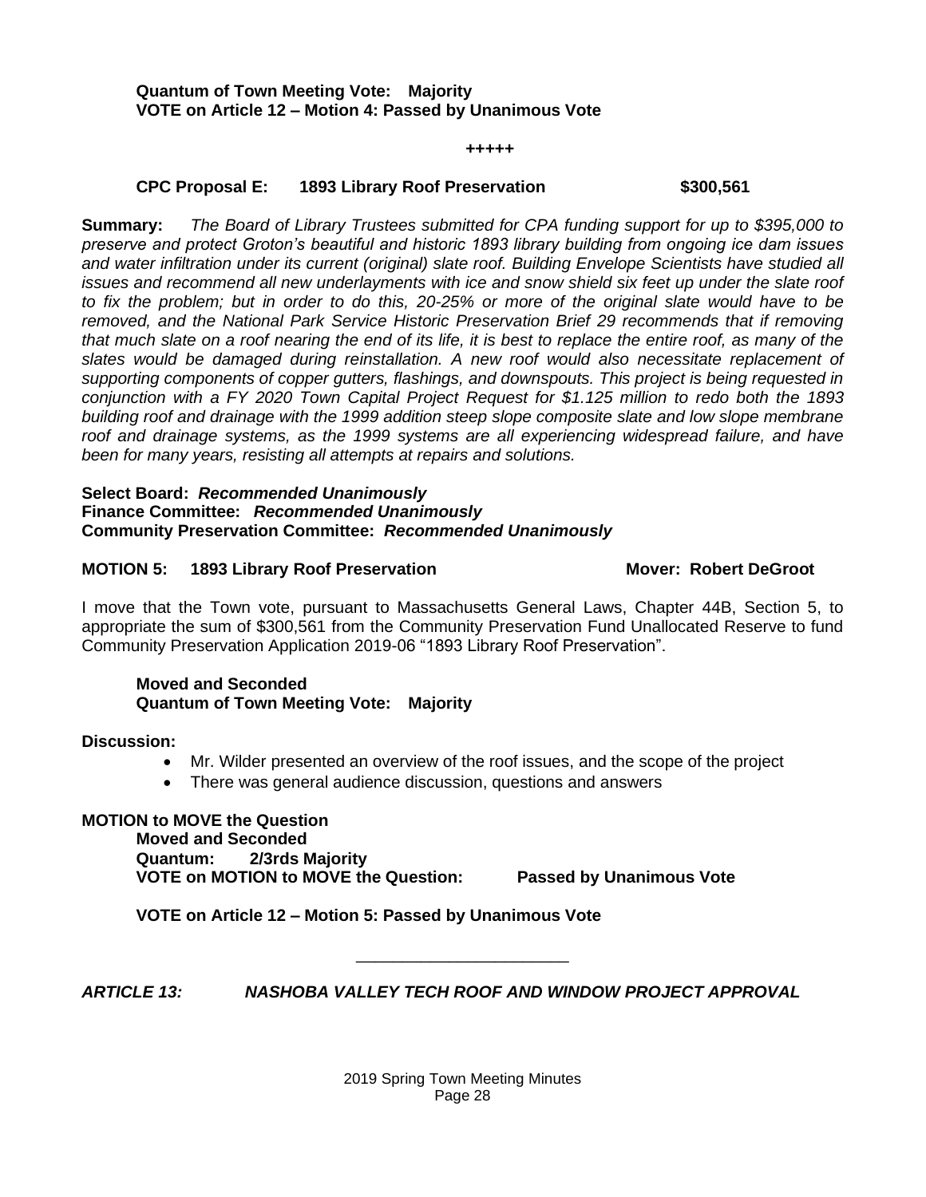**Quantum of Town Meeting Vote: Majority**
**VOTE on Article 12 – Motion 4: Passed by Unanimous Vote**

+++++

**CPC Proposal E: 1893 Library Roof Preservation $300,561**

**Summary:** *The Board of Library Trustees submitted for CPA funding support for up to $395,000 to preserve and protect Groton's beautiful and historic 1893 library building from ongoing ice dam issues and water infiltration under its current (original) slate roof. Building Envelope Scientists have studied all issues and recommend all new underlayments with ice and snow shield six feet up under the slate roof to fix the problem; but in order to do this, 20-25% or more of the original slate would have to be removed, and the National Park Service Historic Preservation Brief 29 recommends that if removing that much slate on a roof nearing the end of its life, it is best to replace the entire roof, as many of the slates would be damaged during reinstallation. A new roof would also necessitate replacement of supporting components of copper gutters, flashings, and downspouts. This project is being requested in conjunction with a FY 2020 Town Capital Project Request for $1.125 million to redo both the 1893 building roof and drainage with the 1999 addition steep slope composite slate and low slope membrane roof and drainage systems, as the 1999 systems are all experiencing widespread failure, and have been for many years, resisting all attempts at repairs and solutions.*

**Select Board:** ***Recommended Unanimously***
**Finance Committee:** ***Recommended Unanimously***
**Community Preservation Committee:** ***Recommended Unanimously***

**MOTION 5: 1893 Library Roof Preservation Mover: Robert DeGroot**

I move that the Town vote, pursuant to Massachusetts General Laws, Chapter 44B, Section 5, to appropriate the sum of $300,561 from the Community Preservation Fund Unallocated Reserve to fund Community Preservation Application 2019-06 "1893 Library Roof Preservation".

**Moved and Seconded**
**Quantum of Town Meeting Vote: Majority**

**Discussion:**

- Mr. Wilder presented an overview of the roof issues, and the scope of the project
- There was general audience discussion, questions and answers

**MOTION to MOVE the Question**
**Moved and Seconded**
**Quantum: 2/3rds Majority**
**VOTE on MOTION to MOVE the Question: Passed by Unanimous Vote**

**VOTE on Article 12 – Motion 5: Passed by Unanimous Vote**

---

***ARTICLE 13: NASHOBA VALLEY TECH ROOF AND WINDOW PROJECT APPROVAL***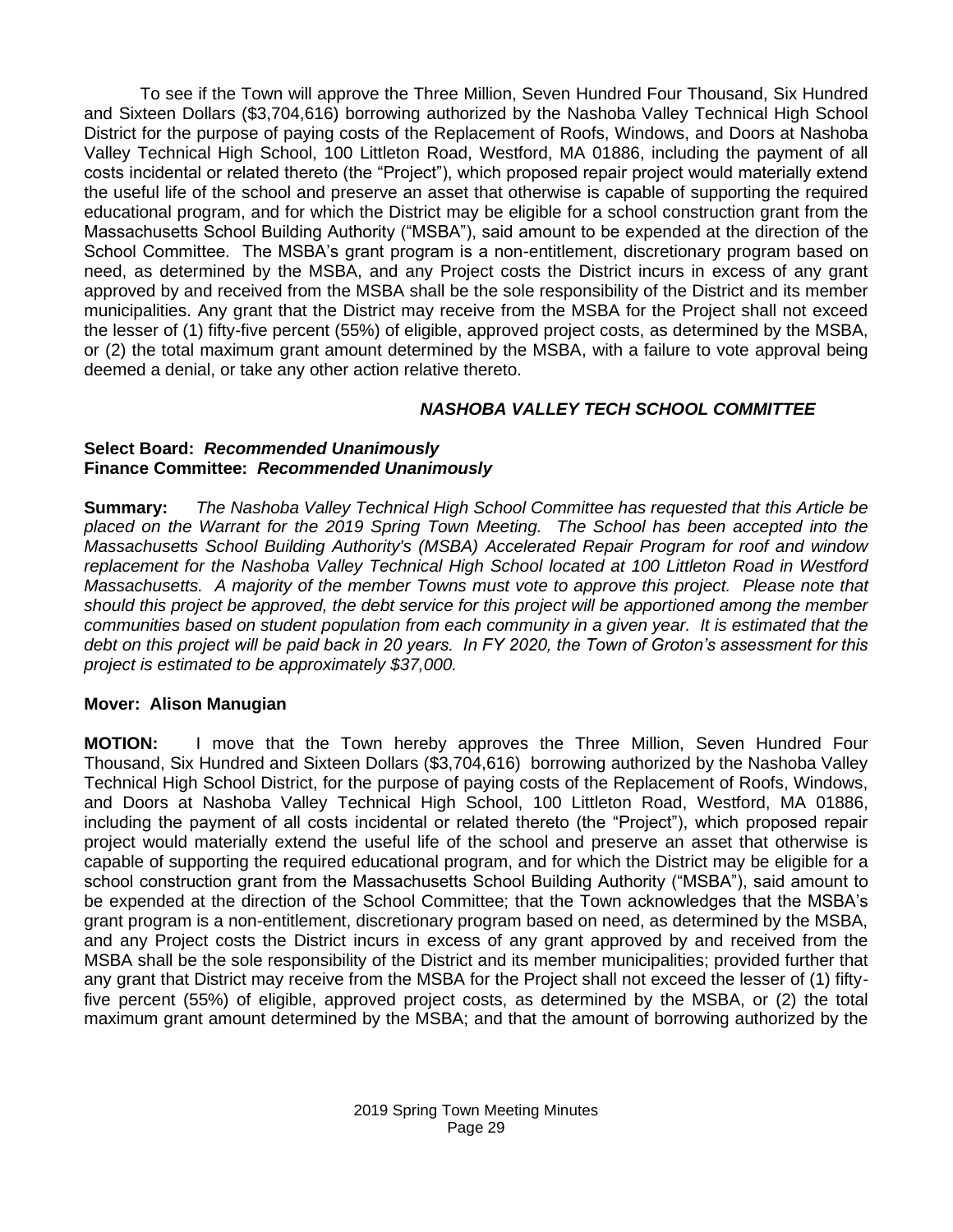To see if the Town will approve the Three Million, Seven Hundred Four Thousand, Six Hundred and Sixteen Dollars ($3,704,616) borrowing authorized by the Nashoba Valley Technical High School District for the purpose of paying costs of the Replacement of Roofs, Windows, and Doors at Nashoba Valley Technical High School, 100 Littleton Road, Westford, MA 01886, including the payment of all costs incidental or related thereto (the "Project"), which proposed repair project would materially extend the useful life of the school and preserve an asset that otherwise is capable of supporting the required educational program, and for which the District may be eligible for a school construction grant from the Massachusetts School Building Authority ("MSBA"), said amount to be expended at the direction of the School Committee. The MSBA's grant program is a non-entitlement, discretionary program based on need, as determined by the MSBA, and any Project costs the District incurs in excess of any grant approved by and received from the MSBA shall be the sole responsibility of the District and its member municipalities. Any grant that the District may receive from the MSBA for the Project shall not exceed the lesser of (1) fifty-five percent (55%) of eligible, approved project costs, as determined by the MSBA, or (2) the total maximum grant amount determined by the MSBA, with a failure to vote approval being deemed a denial, or take any other action relative thereto.

***NASHOBA VALLEY TECH SCHOOL COMMITTEE***

**Select Board:** ***Recommended Unanimously***
**Finance Committee:** ***Recommended Unanimously***

**Summary:** *The Nashoba Valley Technical High School Committee has requested that this Article be placed on the Warrant for the 2019 Spring Town Meeting. The School has been accepted into the Massachusetts School Building Authority's (MSBA) Accelerated Repair Program for roof and window replacement for the Nashoba Valley Technical High School located at 100 Littleton Road in Westford Massachusetts. A majority of the member Towns must vote to approve this project. Please note that should this project be approved, the debt service for this project will be apportioned among the member communities based on student population from each community in a given year. It is estimated that the debt on this project will be paid back in 20 years. In FY 2020, the Town of Groton's assessment for this project is estimated to be approximately $37,000.*

**Mover: Alison Manugian**

**MOTION:** I move that the Town hereby approves the Three Million, Seven Hundred Four Thousand, Six Hundred and Sixteen Dollars ($3,704,616) borrowing authorized by the Nashoba Valley Technical High School District, for the purpose of paying costs of the Replacement of Roofs, Windows, and Doors at Nashoba Valley Technical High School, 100 Littleton Road, Westford, MA 01886, including the payment of all costs incidental or related thereto (the "Project"), which proposed repair project would materially extend the useful life of the school and preserve an asset that otherwise is capable of supporting the required educational program, and for which the District may be eligible for a school construction grant from the Massachusetts School Building Authority ("MSBA"), said amount to be expended at the direction of the School Committee; that the Town acknowledges that the MSBA's grant program is a non-entitlement, discretionary program based on need, as determined by the MSBA, and any Project costs the District incurs in excess of any grant approved by and received from the MSBA shall be the sole responsibility of the District and its member municipalities; provided further that any grant that District may receive from the MSBA for the Project shall not exceed the lesser of (1) fifty-five percent (55%) of eligible, approved project costs, as determined by the MSBA, or (2) the total maximum grant amount determined by the MSBA; and that the amount of borrowing authorized by the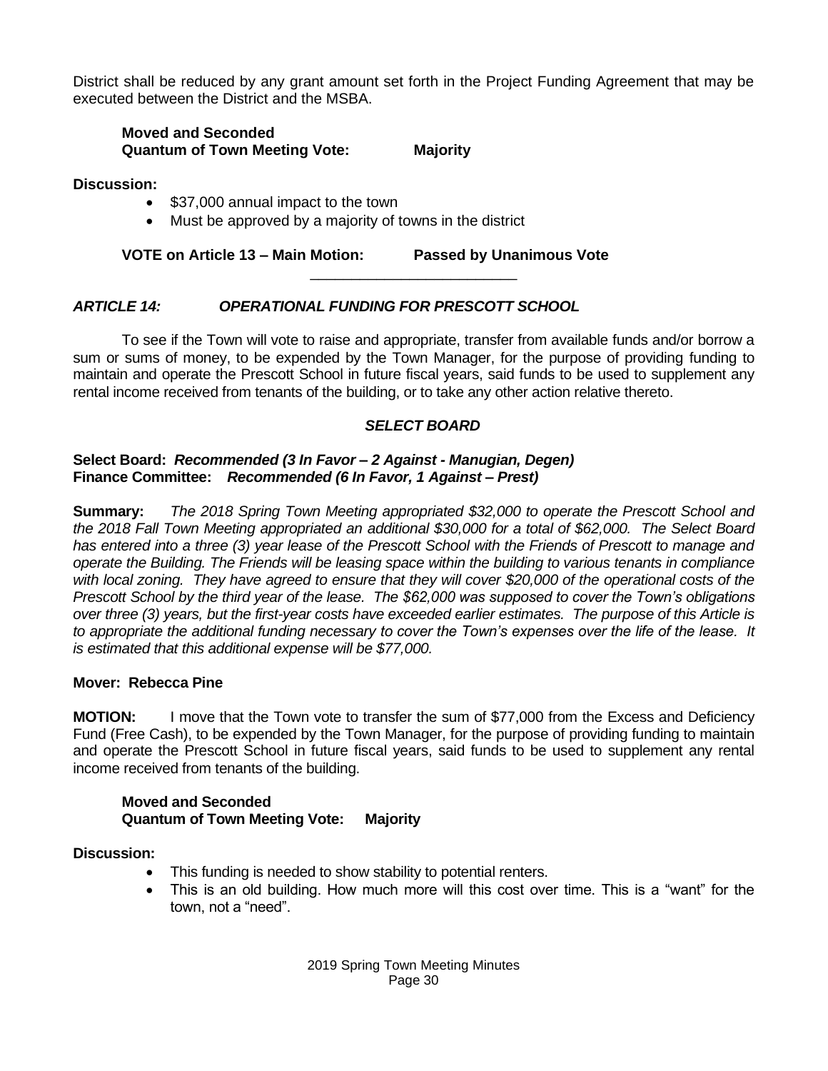District shall be reduced by any grant amount set forth in the Project Funding Agreement that may be executed between the District and the MSBA.

**Moved and Seconded**
**Quantum of Town Meeting Vote: Majority**

**Discussion:**

- $37,000 annual impact to the town
- Must be approved by a majority of towns in the district

**VOTE on Article 13 – Main Motion: Passed by Unanimous Vote**

---

### *ARTICLE 14: OPERATIONAL FUNDING FOR PRESCOTT SCHOOL*

To see if the Town will vote to raise and appropriate, transfer from available funds and/or borrow a sum or sums of money, to be expended by the Town Manager, for the purpose of providing funding to maintain and operate the Prescott School in future fiscal years, said funds to be used to supplement any rental income received from tenants of the building, or to take any other action relative thereto.

***SELECT BOARD***

**Select Board:** ***Recommended (3 In Favor – 2 Against - Manugian, Degen)***
**Finance Committee:** ***Recommended (6 In Favor, 1 Against – Prest)***

**Summary:** *The 2018 Spring Town Meeting appropriated $32,000 to operate the Prescott School and the 2018 Fall Town Meeting appropriated an additional $30,000 for a total of $62,000. The Select Board has entered into a three (3) year lease of the Prescott School with the Friends of Prescott to manage and operate the Building. The Friends will be leasing space within the building to various tenants in compliance with local zoning. They have agreed to ensure that they will cover $20,000 of the operational costs of the Prescott School by the third year of the lease. The $62,000 was supposed to cover the Town's obligations over three (3) years, but the first-year costs have exceeded earlier estimates. The purpose of this Article is to appropriate the additional funding necessary to cover the Town's expenses over the life of the lease. It is estimated that this additional expense will be $77,000.*

**Mover: Rebecca Pine**

**MOTION:** I move that the Town vote to transfer the sum of $77,000 from the Excess and Deficiency Fund (Free Cash), to be expended by the Town Manager, for the purpose of providing funding to maintain and operate the Prescott School in future fiscal years, said funds to be used to supplement any rental income received from tenants of the building.

**Moved and Seconded**
**Quantum of Town Meeting Vote: Majority**

**Discussion:**

- This funding is needed to show stability to potential renters.
- This is an old building. How much more will this cost over time. This is a "want" for the town, not a "need".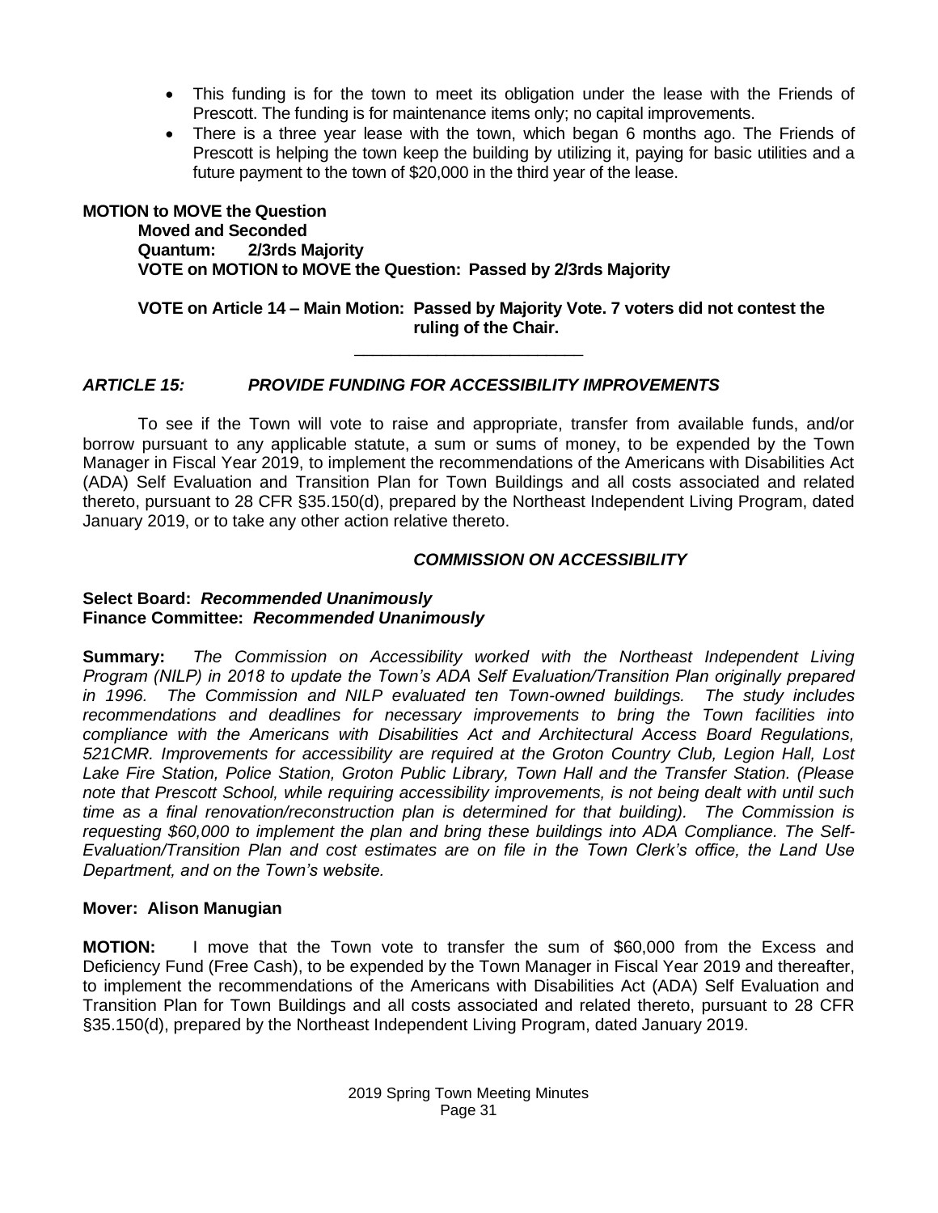- This funding is for the town to meet its obligation under the lease with the Friends of Prescott. The funding is for maintenance items only; no capital improvements.
- There is a three year lease with the town, which began 6 months ago. The Friends of Prescott is helping the town keep the building by utilizing it, paying for basic utilities and a future payment to the town of $20,000 in the third year of the lease.

**MOTION to MOVE the Question**
**Moved and Seconded**
**Quantum: 2/3rds Majority**
**VOTE on MOTION to MOVE the Question: Passed by 2/3rds Majority**

**VOTE on Article 14 – Main Motion: Passed by Majority Vote. 7 voters did not contest the ruling of the Chair.**

---

### *ARTICLE 15: PROVIDE FUNDING FOR ACCESSIBILITY IMPROVEMENTS*

To see if the Town will vote to raise and appropriate, transfer from available funds, and/or borrow pursuant to any applicable statute, a sum or sums of money, to be expended by the Town Manager in Fiscal Year 2019, to implement the recommendations of the Americans with Disabilities Act (ADA) Self Evaluation and Transition Plan for Town Buildings and all costs associated and related thereto, pursuant to 28 CFR §35.150(d), prepared by the Northeast Independent Living Program, dated January 2019, or to take any other action relative thereto.

***COMMISSION ON ACCESSIBILITY***

**Select Board:** ***Recommended Unanimously***
**Finance Committee:** ***Recommended Unanimously***

**Summary:** *The Commission on Accessibility worked with the Northeast Independent Living Program (NILP) in 2018 to update the Town's ADA Self Evaluation/Transition Plan originally prepared in 1996. The Commission and NILP evaluated ten Town-owned buildings. The study includes recommendations and deadlines for necessary improvements to bring the Town facilities into compliance with the Americans with Disabilities Act and Architectural Access Board Regulations, 521CMR. Improvements for accessibility are required at the Groton Country Club, Legion Hall, Lost Lake Fire Station, Police Station, Groton Public Library, Town Hall and the Transfer Station. (Please note that Prescott School, while requiring accessibility improvements, is not being dealt with until such time as a final renovation/reconstruction plan is determined for that building). The Commission is requesting $60,000 to implement the plan and bring these buildings into ADA Compliance. The Self-Evaluation/Transition Plan and cost estimates are on file in the Town Clerk's office, the Land Use Department, and on the Town's website.*

**Mover: Alison Manugian**

**MOTION:** I move that the Town vote to transfer the sum of $60,000 from the Excess and Deficiency Fund (Free Cash), to be expended by the Town Manager in Fiscal Year 2019 and thereafter, to implement the recommendations of the Americans with Disabilities Act (ADA) Self Evaluation and Transition Plan for Town Buildings and all costs associated and related thereto, pursuant to 28 CFR §35.150(d), prepared by the Northeast Independent Living Program, dated January 2019.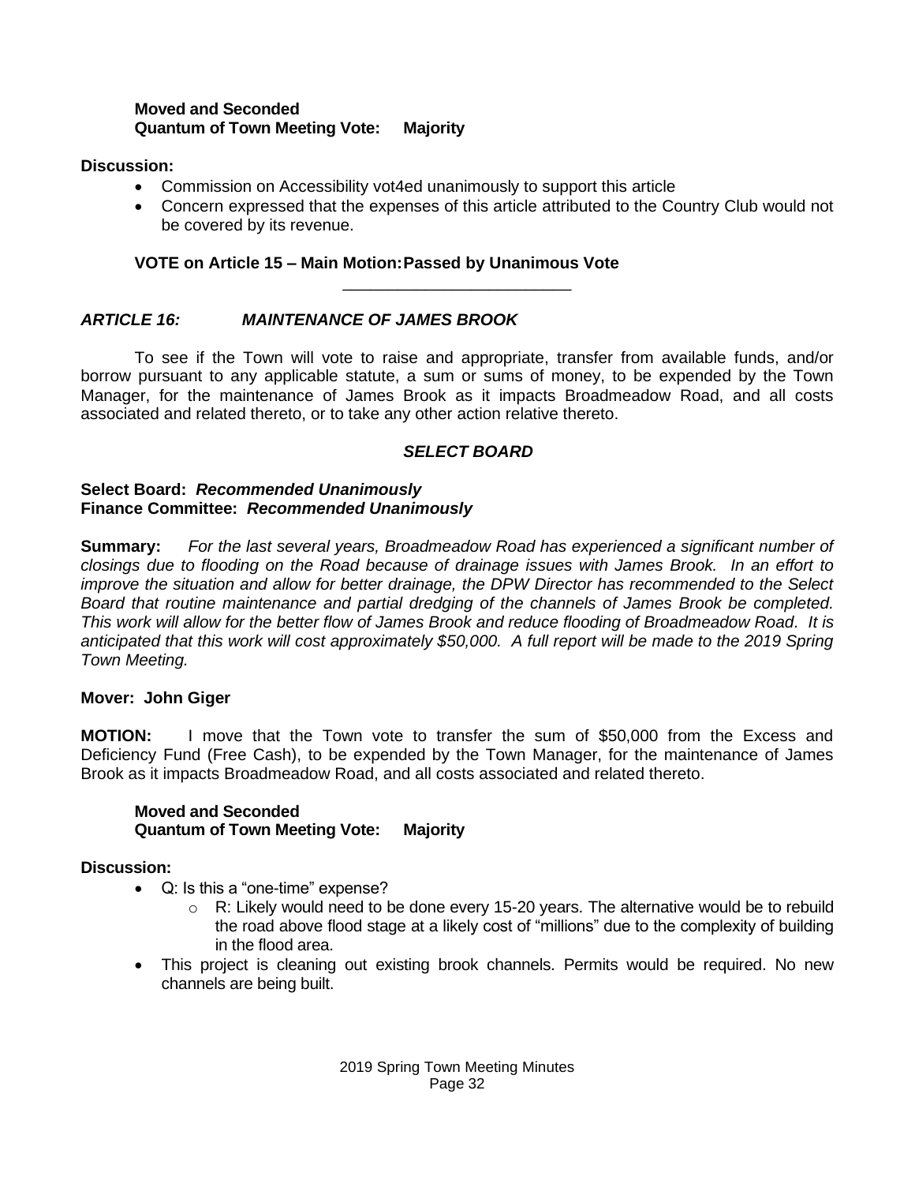**Moved and Seconded**
**Quantum of Town Meeting Vote: Majority**

**Discussion:**

- Commission on Accessibility vot4ed unanimously to support this article
- Concern expressed that the expenses of this article attributed to the Country Club would not be covered by its revenue.

**VOTE on Article 15 – Main Motion: Passed by Unanimous Vote**

---

### *ARTICLE 16: MAINTENANCE OF JAMES BROOK*

To see if the Town will vote to raise and appropriate, transfer from available funds, and/or borrow pursuant to any applicable statute, a sum or sums of money, to be expended by the Town Manager, for the maintenance of James Brook as it impacts Broadmeadow Road, and all costs associated and related thereto, or to take any other action relative thereto.

***SELECT BOARD***

**Select Board: *Recommended Unanimously***
**Finance Committee: *Recommended Unanimously***

**Summary:** *For the last several years, Broadmeadow Road has experienced a significant number of closings due to flooding on the Road because of drainage issues with James Brook. In an effort to improve the situation and allow for better drainage, the DPW Director has recommended to the Select Board that routine maintenance and partial dredging of the channels of James Brook be completed. This work will allow for the better flow of James Brook and reduce flooding of Broadmeadow Road. It is anticipated that this work will cost approximately $50,000. A full report will be made to the 2019 Spring Town Meeting.*

**Mover: John Giger**

**MOTION:** I move that the Town vote to transfer the sum of $50,000 from the Excess and Deficiency Fund (Free Cash), to be expended by the Town Manager, for the maintenance of James Brook as it impacts Broadmeadow Road, and all costs associated and related thereto.

**Moved and Seconded**
**Quantum of Town Meeting Vote: Majority**

**Discussion:**

- Q: Is this a "one-time" expense?
  - R: Likely would need to be done every 15-20 years. The alternative would be to rebuild the road above flood stage at a likely cost of "millions" due to the complexity of building in the flood area.
- This project is cleaning out existing brook channels. Permits would be required. No new channels are being built.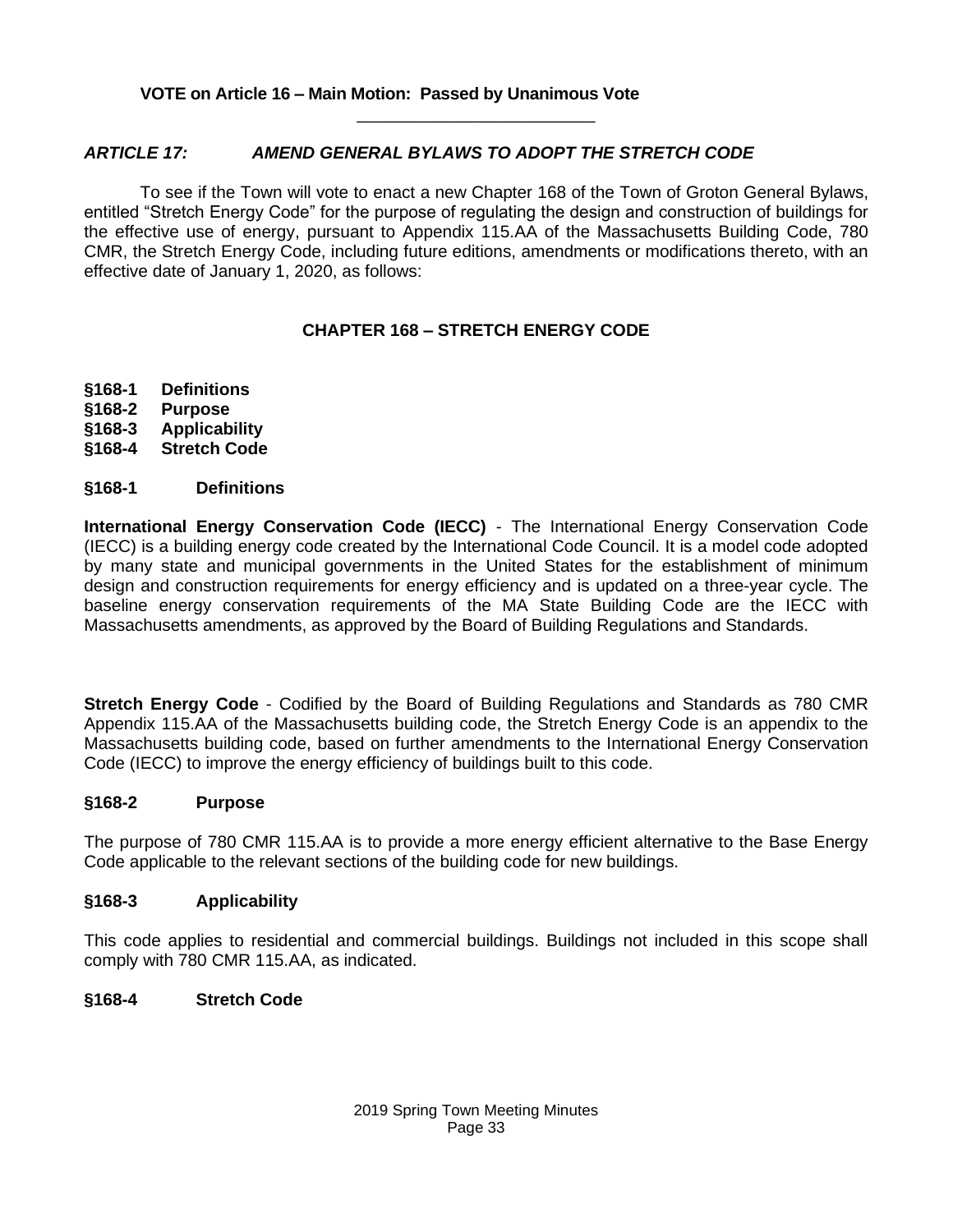**VOTE on Article 16 – Main Motion: Passed by Unanimous Vote**

---

### *ARTICLE 17: AMEND GENERAL BYLAWS TO ADOPT THE STRETCH CODE*

To see if the Town will vote to enact a new Chapter 168 of the Town of Groton General Bylaws, entitled "Stretch Energy Code" for the purpose of regulating the design and construction of buildings for the effective use of energy, pursuant to Appendix 115.AA of the Massachusetts Building Code, 780 CMR, the Stretch Energy Code, including future editions, amendments or modifications thereto, with an effective date of January 1, 2020, as follows:

## CHAPTER 168 – STRETCH ENERGY CODE

**§168-1 Definitions**
**§168-2 Purpose**
**§168-3 Applicability**
**§168-4 Stretch Code**

### §168-1 Definitions

**International Energy Conservation Code (IECC)** - The International Energy Conservation Code (IECC) is a building energy code created by the International Code Council. It is a model code adopted by many state and municipal governments in the United States for the establishment of minimum design and construction requirements for energy efficiency and is updated on a three-year cycle. The baseline energy conservation requirements of the MA State Building Code are the IECC with Massachusetts amendments, as approved by the Board of Building Regulations and Standards.

**Stretch Energy Code** - Codified by the Board of Building Regulations and Standards as 780 CMR Appendix 115.AA of the Massachusetts building code, the Stretch Energy Code is an appendix to the Massachusetts building code, based on further amendments to the International Energy Conservation Code (IECC) to improve the energy efficiency of buildings built to this code.

### §168-2 Purpose

The purpose of 780 CMR 115.AA is to provide a more energy efficient alternative to the Base Energy Code applicable to the relevant sections of the building code for new buildings.

### §168-3 Applicability

This code applies to residential and commercial buildings. Buildings not included in this scope shall comply with 780 CMR 115.AA, as indicated.

### §168-4 Stretch Code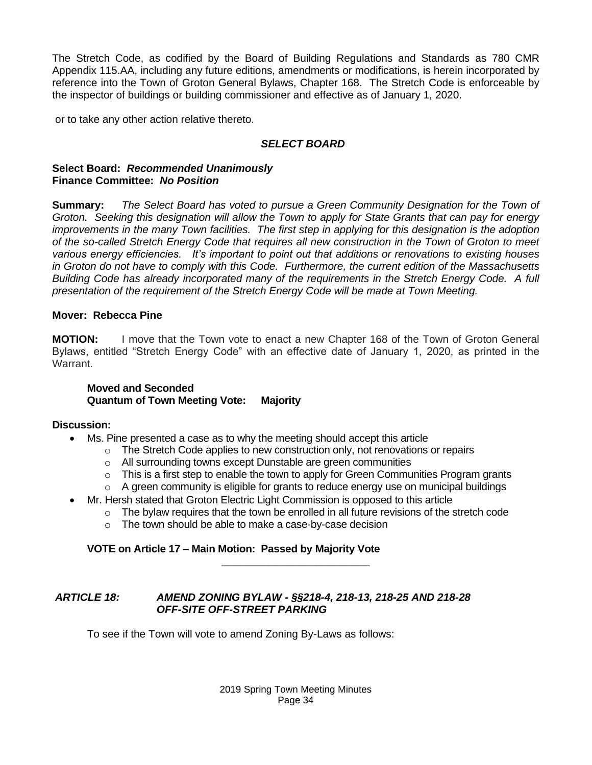The Stretch Code, as codified by the Board of Building Regulations and Standards as 780 CMR Appendix 115.AA, including any future editions, amendments or modifications, is herein incorporated by reference into the Town of Groton General Bylaws, Chapter 168. The Stretch Code is enforceable by the inspector of buildings or building commissioner and effective as of January 1, 2020.

or to take any other action relative thereto.

***SELECT BOARD***

**Select Board:** ***Recommended Unanimously***
**Finance Committee:** ***No Position***

**Summary:** *The Select Board has voted to pursue a Green Community Designation for the Town of Groton. Seeking this designation will allow the Town to apply for State Grants that can pay for energy improvements in the many Town facilities. The first step in applying for this designation is the adoption of the so-called Stretch Energy Code that requires all new construction in the Town of Groton to meet various energy efficiencies. It's important to point out that additions or renovations to existing houses in Groton do not have to comply with this Code. Furthermore, the current edition of the Massachusetts Building Code has already incorporated many of the requirements in the Stretch Energy Code. A full presentation of the requirement of the Stretch Energy Code will be made at Town Meeting.*

**Mover: Rebecca Pine**

**MOTION:** I move that the Town vote to enact a new Chapter 168 of the Town of Groton General Bylaws, entitled "Stretch Energy Code" with an effective date of January 1, 2020, as printed in the Warrant.

**Moved and Seconded**
**Quantum of Town Meeting Vote: Majority**

**Discussion:**

- Ms. Pine presented a case as to why the meeting should accept this article
  - The Stretch Code applies to new construction only, not renovations or repairs
  - All surrounding towns except Dunstable are green communities
  - This is a first step to enable the town to apply for Green Communities Program grants
  - A green community is eligible for grants to reduce energy use on municipal buildings
- Mr. Hersh stated that Groton Electric Light Commission is opposed to this article
  - The bylaw requires that the town be enrolled in all future revisions of the stretch code
  - The town should be able to make a case-by-case decision

**VOTE on Article 17 – Main Motion: Passed by Majority Vote**

---

***ARTICLE 18: AMEND ZONING BYLAW - §§218-4, 218-13, 218-25 AND 218-28 OFF-SITE OFF-STREET PARKING***

To see if the Town will vote to amend Zoning By-Laws as follows: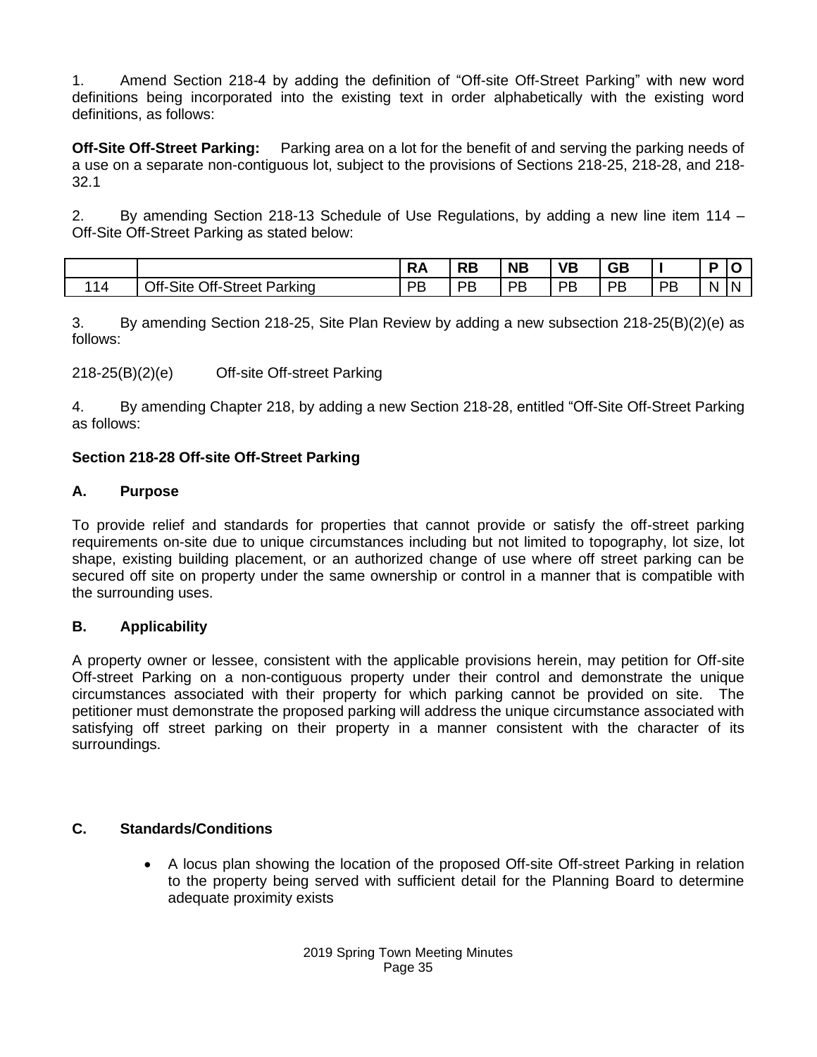1. Amend Section 218-4 by adding the definition of "Off-site Off-Street Parking" with new word definitions being incorporated into the existing text in order alphabetically with the existing word definitions, as follows:

**Off-Site Off-Street Parking:** Parking area on a lot for the benefit of and serving the parking needs of a use on a separate non-contiguous lot, subject to the provisions of Sections 218-25, 218-28, and 218-32.1

2. By amending Section 218-13 Schedule of Use Regulations, by adding a new line item 114 – Off-Site Off-Street Parking as stated below:

| | | RA | RB | NB | VB | GB | I | P | O |
|---|---|---|---|---|---|---|---|---|---|
| 114 | Off-Site Off-Street Parking | PB | PB | PB | PB | PB | PB | N | N |

3. By amending Section 218-25, Site Plan Review by adding a new subsection 218-25(B)(2)(e) as follows:

218-25(B)(2)(e) Off-site Off-street Parking

4. By amending Chapter 218, by adding a new Section 218-28, entitled "Off-Site Off-Street Parking as follows:

**Section 218-28 Off-site Off-Street Parking**

**A. Purpose**

To provide relief and standards for properties that cannot provide or satisfy the off-street parking requirements on-site due to unique circumstances including but not limited to topography, lot size, lot shape, existing building placement, or an authorized change of use where off street parking can be secured off site on property under the same ownership or control in a manner that is compatible with the surrounding uses.

**B. Applicability**

A property owner or lessee, consistent with the applicable provisions herein, may petition for Off-site Off-street Parking on a non-contiguous property under their control and demonstrate the unique circumstances associated with their property for which parking cannot be provided on site. The petitioner must demonstrate the proposed parking will address the unique circumstance associated with satisfying off street parking on their property in a manner consistent with the character of its surroundings.

**C. Standards/Conditions**

- A locus plan showing the location of the proposed Off-site Off-street Parking in relation to the property being served with sufficient detail for the Planning Board to determine adequate proximity exists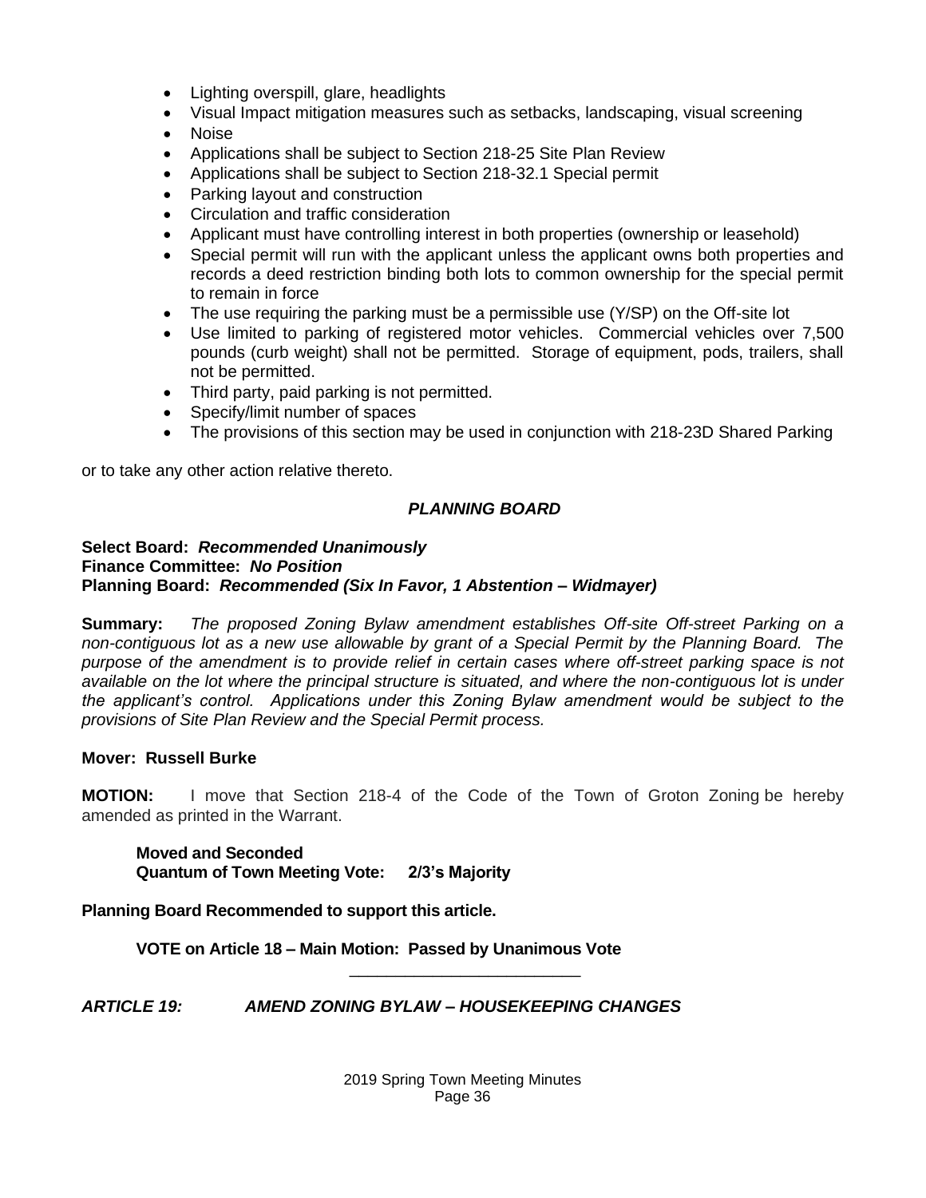- Lighting overspill, glare, headlights
- Visual Impact mitigation measures such as setbacks, landscaping, visual screening
- Noise
- Applications shall be subject to Section 218-25 Site Plan Review
- Applications shall be subject to Section 218-32.1 Special permit
- Parking layout and construction
- Circulation and traffic consideration
- Applicant must have controlling interest in both properties (ownership or leasehold)
- Special permit will run with the applicant unless the applicant owns both properties and records a deed restriction binding both lots to common ownership for the special permit to remain in force
- The use requiring the parking must be a permissible use (Y/SP) on the Off-site lot
- Use limited to parking of registered motor vehicles. Commercial vehicles over 7,500 pounds (curb weight) shall not be permitted. Storage of equipment, pods, trailers, shall not be permitted.
- Third party, paid parking is not permitted.
- Specify/limit number of spaces
- The provisions of this section may be used in conjunction with 218-23D Shared Parking

or to take any other action relative thereto.

***PLANNING BOARD***

**Select Board:** ***Recommended Unanimously***
**Finance Committee:** ***No Position***
**Planning Board:** ***Recommended (Six In Favor, 1 Abstention – Widmayer)***

**Summary:** *The proposed Zoning Bylaw amendment establishes Off-site Off-street Parking on a non-contiguous lot as a new use allowable by grant of a Special Permit by the Planning Board. The purpose of the amendment is to provide relief in certain cases where off-street parking space is not available on the lot where the principal structure is situated, and where the non-contiguous lot is under the applicant's control. Applications under this Zoning Bylaw amendment would be subject to the provisions of Site Plan Review and the Special Permit process.*

**Mover: Russell Burke**

**MOTION:** I move that Section 218-4 of the Code of the Town of Groton Zoning be hereby amended as printed in the Warrant.

**Moved and Seconded**
**Quantum of Town Meeting Vote: 2/3's Majority**

**Planning Board Recommended to support this article.**

**VOTE on Article 18 – Main Motion: Passed by Unanimous Vote**

---

***ARTICLE 19: AMEND ZONING BYLAW – HOUSEKEEPING CHANGES***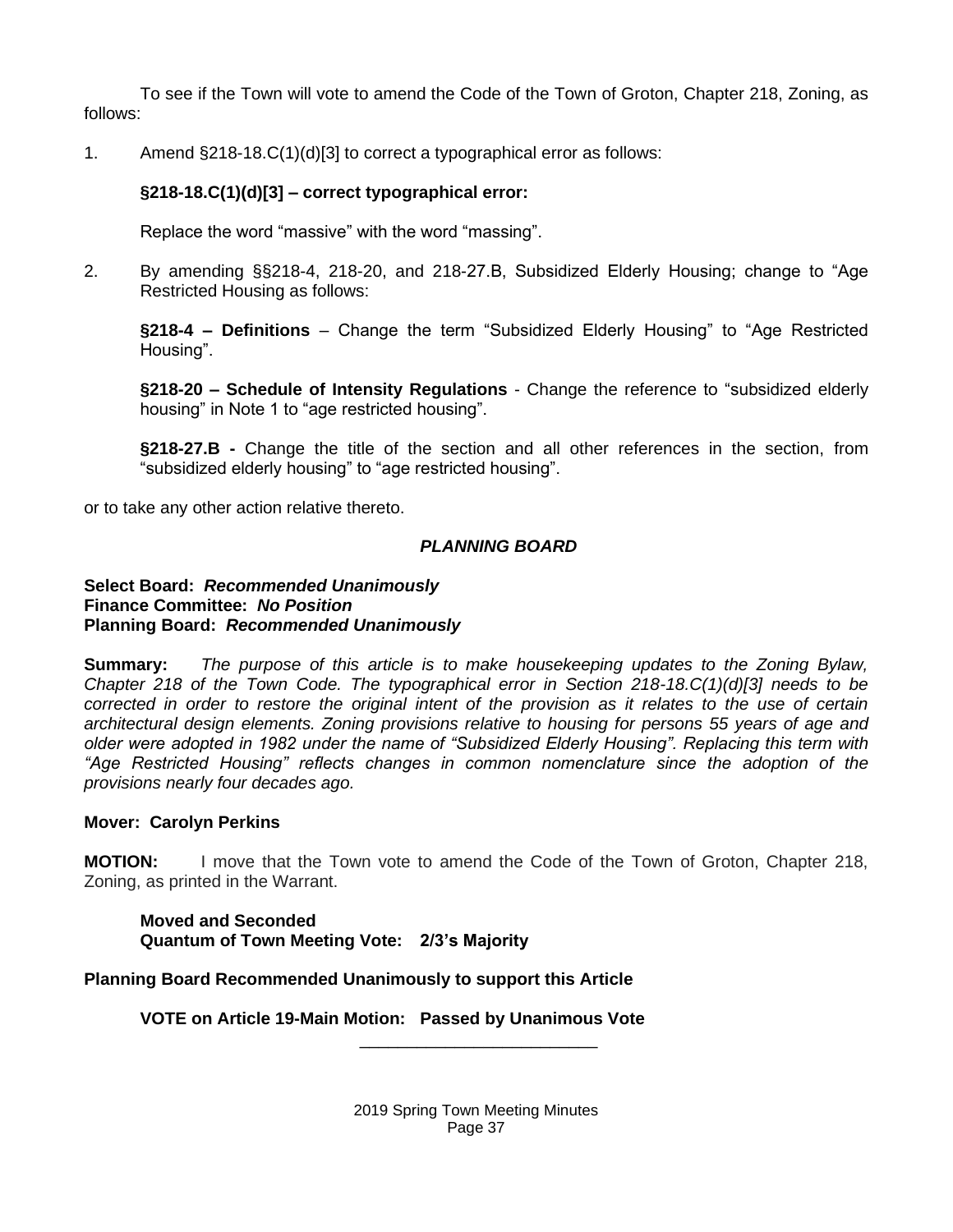To see if the Town will vote to amend the Code of the Town of Groton, Chapter 218, Zoning, as follows:

1. Amend §218-18.C(1)(d)[3] to correct a typographical error as follows:

   **§218-18.C(1)(d)[3] – correct typographical error:**

   Replace the word "massive" with the word "massing".

2. By amending §§218-4, 218-20, and 218-27.B, Subsidized Elderly Housing; change to "Age Restricted Housing as follows:

   **§218-4 – Definitions** – Change the term "Subsidized Elderly Housing" to "Age Restricted Housing".

   **§218-20 – Schedule of Intensity Regulations** - Change the reference to "subsidized elderly housing" in Note 1 to "age restricted housing".

   **§218-27.B -** Change the title of the section and all other references in the section, from "subsidized elderly housing" to "age restricted housing".

or to take any other action relative thereto.

***PLANNING BOARD***

**Select Board:** ***Recommended Unanimously***
**Finance Committee:** ***No Position***
**Planning Board:** ***Recommended Unanimously***

**Summary:** *The purpose of this article is to make housekeeping updates to the Zoning Bylaw, Chapter 218 of the Town Code. The typographical error in Section 218-18.C(1)(d)[3] needs to be corrected in order to restore the original intent of the provision as it relates to the use of certain architectural design elements. Zoning provisions relative to housing for persons 55 years of age and older were adopted in 1982 under the name of "Subsidized Elderly Housing". Replacing this term with "Age Restricted Housing" reflects changes in common nomenclature since the adoption of the provisions nearly four decades ago.*

**Mover: Carolyn Perkins**

**MOTION:** I move that the Town vote to amend the Code of the Town of Groton, Chapter 218, Zoning, as printed in the Warrant.

**Moved and Seconded**
**Quantum of Town Meeting Vote: 2/3's Majority**

**Planning Board Recommended Unanimously to support this Article**

**VOTE on Article 19-Main Motion: Passed by Unanimous Vote**

\_\_\_\_\_\_\_\_\_\_\_\_\_\_\_\_\_\_\_\_\_\_\_\_\_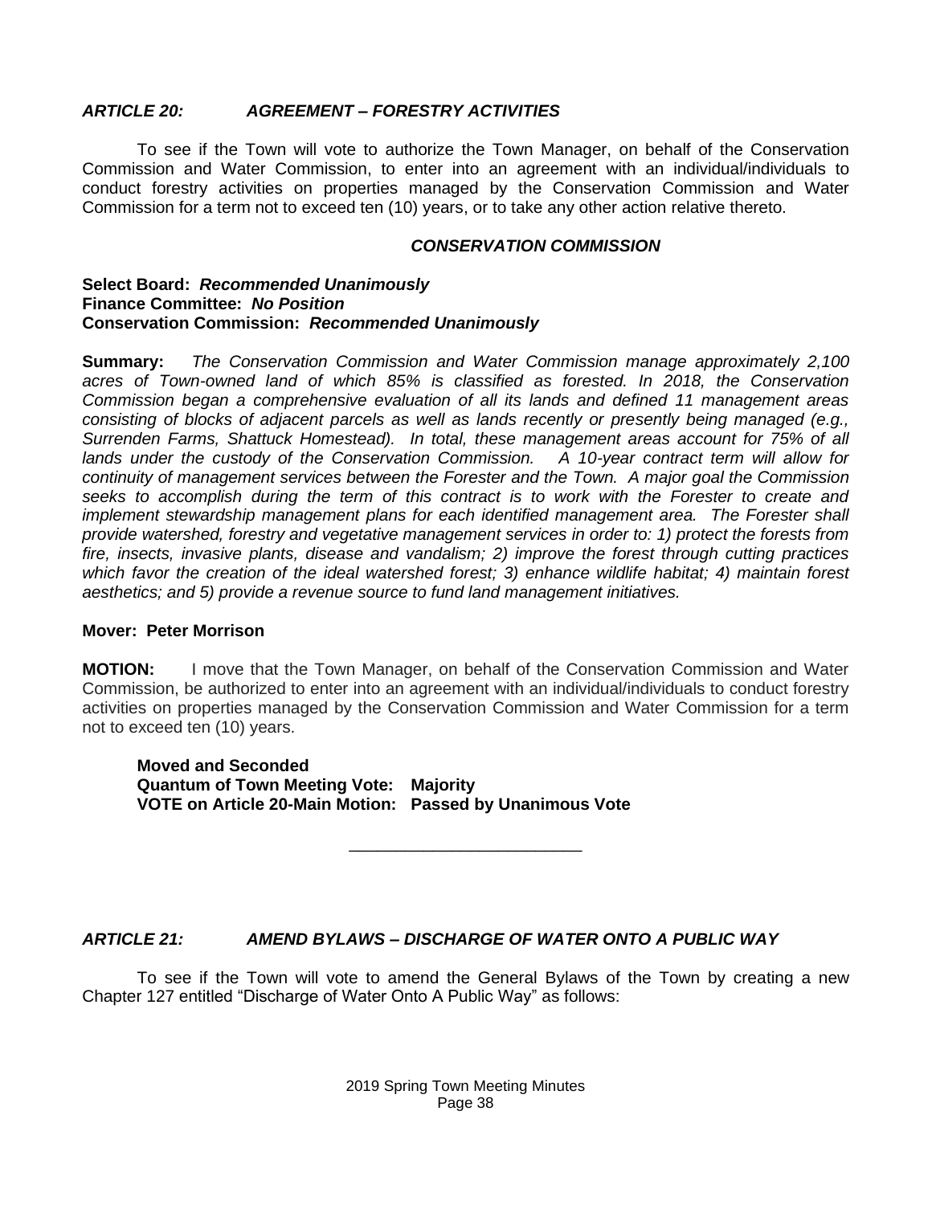### *ARTICLE 20: AGREEMENT – FORESTRY ACTIVITIES*

To see if the Town will vote to authorize the Town Manager, on behalf of the Conservation Commission and Water Commission, to enter into an agreement with an individual/individuals to conduct forestry activities on properties managed by the Conservation Commission and Water Commission for a term not to exceed ten (10) years, or to take any other action relative thereto.

***CONSERVATION COMMISSION***

**Select Board:** ***Recommended Unanimously***
**Finance Committee:** ***No Position***
**Conservation Commission:** ***Recommended Unanimously***

**Summary:** *The Conservation Commission and Water Commission manage approximately 2,100 acres of Town-owned land of which 85% is classified as forested. In 2018, the Conservation Commission began a comprehensive evaluation of all its lands and defined 11 management areas consisting of blocks of adjacent parcels as well as lands recently or presently being managed (e.g., Surrenden Farms, Shattuck Homestead). In total, these management areas account for 75% of all lands under the custody of the Conservation Commission. A 10-year contract term will allow for continuity of management services between the Forester and the Town. A major goal the Commission seeks to accomplish during the term of this contract is to work with the Forester to create and implement stewardship management plans for each identified management area. The Forester shall provide watershed, forestry and vegetative management services in order to: 1) protect the forests from fire, insects, invasive plants, disease and vandalism; 2) improve the forest through cutting practices which favor the creation of the ideal watershed forest; 3) enhance wildlife habitat; 4) maintain forest aesthetics; and 5) provide a revenue source to fund land management initiatives.*

**Mover: Peter Morrison**

**MOTION:** I move that the Town Manager, on behalf of the Conservation Commission and Water Commission, be authorized to enter into an agreement with an individual/individuals to conduct forestry activities on properties managed by the Conservation Commission and Water Commission for a term not to exceed ten (10) years.

**Moved and Seconded**
**Quantum of Town Meeting Vote: Majority**
**VOTE on Article 20-Main Motion: Passed by Unanimous Vote**

---

### *ARTICLE 21: AMEND BYLAWS – DISCHARGE OF WATER ONTO A PUBLIC WAY*

To see if the Town will vote to amend the General Bylaws of the Town by creating a new Chapter 127 entitled "Discharge of Water Onto A Public Way" as follows: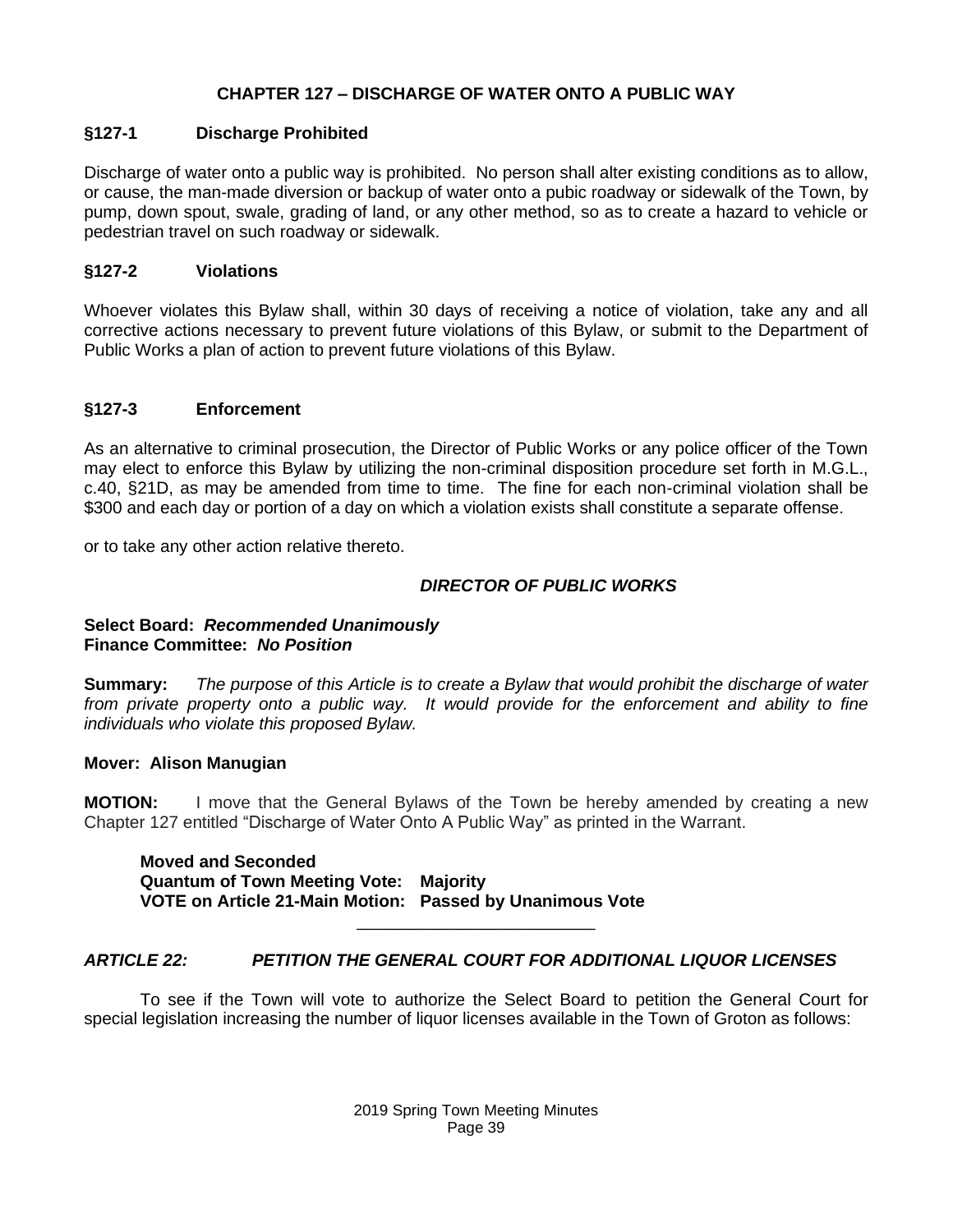## CHAPTER 127 – DISCHARGE OF WATER ONTO A PUBLIC WAY

### §127-1 Discharge Prohibited

Discharge of water onto a public way is prohibited. No person shall alter existing conditions as to allow, or cause, the man-made diversion or backup of water onto a pubic roadway or sidewalk of the Town, by pump, down spout, swale, grading of land, or any other method, so as to create a hazard to vehicle or pedestrian travel on such roadway or sidewalk.

### §127-2 Violations

Whoever violates this Bylaw shall, within 30 days of receiving a notice of violation, take any and all corrective actions necessary to prevent future violations of this Bylaw, or submit to the Department of Public Works a plan of action to prevent future violations of this Bylaw.

### §127-3 Enforcement

As an alternative to criminal prosecution, the Director of Public Works or any police officer of the Town may elect to enforce this Bylaw by utilizing the non-criminal disposition procedure set forth in M.G.L., c.40, §21D, as may be amended from time to time. The fine for each non-criminal violation shall be $300 and each day or portion of a day on which a violation exists shall constitute a separate offense.

or to take any other action relative thereto.

***DIRECTOR OF PUBLIC WORKS***

**Select Board:** ***Recommended Unanimously***
**Finance Committee:** ***No Position***

**Summary:** *The purpose of this Article is to create a Bylaw that would prohibit the discharge of water from private property onto a public way. It would provide for the enforcement and ability to fine individuals who violate this proposed Bylaw.*

**Mover: Alison Manugian**

**MOTION:** I move that the General Bylaws of the Town be hereby amended by creating a new Chapter 127 entitled "Discharge of Water Onto A Public Way" as printed in the Warrant.

**Moved and Seconded**
**Quantum of Town Meeting Vote: Majority**
**VOTE on Article 21-Main Motion: Passed by Unanimous Vote**

---

## *ARTICLE 22: PETITION THE GENERAL COURT FOR ADDITIONAL LIQUOR LICENSES*

To see if the Town will vote to authorize the Select Board to petition the General Court for special legislation increasing the number of liquor licenses available in the Town of Groton as follows: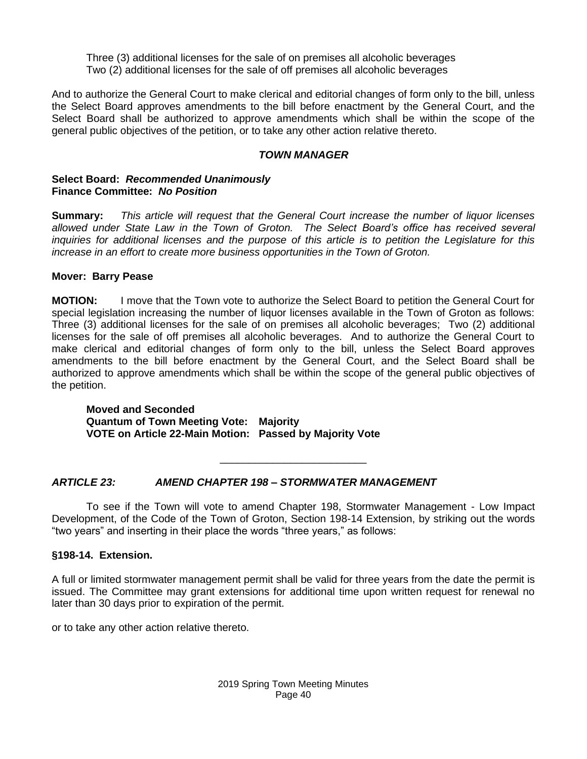Three (3) additional licenses for the sale of on premises all alcoholic beverages
Two (2) additional licenses for the sale of off premises all alcoholic beverages

And to authorize the General Court to make clerical and editorial changes of form only to the bill, unless the Select Board approves amendments to the bill before enactment by the General Court, and the Select Board shall be authorized to approve amendments which shall be within the scope of the general public objectives of the petition, or to take any other action relative thereto.

***TOWN MANAGER***

**Select Board:** ***Recommended Unanimously***
**Finance Committee:** ***No Position***

**Summary:** *This article will request that the General Court increase the number of liquor licenses allowed under State Law in the Town of Groton. The Select Board's office has received several inquiries for additional licenses and the purpose of this article is to petition the Legislature for this increase in an effort to create more business opportunities in the Town of Groton.*

**Mover: Barry Pease**

**MOTION:** I move that the Town vote to authorize the Select Board to petition the General Court for special legislation increasing the number of liquor licenses available in the Town of Groton as follows: Three (3) additional licenses for the sale of on premises all alcoholic beverages; Two (2) additional licenses for the sale of off premises all alcoholic beverages. And to authorize the General Court to make clerical and editorial changes of form only to the bill, unless the Select Board approves amendments to the bill before enactment by the General Court, and the Select Board shall be authorized to approve amendments which shall be within the scope of the general public objectives of the petition.

**Moved and Seconded**
**Quantum of Town Meeting Vote: Majority**
**VOTE on Article 22-Main Motion: Passed by Majority Vote**

---

## *ARTICLE 23: AMEND CHAPTER 198 – STORMWATER MANAGEMENT*

To see if the Town will vote to amend Chapter 198, Stormwater Management - Low Impact Development, of the Code of the Town of Groton, Section 198-14 Extension, by striking out the words "two years" and inserting in their place the words "three years," as follows:

**§198-14. Extension.**

A full or limited stormwater management permit shall be valid for three years from the date the permit is issued. The Committee may grant extensions for additional time upon written request for renewal no later than 30 days prior to expiration of the permit.

or to take any other action relative thereto.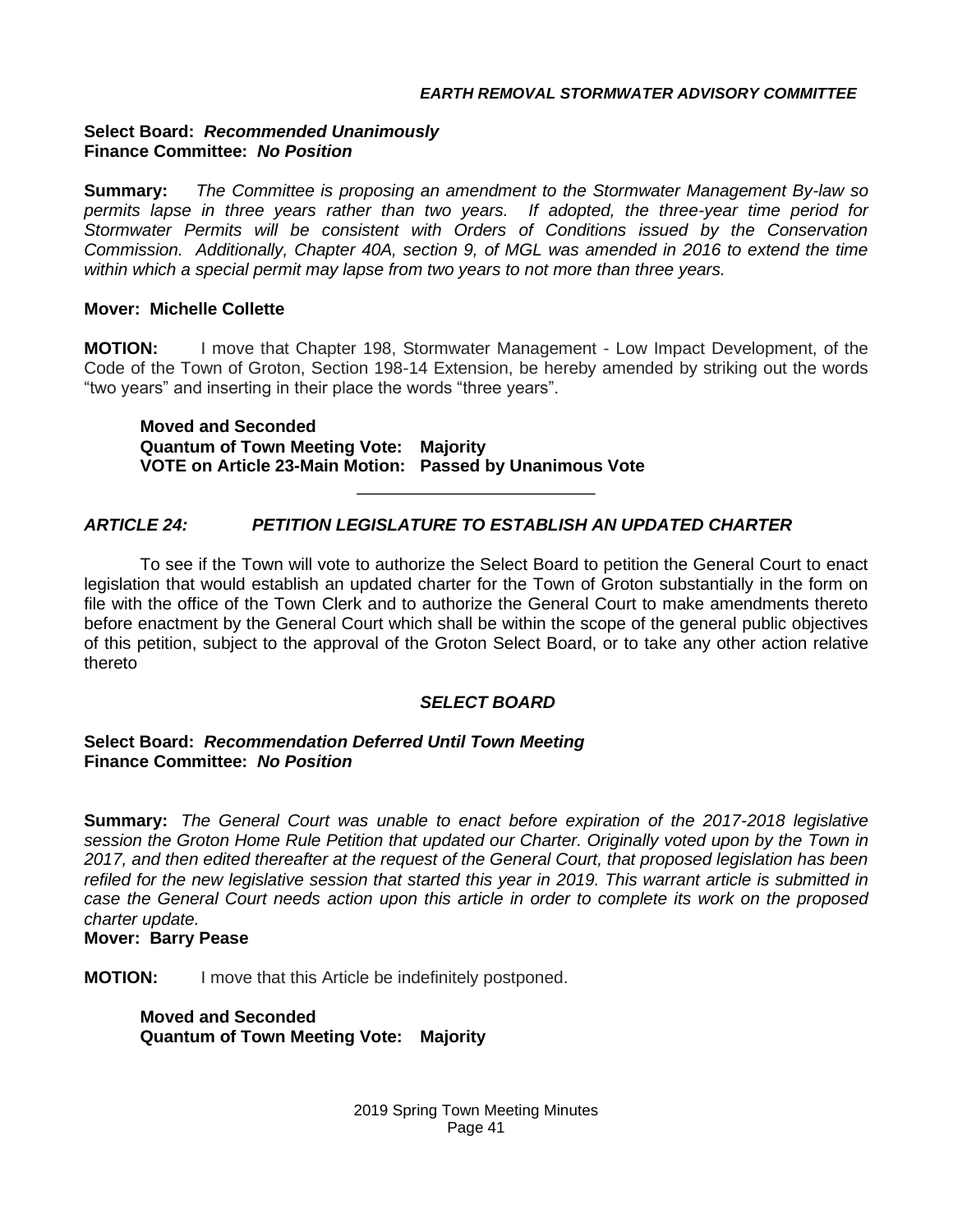***EARTH REMOVAL STORMWATER ADVISORY COMMITTEE***

**Select Board:** ***Recommended Unanimously***
**Finance Committee:** ***No Position***

**Summary:** *The Committee is proposing an amendment to the Stormwater Management By-law so permits lapse in three years rather than two years. If adopted, the three-year time period for Stormwater Permits will be consistent with Orders of Conditions issued by the Conservation Commission. Additionally, Chapter 40A, section 9, of MGL was amended in 2016 to extend the time within which a special permit may lapse from two years to not more than three years.*

**Mover: Michelle Collette**

**MOTION:** I move that Chapter 198, Stormwater Management - Low Impact Development, of the Code of the Town of Groton, Section 198-14 Extension, be hereby amended by striking out the words "two years" and inserting in their place the words "three years".

**Moved and Seconded**
**Quantum of Town Meeting Vote: Majority**
**VOTE on Article 23-Main Motion: Passed by Unanimous Vote**

---

## *ARTICLE 24: PETITION LEGISLATURE TO ESTABLISH AN UPDATED CHARTER*

To see if the Town will vote to authorize the Select Board to petition the General Court to enact legislation that would establish an updated charter for the Town of Groton substantially in the form on file with the office of the Town Clerk and to authorize the General Court to make amendments thereto before enactment by the General Court which shall be within the scope of the general public objectives of this petition, subject to the approval of the Groton Select Board, or to take any other action relative thereto

***SELECT BOARD***

**Select Board:** ***Recommendation Deferred Until Town Meeting***
**Finance Committee:** ***No Position***

**Summary:** *The General Court was unable to enact before expiration of the 2017-2018 legislative session the Groton Home Rule Petition that updated our Charter. Originally voted upon by the Town in 2017, and then edited thereafter at the request of the General Court, that proposed legislation has been refiled for the new legislative session that started this year in 2019. This warrant article is submitted in case the General Court needs action upon this article in order to complete its work on the proposed charter update.*

**Mover: Barry Pease**

**MOTION:** I move that this Article be indefinitely postponed.

**Moved and Seconded**
**Quantum of Town Meeting Vote: Majority**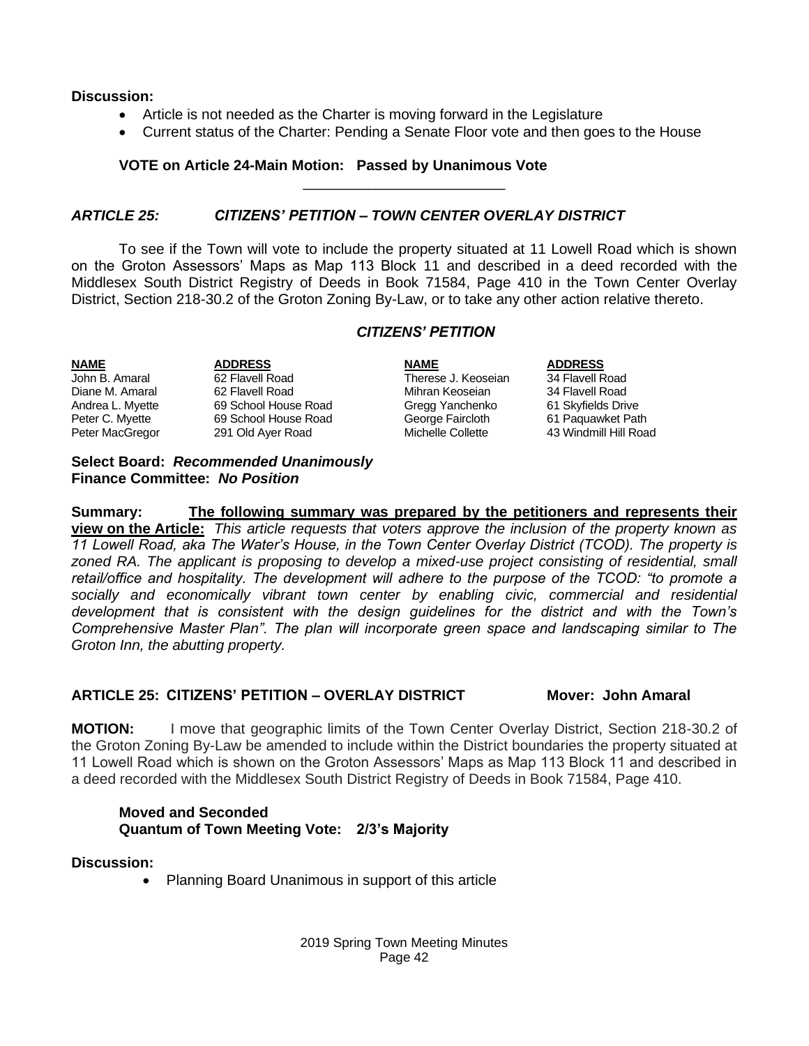**Discussion:**

- Article is not needed as the Charter is moving forward in the Legislature
- Current status of the Charter: Pending a Senate Floor vote and then goes to the House

**VOTE on Article 24-Main Motion: Passed by Unanimous Vote**

---

### *ARTICLE 25: CITIZENS' PETITION – TOWN CENTER OVERLAY DISTRICT*

To see if the Town will vote to include the property situated at 11 Lowell Road which is shown on the Groton Assessors' Maps as Map 113 Block 11 and described in a deed recorded with the Middlesex South District Registry of Deeds in Book 71584, Page 410 in the Town Center Overlay District, Section 218-30.2 of the Groton Zoning By-Law, or to take any other action relative thereto.

***CITIZENS' PETITION***

| NAME | ADDRESS | NAME | ADDRESS |
|---|---|---|---|
| John B. Amaral | 62 Flavell Road | Therese J. Keoseian | 34 Flavell Road |
| Diane M. Amaral | 62 Flavell Road | Mihran Keoseian | 34 Flavell Road |
| Andrea L. Myette | 69 School House Road | Gregg Yanchenko | 61 Skyfields Drive |
| Peter C. Myette | 69 School House Road | George Faircloth | 61 Paquawket Path |
| Peter MacGregor | 291 Old Ayer Road | Michelle Collette | 43 Windmill Hill Road |

**Select Board:** ***Recommended Unanimously***
**Finance Committee:** ***No Position***

**Summary:** **The following summary was prepared by the petitioners and represents their view on the Article:** *This article requests that voters approve the inclusion of the property known as 11 Lowell Road, aka The Water's House, in the Town Center Overlay District (TCOD). The property is zoned RA. The applicant is proposing to develop a mixed-use project consisting of residential, small retail/office and hospitality. The development will adhere to the purpose of the TCOD: "to promote a socially and economically vibrant town center by enabling civic, commercial and residential development that is consistent with the design guidelines for the district and with the Town's Comprehensive Master Plan". The plan will incorporate green space and landscaping similar to The Groton Inn, the abutting property.*

**ARTICLE 25: CITIZENS' PETITION – OVERLAY DISTRICT Mover: John Amaral**

**MOTION:** I move that geographic limits of the Town Center Overlay District, Section 218-30.2 of the Groton Zoning By-Law be amended to include within the District boundaries the property situated at 11 Lowell Road which is shown on the Groton Assessors' Maps as Map 113 Block 11 and described in a deed recorded with the Middlesex South District Registry of Deeds in Book 71584, Page 410.

**Moved and Seconded**
**Quantum of Town Meeting Vote: 2/3's Majority**

**Discussion:**

- Planning Board Unanimous in support of this article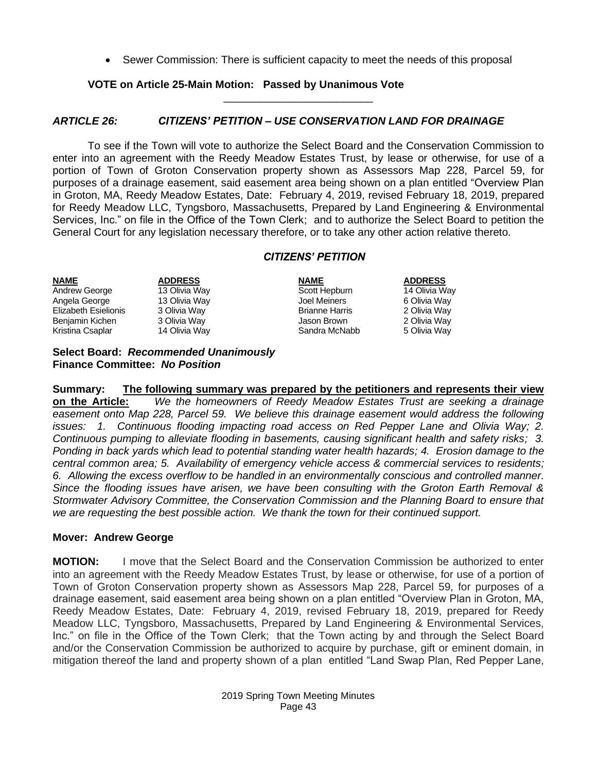- Sewer Commission: There is sufficient capacity to meet the needs of this proposal

**VOTE on Article 25-Main Motion: Passed by Unanimous Vote**

---

### *ARTICLE 26: CITIZENS' PETITION – USE CONSERVATION LAND FOR DRAINAGE*

To see if the Town will vote to authorize the Select Board and the Conservation Commission to enter into an agreement with the Reedy Meadow Estates Trust, by lease or otherwise, for use of a portion of Town of Groton Conservation property shown as Assessors Map 228, Parcel 59, for purposes of a drainage easement, said easement area being shown on a plan entitled "Overview Plan in Groton, MA, Reedy Meadow Estates, Date: February 4, 2019, revised February 18, 2019, prepared for Reedy Meadow LLC, Tyngsboro, Massachusetts, Prepared by Land Engineering & Environmental Services, Inc." on file in the Office of the Town Clerk; and to authorize the Select Board to petition the General Court for any legislation necessary therefore, or to take any other action relative thereto.

***CITIZENS' PETITION***

| NAME | ADDRESS | NAME | ADDRESS |
|---|---|---|---|
| Andrew George | 13 Olivia Way | Scott Hepburn | 14 Olivia Way |
| Angela George | 13 Olivia Way | Joel Meiners | 6 Olivia Way |
| Elizabeth Esielionis | 3 Olivia Way | Brianne Harris | 2 Olivia Way |
| Benjamin Kichen | 3 Olivia Way | Jason Brown | 2 Olivia Way |
| Kristina Csaplar | 14 Olivia Way | Sandra McNabb | 5 Olivia Way |

**Select Board:** ***Recommended Unanimously***
**Finance Committee:** ***No Position***

**Summary: The following summary was prepared by the petitioners and represents their view on the Article:** *We the homeowners of Reedy Meadow Estates Trust are seeking a drainage easement onto Map 228, Parcel 59. We believe this drainage easement would address the following issues: 1. Continuous flooding impacting road access on Red Pepper Lane and Olivia Way; 2. Continuous pumping to alleviate flooding in basements, causing significant health and safety risks; 3. Ponding in back yards which lead to potential standing water health hazards; 4. Erosion damage to the central common area; 5. Availability of emergency vehicle access & commercial services to residents; 6. Allowing the excess overflow to be handled in an environmentally conscious and controlled manner. Since the flooding issues have arisen, we have been consulting with the Groton Earth Removal & Stormwater Advisory Committee, the Conservation Commission and the Planning Board to ensure that we are requesting the best possible action. We thank the town for their continued support.*

**Mover: Andrew George**

**MOTION:** I move that the Select Board and the Conservation Commission be authorized to enter into an agreement with the Reedy Meadow Estates Trust, by lease or otherwise, for use of a portion of Town of Groton Conservation property shown as Assessors Map 228, Parcel 59, for purposes of a drainage easement, said easement area being shown on a plan entitled "Overview Plan in Groton, MA, Reedy Meadow Estates, Date: February 4, 2019, revised February 18, 2019, prepared for Reedy Meadow LLC, Tyngsboro, Massachusetts, Prepared by Land Engineering & Environmental Services, Inc." on file in the Office of the Town Clerk; that the Town acting by and through the Select Board and/or the Conservation Commission be authorized to acquire by purchase, gift or eminent domain, in mitigation thereof the land and property shown of a plan entitled "Land Swap Plan, Red Pepper Lane,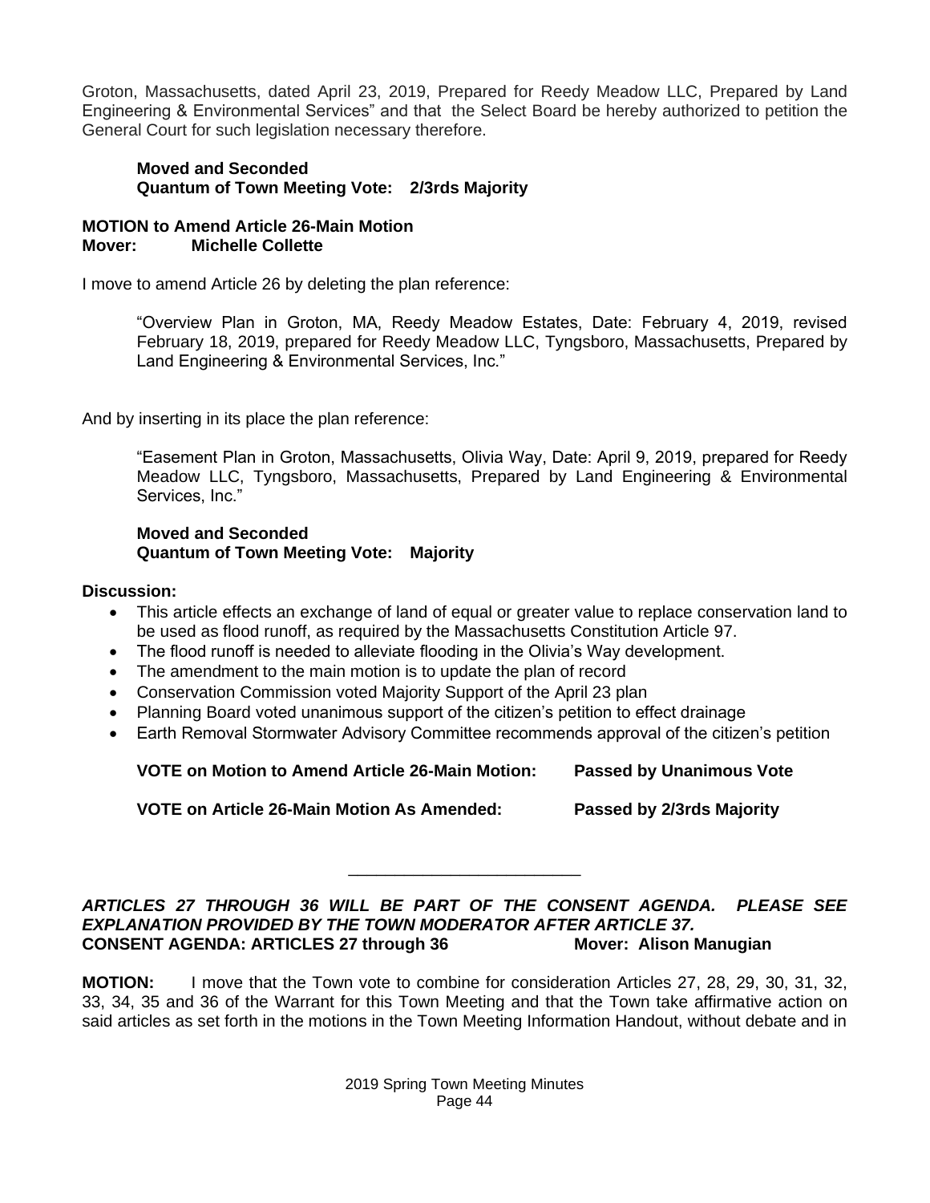Groton, Massachusetts, dated April 23, 2019, Prepared for Reedy Meadow LLC, Prepared by Land Engineering & Environmental Services" and that the Select Board be hereby authorized to petition the General Court for such legislation necessary therefore.

**Moved and Seconded**
**Quantum of Town Meeting Vote: 2/3rds Majority**

**MOTION to Amend Article 26-Main Motion**
**Mover: Michelle Collette**

I move to amend Article 26 by deleting the plan reference:

> "Overview Plan in Groton, MA, Reedy Meadow Estates, Date: February 4, 2019, revised February 18, 2019, prepared for Reedy Meadow LLC, Tyngsboro, Massachusetts, Prepared by Land Engineering & Environmental Services, Inc."

And by inserting in its place the plan reference:

> "Easement Plan in Groton, Massachusetts, Olivia Way, Date: April 9, 2019, prepared for Reedy Meadow LLC, Tyngsboro, Massachusetts, Prepared by Land Engineering & Environmental Services, Inc."

**Moved and Seconded**
**Quantum of Town Meeting Vote: Majority**

**Discussion:**

- This article effects an exchange of land of equal or greater value to replace conservation land to be used as flood runoff, as required by the Massachusetts Constitution Article 97.
- The flood runoff is needed to alleviate flooding in the Olivia's Way development.
- The amendment to the main motion is to update the plan of record
- Conservation Commission voted Majority Support of the April 23 plan
- Planning Board voted unanimous support of the citizen's petition to effect drainage
- Earth Removal Stormwater Advisory Committee recommends approval of the citizen's petition

**VOTE on Motion to Amend Article 26-Main Motion: Passed by Unanimous Vote**

**VOTE on Article 26-Main Motion As Amended: Passed by 2/3rds Majority**

---

***ARTICLES 27 THROUGH 36 WILL BE PART OF THE CONSENT AGENDA. PLEASE SEE EXPLANATION PROVIDED BY THE TOWN MODERATOR AFTER ARTICLE 37.***
**CONSENT AGENDA: ARTICLES 27 through 36 Mover: Alison Manugian**

**MOTION:** I move that the Town vote to combine for consideration Articles 27, 28, 29, 30, 31, 32, 33, 34, 35 and 36 of the Warrant for this Town Meeting and that the Town take affirmative action on said articles as set forth in the motions in the Town Meeting Information Handout, without debate and in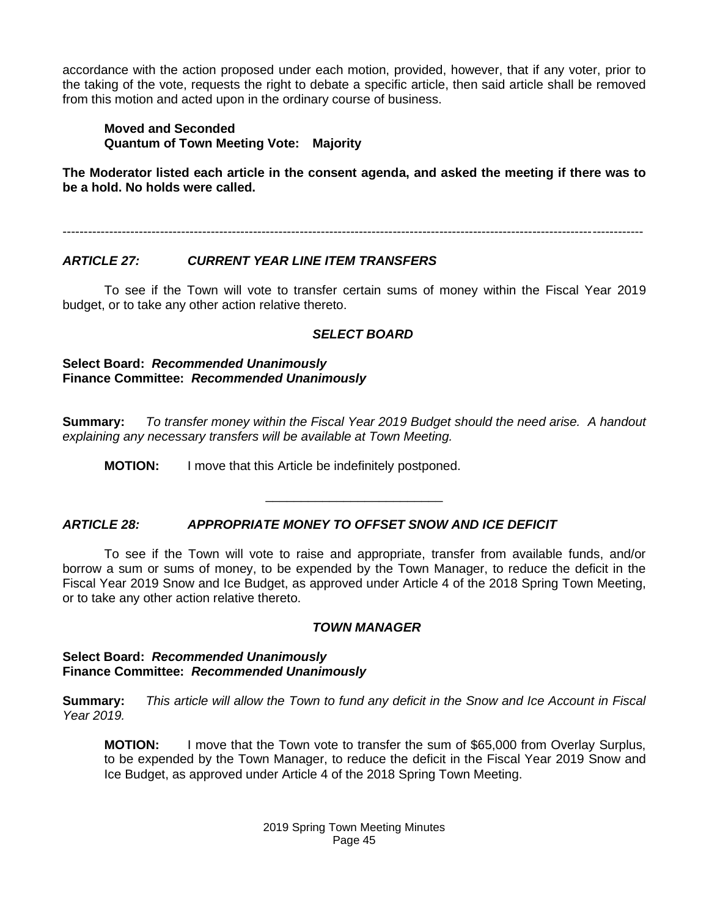accordance with the action proposed under each motion, provided, however, that if any voter, prior to the taking of the vote, requests the right to debate a specific article, then said article shall be removed from this motion and acted upon in the ordinary course of business.

**Moved and Seconded**
**Quantum of Town Meeting Vote: Majority**

**The Moderator listed each article in the consent agenda, and asked the meeting if there was to be a hold. No holds were called.**

---

### ***ARTICLE 27: CURRENT YEAR LINE ITEM TRANSFERS***

To see if the Town will vote to transfer certain sums of money within the Fiscal Year 2019 budget, or to take any other action relative thereto.

***SELECT BOARD***

**Select Board:** ***Recommended Unanimously***
**Finance Committee:** ***Recommended Unanimously***

**Summary:** *To transfer money within the Fiscal Year 2019 Budget should the need arise. A handout explaining any necessary transfers will be available at Town Meeting.*

**MOTION:** I move that this Article be indefinitely postponed.

---

### ***ARTICLE 28: APPROPRIATE MONEY TO OFFSET SNOW AND ICE DEFICIT***

To see if the Town will vote to raise and appropriate, transfer from available funds, and/or borrow a sum or sums of money, to be expended by the Town Manager, to reduce the deficit in the Fiscal Year 2019 Snow and Ice Budget, as approved under Article 4 of the 2018 Spring Town Meeting, or to take any other action relative thereto.

***TOWN MANAGER***

**Select Board:** ***Recommended Unanimously***
**Finance Committee:** ***Recommended Unanimously***

**Summary:** *This article will allow the Town to fund any deficit in the Snow and Ice Account in Fiscal Year 2019.*

**MOTION:** I move that the Town vote to transfer the sum of $65,000 from Overlay Surplus, to be expended by the Town Manager, to reduce the deficit in the Fiscal Year 2019 Snow and Ice Budget, as approved under Article 4 of the 2018 Spring Town Meeting.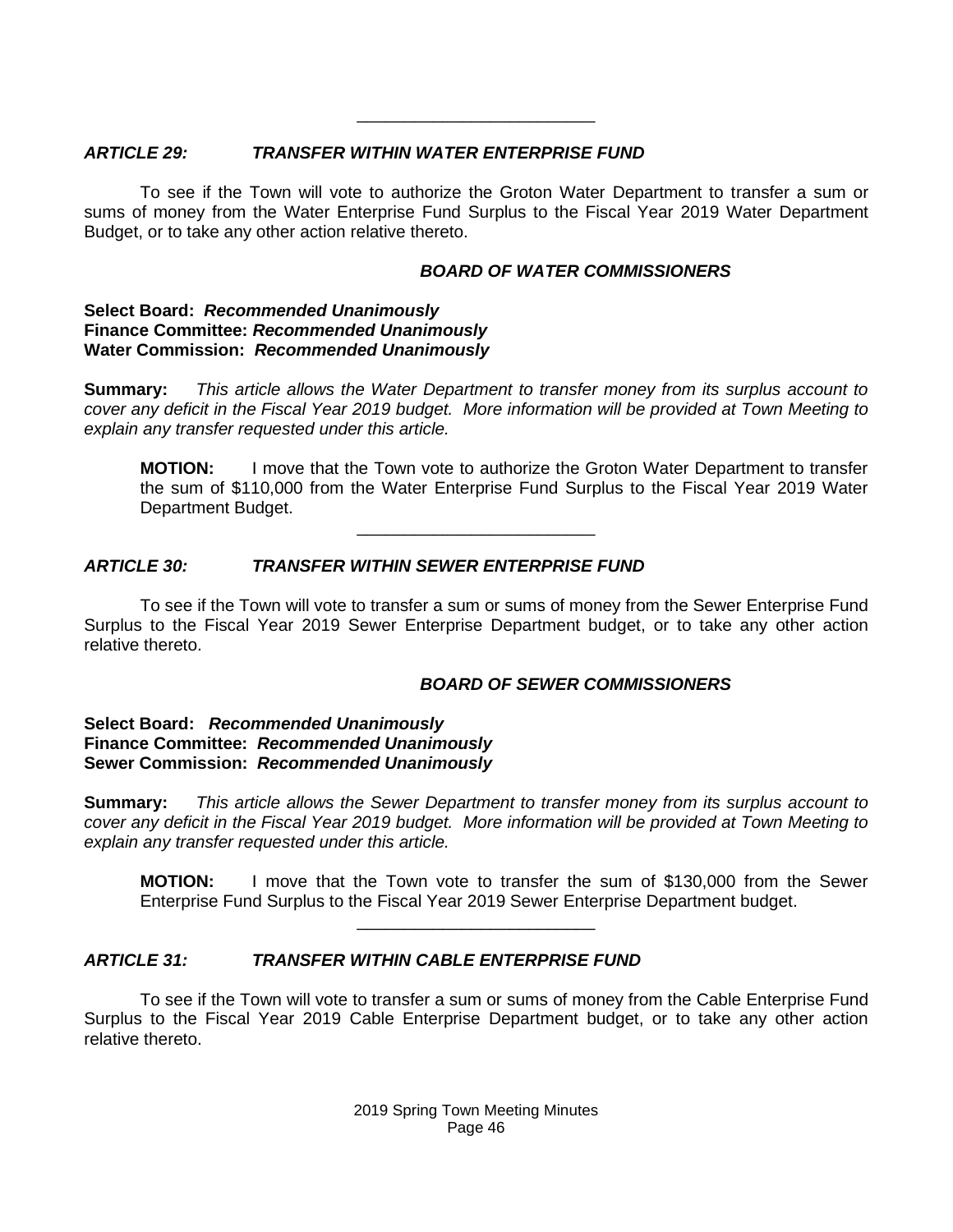---

### *ARTICLE 29: TRANSFER WITHIN WATER ENTERPRISE FUND*

To see if the Town will vote to authorize the Groton Water Department to transfer a sum or sums of money from the Water Enterprise Fund Surplus to the Fiscal Year 2019 Water Department Budget, or to take any other action relative thereto.

***BOARD OF WATER COMMISSIONERS***

**Select Board:** ***Recommended Unanimously***
**Finance Committee:** ***Recommended Unanimously***
**Water Commission:** ***Recommended Unanimously***

**Summary:** *This article allows the Water Department to transfer money from its surplus account to cover any deficit in the Fiscal Year 2019 budget. More information will be provided at Town Meeting to explain any transfer requested under this article.*

> **MOTION:** I move that the Town vote to authorize the Groton Water Department to transfer the sum of $110,000 from the Water Enterprise Fund Surplus to the Fiscal Year 2019 Water Department Budget.

---

### *ARTICLE 30: TRANSFER WITHIN SEWER ENTERPRISE FUND*

To see if the Town will vote to transfer a sum or sums of money from the Sewer Enterprise Fund Surplus to the Fiscal Year 2019 Sewer Enterprise Department budget, or to take any other action relative thereto.

***BOARD OF SEWER COMMISSIONERS***

**Select Board:** ***Recommended Unanimously***
**Finance Committee:** ***Recommended Unanimously***
**Sewer Commission:** ***Recommended Unanimously***

**Summary:** *This article allows the Sewer Department to transfer money from its surplus account to cover any deficit in the Fiscal Year 2019 budget. More information will be provided at Town Meeting to explain any transfer requested under this article.*

> **MOTION:** I move that the Town vote to transfer the sum of $130,000 from the Sewer Enterprise Fund Surplus to the Fiscal Year 2019 Sewer Enterprise Department budget.

---

### *ARTICLE 31: TRANSFER WITHIN CABLE ENTERPRISE FUND*

To see if the Town will vote to transfer a sum or sums of money from the Cable Enterprise Fund Surplus to the Fiscal Year 2019 Cable Enterprise Department budget, or to take any other action relative thereto.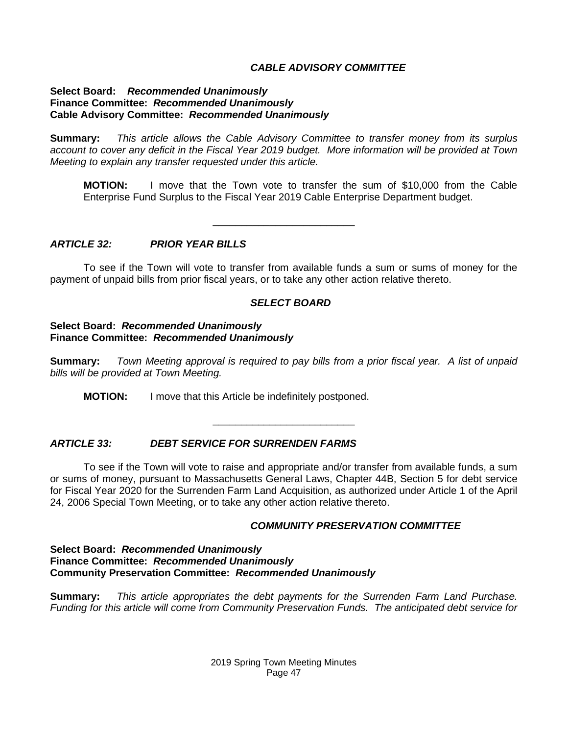*CABLE ADVISORY COMMITTEE*

**Select Board:** ***Recommended Unanimously***
**Finance Committee:** ***Recommended Unanimously***
**Cable Advisory Committee:** ***Recommended Unanimously***

**Summary:** *This article allows the Cable Advisory Committee to transfer money from its surplus account to cover any deficit in the Fiscal Year 2019 budget. More information will be provided at Town Meeting to explain any transfer requested under this article.*

> **MOTION:** I move that the Town vote to transfer the sum of $10,000 from the Cable Enterprise Fund Surplus to the Fiscal Year 2019 Cable Enterprise Department budget.

---

## *ARTICLE 32: PRIOR YEAR BILLS*

To see if the Town will vote to transfer from available funds a sum or sums of money for the payment of unpaid bills from prior fiscal years, or to take any other action relative thereto.

*SELECT BOARD*

**Select Board:** ***Recommended Unanimously***
**Finance Committee:** ***Recommended Unanimously***

**Summary:** *Town Meeting approval is required to pay bills from a prior fiscal year. A list of unpaid bills will be provided at Town Meeting.*

> **MOTION:** I move that this Article be indefinitely postponed.

---

## *ARTICLE 33: DEBT SERVICE FOR SURRENDEN FARMS*

To see if the Town will vote to raise and appropriate and/or transfer from available funds, a sum or sums of money, pursuant to Massachusetts General Laws, Chapter 44B, Section 5 for debt service for Fiscal Year 2020 for the Surrenden Farm Land Acquisition, as authorized under Article 1 of the April 24, 2006 Special Town Meeting, or to take any other action relative thereto.

*COMMUNITY PRESERVATION COMMITTEE*

**Select Board:** ***Recommended Unanimously***
**Finance Committee:** ***Recommended Unanimously***
**Community Preservation Committee:** ***Recommended Unanimously***

**Summary:** *This article appropriates the debt payments for the Surrenden Farm Land Purchase. Funding for this article will come from Community Preservation Funds. The anticipated debt service for*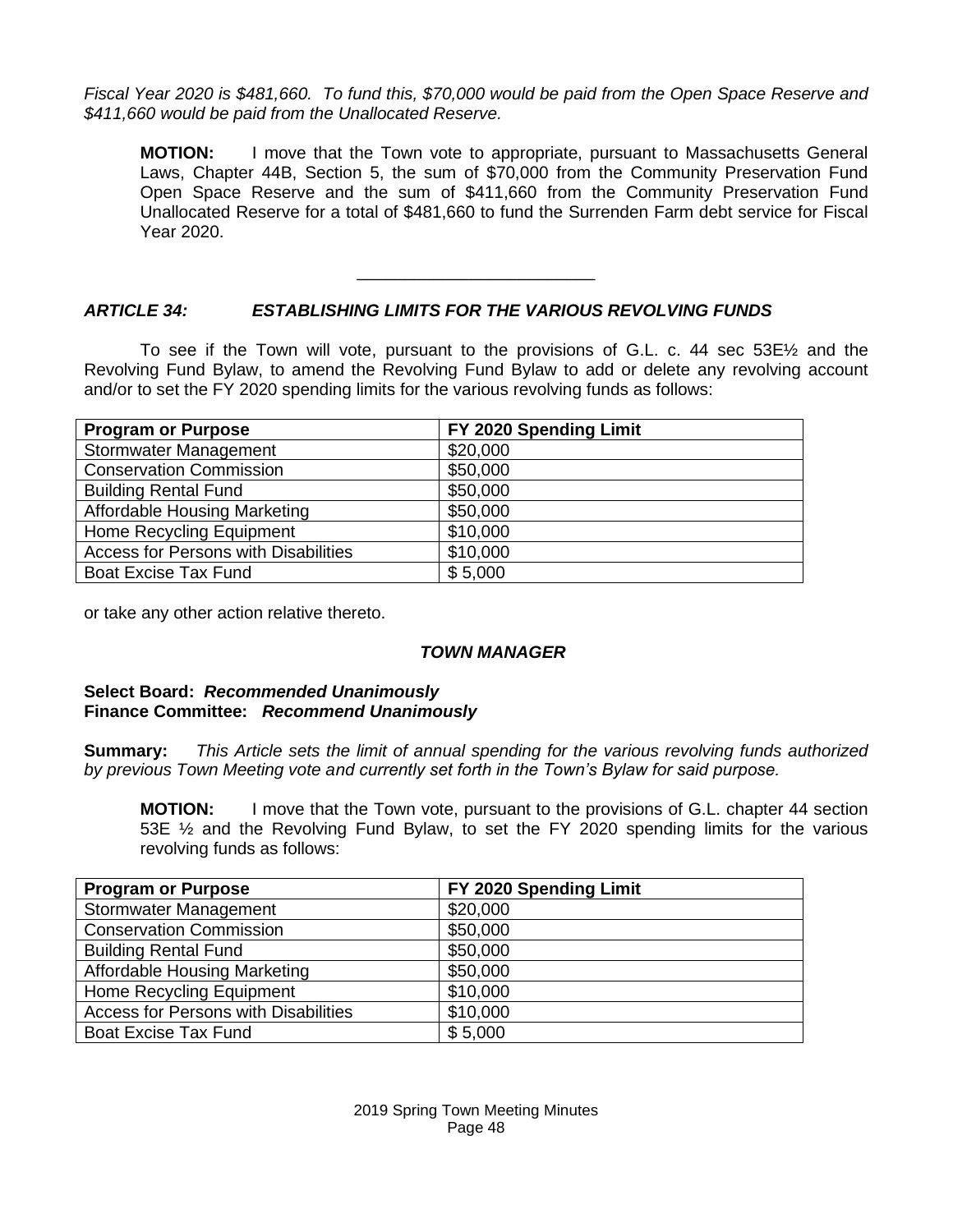*Fiscal Year 2020 is $481,660. To fund this, $70,000 would be paid from the Open Space Reserve and $411,660 would be paid from the Unallocated Reserve.*

**MOTION:** I move that the Town vote to appropriate, pursuant to Massachusetts General Laws, Chapter 44B, Section 5, the sum of $70,000 from the Community Preservation Fund Open Space Reserve and the sum of $411,660 from the Community Preservation Fund Unallocated Reserve for a total of $481,660 to fund the Surrenden Farm debt service for Fiscal Year 2020.

_________________________

### *ARTICLE 34: ESTABLISHING LIMITS FOR THE VARIOUS REVOLVING FUNDS*

To see if the Town will vote, pursuant to the provisions of G.L. c. 44 sec 53E½ and the Revolving Fund Bylaw, to amend the Revolving Fund Bylaw to add or delete any revolving account and/or to set the FY 2020 spending limits for the various revolving funds as follows:

| Program or Purpose | FY 2020 Spending Limit |
|---|---|
| Stormwater Management | $20,000 |
| Conservation Commission | $50,000 |
| Building Rental Fund | $50,000 |
| Affordable Housing Marketing | $50,000 |
| Home Recycling Equipment | $10,000 |
| Access for Persons with Disabilities | $10,000 |
| Boat Excise Tax Fund | $ 5,000 |

or take any other action relative thereto.

***TOWN MANAGER***

**Select Board:** ***Recommended Unanimously***
**Finance Committee:** ***Recommend Unanimously***

**Summary:** *This Article sets the limit of annual spending for the various revolving funds authorized by previous Town Meeting vote and currently set forth in the Town's Bylaw for said purpose.*

**MOTION:** I move that the Town vote, pursuant to the provisions of G.L. chapter 44 section 53E ½ and the Revolving Fund Bylaw, to set the FY 2020 spending limits for the various revolving funds as follows:

| Program or Purpose | FY 2020 Spending Limit |
|---|---|
| Stormwater Management | $20,000 |
| Conservation Commission | $50,000 |
| Building Rental Fund | $50,000 |
| Affordable Housing Marketing | $50,000 |
| Home Recycling Equipment | $10,000 |
| Access for Persons with Disabilities | $10,000 |
| Boat Excise Tax Fund | $ 5,000 |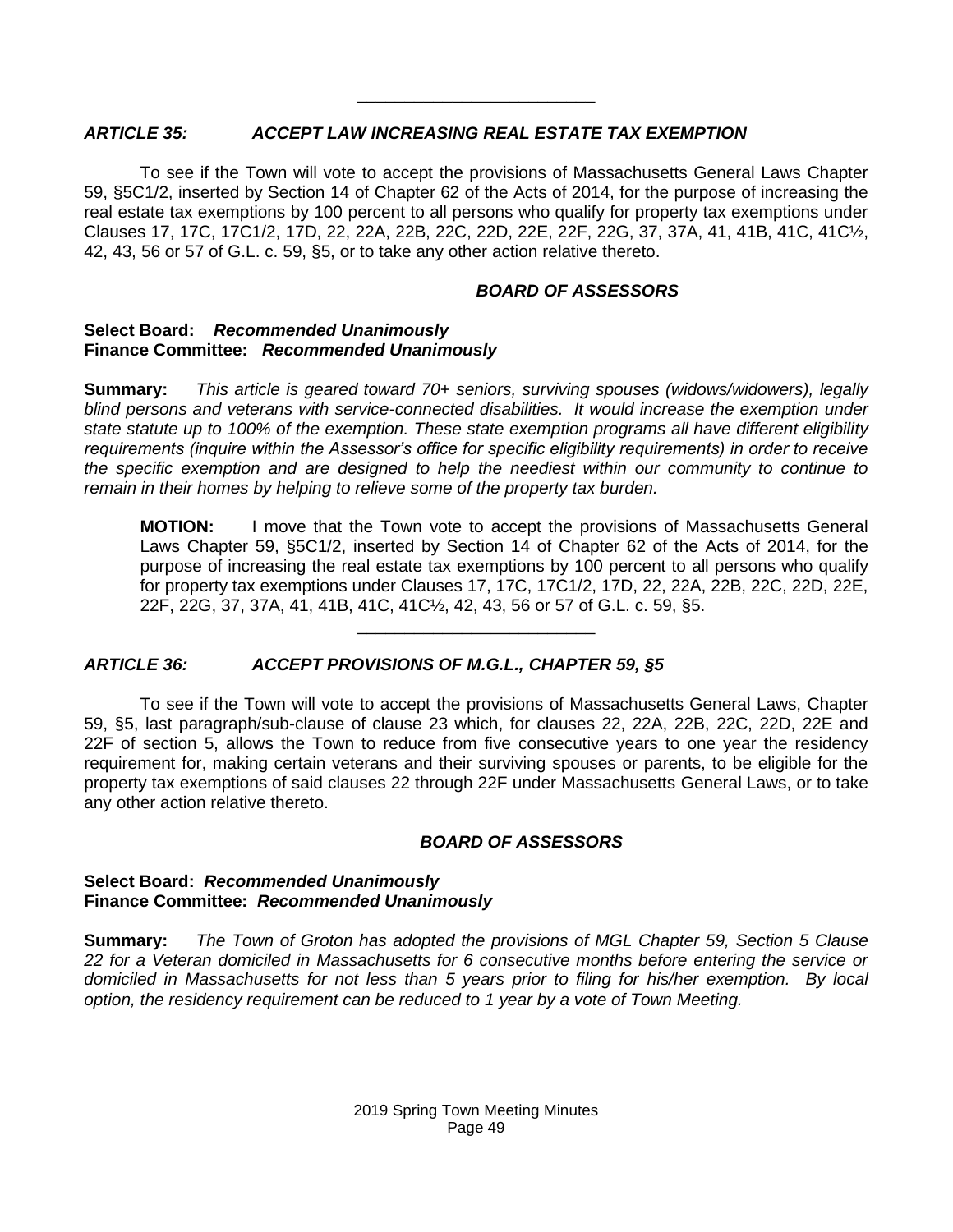---

### *ARTICLE 35: ACCEPT LAW INCREASING REAL ESTATE TAX EXEMPTION*

To see if the Town will vote to accept the provisions of Massachusetts General Laws Chapter 59, §5C1/2, inserted by Section 14 of Chapter 62 of the Acts of 2014, for the purpose of increasing the real estate tax exemptions by 100 percent to all persons who qualify for property tax exemptions under Clauses 17, 17C, 17C1/2, 17D, 22, 22A, 22B, 22C, 22D, 22E, 22F, 22G, 37, 37A, 41, 41B, 41C, 41C½, 42, 43, 56 or 57 of G.L. c. 59, §5, or to take any other action relative thereto.

***BOARD OF ASSESSORS***

**Select Board:** ***Recommended Unanimously***
**Finance Committee:** ***Recommended Unanimously***

**Summary:** *This article is geared toward 70+ seniors, surviving spouses (widows/widowers), legally blind persons and veterans with service-connected disabilities. It would increase the exemption under state statute up to 100% of the exemption. These state exemption programs all have different eligibility requirements (inquire within the Assessor's office for specific eligibility requirements) in order to receive the specific exemption and are designed to help the neediest within our community to continue to remain in their homes by helping to relieve some of the property tax burden.*

> **MOTION:** I move that the Town vote to accept the provisions of Massachusetts General Laws Chapter 59, §5C1/2, inserted by Section 14 of Chapter 62 of the Acts of 2014, for the purpose of increasing the real estate tax exemptions by 100 percent to all persons who qualify for property tax exemptions under Clauses 17, 17C, 17C1/2, 17D, 22, 22A, 22B, 22C, 22D, 22E, 22F, 22G, 37, 37A, 41, 41B, 41C, 41C½, 42, 43, 56 or 57 of G.L. c. 59, §5.

---

### *ARTICLE 36: ACCEPT PROVISIONS OF M.G.L., CHAPTER 59, §5*

To see if the Town will vote to accept the provisions of Massachusetts General Laws, Chapter 59, §5, last paragraph/sub-clause of clause 23 which, for clauses 22, 22A, 22B, 22C, 22D, 22E and 22F of section 5, allows the Town to reduce from five consecutive years to one year the residency requirement for, making certain veterans and their surviving spouses or parents, to be eligible for the property tax exemptions of said clauses 22 through 22F under Massachusetts General Laws, or to take any other action relative thereto.

***BOARD OF ASSESSORS***

**Select Board:** ***Recommended Unanimously***
**Finance Committee:** ***Recommended Unanimously***

**Summary:** *The Town of Groton has adopted the provisions of MGL Chapter 59, Section 5 Clause 22 for a Veteran domiciled in Massachusetts for 6 consecutive months before entering the service or domiciled in Massachusetts for not less than 5 years prior to filing for his/her exemption. By local option, the residency requirement can be reduced to 1 year by a vote of Town Meeting.*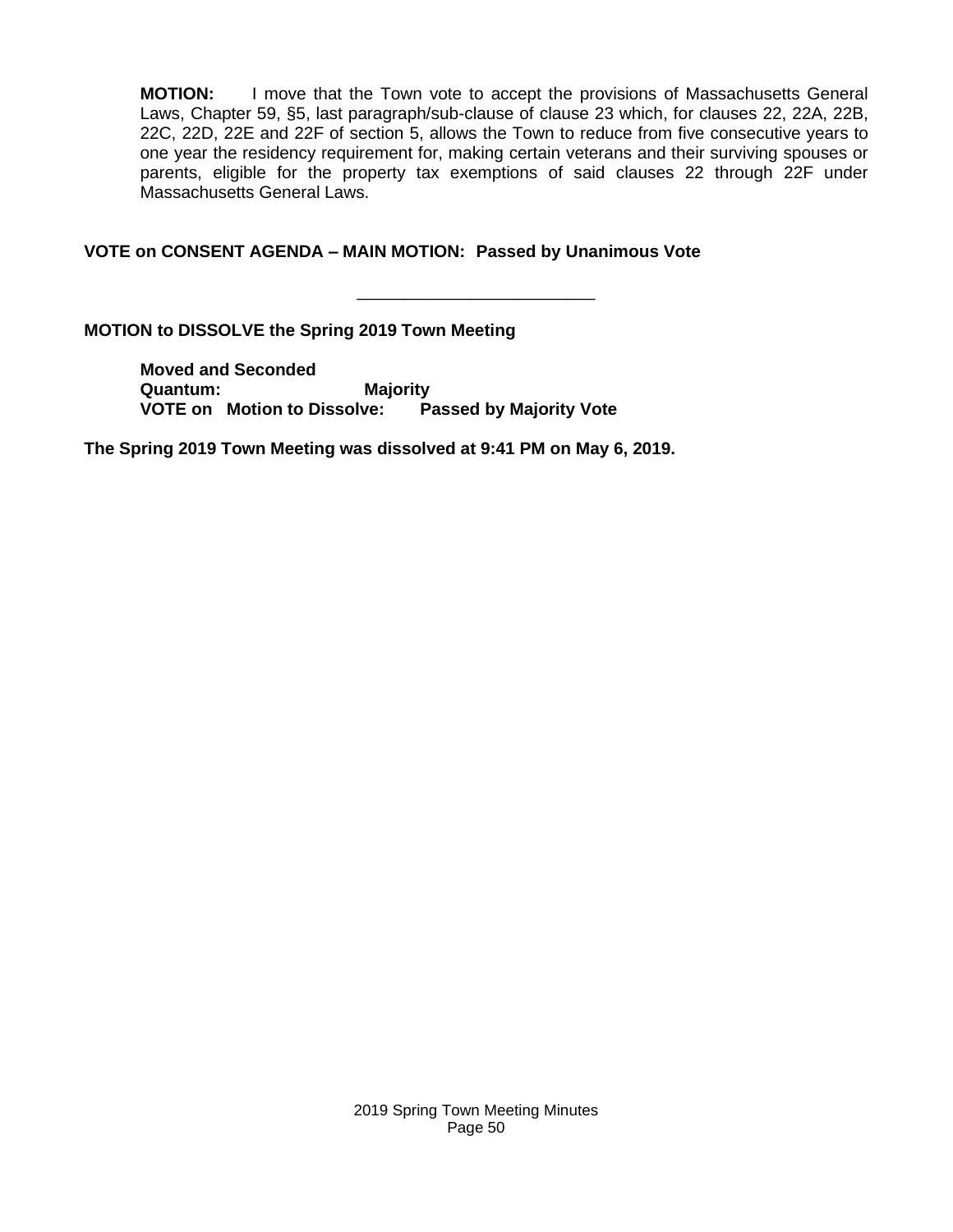**MOTION:** I move that the Town vote to accept the provisions of Massachusetts General Laws, Chapter 59, §5, last paragraph/sub-clause of clause 23 which, for clauses 22, 22A, 22B, 22C, 22D, 22E and 22F of section 5, allows the Town to reduce from five consecutive years to one year the residency requirement for, making certain veterans and their surviving spouses or parents, eligible for the property tax exemptions of said clauses 22 through 22F under Massachusetts General Laws.

**VOTE on CONSENT AGENDA – MAIN MOTION: Passed by Unanimous Vote**

---

**MOTION to DISSOLVE the Spring 2019 Town Meeting**

**Moved and Seconded**
**Quantum: Majority**
**VOTE on Motion to Dissolve: Passed by Majority Vote**

**The Spring 2019 Town Meeting was dissolved at 9:41 PM on May 6, 2019.**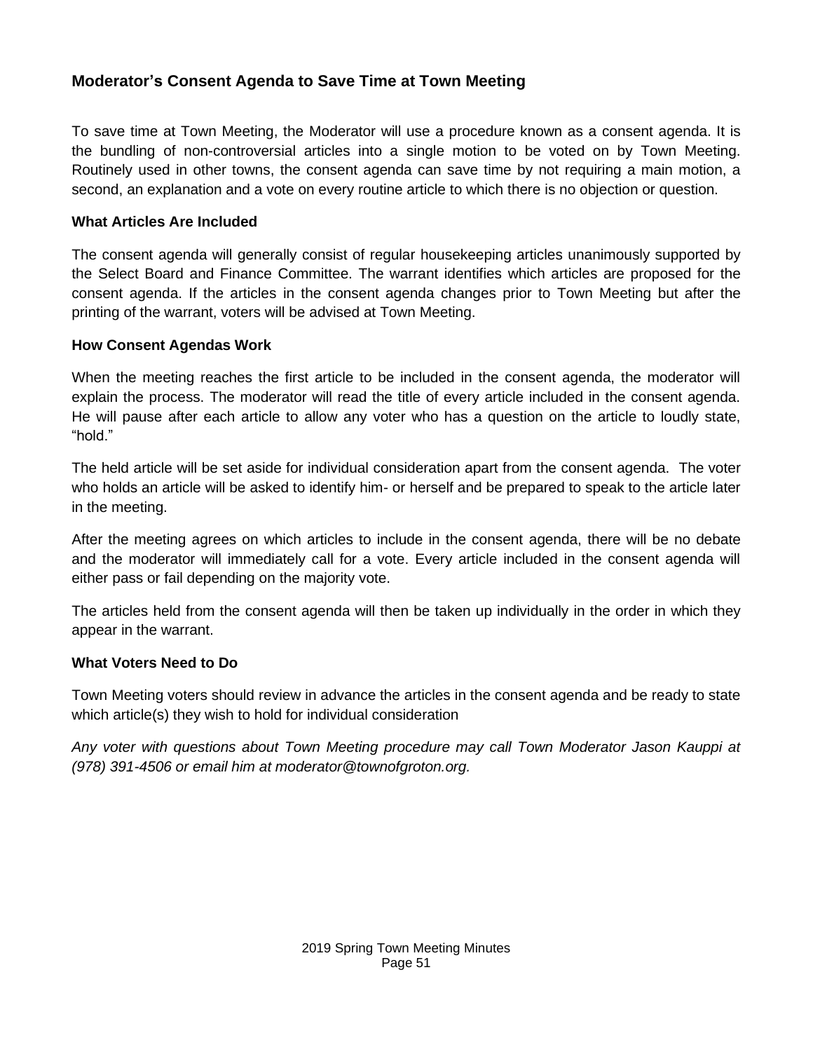## Moderator's Consent Agenda to Save Time at Town Meeting

To save time at Town Meeting, the Moderator will use a procedure known as a consent agenda. It is the bundling of non-controversial articles into a single motion to be voted on by Town Meeting. Routinely used in other towns, the consent agenda can save time by not requiring a main motion, a second, an explanation and a vote on every routine article to which there is no objection or question.

### What Articles Are Included

The consent agenda will generally consist of regular housekeeping articles unanimously supported by the Select Board and Finance Committee. The warrant identifies which articles are proposed for the consent agenda. If the articles in the consent agenda changes prior to Town Meeting but after the printing of the warrant, voters will be advised at Town Meeting.

### How Consent Agendas Work

When the meeting reaches the first article to be included in the consent agenda, the moderator will explain the process. The moderator will read the title of every article included in the consent agenda. He will pause after each article to allow any voter who has a question on the article to loudly state, "hold."

The held article will be set aside for individual consideration apart from the consent agenda. The voter who holds an article will be asked to identify him- or herself and be prepared to speak to the article later in the meeting.

After the meeting agrees on which articles to include in the consent agenda, there will be no debate and the moderator will immediately call for a vote. Every article included in the consent agenda will either pass or fail depending on the majority vote.

The articles held from the consent agenda will then be taken up individually in the order in which they appear in the warrant.

### What Voters Need to Do

Town Meeting voters should review in advance the articles in the consent agenda and be ready to state which article(s) they wish to hold for individual consideration

*Any voter with questions about Town Meeting procedure may call Town Moderator Jason Kauppi at (978) 391-4506 or email him at moderator@townofgroton.org.*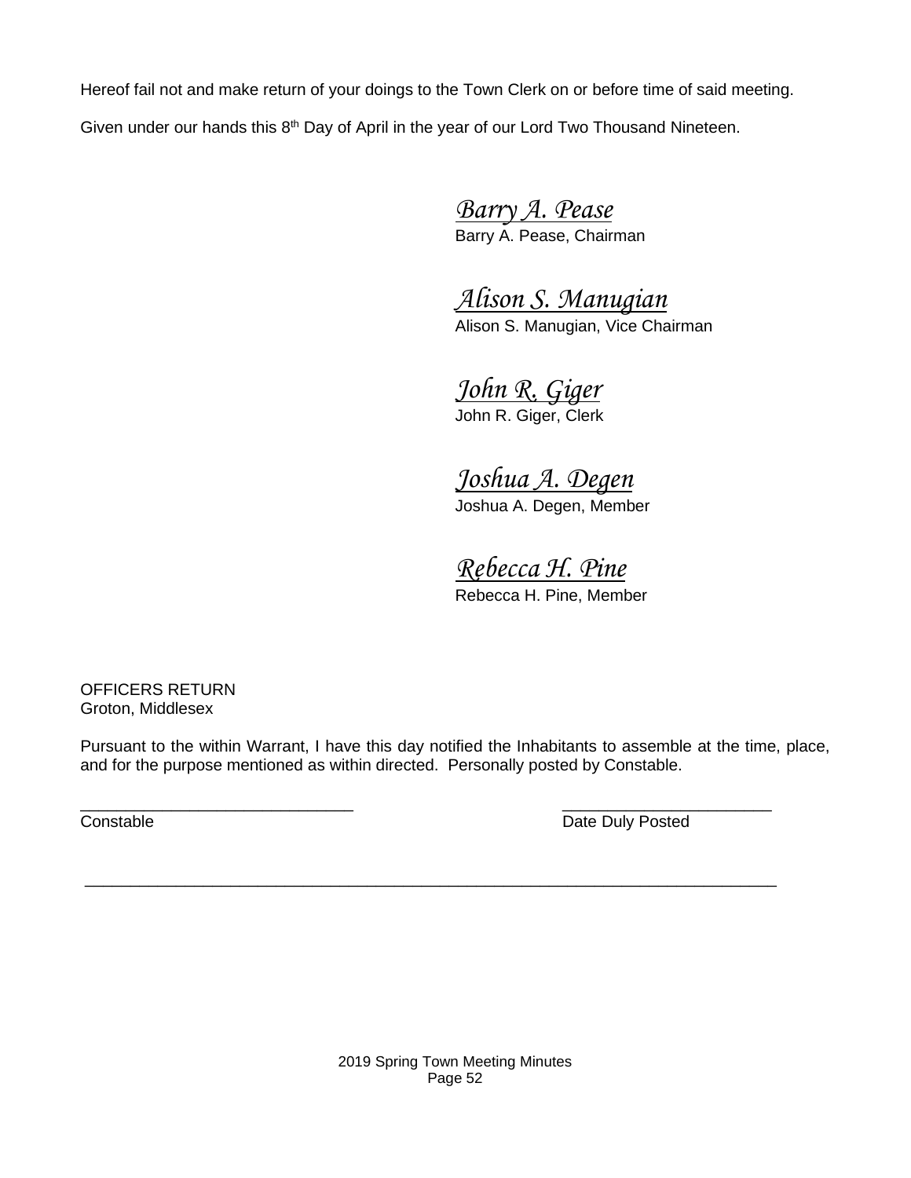Hereof fail not and make return of your doings to the Town Clerk on or before time of said meeting.

Given under our hands this 8th Day of April in the year of our Lord Two Thousand Nineteen.

*Barry A. Pease*
Barry A. Pease, Chairman

*Alison S. Manugian*
Alison S. Manugian, Vice Chairman

*John R. Giger*
John R. Giger, Clerk

*Joshua A. Degen*
Joshua A. Degen, Member

*Rebecca H. Pine*
Rebecca H. Pine, Member

OFFICERS RETURN
Groton, Middlesex

Pursuant to the within Warrant, I have this day notified the Inhabitants to assemble at the time, place, and for the purpose mentioned as within directed. Personally posted by Constable.

______________________________ ______________________
Constable Date Duly Posted

---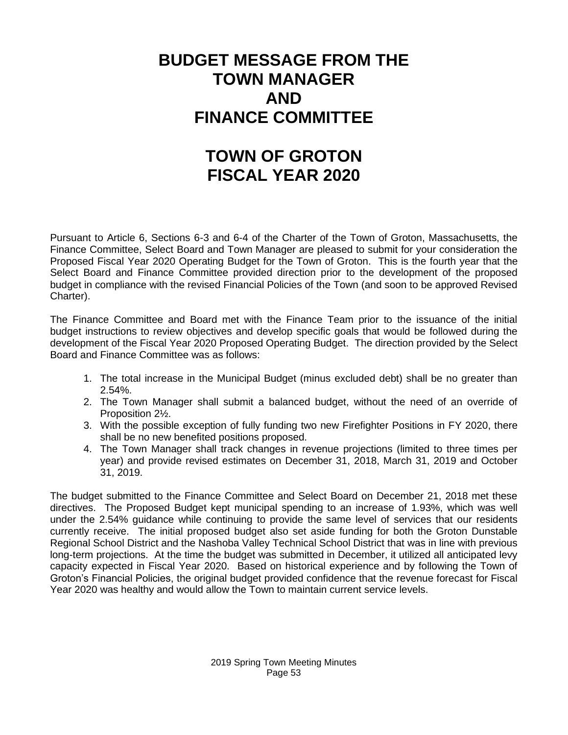# BUDGET MESSAGE FROM THE TOWN MANAGER AND FINANCE COMMITTEE

# TOWN OF GROTON FISCAL YEAR 2020

Pursuant to Article 6, Sections 6-3 and 6-4 of the Charter of the Town of Groton, Massachusetts, the Finance Committee, Select Board and Town Manager are pleased to submit for your consideration the Proposed Fiscal Year 2020 Operating Budget for the Town of Groton. This is the fourth year that the Select Board and Finance Committee provided direction prior to the development of the proposed budget in compliance with the revised Financial Policies of the Town (and soon to be approved Revised Charter).

The Finance Committee and Board met with the Finance Team prior to the issuance of the initial budget instructions to review objectives and develop specific goals that would be followed during the development of the Fiscal Year 2020 Proposed Operating Budget. The direction provided by the Select Board and Finance Committee was as follows:

1. The total increase in the Municipal Budget (minus excluded debt) shall be no greater than 2.54%.
2. The Town Manager shall submit a balanced budget, without the need of an override of Proposition 2½.
3. With the possible exception of fully funding two new Firefighter Positions in FY 2020, there shall be no new benefited positions proposed.
4. The Town Manager shall track changes in revenue projections (limited to three times per year) and provide revised estimates on December 31, 2018, March 31, 2019 and October 31, 2019.

The budget submitted to the Finance Committee and Select Board on December 21, 2018 met these directives. The Proposed Budget kept municipal spending to an increase of 1.93%, which was well under the 2.54% guidance while continuing to provide the same level of services that our residents currently receive. The initial proposed budget also set aside funding for both the Groton Dunstable Regional School District and the Nashoba Valley Technical School District that was in line with previous long-term projections. At the time the budget was submitted in December, it utilized all anticipated levy capacity expected in Fiscal Year 2020. Based on historical experience and by following the Town of Groton's Financial Policies, the original budget provided confidence that the revenue forecast for Fiscal Year 2020 was healthy and would allow the Town to maintain current service levels.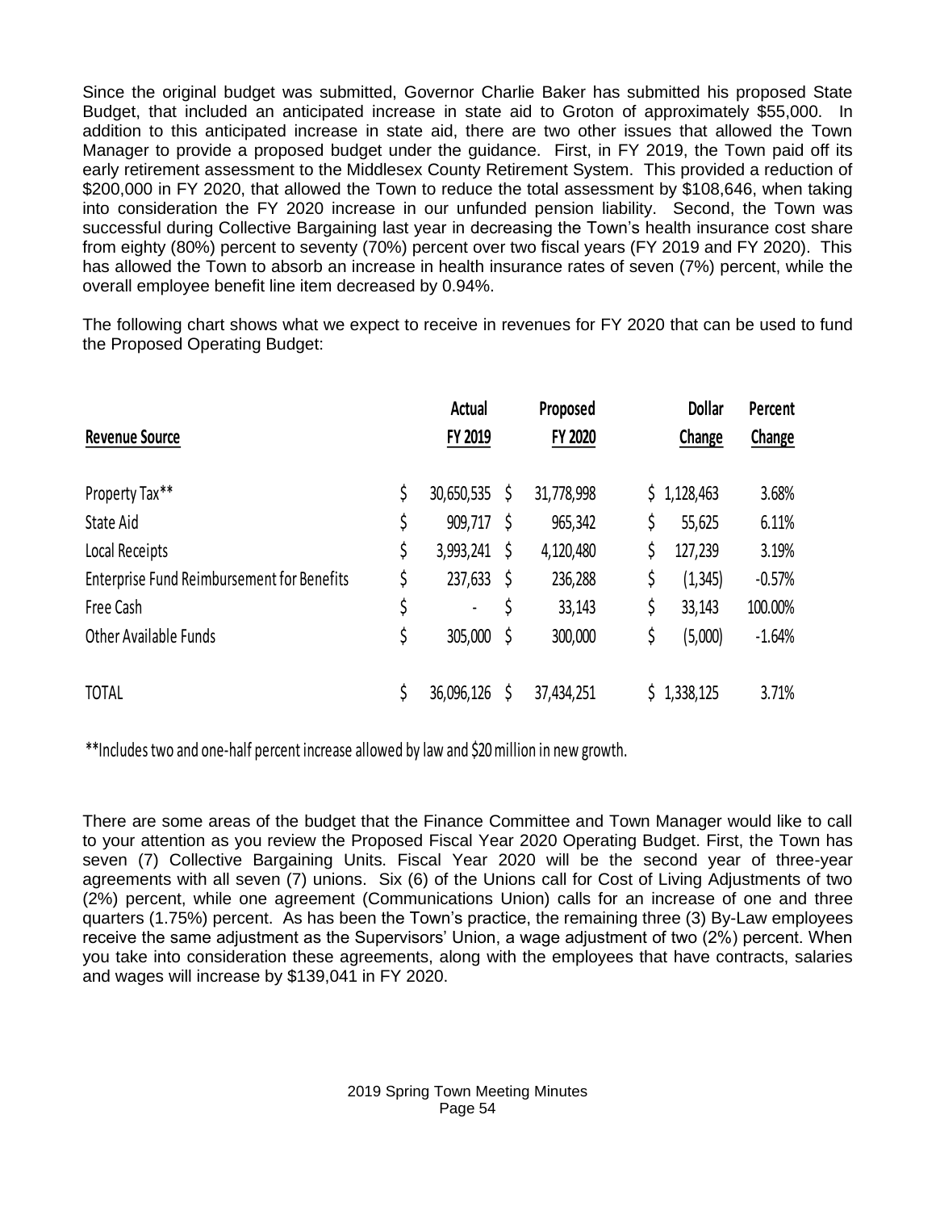Since the original budget was submitted, Governor Charlie Baker has submitted his proposed State Budget, that included an anticipated increase in state aid to Groton of approximately $55,000. In addition to this anticipated increase in state aid, there are two other issues that allowed the Town Manager to provide a proposed budget under the guidance. First, in FY 2019, the Town paid off its early retirement assessment to the Middlesex County Retirement System. This provided a reduction of $200,000 in FY 2020, that allowed the Town to reduce the total assessment by $108,646, when taking into consideration the FY 2020 increase in our unfunded pension liability. Second, the Town was successful during Collective Bargaining last year in decreasing the Town's health insurance cost share from eighty (80%) percent to seventy (70%) percent over two fiscal years (FY 2019 and FY 2020). This has allowed the Town to absorb an increase in health insurance rates of seven (7%) percent, while the overall employee benefit line item decreased by 0.94%.

The following chart shows what we expect to receive in revenues for FY 2020 that can be used to fund the Proposed Operating Budget:

| Revenue Source | Actual FY 2019 | Proposed FY 2020 | Dollar Change | Percent Change |
|---|---|---|---|---|
| Property Tax** | $ 30,650,535 | $ 31,778,998 | $ 1,128,463 | 3.68% |
| State Aid | $ 909,717 | $ 965,342 | $ 55,625 | 6.11% |
| Local Receipts | $ 3,993,241 | $ 4,120,480 | $ 127,239 | 3.19% |
| Enterprise Fund Reimbursement for Benefits | $ 237,633 | $ 236,288 | $ (1,345) | -0.57% |
| Free Cash | $ - | $ 33,143 | $ 33,143 | 100.00% |
| Other Available Funds | $ 305,000 | $ 300,000 | $ (5,000) | -1.64% |
| TOTAL | $ 36,096,126 | $ 37,434,251 | $ 1,338,125 | 3.71% |

**Includes two and one-half percent increase allowed by law and $20 million in new growth.

There are some areas of the budget that the Finance Committee and Town Manager would like to call to your attention as you review the Proposed Fiscal Year 2020 Operating Budget. First, the Town has seven (7) Collective Bargaining Units. Fiscal Year 2020 will be the second year of three-year agreements with all seven (7) unions. Six (6) of the Unions call for Cost of Living Adjustments of two (2%) percent, while one agreement (Communications Union) calls for an increase of one and three quarters (1.75%) percent. As has been the Town's practice, the remaining three (3) By-Law employees receive the same adjustment as the Supervisors' Union, a wage adjustment of two (2%) percent. When you take into consideration these agreements, along with the employees that have contracts, salaries and wages will increase by $139,041 in FY 2020.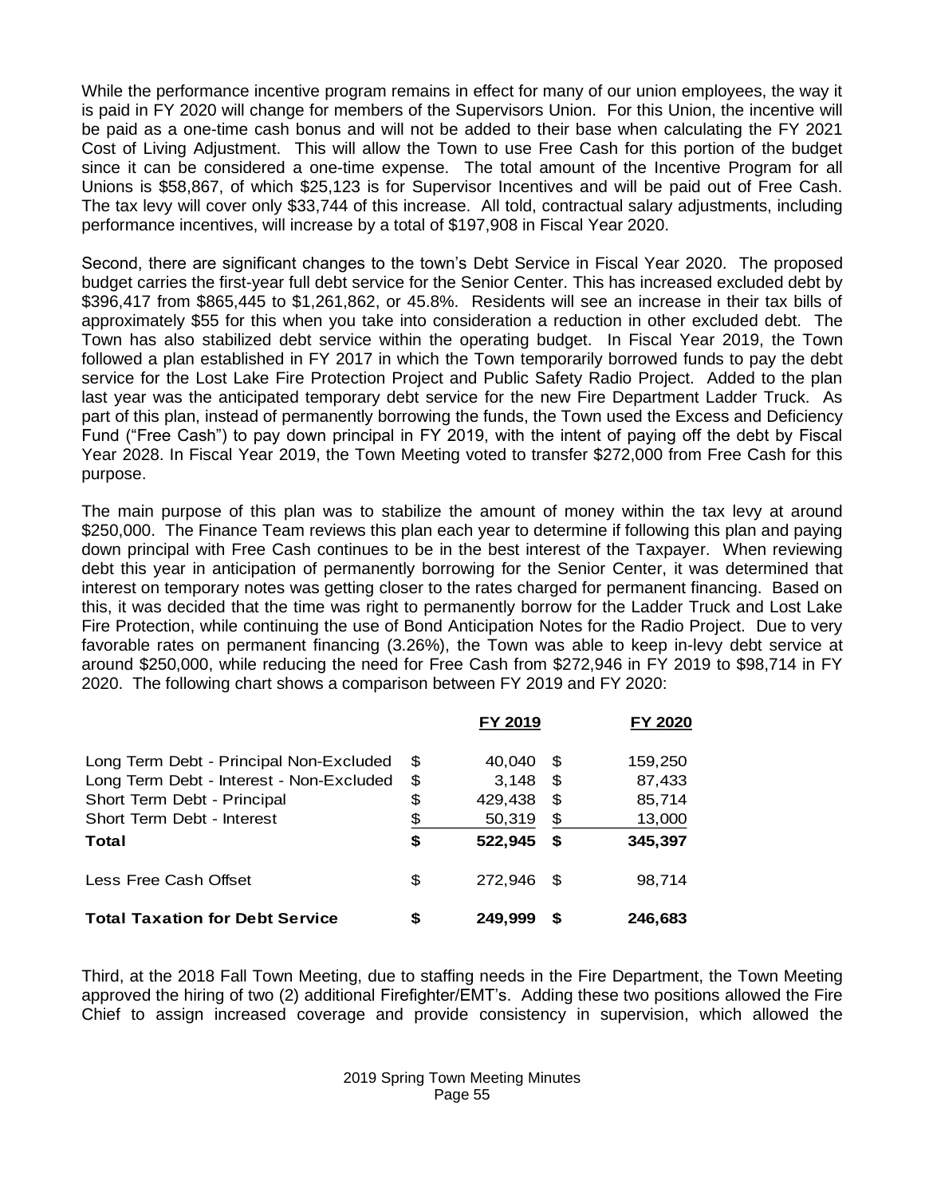While the performance incentive program remains in effect for many of our union employees, the way it is paid in FY 2020 will change for members of the Supervisors Union. For this Union, the incentive will be paid as a one-time cash bonus and will not be added to their base when calculating the FY 2021 Cost of Living Adjustment. This will allow the Town to use Free Cash for this portion of the budget since it can be considered a one-time expense. The total amount of the Incentive Program for all Unions is $58,867, of which $25,123 is for Supervisor Incentives and will be paid out of Free Cash. The tax levy will cover only $33,744 of this increase. All told, contractual salary adjustments, including performance incentives, will increase by a total of $197,908 in Fiscal Year 2020.

Second, there are significant changes to the town's Debt Service in Fiscal Year 2020. The proposed budget carries the first-year full debt service for the Senior Center. This has increased excluded debt by $396,417 from $865,445 to $1,261,862, or 45.8%. Residents will see an increase in their tax bills of approximately $55 for this when you take into consideration a reduction in other excluded debt. The Town has also stabilized debt service within the operating budget. In Fiscal Year 2019, the Town followed a plan established in FY 2017 in which the Town temporarily borrowed funds to pay the debt service for the Lost Lake Fire Protection Project and Public Safety Radio Project. Added to the plan last year was the anticipated temporary debt service for the new Fire Department Ladder Truck. As part of this plan, instead of permanently borrowing the funds, the Town used the Excess and Deficiency Fund ("Free Cash") to pay down principal in FY 2019, with the intent of paying off the debt by Fiscal Year 2028. In Fiscal Year 2019, the Town Meeting voted to transfer $272,000 from Free Cash for this purpose.

The main purpose of this plan was to stabilize the amount of money within the tax levy at around $250,000. The Finance Team reviews this plan each year to determine if following this plan and paying down principal with Free Cash continues to be in the best interest of the Taxpayer. When reviewing debt this year in anticipation of permanently borrowing for the Senior Center, it was determined that interest on temporary notes was getting closer to the rates charged for permanent financing. Based on this, it was decided that the time was right to permanently borrow for the Ladder Truck and Lost Lake Fire Protection, while continuing the use of Bond Anticipation Notes for the Radio Project. Due to very favorable rates on permanent financing (3.26%), the Town was able to keep in-levy debt service at around $250,000, while reducing the need for Free Cash from $272,946 in FY 2019 to $98,714 in FY 2020. The following chart shows a comparison between FY 2019 and FY 2020:

| | FY 2019 | FY 2020 |
|---|---|---|
| Long Term Debt - Principal Non-Excluded | $ 40,040 | $ 159,250 |
| Long Term Debt - Interest - Non-Excluded | $ 3,148 | $ 87,433 |
| Short Term Debt - Principal | $ 429,438 | $ 85,714 |
| Short Term Debt - Interest | $ 50,319 | $ 13,000 |
| **Total** | **$ 522,945** | **$ 345,397** |
| Less Free Cash Offset | $ 272,946 | $ 98,714 |
| **Total Taxation for Debt Service** | **$ 249,999** | **$ 246,683** |

Third, at the 2018 Fall Town Meeting, due to staffing needs in the Fire Department, the Town Meeting approved the hiring of two (2) additional Firefighter/EMT's. Adding these two positions allowed the Fire Chief to assign increased coverage and provide consistency in supervision, which allowed the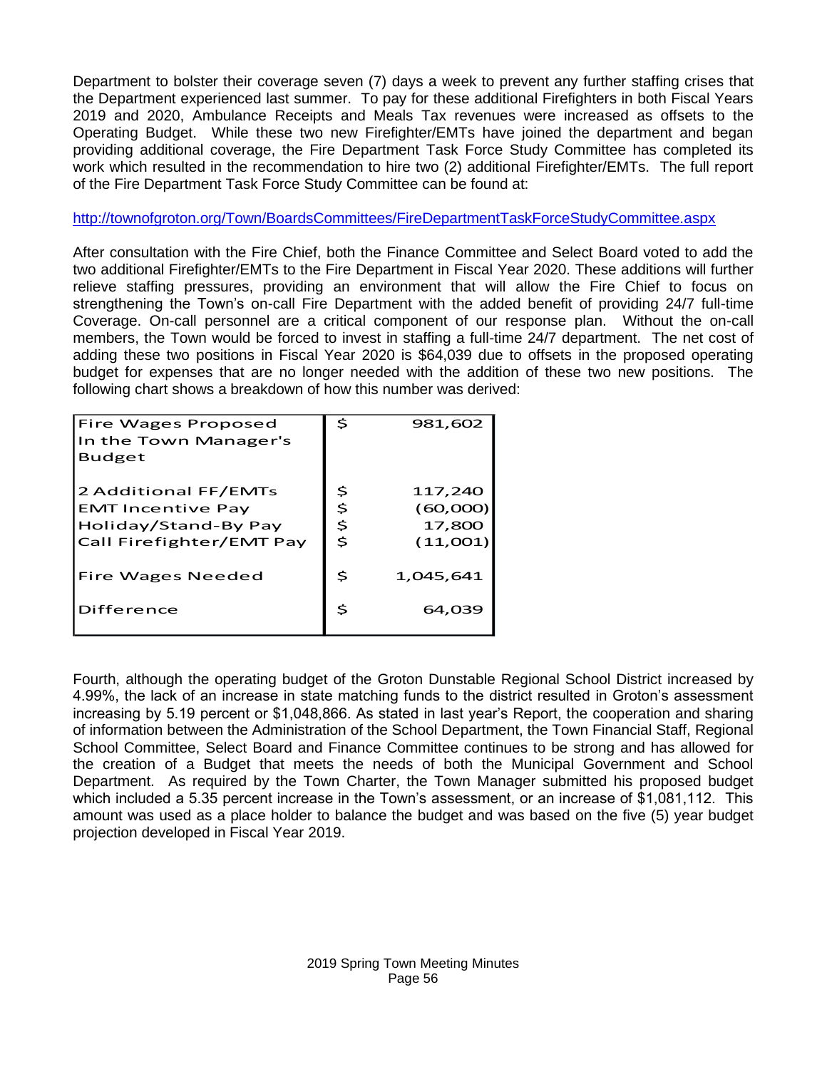Department to bolster their coverage seven (7) days a week to prevent any further staffing crises that the Department experienced last summer. To pay for these additional Firefighters in both Fiscal Years 2019 and 2020, Ambulance Receipts and Meals Tax revenues were increased as offsets to the Operating Budget. While these two new Firefighter/EMTs have joined the department and began providing additional coverage, the Fire Department Task Force Study Committee has completed its work which resulted in the recommendation to hire two (2) additional Firefighter/EMTs. The full report of the Fire Department Task Force Study Committee can be found at:

http://townofgroton.org/Town/BoardsCommittees/FireDepartmentTaskForceStudyCommittee.aspx

After consultation with the Fire Chief, both the Finance Committee and Select Board voted to add the two additional Firefighter/EMTs to the Fire Department in Fiscal Year 2020. These additions will further relieve staffing pressures, providing an environment that will allow the Fire Chief to focus on strengthening the Town's on-call Fire Department with the added benefit of providing 24/7 full-time Coverage. On-call personnel are a critical component of our response plan. Without the on-call members, the Town would be forced to invest in staffing a full-time 24/7 department. The net cost of adding these two positions in Fiscal Year 2020 is $64,039 due to offsets in the proposed operating budget for expenses that are no longer needed with the addition of these two new positions. The following chart shows a breakdown of how this number was derived:

| | | |
|---|---|---|
| Fire Wages Proposed In the Town Manager's Budget | $ | 981,602 |
| 2 Additional FF/EMTs | $ | 117,240 |
| EMT Incentive Pay | $ | (60,000) |
| Holiday/Stand-By Pay | $ | 17,800 |
| Call Firefighter/EMT Pay | $ | (11,001) |
| Fire Wages Needed | $ | 1,045,641 |
| Difference | $ | 64,039 |

Fourth, although the operating budget of the Groton Dunstable Regional School District increased by 4.99%, the lack of an increase in state matching funds to the district resulted in Groton's assessment increasing by 5.19 percent or $1,048,866. As stated in last year's Report, the cooperation and sharing of information between the Administration of the School Department, the Town Financial Staff, Regional School Committee, Select Board and Finance Committee continues to be strong and has allowed for the creation of a Budget that meets the needs of both the Municipal Government and School Department. As required by the Town Charter, the Town Manager submitted his proposed budget which included a 5.35 percent increase in the Town's assessment, or an increase of $1,081,112. This amount was used as a place holder to balance the budget and was based on the five (5) year budget projection developed in Fiscal Year 2019.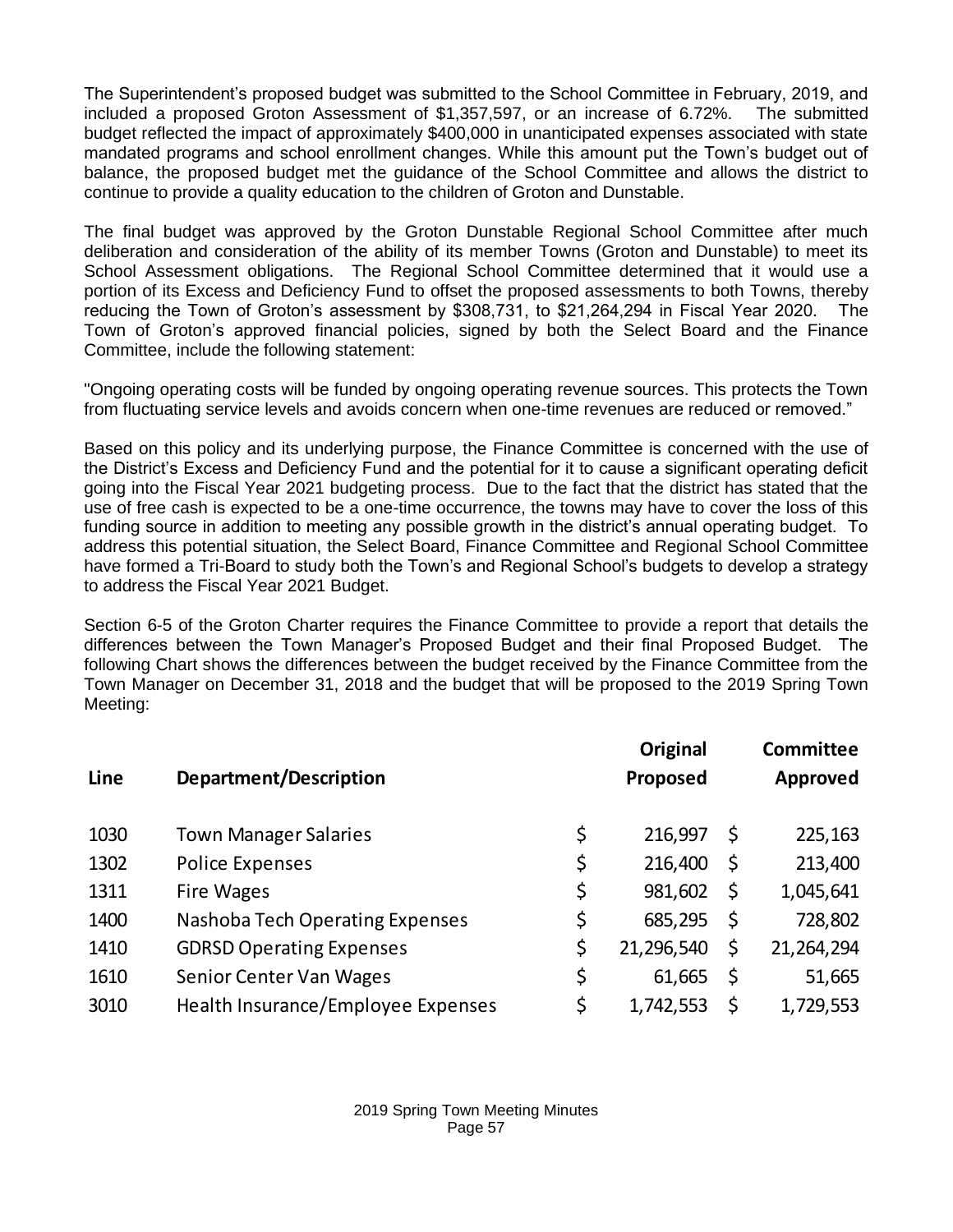The Superintendent's proposed budget was submitted to the School Committee in February, 2019, and included a proposed Groton Assessment of $1,357,597, or an increase of 6.72%. The submitted budget reflected the impact of approximately $400,000 in unanticipated expenses associated with state mandated programs and school enrollment changes. While this amount put the Town's budget out of balance, the proposed budget met the guidance of the School Committee and allows the district to continue to provide a quality education to the children of Groton and Dunstable.

The final budget was approved by the Groton Dunstable Regional School Committee after much deliberation and consideration of the ability of its member Towns (Groton and Dunstable) to meet its School Assessment obligations. The Regional School Committee determined that it would use a portion of its Excess and Deficiency Fund to offset the proposed assessments to both Towns, thereby reducing the Town of Groton's assessment by $308,731, to $21,264,294 in Fiscal Year 2020. The Town of Groton's approved financial policies, signed by both the Select Board and the Finance Committee, include the following statement:

"Ongoing operating costs will be funded by ongoing operating revenue sources. This protects the Town from fluctuating service levels and avoids concern when one-time revenues are reduced or removed."

Based on this policy and its underlying purpose, the Finance Committee is concerned with the use of the District's Excess and Deficiency Fund and the potential for it to cause a significant operating deficit going into the Fiscal Year 2021 budgeting process. Due to the fact that the district has stated that the use of free cash is expected to be a one-time occurrence, the towns may have to cover the loss of this funding source in addition to meeting any possible growth in the district's annual operating budget. To address this potential situation, the Select Board, Finance Committee and Regional School Committee have formed a Tri-Board to study both the Town's and Regional School's budgets to develop a strategy to address the Fiscal Year 2021 Budget.

Section 6-5 of the Groton Charter requires the Finance Committee to provide a report that details the differences between the Town Manager's Proposed Budget and their final Proposed Budget. The following Chart shows the differences between the budget received by the Finance Committee from the Town Manager on December 31, 2018 and the budget that will be proposed to the 2019 Spring Town Meeting:

| Line | Department/Description | Original Proposed | Committee Approved |
|---|---|---|---|
| 1030 | Town Manager Salaries | $ 216,997 | $ 225,163 |
| 1302 | Police Expenses | $ 216,400 | $ 213,400 |
| 1311 | Fire Wages | $ 981,602 | $ 1,045,641 |
| 1400 | Nashoba Tech Operating Expenses | $ 685,295 | $ 728,802 |
| 1410 | GDRSD Operating Expenses | $ 21,296,540 | $ 21,264,294 |
| 1610 | Senior Center Van Wages | $ 61,665 | $ 51,665 |
| 3010 | Health Insurance/Employee Expenses | $ 1,742,553 | $ 1,729,553 |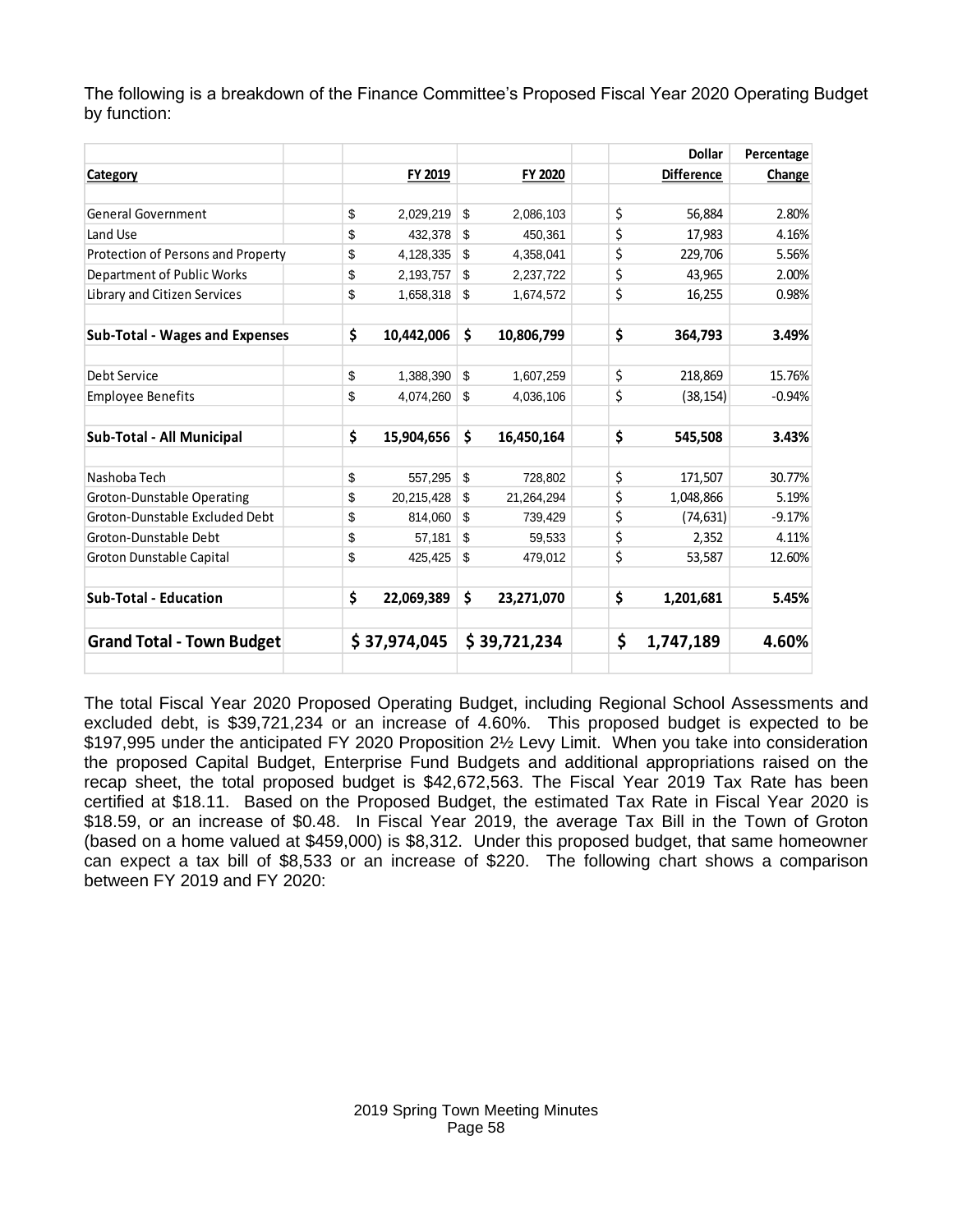The following is a breakdown of the Finance Committee's Proposed Fiscal Year 2020 Operating Budget by function:

| Category | FY 2019 | FY 2020 | Dollar Difference | Percentage Change |
|---|---|---|---|---|
| General Government | $ 2,029,219 | $ 2,086,103 | $ 56,884 | 2.80% |
| Land Use | $ 432,378 | $ 450,361 | $ 17,983 | 4.16% |
| Protection of Persons and Property | $ 4,128,335 | $ 4,358,041 | $ 229,706 | 5.56% |
| Department of Public Works | $ 2,193,757 | $ 2,237,722 | $ 43,965 | 2.00% |
| Library and Citizen Services | $ 1,658,318 | $ 1,674,572 | $ 16,255 | 0.98% |
| **Sub-Total - Wages and Expenses** | **$ 10,442,006** | **$ 10,806,799** | **$ 364,793** | **3.49%** |
| Debt Service | $ 1,388,390 | $ 1,607,259 | $ 218,869 | 15.76% |
| Employee Benefits | $ 4,074,260 | $ 4,036,106 | $ (38,154) | -0.94% |
| **Sub-Total - All Municipal** | **$ 15,904,656** | **$ 16,450,164** | **$ 545,508** | **3.43%** |
| Nashoba Tech | $ 557,295 | $ 728,802 | $ 171,507 | 30.77% |
| Groton-Dunstable Operating | $ 20,215,428 | $ 21,264,294 | $ 1,048,866 | 5.19% |
| Groton-Dunstable Excluded Debt | $ 814,060 | $ 739,429 | $ (74,631) | -9.17% |
| Groton-Dunstable Debt | $ 57,181 | $ 59,533 | $ 2,352 | 4.11% |
| Groton Dunstable Capital | $ 425,425 | $ 479,012 | $ 53,587 | 12.60% |
| **Sub-Total - Education** | **$ 22,069,389** | **$ 23,271,070** | **$ 1,201,681** | **5.45%** |
| **Grand Total - Town Budget** | **$ 37,974,045** | **$ 39,721,234** | **$ 1,747,189** | **4.60%** |

The total Fiscal Year 2020 Proposed Operating Budget, including Regional School Assessments and excluded debt, is $39,721,234 or an increase of 4.60%. This proposed budget is expected to be $197,995 under the anticipated FY 2020 Proposition 2½ Levy Limit. When you take into consideration the proposed Capital Budget, Enterprise Fund Budgets and additional appropriations raised on the recap sheet, the total proposed budget is $42,672,563. The Fiscal Year 2019 Tax Rate has been certified at $18.11. Based on the Proposed Budget, the estimated Tax Rate in Fiscal Year 2020 is $18.59, or an increase of $0.48. In Fiscal Year 2019, the average Tax Bill in the Town of Groton (based on a home valued at $459,000) is $8,312. Under this proposed budget, that same homeowner can expect a tax bill of $8,533 or an increase of $220. The following chart shows a comparison between FY 2019 and FY 2020: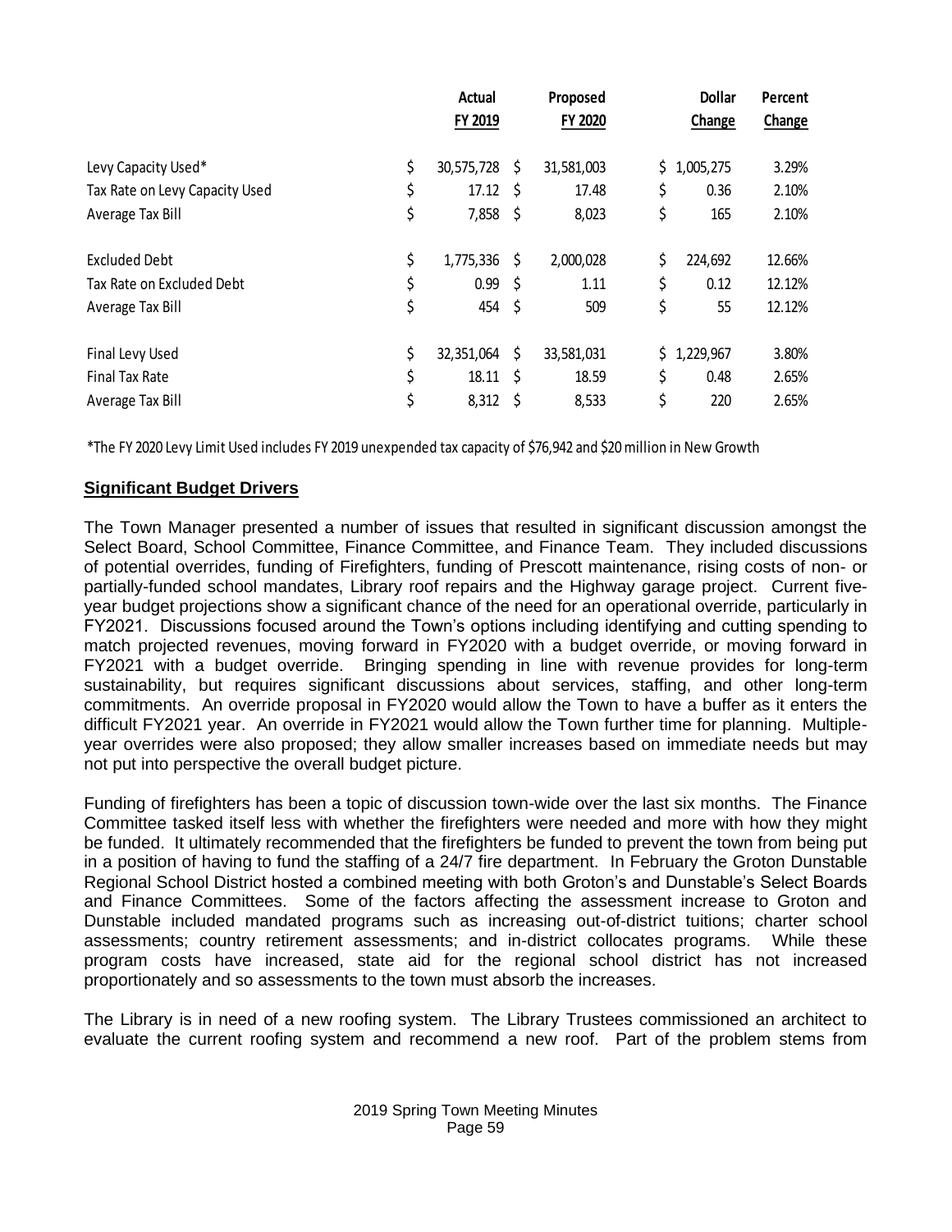| | Actual FY 2019 | Proposed FY 2020 | Dollar Change | Percent Change |
|---|---|---|---|---|
| Levy Capacity Used* | $ 30,575,728 | $ 31,581,003 | $ 1,005,275 | 3.29% |
| Tax Rate on Levy Capacity Used | $ 17.12 | $ 17.48 | $ 0.36 | 2.10% |
| Average Tax Bill | $ 7,858 | $ 8,023 | $ 165 | 2.10% |
| | | | | |
| Excluded Debt | $ 1,775,336 | $ 2,000,028 | $ 224,692 | 12.66% |
| Tax Rate on Excluded Debt | $ 0.99 | $ 1.11 | $ 0.12 | 12.12% |
| Average Tax Bill | $ 454 | $ 509 | $ 55 | 12.12% |
| | | | | |
| Final Levy Used | $ 32,351,064 | $ 33,581,031 | $ 1,229,967 | 3.80% |
| Final Tax Rate | $ 18.11 | $ 18.59 | $ 0.48 | 2.65% |
| Average Tax Bill | $ 8,312 | $ 8,533 | $ 220 | 2.65% |

*The FY 2020 Levy Limit Used includes FY 2019 unexpended tax capacity of $76,942 and $20 million in New Growth

## **Significant Budget Drivers**

The Town Manager presented a number of issues that resulted in significant discussion amongst the Select Board, School Committee, Finance Committee, and Finance Team. They included discussions of potential overrides, funding of Firefighters, funding of Prescott maintenance, rising costs of non- or partially-funded school mandates, Library roof repairs and the Highway garage project. Current five-year budget projections show a significant chance of the need for an operational override, particularly in FY2021. Discussions focused around the Town's options including identifying and cutting spending to match projected revenues, moving forward in FY2020 with a budget override, or moving forward in FY2021 with a budget override. Bringing spending in line with revenue provides for long-term sustainability, but requires significant discussions about services, staffing, and other long-term commitments. An override proposal in FY2020 would allow the Town to have a buffer as it enters the difficult FY2021 year. An override in FY2021 would allow the Town further time for planning. Multiple-year overrides were also proposed; they allow smaller increases based on immediate needs but may not put into perspective the overall budget picture.

Funding of firefighters has been a topic of discussion town-wide over the last six months. The Finance Committee tasked itself less with whether the firefighters were needed and more with how they might be funded. It ultimately recommended that the firefighters be funded to prevent the town from being put in a position of having to fund the staffing of a 24/7 fire department. In February the Groton Dunstable Regional School District hosted a combined meeting with both Groton's and Dunstable's Select Boards and Finance Committees. Some of the factors affecting the assessment increase to Groton and Dunstable included mandated programs such as increasing out-of-district tuitions; charter school assessments; country retirement assessments; and in-district collocates programs. While these program costs have increased, state aid for the regional school district has not increased proportionately and so assessments to the town must absorb the increases.

The Library is in need of a new roofing system. The Library Trustees commissioned an architect to evaluate the current roofing system and recommend a new roof. Part of the problem stems from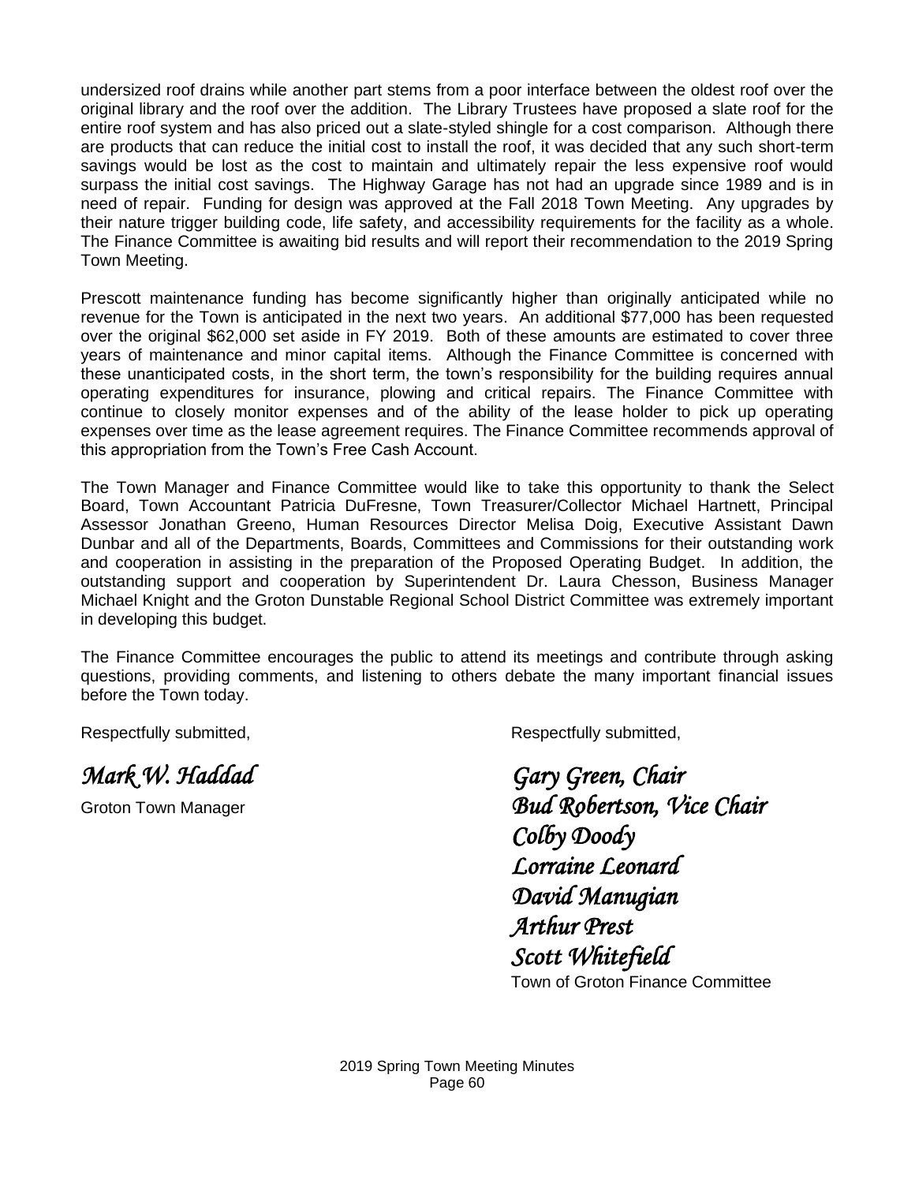undersized roof drains while another part stems from a poor interface between the oldest roof over the original library and the roof over the addition. The Library Trustees have proposed a slate roof for the entire roof system and has also priced out a slate-styled shingle for a cost comparison. Although there are products that can reduce the initial cost to install the roof, it was decided that any such short-term savings would be lost as the cost to maintain and ultimately repair the less expensive roof would surpass the initial cost savings. The Highway Garage has not had an upgrade since 1989 and is in need of repair. Funding for design was approved at the Fall 2018 Town Meeting. Any upgrades by their nature trigger building code, life safety, and accessibility requirements for the facility as a whole. The Finance Committee is awaiting bid results and will report their recommendation to the 2019 Spring Town Meeting.

Prescott maintenance funding has become significantly higher than originally anticipated while no revenue for the Town is anticipated in the next two years. An additional $77,000 has been requested over the original $62,000 set aside in FY 2019. Both of these amounts are estimated to cover three years of maintenance and minor capital items. Although the Finance Committee is concerned with these unanticipated costs, in the short term, the town's responsibility for the building requires annual operating expenditures for insurance, plowing and critical repairs. The Finance Committee with continue to closely monitor expenses and of the ability of the lease holder to pick up operating expenses over time as the lease agreement requires. The Finance Committee recommends approval of this appropriation from the Town's Free Cash Account.

The Town Manager and Finance Committee would like to take this opportunity to thank the Select Board, Town Accountant Patricia DuFresne, Town Treasurer/Collector Michael Hartnett, Principal Assessor Jonathan Greeno, Human Resources Director Melisa Doig, Executive Assistant Dawn Dunbar and all of the Departments, Boards, Committees and Commissions for their outstanding work and cooperation in assisting in the preparation of the Proposed Operating Budget. In addition, the outstanding support and cooperation by Superintendent Dr. Laura Chesson, Business Manager Michael Knight and the Groton Dunstable Regional School District Committee was extremely important in developing this budget.

The Finance Committee encourages the public to attend its meetings and contribute through asking questions, providing comments, and listening to others debate the many important financial issues before the Town today.

Respectfully submitted,

*Mark W. Haddad*

Groton Town Manager

Respectfully submitted,

*Gary Green, Chair*
*Bud Robertson, Vice Chair*
*Colby Doody*
*Lorraine Leonard*
*David Manugian*
*Arthur Prest*
*Scott Whitefield*

Town of Groton Finance Committee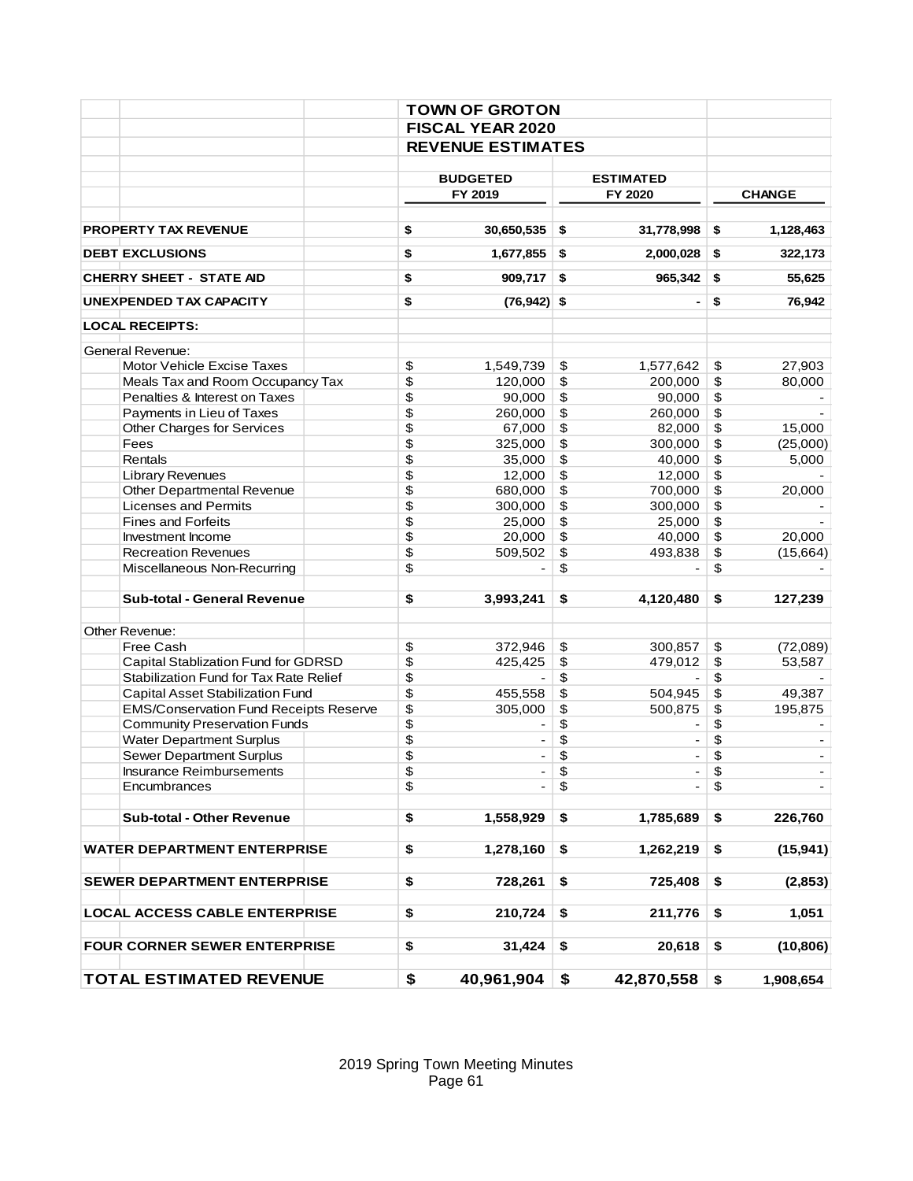**TOWN OF GROTON**
**FISCAL YEAR 2020**
**REVENUE ESTIMATES**

| | BUDGETED FY 2019 | ESTIMATED FY 2020 | CHANGE |
|---|---|---|---|
| **PROPERTY TAX REVENUE** | **$ 30,650,535** | **$ 31,778,998** | **$ 1,128,463** |
| **DEBT EXCLUSIONS** | **$ 1,677,855** | **$ 2,000,028** | **$ 322,173** |
| **CHERRY SHEET - STATE AID** | **$ 909,717** | **$ 965,342** | **$ 55,625** |
| **UNEXPENDED TAX CAPACITY** | **$ (76,942)** | **$ -** | **$ 76,942** |
| **LOCAL RECEIPTS:** | | | |
| General Revenue: | | | |
| Motor Vehicle Excise Taxes | $ 1,549,739 | $ 1,577,642 | $ 27,903 |
| Meals Tax and Room Occupancy Tax | $ 120,000 | $ 200,000 | $ 80,000 |
| Penalties & Interest on Taxes | $ 90,000 | $ 90,000 | $ - |
| Payments in Lieu of Taxes | $ 260,000 | $ 260,000 | $ - |
| Other Charges for Services | $ 67,000 | $ 82,000 | $ 15,000 |
| Fees | $ 325,000 | $ 300,000 | $ (25,000) |
| Rentals | $ 35,000 | $ 40,000 | $ 5,000 |
| Library Revenues | $ 12,000 | $ 12,000 | $ - |
| Other Departmental Revenue | $ 680,000 | $ 700,000 | $ 20,000 |
| Licenses and Permits | $ 300,000 | $ 300,000 | $ - |
| Fines and Forfeits | $ 25,000 | $ 25,000 | $ - |
| Investment Income | $ 20,000 | $ 40,000 | $ 20,000 |
| Recreation Revenues | $ 509,502 | $ 493,838 | $ (15,664) |
| Miscellaneous Non-Recurring | $ - | $ - | $ - |
| **Sub-total - General Revenue** | **$ 3,993,241** | **$ 4,120,480** | **$ 127,239** |
| Other Revenue: | | | |
| Free Cash | $ 372,946 | $ 300,857 | $ (72,089) |
| Capital Stablization Fund for GDRSD | $ 425,425 | $ 479,012 | $ 53,587 |
| Stabilization Fund for Tax Rate Relief | $ - | $ - | $ - |
| Capital Asset Stabilization Fund | $ 455,558 | $ 504,945 | $ 49,387 |
| EMS/Conservation Fund Receipts Reserve | $ 305,000 | $ 500,875 | $ 195,875 |
| Community Preservation Funds | $ - | $ - | $ - |
| Water Department Surplus | $ - | $ - | $ - |
| Sewer Department Surplus | $ - | $ - | $ - |
| Insurance Reimbursements | $ - | $ - | $ - |
| Encumbrances | $ - | $ - | $ - |
| **Sub-total - Other Revenue** | **$ 1,558,929** | **$ 1,785,689** | **$ 226,760** |
| **WATER DEPARTMENT ENTERPRISE** | **$ 1,278,160** | **$ 1,262,219** | **$ (15,941)** |
| **SEWER DEPARTMENT ENTERPRISE** | **$ 728,261** | **$ 725,408** | **$ (2,853)** |
| **LOCAL ACCESS CABLE ENTERPRISE** | **$ 210,724** | **$ 211,776** | **$ 1,051** |
| **FOUR CORNER SEWER ENTERPRISE** | **$ 31,424** | **$ 20,618** | **$ (10,806)** |
| **TOTAL ESTIMATED REVENUE** | **$ 40,961,904** | **$ 42,870,558** | **$ 1,908,654** |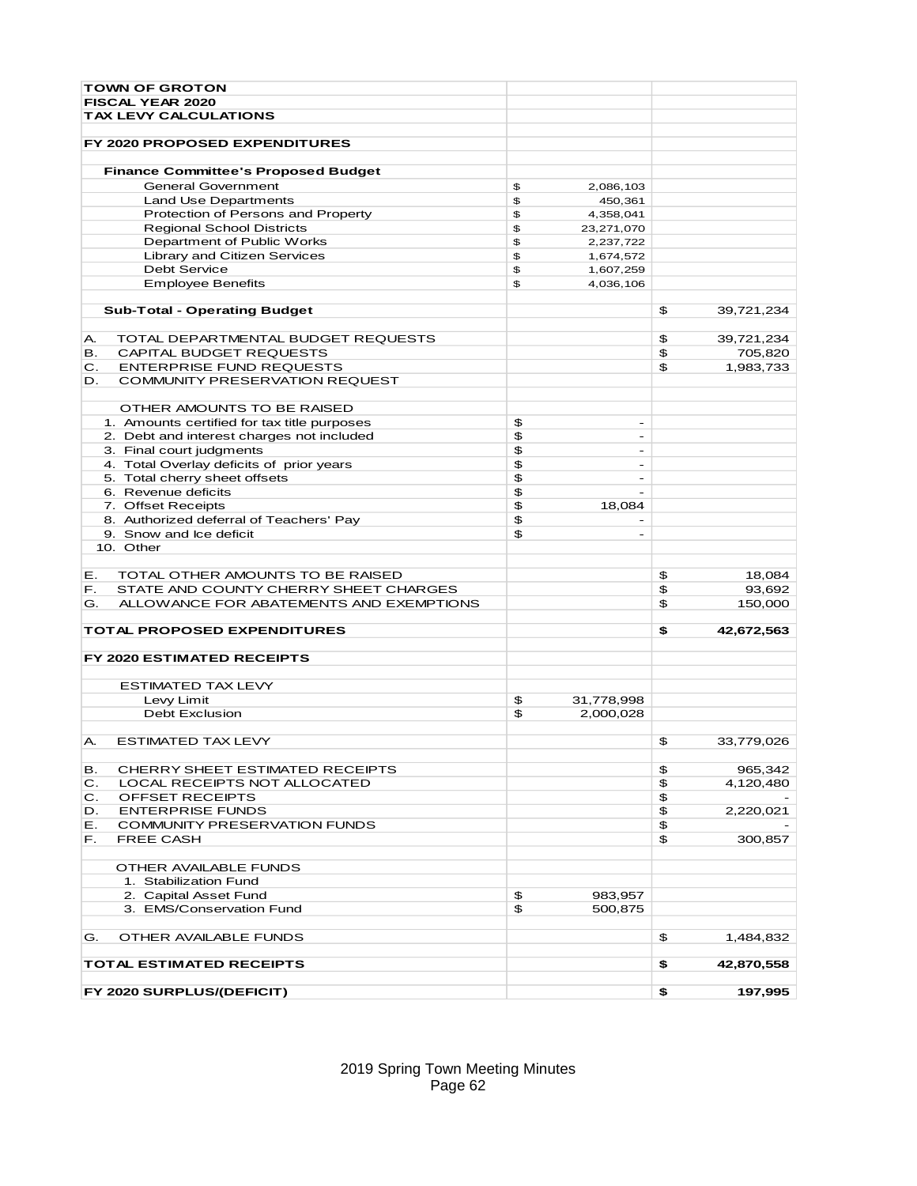| TOWN OF GROTON | | |
|---|---|---|
| **FISCAL YEAR 2020** | | |
| **TAX LEVY CALCULATIONS** | | |
| | | |
| **FY 2020 PROPOSED EXPENDITURES** | | |
| | | |
| **Finance Committee's Proposed Budget** | | |
| General Government | $ 2,086,103 | |
| Land Use Departments | $ 450,361 | |
| Protection of Persons and Property | $ 4,358,041 | |
| Regional School Districts | $ 23,271,070 | |
| Department of Public Works | $ 2,237,722 | |
| Library and Citizen Services | $ 1,674,572 | |
| Debt Service | $ 1,607,259 | |
| Employee Benefits | $ 4,036,106 | |
| | | |
| **Sub-Total - Operating Budget** | | $ 39,721,234 |
| | | |
| A. TOTAL DEPARTMENTAL BUDGET REQUESTS | | $ 39,721,234 |
| B. CAPITAL BUDGET REQUESTS | | $ 705,820 |
| C. ENTERPRISE FUND REQUESTS | | $ 1,983,733 |
| D. COMMUNITY PRESERVATION REQUEST | | |
| | | |
| OTHER AMOUNTS TO BE RAISED | | |
| 1. Amounts certified for tax title purposes | $ - | |
| 2. Debt and interest charges not included | $ - | |
| 3. Final court judgments | $ - | |
| 4. Total Overlay deficits of prior years | $ - | |
| 5. Total cherry sheet offsets | $ - | |
| 6. Revenue deficits | $ - | |
| 7. Offset Receipts | $ 18,084 | |
| 8. Authorized deferral of Teachers' Pay | $ - | |
| 9. Snow and Ice deficit | $ - | |
| 10. Other | | |
| | | |
| E. TOTAL OTHER AMOUNTS TO BE RAISED | | $ 18,084 |
| F. STATE AND COUNTY CHERRY SHEET CHARGES | | $ 93,692 |
| G. ALLOWANCE FOR ABATEMENTS AND EXEMPTIONS | | $ 150,000 |
| | | |
| **TOTAL PROPOSED EXPENDITURES** | | **$ 42,672,563** |
| | | |
| **FY 2020 ESTIMATED RECEIPTS** | | |
| | | |
| ESTIMATED TAX LEVY | | |
| Levy Limit | $ 31,778,998 | |
| Debt Exclusion | $ 2,000,028 | |
| | | |
| A. ESTIMATED TAX LEVY | | $ 33,779,026 |
| | | |
| B. CHERRY SHEET ESTIMATED RECEIPTS | | $ 965,342 |
| C. LOCAL RECEIPTS NOT ALLOCATED | | $ 4,120,480 |
| C. OFFSET RECEIPTS | | $ - |
| D. ENTERPRISE FUNDS | | $ 2,220,021 |
| E. COMMUNITY PRESERVATION FUNDS | | $ - |
| F. FREE CASH | | $ 300,857 |
| | | |
| OTHER AVAILABLE FUNDS | | |
| 1. Stabilization Fund | | |
| 2. Capital Asset Fund | $ 983,957 | |
| 3. EMS/Conservation Fund | $ 500,875 | |
| | | |
| G. OTHER AVAILABLE FUNDS | | $ 1,484,832 |
| | | |
| **TOTAL ESTIMATED RECEIPTS** | | **$ 42,870,558** |
| | | |
| **FY 2020 SURPLUS/(DEFICIT)** | | **$ 197,995** |

2019 Spring Town Meeting Minutes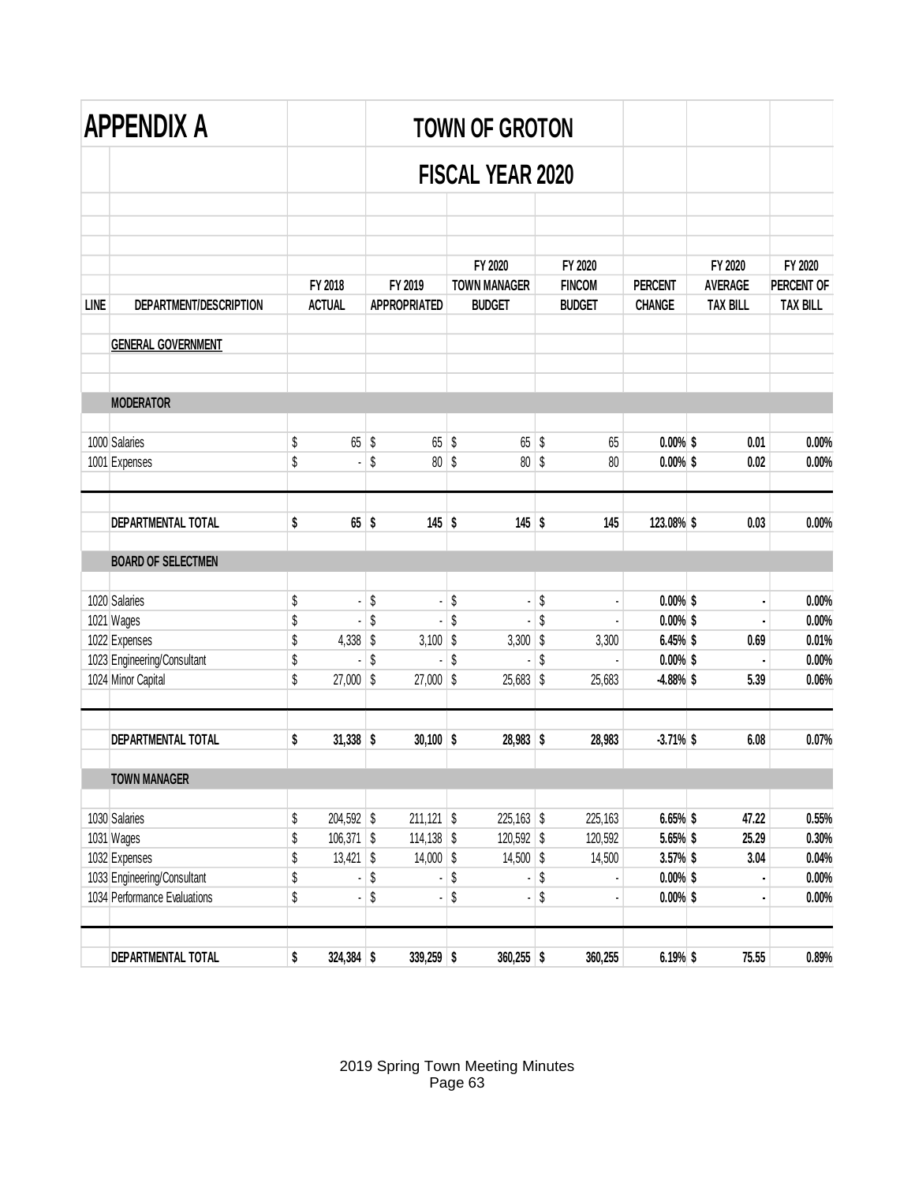# APPENDIX A

## TOWN OF GROTON

## FISCAL YEAR 2020

| LINE | DEPARTMENT/DESCRIPTION | FY 2018 ACTUAL | FY 2019 APPROPRIATED | FY 2020 TOWN MANAGER BUDGET | FY 2020 FINCOM BUDGET | PERCENT CHANGE | FY 2020 AVERAGE TAX BILL | FY 2020 PERCENT OF TAX BILL |
|---|---|---|---|---|---|---|---|---|
| | **GENERAL GOVERNMENT** | | | | | | | |
| | **MODERATOR** | | | | | | | |
| 1000 | Salaries | $ 65 | $ 65 | $ 65 | $ 65 | 0.00% | $ 0.01 | 0.00% |
| 1001 | Expenses | $ - | $ 80 | $ 80 | $ 80 | 0.00% | $ 0.02 | 0.00% |
| | **DEPARTMENTAL TOTAL** | **$ 65** | **$ 145** | **$ 145** | **$ 145** | **123.08%** | **$ 0.03** | **0.00%** |
| | **BOARD OF SELECTMEN** | | | | | | | |
| 1020 | Salaries | $ - | $ - | $ - | $ - | 0.00% | $ - | 0.00% |
| 1021 | Wages | $ - | $ - | $ - | $ - | 0.00% | $ - | 0.00% |
| 1022 | Expenses | $ 4,338 | $ 3,100 | $ 3,300 | $ 3,300 | 6.45% | $ 0.69 | 0.01% |
| 1023 | Engineering/Consultant | $ - | $ - | $ - | $ - | 0.00% | $ - | 0.00% |
| 1024 | Minor Capital | $ 27,000 | $ 27,000 | $ 25,683 | $ 25,683 | -4.88% | $ 5.39 | 0.06% |
| | **DEPARTMENTAL TOTAL** | **$ 31,338** | **$ 30,100** | **$ 28,983** | **$ 28,983** | **-3.71%** | **$ 6.08** | **0.07%** |
| | **TOWN MANAGER** | | | | | | | |
| 1030 | Salaries | $ 204,592 | $ 211,121 | $ 225,163 | $ 225,163 | 6.65% | $ 47.22 | 0.55% |
| 1031 | Wages | $ 106,371 | $ 114,138 | $ 120,592 | $ 120,592 | 5.65% | $ 25.29 | 0.30% |
| 1032 | Expenses | $ 13,421 | $ 14,000 | $ 14,500 | $ 14,500 | 3.57% | $ 3.04 | 0.04% |
| 1033 | Engineering/Consultant | $ - | $ - | $ - | $ - | 0.00% | $ - | 0.00% |
| 1034 | Performance Evaluations | $ - | $ - | $ - | $ - | 0.00% | $ - | 0.00% |
| | **DEPARTMENTAL TOTAL** | **$ 324,384** | **$ 339,259** | **$ 360,255** | **$ 360,255** | **6.19%** | **$ 75.55** | **0.89%** |

2019 Spring Town Meeting Minutes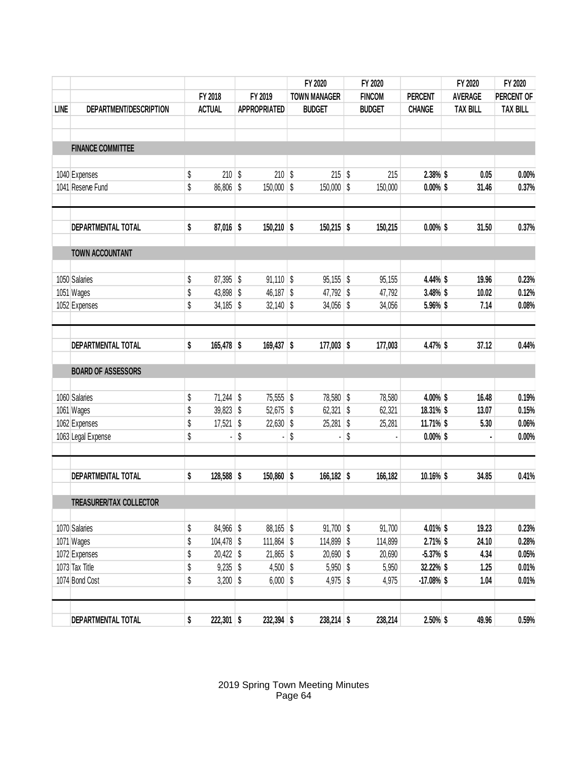| LINE | DEPARTMENT/DESCRIPTION | FY 2018 ACTUAL | FY 2019 APPROPRIATED | FY 2020 TOWN MANAGER BUDGET | FY 2020 FINCOM BUDGET | PERCENT CHANGE | FY 2020 AVERAGE TAX BILL | FY 2020 PERCENT OF TAX BILL |
|---|---|---|---|---|---|---|---|---|
| | **FINANCE COMMITTEE** | | | | | | | |
| 1040 | Expenses | $ 210 | $ 210 | $ 215 | $ 215 | **2.38%** | **$ 0.05** | **0.00%** |
| 1041 | Reserve Fund | $ 86,806 | $ 150,000 | $ 150,000 | $ 150,000 | **0.00%** | **$ 31.46** | **0.37%** |
| | **DEPARTMENTAL TOTAL** | **$ 87,016** | **$ 150,210** | **$ 150,215** | **$ 150,215** | **0.00%** | **$ 31.50** | **0.37%** |
| | **TOWN ACCOUNTANT** | | | | | | | |
| 1050 | Salaries | $ 87,395 | $ 91,110 | $ 95,155 | $ 95,155 | **4.44%** | **$ 19.96** | **0.23%** |
| 1051 | Wages | $ 43,898 | $ 46,187 | $ 47,792 | $ 47,792 | **3.48%** | **$ 10.02** | **0.12%** |
| 1052 | Expenses | $ 34,185 | $ 32,140 | $ 34,056 | $ 34,056 | **5.96%** | **$ 7.14** | **0.08%** |
| | **DEPARTMENTAL TOTAL** | **$ 165,478** | **$ 169,437** | **$ 177,003** | **$ 177,003** | **4.47%** | **$ 37.12** | **0.44%** |
| | **BOARD OF ASSESSORS** | | | | | | | |
| 1060 | Salaries | $ 71,244 | $ 75,555 | $ 78,580 | $ 78,580 | **4.00%** | **$ 16.48** | **0.19%** |
| 1061 | Wages | $ 39,823 | $ 52,675 | $ 62,321 | $ 62,321 | **18.31%** | **$ 13.07** | **0.15%** |
| 1062 | Expenses | $ 17,521 | $ 22,630 | $ 25,281 | $ 25,281 | **11.71%** | **$ 5.30** | **0.06%** |
| 1063 | Legal Expense | $ - | $ - | $ - | $ - | **0.00%** | **$ -** | **0.00%** |
| | **DEPARTMENTAL TOTAL** | **$ 128,588** | **$ 150,860** | **$ 166,182** | **$ 166,182** | **10.16%** | **$ 34.85** | **0.41%** |
| | **TREASURER/TAX COLLECTOR** | | | | | | | |
| 1070 | Salaries | $ 84,966 | $ 88,165 | $ 91,700 | $ 91,700 | **4.01%** | **$ 19.23** | **0.23%** |
| 1071 | Wages | $ 104,478 | $ 111,864 | $ 114,899 | $ 114,899 | **2.71%** | **$ 24.10** | **0.28%** |
| 1072 | Expenses | $ 20,422 | $ 21,865 | $ 20,690 | $ 20,690 | **-5.37%** | **$ 4.34** | **0.05%** |
| 1073 | Tax Title | $ 9,235 | $ 4,500 | $ 5,950 | $ 5,950 | **32.22%** | **$ 1.25** | **0.01%** |
| 1074 | Bond Cost | $ 3,200 | $ 6,000 | $ 4,975 | $ 4,975 | **-17.08%** | **$ 1.04** | **0.01%** |
| | **DEPARTMENTAL TOTAL** | **$ 222,301** | **$ 232,394** | **$ 238,214** | **$ 238,214** | **2.50%** | **$ 49.96** | **0.59%** |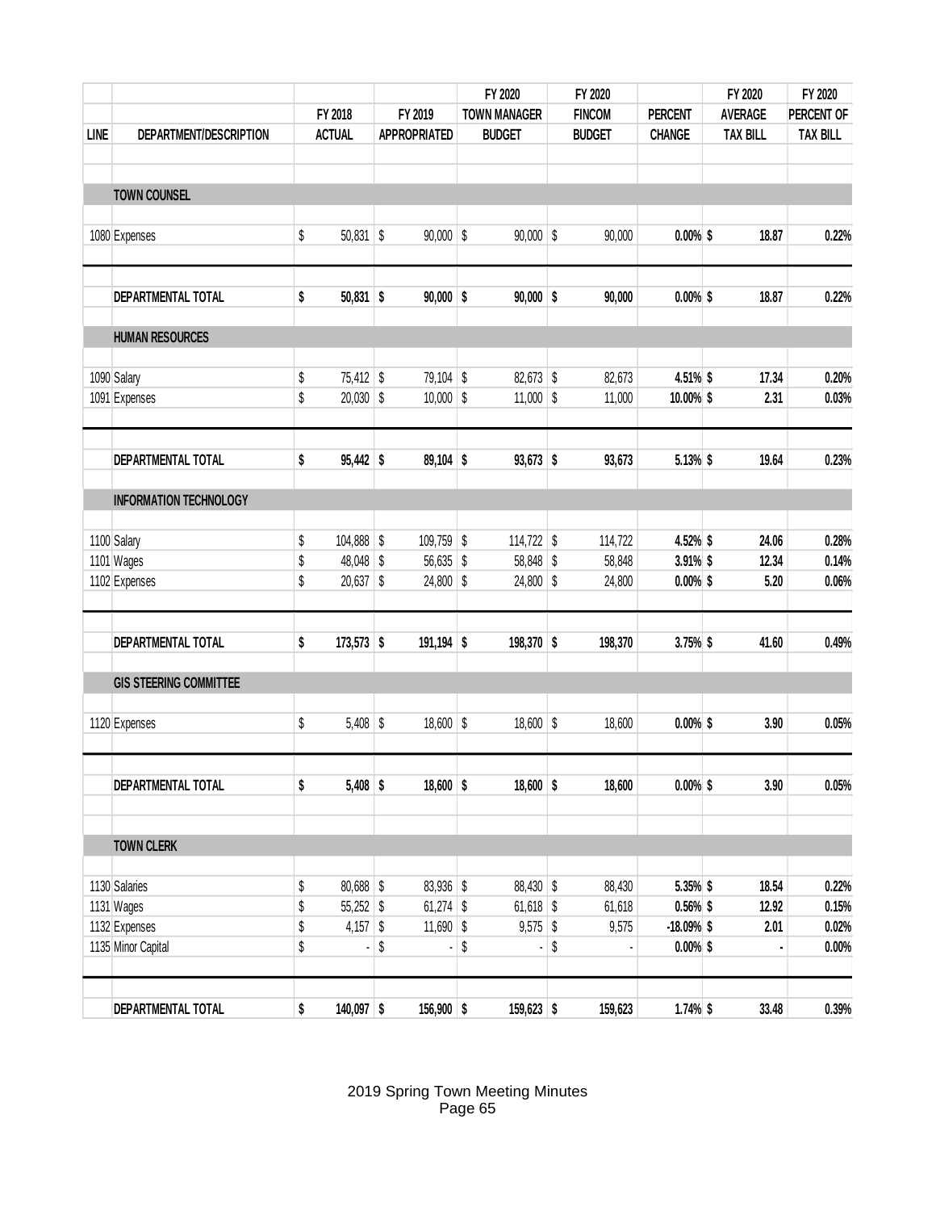| LINE | DEPARTMENT/DESCRIPTION | FY 2018 ACTUAL | FY 2019 APPROPRIATED | FY 2020 TOWN MANAGER BUDGET | FY 2020 FINCOM BUDGET | PERCENT CHANGE | FY 2020 AVERAGE TAX BILL | FY 2020 PERCENT OF TAX BILL |
|---|---|---|---|---|---|---|---|---|
| | **TOWN COUNSEL** | | | | | | | |
| 1080 | Expenses | $ 50,831 | $ 90,000 | $ 90,000 | $ 90,000 | **0.00%** | **$ 18.87** | **0.22%** |
| | **DEPARTMENTAL TOTAL** | **$ 50,831** | **$ 90,000** | **$ 90,000** | **$ 90,000** | **0.00%** | **$ 18.87** | **0.22%** |
| | **HUMAN RESOURCES** | | | | | | | |
| 1090 | Salary | $ 75,412 | $ 79,104 | $ 82,673 | $ 82,673 | **4.51%** | **$ 17.34** | **0.20%** |
| 1091 | Expenses | $ 20,030 | $ 10,000 | $ 11,000 | $ 11,000 | **10.00%** | **$ 2.31** | **0.03%** |
| | **DEPARTMENTAL TOTAL** | **$ 95,442** | **$ 89,104** | **$ 93,673** | **$ 93,673** | **5.13%** | **$ 19.64** | **0.23%** |
| | **INFORMATION TECHNOLOGY** | | | | | | | |
| 1100 | Salary | $ 104,888 | $ 109,759 | $ 114,722 | $ 114,722 | **4.52%** | **$ 24.06** | **0.28%** |
| 1101 | Wages | $ 48,048 | $ 56,635 | $ 58,848 | $ 58,848 | **3.91%** | **$ 12.34** | **0.14%** |
| 1102 | Expenses | $ 20,637 | $ 24,800 | $ 24,800 | $ 24,800 | **0.00%** | **$ 5.20** | **0.06%** |
| | **DEPARTMENTAL TOTAL** | **$ 173,573** | **$ 191,194** | **$ 198,370** | **$ 198,370** | **3.75%** | **$ 41.60** | **0.49%** |
| | **GIS STEERING COMMITTEE** | | | | | | | |
| 1120 | Expenses | $ 5,408 | $ 18,600 | $ 18,600 | $ 18,600 | **0.00%** | **$ 3.90** | **0.05%** |
| | **DEPARTMENTAL TOTAL** | **$ 5,408** | **$ 18,600** | **$ 18,600** | **$ 18,600** | **0.00%** | **$ 3.90** | **0.05%** |
| | **TOWN CLERK** | | | | | | | |
| 1130 | Salaries | $ 80,688 | $ 83,936 | $ 88,430 | $ 88,430 | **5.35%** | **$ 18.54** | **0.22%** |
| 1131 | Wages | $ 55,252 | $ 61,274 | $ 61,618 | $ 61,618 | **0.56%** | **$ 12.92** | **0.15%** |
| 1132 | Expenses | $ 4,157 | $ 11,690 | $ 9,575 | $ 9,575 | **-18.09%** | **$ 2.01** | **0.02%** |
| 1135 | Minor Capital | $ - | $ - | $ - | $ - | **0.00%** | **$ -** | **0.00%** |
| | **DEPARTMENTAL TOTAL** | **$ 140,097** | **$ 156,900** | **$ 159,623** | **$ 159,623** | **1.74%** | **$ 33.48** | **0.39%** |

2019 Spring Town Meeting Minutes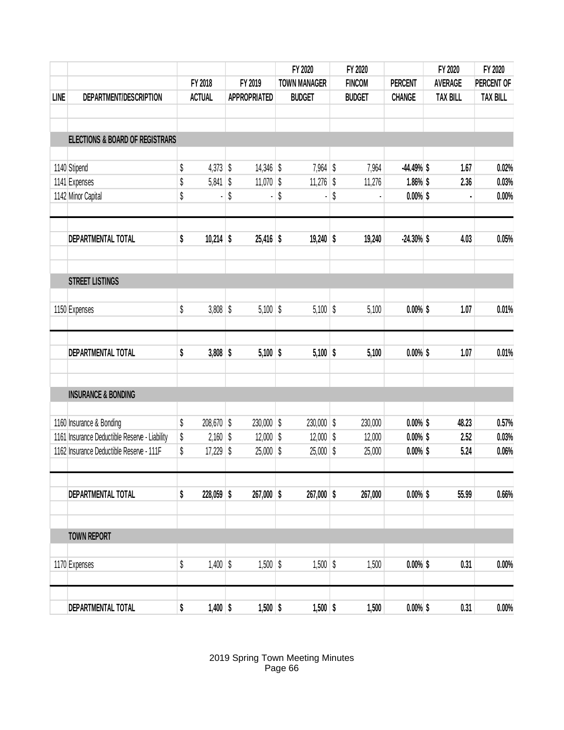| LINE | DEPARTMENT/DESCRIPTION | FY 2018 ACTUAL | FY 2019 APPROPRIATED | FY 2020 TOWN MANAGER BUDGET | FY 2020 FINCOM BUDGET | PERCENT CHANGE | FY 2020 AVERAGE TAX BILL | FY 2020 PERCENT OF TAX BILL |
|---|---|---|---|---|---|---|---|---|
| | **ELECTIONS & BOARD OF REGISTRARS** | | | | | | | |
| 1140 | Stipend | $ 4,373 | $ 14,346 | $ 7,964 | $ 7,964 | **-44.49%** | **$ 1.67** | **0.02%** |
| 1141 | Expenses | $ 5,841 | $ 11,070 | $ 11,276 | $ 11,276 | **1.86%** | **$ 2.36** | **0.03%** |
| 1142 | Minor Capital | $ - | $ - | $ - | $ - | **0.00%** | **$ -** | **0.00%** |
| | **DEPARTMENTAL TOTAL** | **$ 10,214** | **$ 25,416** | **$ 19,240** | **$ 19,240** | **-24.30%** | **$ 4.03** | **0.05%** |
| | **STREET LISTINGS** | | | | | | | |
| 1150 | Expenses | $ 3,808 | $ 5,100 | $ 5,100 | $ 5,100 | **0.00%** | **$ 1.07** | **0.01%** |
| | **DEPARTMENTAL TOTAL** | **$ 3,808** | **$ 5,100** | **$ 5,100** | **$ 5,100** | **0.00%** | **$ 1.07** | **0.01%** |
| | **INSURANCE & BONDING** | | | | | | | |
| 1160 | Insurance & Bonding | $ 208,670 | $ 230,000 | $ 230,000 | $ 230,000 | **0.00%** | **$ 48.23** | **0.57%** |
| 1161 | Insurance Deductible Reserve - Liability | $ 2,160 | $ 12,000 | $ 12,000 | $ 12,000 | **0.00%** | **$ 2.52** | **0.03%** |
| 1162 | Insurance Deductible Reserve - 111F | $ 17,229 | $ 25,000 | $ 25,000 | $ 25,000 | **0.00%** | **$ 5.24** | **0.06%** |
| | **DEPARTMENTAL TOTAL** | **$ 228,059** | **$ 267,000** | **$ 267,000** | **$ 267,000** | **0.00%** | **$ 55.99** | **0.66%** |
| | **TOWN REPORT** | | | | | | | |
| 1170 | Expenses | $ 1,400 | $ 1,500 | $ 1,500 | $ 1,500 | **0.00%** | **$ 0.31** | **0.00%** |
| | **DEPARTMENTAL TOTAL** | **$ 1,400** | **$ 1,500** | **$ 1,500** | **$ 1,500** | **0.00%** | **$ 0.31** | **0.00%** |

2019 Spring Town Meeting Minutes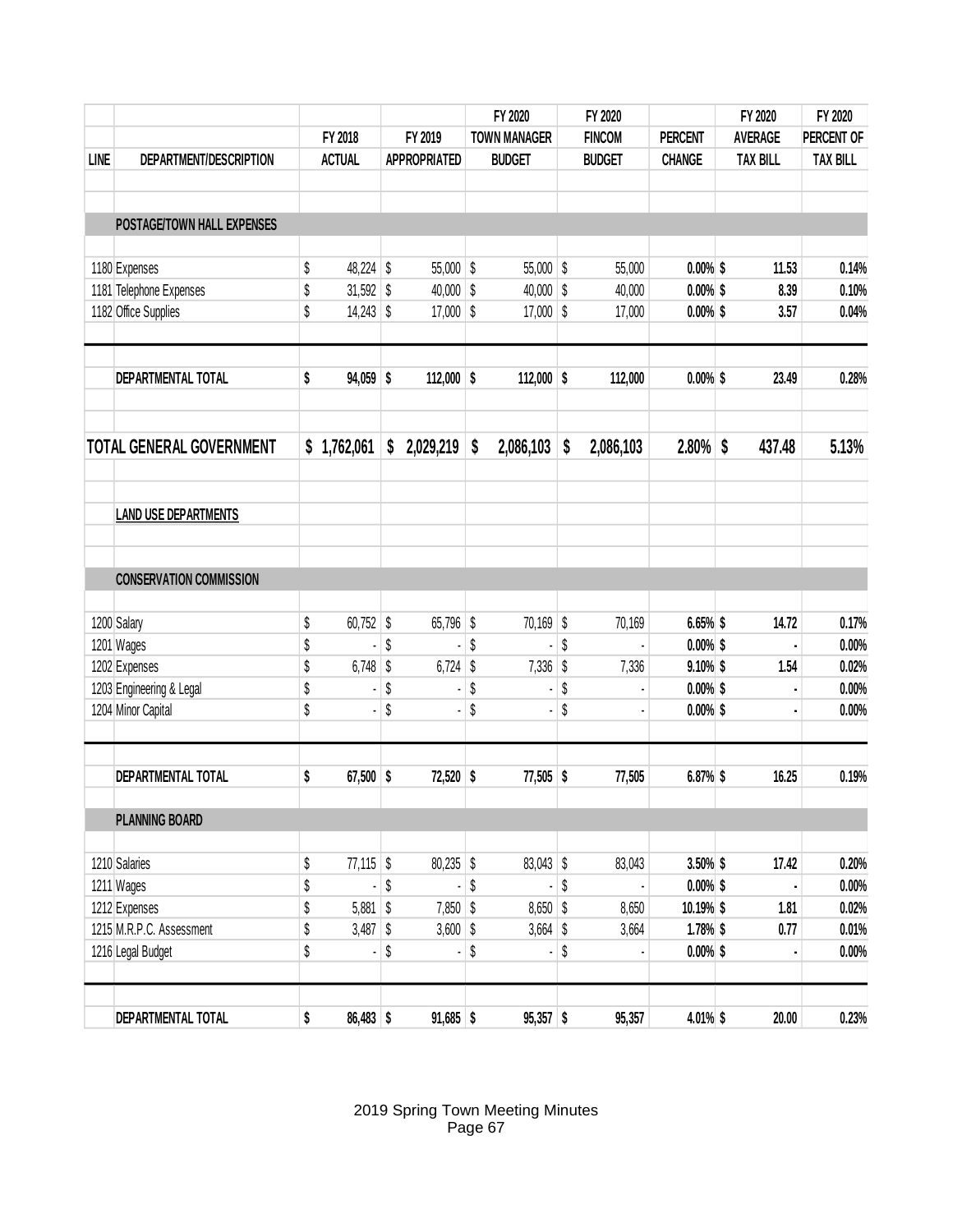| LINE | DEPARTMENT/DESCRIPTION | FY 2018 ACTUAL | FY 2019 APPROPRIATED | FY 2020 TOWN MANAGER BUDGET | FY 2020 FINCOM BUDGET | PERCENT CHANGE | FY 2020 AVERAGE TAX BILL | FY 2020 PERCENT OF TAX BILL |
|---|---|---|---|---|---|---|---|---|
| | **POSTAGE/TOWN HALL EXPENSES** | | | | | | | |
| 1180 | Expenses | $ 48,224 | $ 55,000 | $ 55,000 | $ 55,000 | **0.00%** | **$ 11.53** | **0.14%** |
| 1181 | Telephone Expenses | $ 31,592 | $ 40,000 | $ 40,000 | $ 40,000 | **0.00%** | **$ 8.39** | **0.10%** |
| 1182 | Office Supplies | $ 14,243 | $ 17,000 | $ 17,000 | $ 17,000 | **0.00%** | **$ 3.57** | **0.04%** |
| | **DEPARTMENTAL TOTAL** | **$ 94,059** | **$ 112,000** | **$ 112,000** | **$ 112,000** | **0.00%** | **$ 23.49** | **0.28%** |
| | **TOTAL GENERAL GOVERNMENT** | **$ 1,762,061** | **$ 2,029,219** | **$ 2,086,103** | **$ 2,086,103** | **2.80%** | **$ 437.48** | **5.13%** |
| | **LAND USE DEPARTMENTS** | | | | | | | |
| | **CONSERVATION COMMISSION** | | | | | | | |
| 1200 | Salary | $ 60,752 | $ 65,796 | $ 70,169 | $ 70,169 | **6.65%** | **$ 14.72** | **0.17%** |
| 1201 | Wages | $ - | $ - | $ - | $ - | **0.00%** | **$ -** | **0.00%** |
| 1202 | Expenses | $ 6,748 | $ 6,724 | $ 7,336 | $ 7,336 | **9.10%** | **$ 1.54** | **0.02%** |
| 1203 | Engineering & Legal | $ - | $ - | $ - | $ - | **0.00%** | **$ -** | **0.00%** |
| 1204 | Minor Capital | $ - | $ - | $ - | $ - | **0.00%** | **$ -** | **0.00%** |
| | **DEPARTMENTAL TOTAL** | **$ 67,500** | **$ 72,520** | **$ 77,505** | **$ 77,505** | **6.87%** | **$ 16.25** | **0.19%** |
| | **PLANNING BOARD** | | | | | | | |
| 1210 | Salaries | $ 77,115 | $ 80,235 | $ 83,043 | $ 83,043 | **3.50%** | **$ 17.42** | **0.20%** |
| 1211 | Wages | $ - | $ - | $ - | $ - | **0.00%** | **$ -** | **0.00%** |
| 1212 | Expenses | $ 5,881 | $ 7,850 | $ 8,650 | $ 8,650 | **10.19%** | **$ 1.81** | **0.02%** |
| 1215 | M.R.P.C. Assessment | $ 3,487 | $ 3,600 | $ 3,664 | $ 3,664 | **1.78%** | **$ 0.77** | **0.01%** |
| 1216 | Legal Budget | $ - | $ - | $ - | $ - | **0.00%** | **$ -** | **0.00%** |
| | **DEPARTMENTAL TOTAL** | **$ 86,483** | **$ 91,685** | **$ 95,357** | **$ 95,357** | **4.01%** | **$ 20.00** | **0.23%** |

2019 Spring Town Meeting Minutes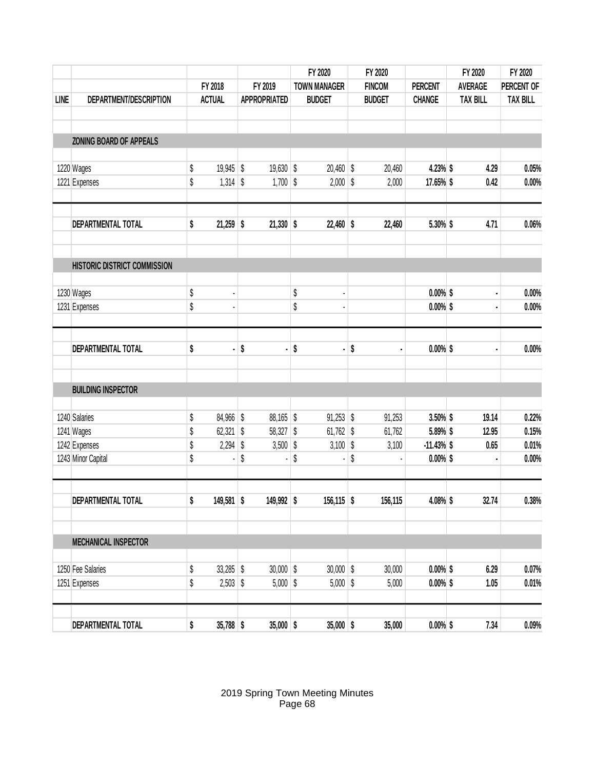| LINE | DEPARTMENT/DESCRIPTION | FY 2018 ACTUAL | FY 2019 APPROPRIATED | FY 2020 TOWN MANAGER BUDGET | FY 2020 FINCOM BUDGET | PERCENT CHANGE | FY 2020 AVERAGE TAX BILL | FY 2020 PERCENT OF TAX BILL |
|---|---|---|---|---|---|---|---|---|
| | **ZONING BOARD OF APPEALS** | | | | | | | |
| 1220 | Wages | $ 19,945 | $ 19,630 | $ 20,460 | $ 20,460 | **4.23%** | **$ 4.29** | **0.05%** |
| 1221 | Expenses | $ 1,314 | $ 1,700 | $ 2,000 | $ 2,000 | **17.65%** | **$ 0.42** | **0.00%** |
| | **DEPARTMENTAL TOTAL** | **$ 21,259** | **$ 21,330** | **$ 22,460** | **$ 22,460** | **5.30%** | **$ 4.71** | **0.06%** |
| | **HISTORIC DISTRICT COMMISSION** | | | | | | | |
| 1230 | Wages | $ - | | $ - | | **0.00%** | **$ -** | **0.00%** |
| 1231 | Expenses | $ - | | $ - | | **0.00%** | **$ -** | **0.00%** |
| | **DEPARTMENTAL TOTAL** | **$ -** | **$ -** | **$ -** | **$ -** | **0.00%** | **$ -** | **0.00%** |
| | **BUILDING INSPECTOR** | | | | | | | |
| 1240 | Salaries | $ 84,966 | $ 88,165 | $ 91,253 | $ 91,253 | **3.50%** | **$ 19.14** | **0.22%** |
| 1241 | Wages | $ 62,321 | $ 58,327 | $ 61,762 | $ 61,762 | **5.89%** | **$ 12.95** | **0.15%** |
| 1242 | Expenses | $ 2,294 | $ 3,500 | $ 3,100 | $ 3,100 | **-11.43%** | **$ 0.65** | **0.01%** |
| 1243 | Minor Capital | $ - | $ - | $ - | $ - | **0.00%** | **$ -** | **0.00%** |
| | **DEPARTMENTAL TOTAL** | **$ 149,581** | **$ 149,992** | **$ 156,115** | **$ 156,115** | **4.08%** | **$ 32.74** | **0.38%** |
| | **MECHANICAL INSPECTOR** | | | | | | | |
| 1250 | Fee Salaries | $ 33,285 | $ 30,000 | $ 30,000 | $ 30,000 | **0.00%** | **$ 6.29** | **0.07%** |
| 1251 | Expenses | $ 2,503 | $ 5,000 | $ 5,000 | $ 5,000 | **0.00%** | **$ 1.05** | **0.01%** |
| | **DEPARTMENTAL TOTAL** | **$ 35,788** | **$ 35,000** | **$ 35,000** | **$ 35,000** | **0.00%** | **$ 7.34** | **0.09%** |

2019 Spring Town Meeting Minutes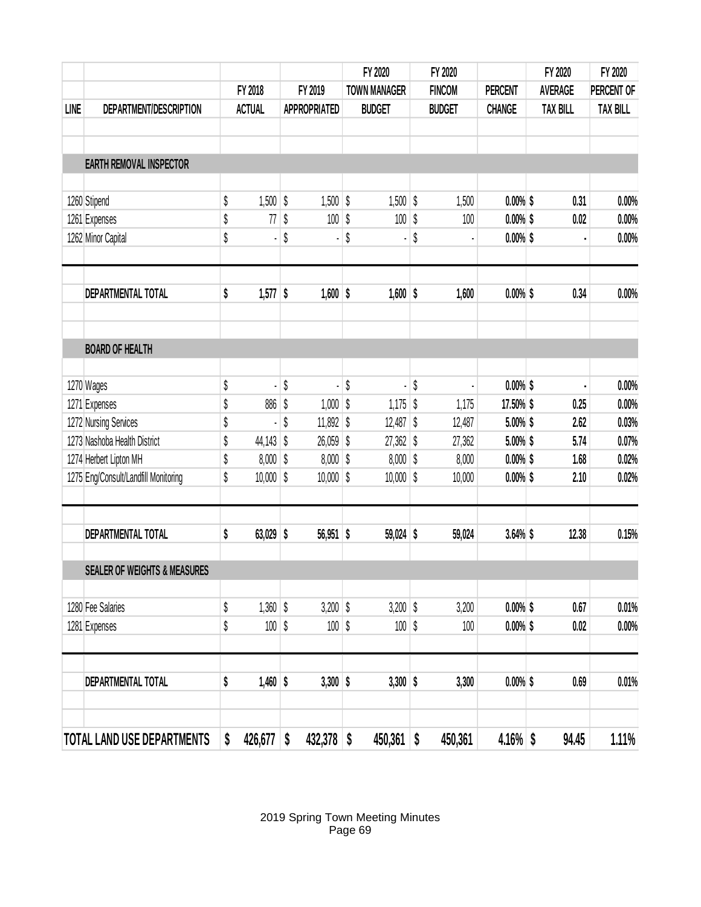| LINE | DEPARTMENT/DESCRIPTION | FY 2018 ACTUAL | FY 2019 APPROPRIATED | FY 2020 TOWN MANAGER BUDGET | FY 2020 FINCOM BUDGET | PERCENT CHANGE | FY 2020 AVERAGE TAX BILL | FY 2020 PERCENT OF TAX BILL |
|---|---|---|---|---|---|---|---|---|
| | **EARTH REMOVAL INSPECTOR** | | | | | | | |
| 1260 | Stipend | $ 1,500 | $ 1,500 | $ 1,500 | $ 1,500 | **0.00%** | **$ 0.31** | **0.00%** |
| 1261 | Expenses | $ 77 | $ 100 | $ 100 | $ 100 | **0.00%** | **$ 0.02** | **0.00%** |
| 1262 | Minor Capital | $ - | $ - | $ - | $ - | **0.00%** | **$ -** | **0.00%** |
| | **DEPARTMENTAL TOTAL** | **$ 1,577** | **$ 1,600** | **$ 1,600** | **$ 1,600** | **0.00%** | **$ 0.34** | **0.00%** |
| | **BOARD OF HEALTH** | | | | | | | |
| 1270 | Wages | $ - | $ - | $ - | $ - | **0.00%** | **$ -** | **0.00%** |
| 1271 | Expenses | $ 886 | $ 1,000 | $ 1,175 | $ 1,175 | **17.50%** | **$ 0.25** | **0.00%** |
| 1272 | Nursing Services | $ - | $ 11,892 | $ 12,487 | $ 12,487 | **5.00%** | **$ 2.62** | **0.03%** |
| 1273 | Nashoba Health District | $ 44,143 | $ 26,059 | $ 27,362 | $ 27,362 | **5.00%** | **$ 5.74** | **0.07%** |
| 1274 | Herbert Lipton MH | $ 8,000 | $ 8,000 | $ 8,000 | $ 8,000 | **0.00%** | **$ 1.68** | **0.02%** |
| 1275 | Eng/Consult/Landfill Monitoring | $ 10,000 | $ 10,000 | $ 10,000 | $ 10,000 | **0.00%** | **$ 2.10** | **0.02%** |
| | **DEPARTMENTAL TOTAL** | **$ 63,029** | **$ 56,951** | **$ 59,024** | **$ 59,024** | **3.64%** | **$ 12.38** | **0.15%** |
| | **SEALER OF WEIGHTS & MEASURES** | | | | | | | |
| 1280 | Fee Salaries | $ 1,360 | $ 3,200 | $ 3,200 | $ 3,200 | **0.00%** | **$ 0.67** | **0.01%** |
| 1281 | Expenses | $ 100 | $ 100 | $ 100 | $ 100 | **0.00%** | **$ 0.02** | **0.00%** |
| | **DEPARTMENTAL TOTAL** | **$ 1,460** | **$ 3,300** | **$ 3,300** | **$ 3,300** | **0.00%** | **$ 0.69** | **0.01%** |
| | **TOTAL LAND USE DEPARTMENTS** | **$ 426,677** | **$ 432,378** | **$ 450,361** | **$ 450,361** | **4.16%** | **$ 94.45** | **1.11%** |

2019 Spring Town Meeting Minutes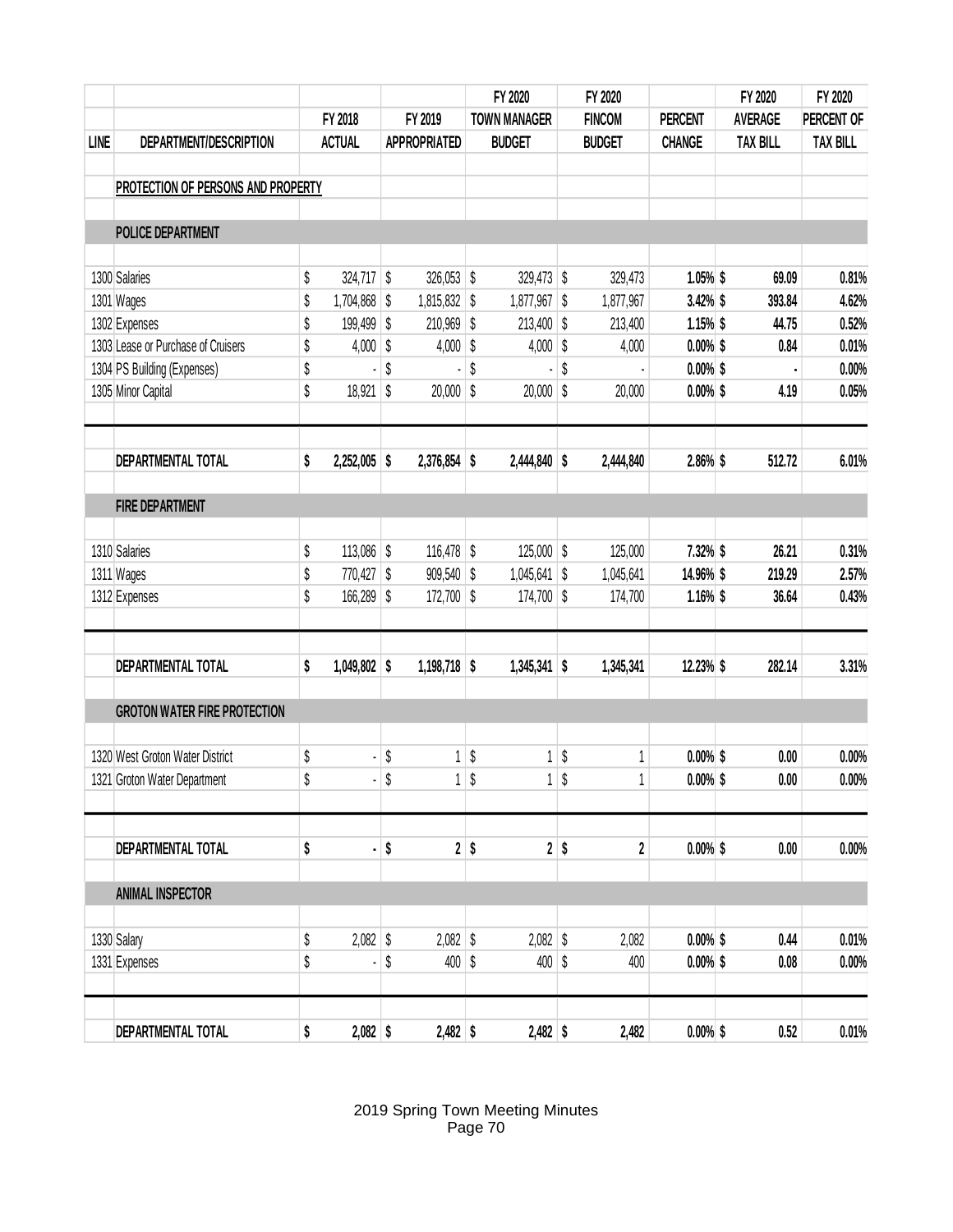| LINE | DEPARTMENT/DESCRIPTION | FY 2018 ACTUAL | FY 2019 APPROPRIATED | FY 2020 TOWN MANAGER BUDGET | FY 2020 FINCOM BUDGET | PERCENT CHANGE | FY 2020 AVERAGE TAX BILL | FY 2020 PERCENT OF TAX BILL |
|---|---|---|---|---|---|---|---|---|
| | **PROTECTION OF PERSONS AND PROPERTY** | | | | | | | |
| | **POLICE DEPARTMENT** | | | | | | | |
| 1300 | Salaries | $ 324,717 | $ 326,053 | $ 329,473 | $ 329,473 | **1.05%** | **$ 69.09** | **0.81%** |
| 1301 | Wages | $ 1,704,868 | $ 1,815,832 | $ 1,877,967 | $ 1,877,967 | **3.42%** | **$ 393.84** | **4.62%** |
| 1302 | Expenses | $ 199,499 | $ 210,969 | $ 213,400 | $ 213,400 | **1.15%** | **$ 44.75** | **0.52%** |
| 1303 | Lease or Purchase of Cruisers | $ 4,000 | $ 4,000 | $ 4,000 | $ 4,000 | **0.00%** | **$ 0.84** | **0.01%** |
| 1304 | PS Building (Expenses) | $ - | $ - | $ - | $ - | **0.00%** | **$ -** | **0.00%** |
| 1305 | Minor Capital | $ 18,921 | $ 20,000 | $ 20,000 | $ 20,000 | **0.00%** | **$ 4.19** | **0.05%** |
| | **DEPARTMENTAL TOTAL** | **$ 2,252,005** | **$ 2,376,854** | **$ 2,444,840** | **$ 2,444,840** | **2.86%** | **$ 512.72** | **6.01%** |
| | **FIRE DEPARTMENT** | | | | | | | |
| 1310 | Salaries | $ 113,086 | $ 116,478 | $ 125,000 | $ 125,000 | **7.32%** | **$ 26.21** | **0.31%** |
| 1311 | Wages | $ 770,427 | $ 909,540 | $ 1,045,641 | $ 1,045,641 | **14.96%** | **$ 219.29** | **2.57%** |
| 1312 | Expenses | $ 166,289 | $ 172,700 | $ 174,700 | $ 174,700 | **1.16%** | **$ 36.64** | **0.43%** |
| | **DEPARTMENTAL TOTAL** | **$ 1,049,802** | **$ 1,198,718** | **$ 1,345,341** | **$ 1,345,341** | **12.23%** | **$ 282.14** | **3.31%** |
| | **GROTON WATER FIRE PROTECTION** | | | | | | | |
| 1320 | West Groton Water District | $ - | $ 1 | $ 1 | $ 1 | **0.00%** | **$ 0.00** | **0.00%** |
| 1321 | Groton Water Department | $ - | $ 1 | $ 1 | $ 1 | **0.00%** | **$ 0.00** | **0.00%** |
| | **DEPARTMENTAL TOTAL** | **$ -** | **$ 2** | **$ 2** | **$ 2** | **0.00%** | **$ 0.00** | **0.00%** |
| | **ANIMAL INSPECTOR** | | | | | | | |
| 1330 | Salary | $ 2,082 | $ 2,082 | $ 2,082 | $ 2,082 | **0.00%** | **$ 0.44** | **0.01%** |
| 1331 | Expenses | $ - | $ 400 | $ 400 | $ 400 | **0.00%** | **$ 0.08** | **0.00%** |
| | **DEPARTMENTAL TOTAL** | **$ 2,082** | **$ 2,482** | **$ 2,482** | **$ 2,482** | **0.00%** | **$ 0.52** | **0.01%** |

2019 Spring Town Meeting Minutes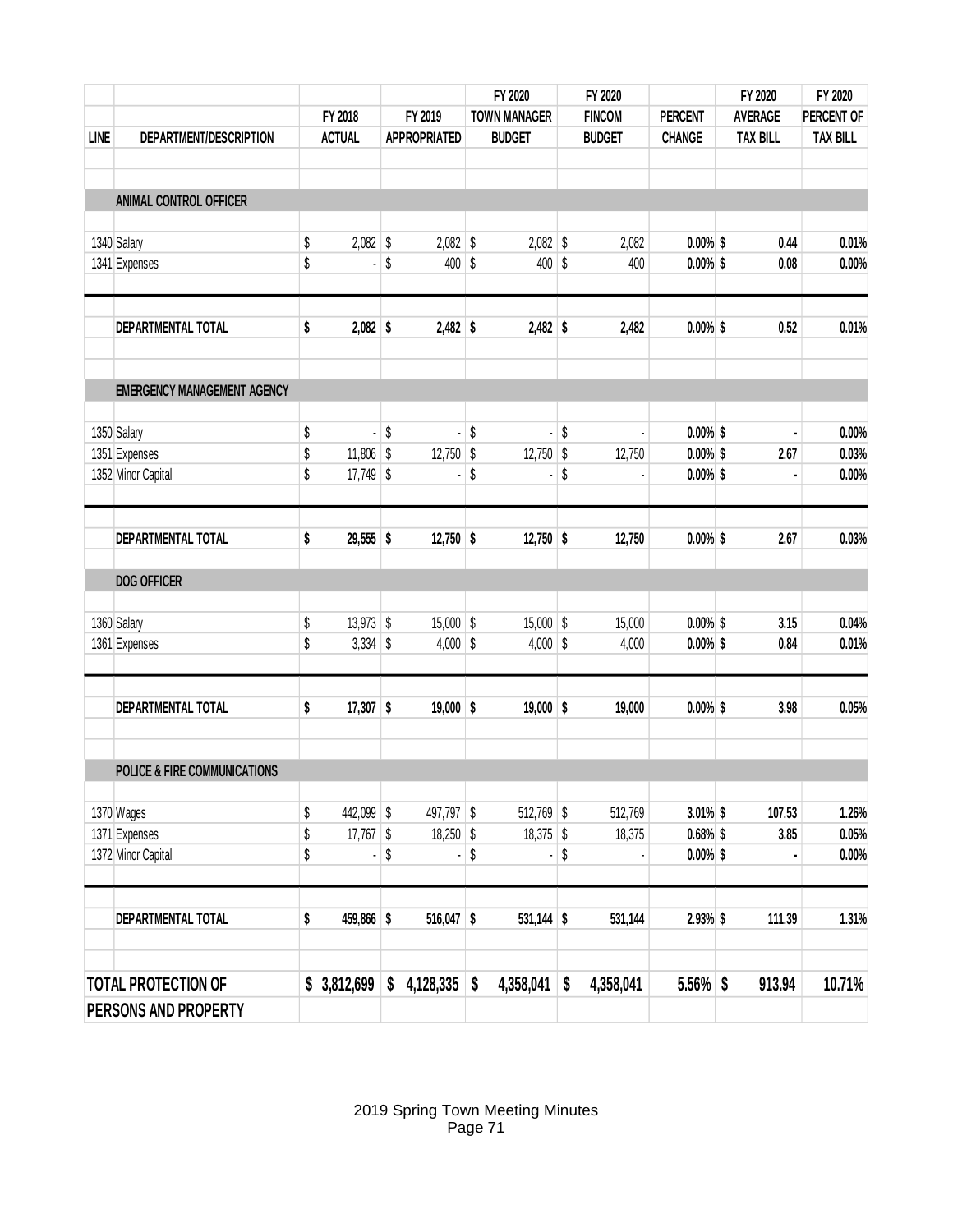| LINE | DEPARTMENT/DESCRIPTION | FY 2018 ACTUAL | FY 2019 APPROPRIATED | FY 2020 TOWN MANAGER BUDGET | FY 2020 FINCOM BUDGET | PERCENT CHANGE | FY 2020 AVERAGE TAX BILL | FY 2020 PERCENT OF TAX BILL |
|---|---|---|---|---|---|---|---|---|
| | **ANIMAL CONTROL OFFICER** | | | | | | | |
| 1340 | Salary | $ 2,082 | $ 2,082 | $ 2,082 | $ 2,082 | 0.00% | $ 0.44 | 0.01% |
| 1341 | Expenses | $ - | $ 400 | $ 400 | $ 400 | 0.00% | $ 0.08 | 0.00% |
| | **DEPARTMENTAL TOTAL** | **$ 2,082** | **$ 2,482** | **$ 2,482** | **$ 2,482** | **0.00%** | **$ 0.52** | **0.01%** |
| | **EMERGENCY MANAGEMENT AGENCY** | | | | | | | |
| 1350 | Salary | $ - | $ - | $ - | $ - | 0.00% | $ - | 0.00% |
| 1351 | Expenses | $ 11,806 | $ 12,750 | $ 12,750 | $ 12,750 | 0.00% | $ 2.67 | 0.03% |
| 1352 | Minor Capital | $ 17,749 | $ - | $ - | $ - | 0.00% | $ - | 0.00% |
| | **DEPARTMENTAL TOTAL** | **$ 29,555** | **$ 12,750** | **$ 12,750** | **$ 12,750** | **0.00%** | **$ 2.67** | **0.03%** |
| | **DOG OFFICER** | | | | | | | |
| 1360 | Salary | $ 13,973 | $ 15,000 | $ 15,000 | $ 15,000 | 0.00% | $ 3.15 | 0.04% |
| 1361 | Expenses | $ 3,334 | $ 4,000 | $ 4,000 | $ 4,000 | 0.00% | $ 0.84 | 0.01% |
| | **DEPARTMENTAL TOTAL** | **$ 17,307** | **$ 19,000** | **$ 19,000** | **$ 19,000** | **0.00%** | **$ 3.98** | **0.05%** |
| | **POLICE & FIRE COMMUNICATIONS** | | | | | | | |
| 1370 | Wages | $ 442,099 | $ 497,797 | $ 512,769 | $ 512,769 | 3.01% | $ 107.53 | 1.26% |
| 1371 | Expenses | $ 17,767 | $ 18,250 | $ 18,375 | $ 18,375 | 0.68% | $ 3.85 | 0.05% |
| 1372 | Minor Capital | $ - | $ - | $ - | $ - | 0.00% | $ - | 0.00% |
| | **DEPARTMENTAL TOTAL** | **$ 459,866** | **$ 516,047** | **$ 531,144** | **$ 531,144** | **2.93%** | **$ 111.39** | **1.31%** |
| | **TOTAL PROTECTION OF PERSONS AND PROPERTY** | **$ 3,812,699** | **$ 4,128,335** | **$ 4,358,041** | **$ 4,358,041** | **5.56%** | **$ 913.94** | **10.71%** |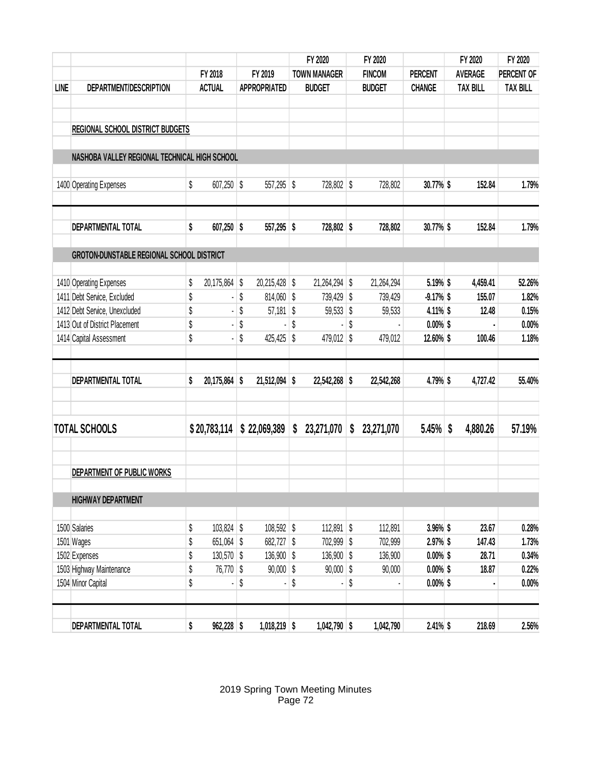| LINE | DEPARTMENT/DESCRIPTION | FY 2018 ACTUAL | FY 2019 APPROPRIATED | FY 2020 TOWN MANAGER BUDGET | FY 2020 FINCOM BUDGET | PERCENT CHANGE | FY 2020 AVERAGE TAX BILL | FY 2020 PERCENT OF TAX BILL |
|---|---|---|---|---|---|---|---|---|
| | **REGIONAL SCHOOL DISTRICT BUDGETS** | | | | | | | |
| | **NASHOBA VALLEY REGIONAL TECHNICAL HIGH SCHOOL** | | | | | | | |
| 1400 | Operating Expenses | $ 607,250 | $ 557,295 | $ 728,802 | $ 728,802 | **30.77%** | **$ 152.84** | **1.79%** |
| | **DEPARTMENTAL TOTAL** | **$ 607,250** | **$ 557,295** | **$ 728,802** | **$ 728,802** | **30.77%** | **$ 152.84** | **1.79%** |
| | **GROTON-DUNSTABLE REGIONAL SCHOOL DISTRICT** | | | | | | | |
| 1410 | Operating Expenses | $ 20,175,864 | $ 20,215,428 | $ 21,264,294 | $ 21,264,294 | **5.19%** | **$ 4,459.41** | **52.26%** |
| 1411 | Debt Service, Excluded | $ - | $ 814,060 | $ 739,429 | $ 739,429 | **-9.17%** | **$ 155.07** | **1.82%** |
| 1412 | Debt Service, Unexcluded | $ - | $ 57,181 | $ 59,533 | $ 59,533 | **4.11%** | **$ 12.48** | **0.15%** |
| 1413 | Out of District Placement | $ - | $ - | $ - | $ - | **0.00%** | **$ -** | **0.00%** |
| 1414 | Capital Assessment | $ - | $ 425,425 | $ 479,012 | $ 479,012 | **12.60%** | **$ 100.46** | **1.18%** |
| | **DEPARTMENTAL TOTAL** | **$ 20,175,864** | **$ 21,512,094** | **$ 22,542,268** | **$ 22,542,268** | **4.79%** | **$ 4,727.42** | **55.40%** |
| | **TOTAL SCHOOLS** | **$ 20,783,114** | **$ 22,069,389** | **$ 23,271,070** | **$ 23,271,070** | **5.45%** | **$ 4,880.26** | **57.19%** |
| | **DEPARTMENT OF PUBLIC WORKS** | | | | | | | |
| | **HIGHWAY DEPARTMENT** | | | | | | | |
| 1500 | Salaries | $ 103,824 | $ 108,592 | $ 112,891 | $ 112,891 | **3.96%** | **$ 23.67** | **0.28%** |
| 1501 | Wages | $ 651,064 | $ 682,727 | $ 702,999 | $ 702,999 | **2.97%** | **$ 147.43** | **1.73%** |
| 1502 | Expenses | $ 130,570 | $ 136,900 | $ 136,900 | $ 136,900 | **0.00%** | **$ 28.71** | **0.34%** |
| 1503 | Highway Maintenance | $ 76,770 | $ 90,000 | $ 90,000 | $ 90,000 | **0.00%** | **$ 18.87** | **0.22%** |
| 1504 | Minor Capital | $ - | $ - | $ - | $ - | **0.00%** | **$ -** | **0.00%** |
| | **DEPARTMENTAL TOTAL** | **$ 962,228** | **$ 1,018,219** | **$ 1,042,790** | **$ 1,042,790** | **2.41%** | **$ 218.69** | **2.56%** |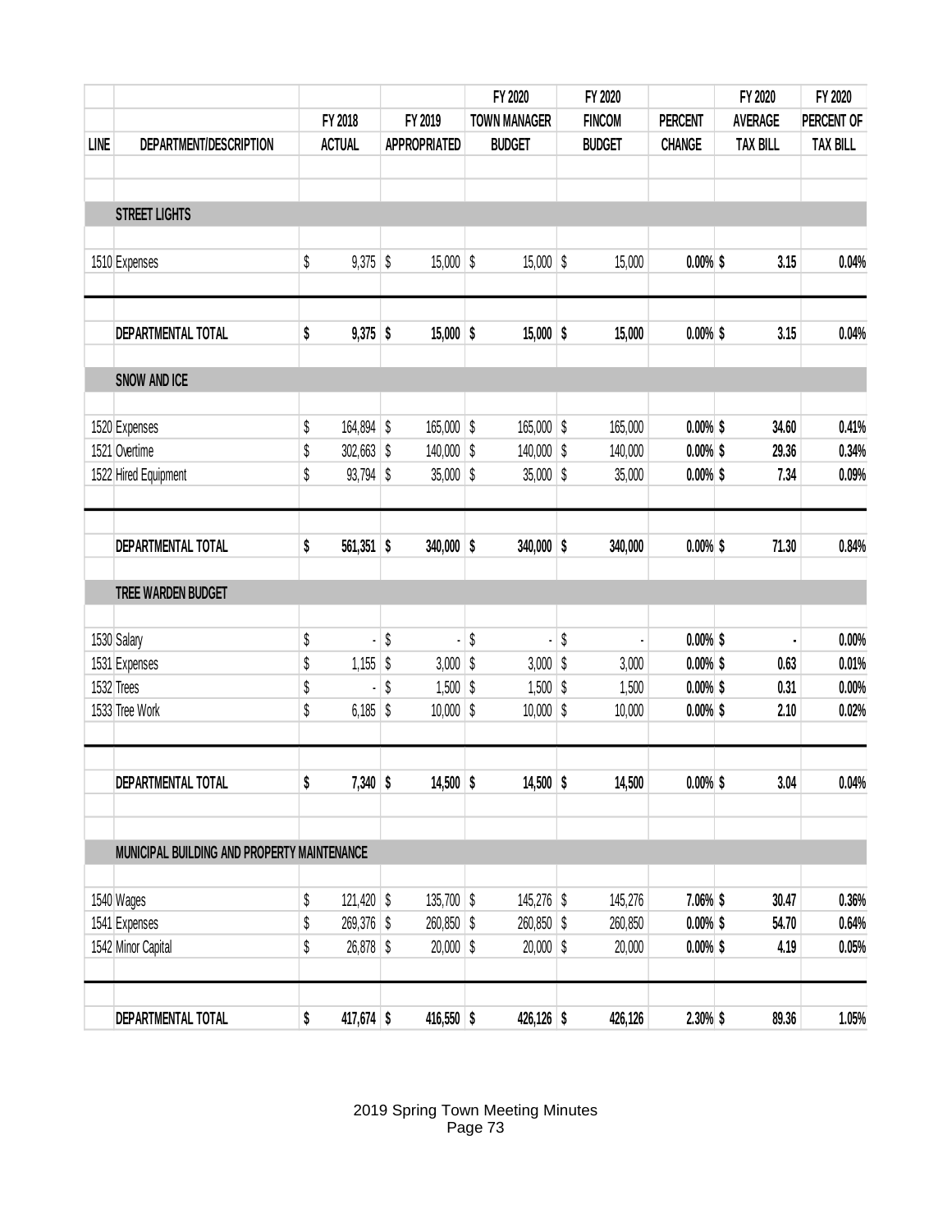| LINE | DEPARTMENT/DESCRIPTION | FY 2018 ACTUAL | FY 2019 APPROPRIATED | FY 2020 TOWN MANAGER BUDGET | FY 2020 FINCOM BUDGET | PERCENT CHANGE | FY 2020 AVERAGE TAX BILL | FY 2020 PERCENT OF TAX BILL |
|---|---|---|---|---|---|---|---|---|
| | **STREET LIGHTS** | | | | | | | |
| 1510 | Expenses | $ 9,375 | $ 15,000 | $ 15,000 | $ 15,000 | **0.00%** | **$ 3.15** | **0.04%** |
| | **DEPARTMENTAL TOTAL** | **$ 9,375** | **$ 15,000** | **$ 15,000** | **$ 15,000** | **0.00%** | **$ 3.15** | **0.04%** |
| | **SNOW AND ICE** | | | | | | | |
| 1520 | Expenses | $ 164,894 | $ 165,000 | $ 165,000 | $ 165,000 | **0.00%** | **$ 34.60** | **0.41%** |
| 1521 | Overtime | $ 302,663 | $ 140,000 | $ 140,000 | $ 140,000 | **0.00%** | **$ 29.36** | **0.34%** |
| 1522 | Hired Equipment | $ 93,794 | $ 35,000 | $ 35,000 | $ 35,000 | **0.00%** | **$ 7.34** | **0.09%** |
| | **DEPARTMENTAL TOTAL** | **$ 561,351** | **$ 340,000** | **$ 340,000** | **$ 340,000** | **0.00%** | **$ 71.30** | **0.84%** |
| | **TREE WARDEN BUDGET** | | | | | | | |
| 1530 | Salary | $ - | $ - | $ - | $ - | **0.00%** | **$ -** | **0.00%** |
| 1531 | Expenses | $ 1,155 | $ 3,000 | $ 3,000 | $ 3,000 | **0.00%** | **$ 0.63** | **0.01%** |
| 1532 | Trees | $ - | $ 1,500 | $ 1,500 | $ 1,500 | **0.00%** | **$ 0.31** | **0.00%** |
| 1533 | Tree Work | $ 6,185 | $ 10,000 | $ 10,000 | $ 10,000 | **0.00%** | **$ 2.10** | **0.02%** |
| | **DEPARTMENTAL TOTAL** | **$ 7,340** | **$ 14,500** | **$ 14,500** | **$ 14,500** | **0.00%** | **$ 3.04** | **0.04%** |
| | **MUNICIPAL BUILDING AND PROPERTY MAINTENANCE** | | | | | | | |
| 1540 | Wages | $ 121,420 | $ 135,700 | $ 145,276 | $ 145,276 | **7.06%** | **$ 30.47** | **0.36%** |
| 1541 | Expenses | $ 269,376 | $ 260,850 | $ 260,850 | $ 260,850 | **0.00%** | **$ 54.70** | **0.64%** |
| 1542 | Minor Capital | $ 26,878 | $ 20,000 | $ 20,000 | $ 20,000 | **0.00%** | **$ 4.19** | **0.05%** |
| | **DEPARTMENTAL TOTAL** | **$ 417,674** | **$ 416,550** | **$ 426,126** | **$ 426,126** | **2.30%** | **$ 89.36** | **1.05%** |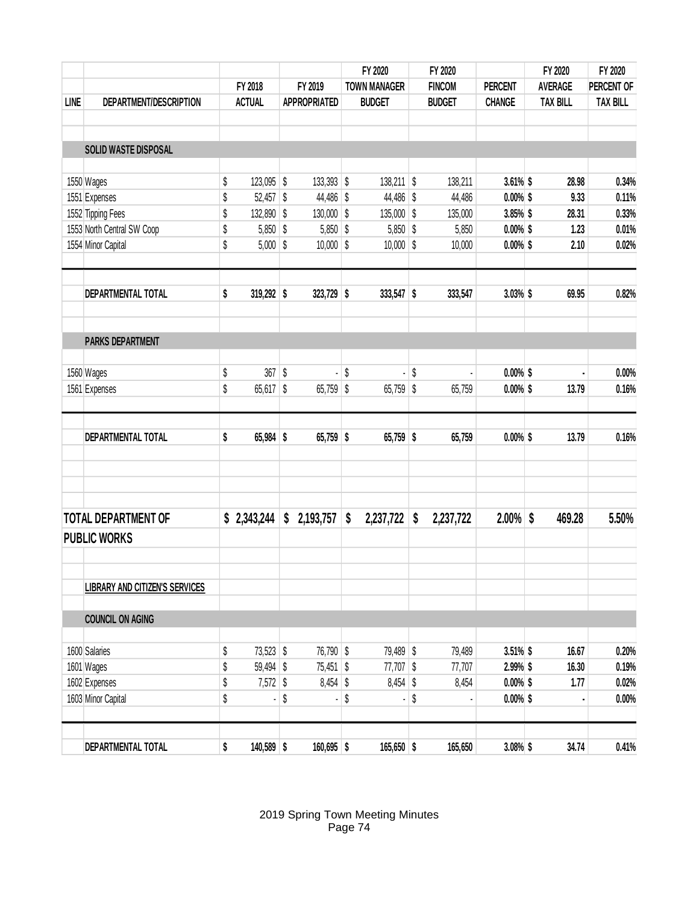| LINE | DEPARTMENT/DESCRIPTION | FY 2018 ACTUAL | FY 2019 APPROPRIATED | FY 2020 TOWN MANAGER BUDGET | FY 2020 FINCOM BUDGET | PERCENT CHANGE | FY 2020 AVERAGE TAX BILL | FY 2020 PERCENT OF TAX BILL |
|---|---|---|---|---|---|---|---|---|
| | **SOLID WASTE DISPOSAL** | | | | | | | |
| 1550 | Wages | $ 123,095 | $ 133,393 | $ 138,211 | $ 138,211 | 3.61% | $ 28.98 | 0.34% |
| 1551 | Expenses | $ 52,457 | $ 44,486 | $ 44,486 | $ 44,486 | 0.00% | $ 9.33 | 0.11% |
| 1552 | Tipping Fees | $ 132,890 | $ 130,000 | $ 135,000 | $ 135,000 | 3.85% | $ 28.31 | 0.33% |
| 1553 | North Central SW Coop | $ 5,850 | $ 5,850 | $ 5,850 | $ 5,850 | 0.00% | $ 1.23 | 0.01% |
| 1554 | Minor Capital | $ 5,000 | $ 10,000 | $ 10,000 | $ 10,000 | 0.00% | $ 2.10 | 0.02% |
| | **DEPARTMENTAL TOTAL** | **$ 319,292** | **$ 323,729** | **$ 333,547** | **$ 333,547** | **3.03%** | **$ 69.95** | **0.82%** |
| | **PARKS DEPARTMENT** | | | | | | | |
| 1560 | Wages | $ 367 | $ - | $ - | $ - | 0.00% | $ - | 0.00% |
| 1561 | Expenses | $ 65,617 | $ 65,759 | $ 65,759 | $ 65,759 | 0.00% | $ 13.79 | 0.16% |
| | **DEPARTMENTAL TOTAL** | **$ 65,984** | **$ 65,759** | **$ 65,759** | **$ 65,759** | **0.00%** | **$ 13.79** | **0.16%** |
| **TOTAL DEPARTMENT OF PUBLIC WORKS** | | **$ 2,343,244** | **$ 2,193,757** | **$ 2,237,722** | **$ 2,237,722** | **2.00%** | **$ 469.28** | **5.50%** |
| | **LIBRARY AND CITIZEN'S SERVICES** | | | | | | | |
| | **COUNCIL ON AGING** | | | | | | | |
| 1600 | Salaries | $ 73,523 | $ 76,790 | $ 79,489 | $ 79,489 | 3.51% | $ 16.67 | 0.20% |
| 1601 | Wages | $ 59,494 | $ 75,451 | $ 77,707 | $ 77,707 | 2.99% | $ 16.30 | 0.19% |
| 1602 | Expenses | $ 7,572 | $ 8,454 | $ 8,454 | $ 8,454 | 0.00% | $ 1.77 | 0.02% |
| 1603 | Minor Capital | $ - | $ - | $ - | $ - | 0.00% | $ - | 0.00% |
| | **DEPARTMENTAL TOTAL** | **$ 140,589** | **$ 160,695** | **$ 165,650** | **$ 165,650** | **3.08%** | **$ 34.74** | **0.41%** |

2019 Spring Town Meeting Minutes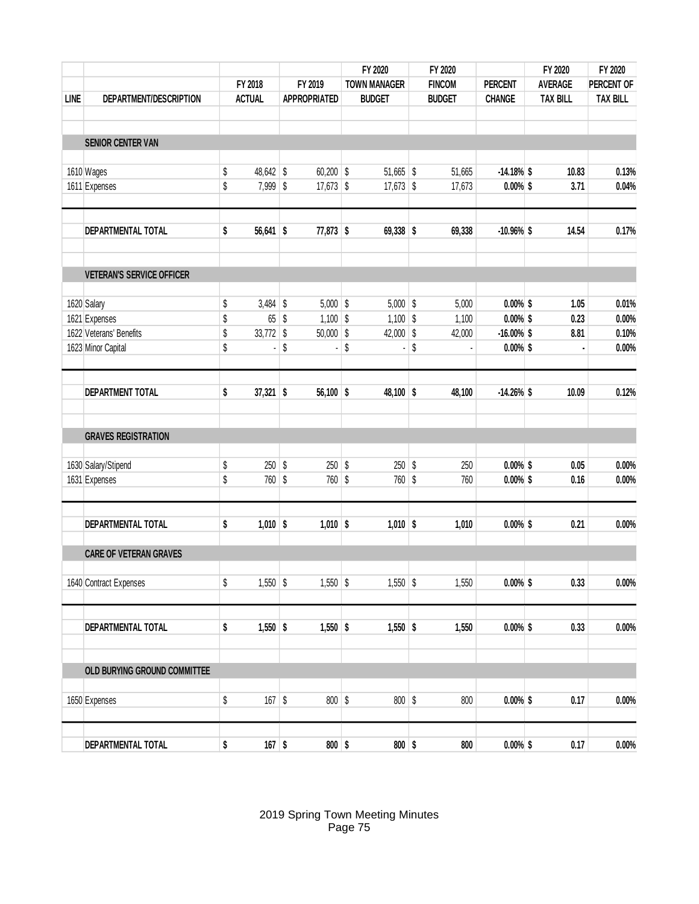| LINE | DEPARTMENT/DESCRIPTION | FY 2018 ACTUAL | FY 2019 APPROPRIATED | FY 2020 TOWN MANAGER BUDGET | FY 2020 FINCOM BUDGET | PERCENT CHANGE | FY 2020 AVERAGE TAX BILL | FY 2020 PERCENT OF TAX BILL |
|---|---|---|---|---|---|---|---|---|
| | **SENIOR CENTER VAN** | | | | | | | |
| 1610 | Wages | $ 48,642 | $ 60,200 | $ 51,665 | $ 51,665 | **-14.18%** | **$ 10.83** | **0.13%** |
| 1611 | Expenses | $ 7,999 | $ 17,673 | $ 17,673 | $ 17,673 | **0.00%** | **$ 3.71** | **0.04%** |
| | **DEPARTMENTAL TOTAL** | **$ 56,641** | **$ 77,873** | **$ 69,338** | **$ 69,338** | **-10.96%** | **$ 14.54** | **0.17%** |
| | **VETERAN'S SERVICE OFFICER** | | | | | | | |
| 1620 | Salary | $ 3,484 | $ 5,000 | $ 5,000 | $ 5,000 | **0.00%** | **$ 1.05** | **0.01%** |
| 1621 | Expenses | $ 65 | $ 1,100 | $ 1,100 | $ 1,100 | **0.00%** | **$ 0.23** | **0.00%** |
| 1622 | Veterans' Benefits | $ 33,772 | $ 50,000 | $ 42,000 | $ 42,000 | **-16.00%** | **$ 8.81** | **0.10%** |
| 1623 | Minor Capital | $ - | $ - | $ - | $ - | **0.00%** | **$ -** | **0.00%** |
| | **DEPARTMENT TOTAL** | **$ 37,321** | **$ 56,100** | **$ 48,100** | **$ 48,100** | **-14.26%** | **$ 10.09** | **0.12%** |
| | **GRAVES REGISTRATION** | | | | | | | |
| 1630 | Salary/Stipend | $ 250 | $ 250 | $ 250 | $ 250 | **0.00%** | **$ 0.05** | **0.00%** |
| 1631 | Expenses | $ 760 | $ 760 | $ 760 | $ 760 | **0.00%** | **$ 0.16** | **0.00%** |
| | **DEPARTMENTAL TOTAL** | **$ 1,010** | **$ 1,010** | **$ 1,010** | **$ 1,010** | **0.00%** | **$ 0.21** | **0.00%** |
| | **CARE OF VETERAN GRAVES** | | | | | | | |
| 1640 | Contract Expenses | $ 1,550 | $ 1,550 | $ 1,550 | $ 1,550 | **0.00%** | **$ 0.33** | **0.00%** |
| | **DEPARTMENTAL TOTAL** | **$ 1,550** | **$ 1,550** | **$ 1,550** | **$ 1,550** | **0.00%** | **$ 0.33** | **0.00%** |
| | **OLD BURYING GROUND COMMITTEE** | | | | | | | |
| 1650 | Expenses | $ 167 | $ 800 | $ 800 | $ 800 | **0.00%** | **$ 0.17** | **0.00%** |
| | **DEPARTMENTAL TOTAL** | **$ 167** | **$ 800** | **$ 800** | **$ 800** | **0.00%** | **$ 0.17** | **0.00%** |

2019 Spring Town Meeting Minutes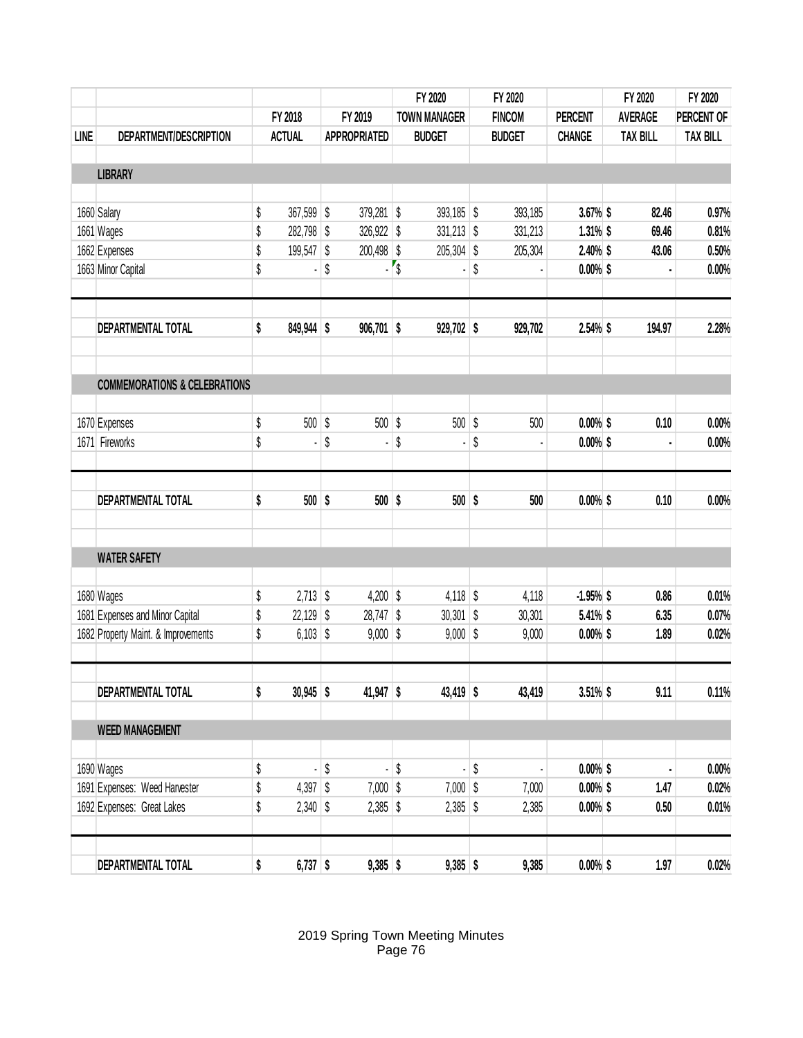| LINE | DEPARTMENT/DESCRIPTION | FY 2018 ACTUAL | FY 2019 APPROPRIATED | FY 2020 TOWN MANAGER BUDGET | FY 2020 FINCOM BUDGET | PERCENT CHANGE | FY 2020 AVERAGE TAX BILL | FY 2020 PERCENT OF TAX BILL |
|---|---|---|---|---|---|---|---|---|
| | **LIBRARY** | | | | | | | |
| 1660 | Salary | $ 367,599 | $ 379,281 | $ 393,185 | $ 393,185 | 3.67% | $ 82.46 | 0.97% |
| 1661 | Wages | $ 282,798 | $ 326,922 | $ 331,213 | $ 331,213 | 1.31% | $ 69.46 | 0.81% |
| 1662 | Expenses | $ 199,547 | $ 200,498 | $ 205,304 | $ 205,304 | 2.40% | $ 43.06 | 0.50% |
| 1663 | Minor Capital | $ - | $ - | $ - | $ - | 0.00% | $ - | 0.00% |
| | **DEPARTMENTAL TOTAL** | **$ 849,944** | **$ 906,701** | **$ 929,702** | **$ 929,702** | **2.54%** | **$ 194.97** | **2.28%** |
| | **COMMEMORATIONS & CELEBRATIONS** | | | | | | | |
| 1670 | Expenses | $ 500 | $ 500 | $ 500 | $ 500 | 0.00% | $ 0.10 | 0.00% |
| 1671 | Fireworks | $ - | $ - | $ - | $ - | 0.00% | $ - | 0.00% |
| | **DEPARTMENTAL TOTAL** | **$ 500** | **$ 500** | **$ 500** | **$ 500** | **0.00%** | **$ 0.10** | **0.00%** |
| | **WATER SAFETY** | | | | | | | |
| 1680 | Wages | $ 2,713 | $ 4,200 | $ 4,118 | $ 4,118 | -1.95% | $ 0.86 | 0.01% |
| 1681 | Expenses and Minor Capital | $ 22,129 | $ 28,747 | $ 30,301 | $ 30,301 | 5.41% | $ 6.35 | 0.07% |
| 1682 | Property Maint. & Improvements | $ 6,103 | $ 9,000 | $ 9,000 | $ 9,000 | 0.00% | $ 1.89 | 0.02% |
| | **DEPARTMENTAL TOTAL** | **$ 30,945** | **$ 41,947** | **$ 43,419** | **$ 43,419** | **3.51%** | **$ 9.11** | **0.11%** |
| | **WEED MANAGEMENT** | | | | | | | |
| 1690 | Wages | $ - | $ - | $ - | $ - | 0.00% | $ - | 0.00% |
| 1691 | Expenses: Weed Harvester | $ 4,397 | $ 7,000 | $ 7,000 | $ 7,000 | 0.00% | $ 1.47 | 0.02% |
| 1692 | Expenses: Great Lakes | $ 2,340 | $ 2,385 | $ 2,385 | $ 2,385 | 0.00% | $ 0.50 | 0.01% |
| | **DEPARTMENTAL TOTAL** | **$ 6,737** | **$ 9,385** | **$ 9,385** | **$ 9,385** | **0.00%** | **$ 1.97** | **0.02%** |

2019 Spring Town Meeting Minutes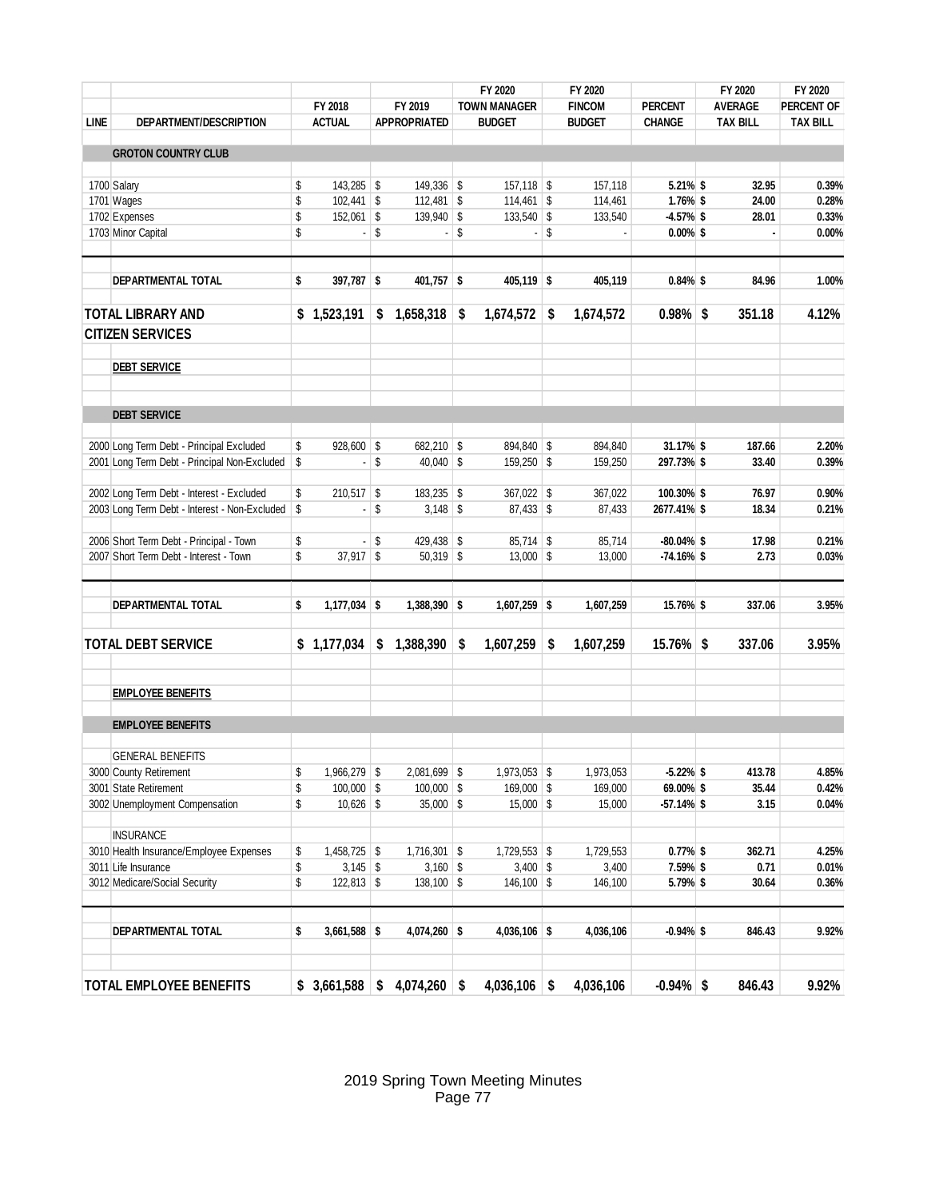| LINE | DEPARTMENT/DESCRIPTION | FY 2018 ACTUAL | FY 2019 APPROPRIATED | FY 2020 TOWN MANAGER BUDGET | FY 2020 FINCOM BUDGET | PERCENT CHANGE | FY 2020 AVERAGE TAX BILL | FY 2020 PERCENT OF TAX BILL |
|---|---|---|---|---|---|---|---|---|
| | **GROTON COUNTRY CLUB** | | | | | | | |
| 1700 | Salary | $ 143,285 | $ 149,336 | $ 157,118 | $ 157,118 | 5.21% | $ 32.95 | 0.39% |
| 1701 | Wages | $ 102,441 | $ 112,481 | $ 114,461 | $ 114,461 | 1.76% | $ 24.00 | 0.28% |
| 1702 | Expenses | $ 152,061 | $ 139,940 | $ 133,540 | $ 133,540 | -4.57% | $ 28.01 | 0.33% |
| 1703 | Minor Capital | $ - | $ - | $ - | $ - | 0.00% | $ - | 0.00% |
| | **DEPARTMENTAL TOTAL** | $ 397,787 | $ 401,757 | $ 405,119 | $ 405,119 | 0.84% | $ 84.96 | 1.00% |
| | **TOTAL LIBRARY AND CITIZEN SERVICES** | $ 1,523,191 | $ 1,658,318 | $ 1,674,572 | $ 1,674,572 | 0.98% | $ 351.18 | 4.12% |
| | **DEBT SERVICE** | | | | | | | |
| | **DEBT SERVICE** | | | | | | | |
| 2000 | Long Term Debt - Principal Excluded | $ 928,600 | $ 682,210 | $ 894,840 | $ 894,840 | 31.17% | $ 187.66 | 2.20% |
| 2001 | Long Term Debt - Principal Non-Excluded | $ - | $ 40,040 | $ 159,250 | $ 159,250 | 297.73% | $ 33.40 | 0.39% |
| 2002 | Long Term Debt - Interest - Excluded | $ 210,517 | $ 183,235 | $ 367,022 | $ 367,022 | 100.30% | $ 76.97 | 0.90% |
| 2003 | Long Term Debt - Interest - Non-Excluded | $ - | $ 3,148 | $ 87,433 | $ 87,433 | 2677.41% | $ 18.34 | 0.21% |
| 2006 | Short Term Debt - Principal - Town | $ - | $ 429,438 | $ 85,714 | $ 85,714 | -80.04% | $ 17.98 | 0.21% |
| 2007 | Short Term Debt - Interest - Town | $ 37,917 | $ 50,319 | $ 13,000 | $ 13,000 | -74.16% | $ 2.73 | 0.03% |
| | **DEPARTMENTAL TOTAL** | $ 1,177,034 | $ 1,388,390 | $ 1,607,259 | $ 1,607,259 | 15.76% | $ 337.06 | 3.95% |
| | **TOTAL DEBT SERVICE** | $ 1,177,034 | $ 1,388,390 | $ 1,607,259 | $ 1,607,259 | 15.76% | $ 337.06 | 3.95% |
| | **EMPLOYEE BENEFITS** | | | | | | | |
| | **EMPLOYEE BENEFITS** | | | | | | | |
| | GENERAL BENEFITS | | | | | | | |
| 3000 | County Retirement | $ 1,966,279 | $ 2,081,699 | $ 1,973,053 | $ 1,973,053 | -5.22% | $ 413.78 | 4.85% |
| 3001 | State Retirement | $ 100,000 | $ 100,000 | $ 169,000 | $ 169,000 | 69.00% | $ 35.44 | 0.42% |
| 3002 | Unemployment Compensation | $ 10,626 | $ 35,000 | $ 15,000 | $ 15,000 | -57.14% | $ 3.15 | 0.04% |
| | INSURANCE | | | | | | | |
| 3010 | Health Insurance/Employee Expenses | $ 1,458,725 | $ 1,716,301 | $ 1,729,553 | $ 1,729,553 | 0.77% | $ 362.71 | 4.25% |
| 3011 | Life Insurance | $ 3,145 | $ 3,160 | $ 3,400 | $ 3,400 | 7.59% | $ 0.71 | 0.01% |
| 3012 | Medicare/Social Security | $ 122,813 | $ 138,100 | $ 146,100 | $ 146,100 | 5.79% | $ 30.64 | 0.36% |
| | **DEPARTMENTAL TOTAL** | $ 3,661,588 | $ 4,074,260 | $ 4,036,106 | $ 4,036,106 | -0.94% | $ 846.43 | 9.92% |
| | **TOTAL EMPLOYEE BENEFITS** | $ 3,661,588 | $ 4,074,260 | $ 4,036,106 | $ 4,036,106 | -0.94% | $ 846.43 | 9.92% |

2019 Spring Town Meeting Minutes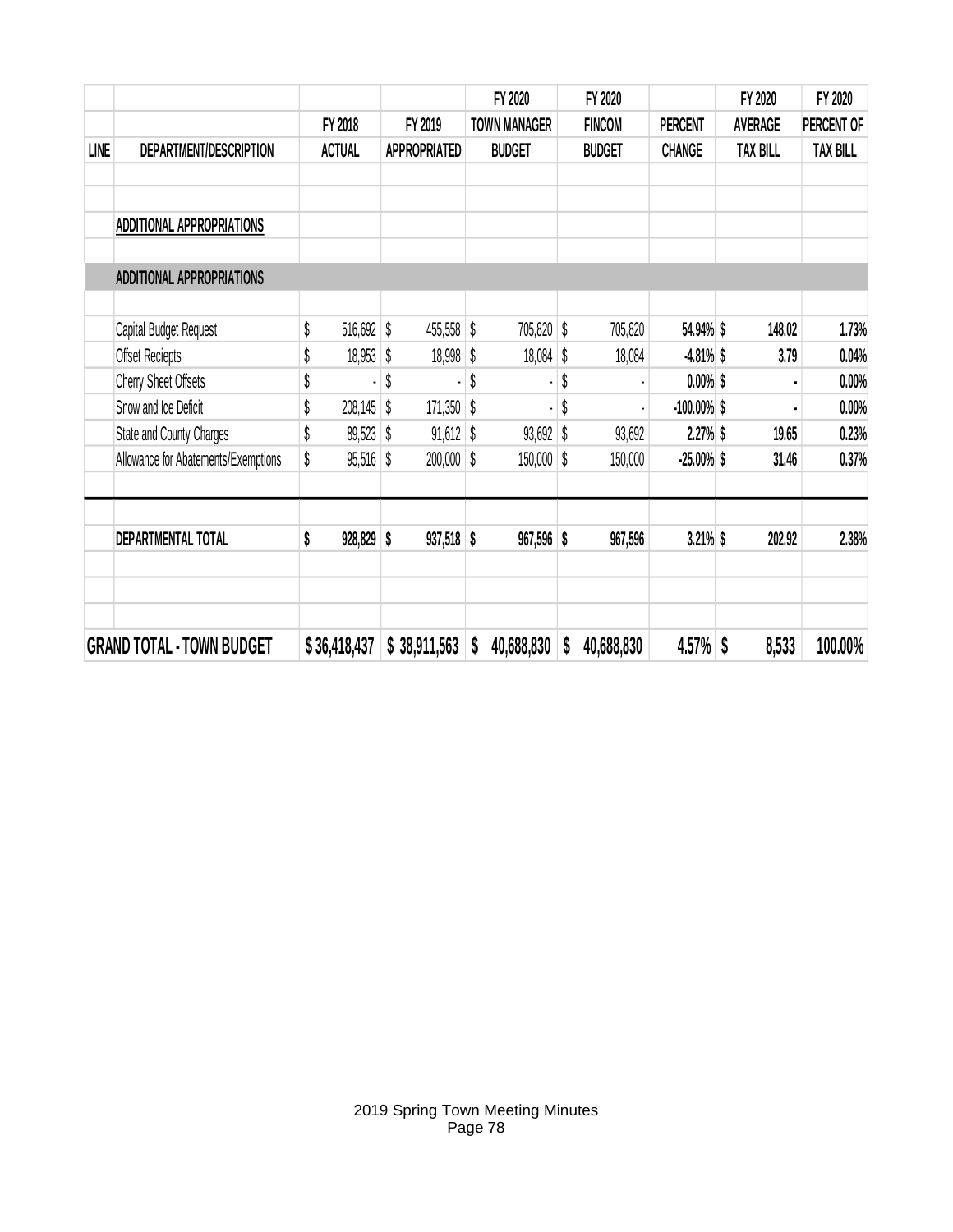| LINE | DEPARTMENT/DESCRIPTION | FY 2018 ACTUAL | FY 2019 APPROPRIATED | FY 2020 TOWN MANAGER BUDGET | FY 2020 FINCOM BUDGET | PERCENT CHANGE | FY 2020 AVERAGE TAX BILL | FY 2020 PERCENT OF TAX BILL |
|---|---|---|---|---|---|---|---|---|
| | | | | | | | | |
| | **ADDITIONAL APPROPRIATIONS** | | | | | | | |
| | **ADDITIONAL APPROPRIATIONS** | | | | | | | |
| | Capital Budget Request | $ 516,692 | $ 455,558 | $ 705,820 | $ 705,820 | 54.94% | $ 148.02 | 1.73% |
| | Offset Reciepts | $ 18,953 | $ 18,998 | $ 18,084 | $ 18,084 | -4.81% | $ 3.79 | 0.04% |
| | Cherry Sheet Offsets | $ - | $ - | $ - | $ - | 0.00% | $ - | 0.00% |
| | Snow and Ice Deficit | $ 208,145 | $ 171,350 | $ - | $ - | -100.00% | $ - | 0.00% |
| | State and County Charges | $ 89,523 | $ 91,612 | $ 93,692 | $ 93,692 | 2.27% | $ 19.65 | 0.23% |
| | Allowance for Abatements/Exemptions | $ 95,516 | $ 200,000 | $ 150,000 | $ 150,000 | -25.00% | $ 31.46 | 0.37% |
| | | | | | | | | |
| | **DEPARTMENTAL TOTAL** | **$ 928,829** | **$ 937,518** | **$ 967,596** | **$ 967,596** | **3.21%** | **$ 202.92** | **2.38%** |
| | | | | | | | | |
| **GRAND TOTAL - TOWN BUDGET** | | **$ 36,418,437** | **$ 38,911,563** | **$ 40,688,830** | **$ 40,688,830** | **4.57%** | **$ 8,533** | **100.00%** |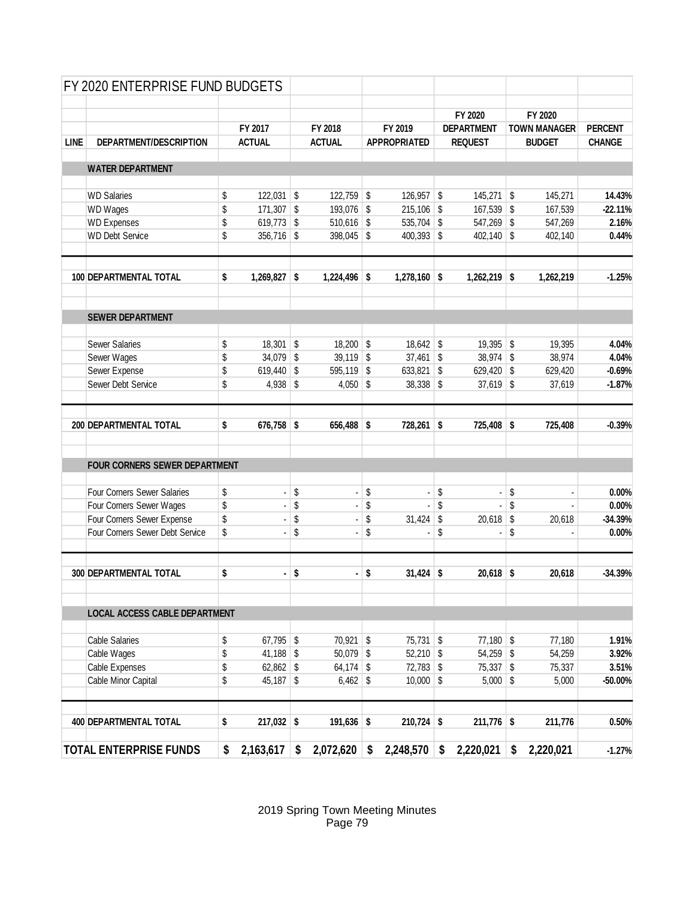# FY 2020 ENTERPRISE FUND BUDGETS

| LINE | DEPARTMENT/DESCRIPTION | FY 2017 ACTUAL | FY 2018 ACTUAL | FY 2019 APPROPRIATED | FY 2020 DEPARTMENT REQUEST | FY 2020 TOWN MANAGER BUDGET | PERCENT CHANGE |
|---|---|---|---|---|---|---|---|
| | **WATER DEPARTMENT** | | | | | | |
| | WD Salaries | $ 122,031 | $ 122,759 | $ 126,957 | $ 145,271 | $ 145,271 | **14.43%** |
| | WD Wages | $ 171,307 | $ 193,076 | $ 215,106 | $ 167,539 | $ 167,539 | **-22.11%** |
| | WD Expenses | $ 619,773 | $ 510,616 | $ 535,704 | $ 547,269 | $ 547,269 | **2.16%** |
| | WD Debt Service | $ 356,716 | $ 398,045 | $ 400,393 | $ 402,140 | $ 402,140 | **0.44%** |
| **100** | **DEPARTMENTAL TOTAL** | **$ 1,269,827** | **$ 1,224,496** | **$ 1,278,160** | **$ 1,262,219** | **$ 1,262,219** | **-1.25%** |
| | **SEWER DEPARTMENT** | | | | | | |
| | Sewer Salaries | $ 18,301 | $ 18,200 | $ 18,642 | $ 19,395 | $ 19,395 | **4.04%** |
| | Sewer Wages | $ 34,079 | $ 39,119 | $ 37,461 | $ 38,974 | $ 38,974 | **4.04%** |
| | Sewer Expense | $ 619,440 | $ 595,119 | $ 633,821 | $ 629,420 | $ 629,420 | **-0.69%** |
| | Sewer Debt Service | $ 4,938 | $ 4,050 | $ 38,338 | $ 37,619 | $ 37,619 | **-1.87%** |
| **200** | **DEPARTMENTAL TOTAL** | **$ 676,758** | **$ 656,488** | **$ 728,261** | **$ 725,408** | **$ 725,408** | **-0.39%** |
| | **FOUR CORNERS SEWER DEPARTMENT** | | | | | | |
| | Four Corners Sewer Salaries | $ - | $ - | $ - | $ - | $ - | **0.00%** |
| | Four Corners Sewer Wages | $ - | $ - | $ - | $ - | $ - | **0.00%** |
| | Four Corners Sewer Expense | $ - | $ - | $ 31,424 | $ 20,618 | $ 20,618 | **-34.39%** |
| | Four Corners Sewer Debt Service | $ - | $ - | $ - | $ - | $ - | **0.00%** |
| **300** | **DEPARTMENTAL TOTAL** | **$ -** | **$ -** | **$ 31,424** | **$ 20,618** | **$ 20,618** | **-34.39%** |
| | **LOCAL ACCESS CABLE DEPARTMENT** | | | | | | |
| | Cable Salaries | $ 67,795 | $ 70,921 | $ 75,731 | $ 77,180 | $ 77,180 | **1.91%** |
| | Cable Wages | $ 41,188 | $ 50,079 | $ 52,210 | $ 54,259 | $ 54,259 | **3.92%** |
| | Cable Expenses | $ 62,862 | $ 64,174 | $ 72,783 | $ 75,337 | $ 75,337 | **3.51%** |
| | Cable Minor Capital | $ 45,187 | $ 6,462 | $ 10,000 | $ 5,000 | $ 5,000 | **-50.00%** |
| **400** | **DEPARTMENTAL TOTAL** | **$ 217,032** | **$ 191,636** | **$ 210,724** | **$ 211,776** | **$ 211,776** | **0.50%** |
| | **TOTAL ENTERPRISE FUNDS** | **$ 2,163,617** | **$ 2,072,620** | **$ 2,248,570** | **$ 2,220,021** | **$ 2,220,021** | **-1.27%** |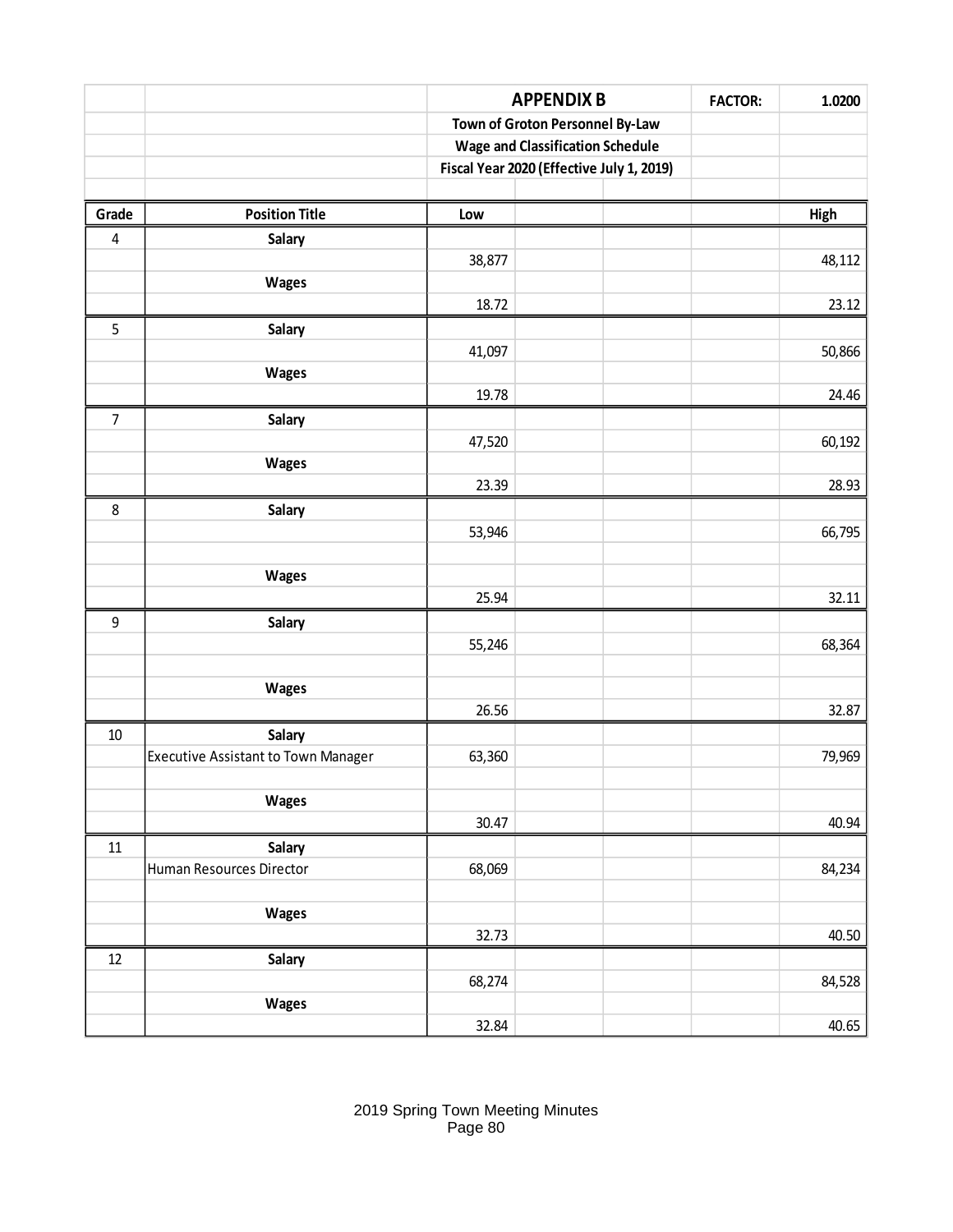| | | APPENDIX B | | | FACTOR: | 1.0200 |
|---|---|---|---|---|---|---|
| | | Town of Groton Personnel By-Law | | | | |
| | | Wage and Classification Schedule | | | | |
| | | Fiscal Year 2020 (Effective July 1, 2019) | | | | |
| | | | | | | |
| **Grade** | **Position Title** | **Low** | | | | **High** |
| 4 | **Salary** | | | | | |
| | | 38,877 | | | | 48,112 |
| | **Wages** | | | | | |
| | | 18.72 | | | | 23.12 |
| 5 | **Salary** | | | | | |
| | | 41,097 | | | | 50,866 |
| | **Wages** | | | | | |
| | | 19.78 | | | | 24.46 |
| 7 | **Salary** | | | | | |
| | | 47,520 | | | | 60,192 |
| | **Wages** | | | | | |
| | | 23.39 | | | | 28.93 |
| 8 | **Salary** | | | | | |
| | | 53,946 | | | | 66,795 |
| | | | | | | |
| | **Wages** | | | | | |
| | | 25.94 | | | | 32.11 |
| 9 | **Salary** | | | | | |
| | | 55,246 | | | | 68,364 |
| | | | | | | |
| | **Wages** | | | | | |
| | | 26.56 | | | | 32.87 |
| 10 | **Salary** | | | | | |
| | Executive Assistant to Town Manager | 63,360 | | | | 79,969 |
| | | | | | | |
| | **Wages** | | | | | |
| | | 30.47 | | | | 40.94 |
| 11 | **Salary** | | | | | |
| | Human Resources Director | 68,069 | | | | 84,234 |
| | | | | | | |
| | **Wages** | | | | | |
| | | 32.73 | | | | 40.50 |
| 12 | **Salary** | | | | | |
| | | 68,274 | | | | 84,528 |
| | **Wages** | | | | | |
| | | 32.84 | | | | 40.65 |

2019 Spring Town Meeting Minutes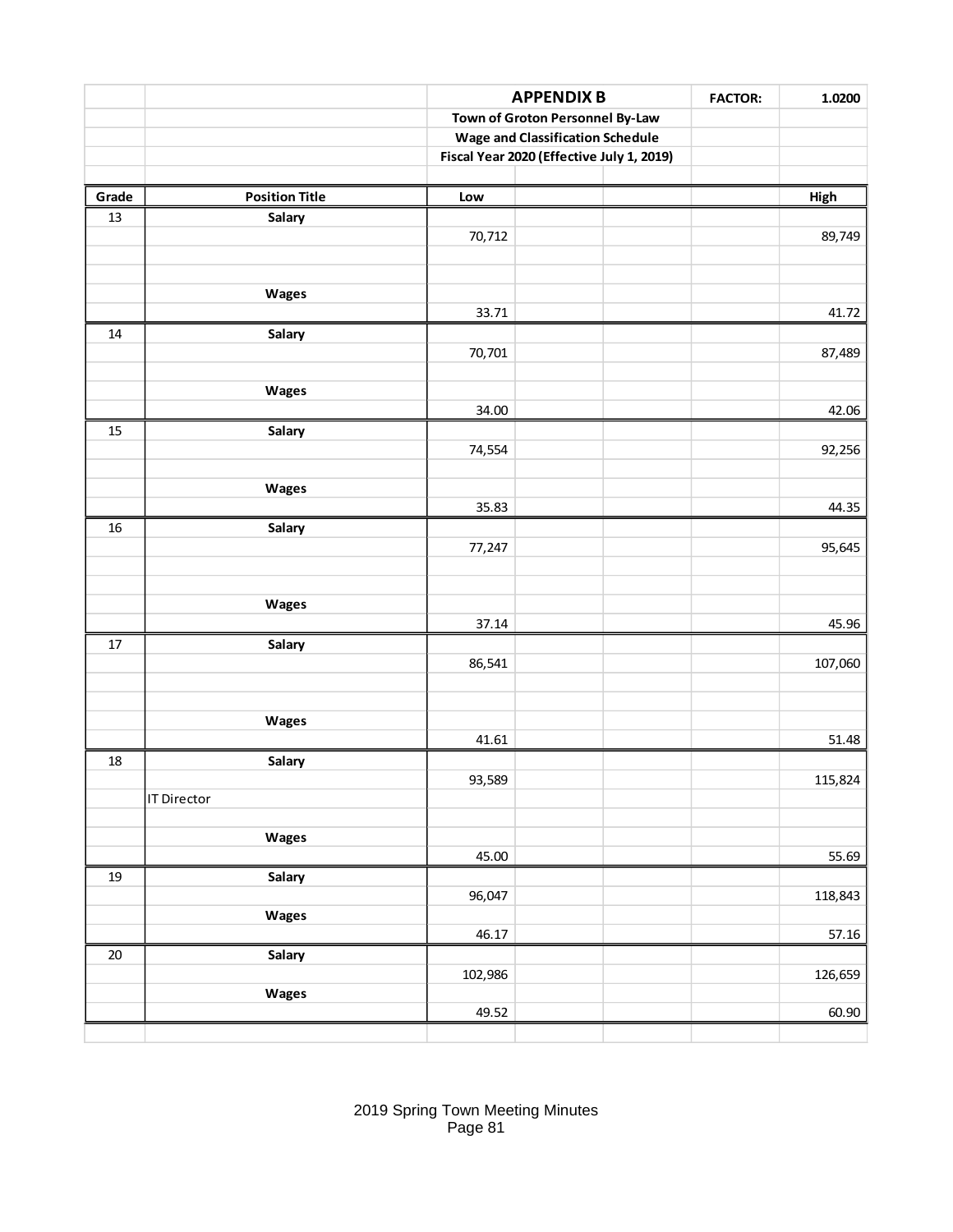| | | APPENDIX B | | | FACTOR: | 1.0200 |
|---|---|---|---|---|---|---|
| | | Town of Groton Personnel By-Law | | | | |
| | | Wage and Classification Schedule | | | | |
| | | Fiscal Year 2020 (Effective July 1, 2019) | | | | |
| **Grade** | **Position Title** | **Low** | | | | **High** |
| 13 | **Salary** | | | | | |
| | | 70,712 | | | | 89,749 |
| | **Wages** | | | | | |
| | | 33.71 | | | | 41.72 |
| 14 | **Salary** | | | | | |
| | | 70,701 | | | | 87,489 |
| | **Wages** | | | | | |
| | | 34.00 | | | | 42.06 |
| 15 | **Salary** | | | | | |
| | | 74,554 | | | | 92,256 |
| | **Wages** | | | | | |
| | | 35.83 | | | | 44.35 |
| 16 | **Salary** | | | | | |
| | | 77,247 | | | | 95,645 |
| | **Wages** | | | | | |
| | | 37.14 | | | | 45.96 |
| 17 | **Salary** | | | | | |
| | | 86,541 | | | | 107,060 |
| | **Wages** | | | | | |
| | | 41.61 | | | | 51.48 |
| 18 | **Salary** | | | | | |
| | | 93,589 | | | | 115,824 |
| | IT Director | | | | | |
| | **Wages** | | | | | |
| | | 45.00 | | | | 55.69 |
| 19 | **Salary** | | | | | |
| | | 96,047 | | | | 118,843 |
| | **Wages** | | | | | |
| | | 46.17 | | | | 57.16 |
| 20 | **Salary** | | | | | |
| | | 102,986 | | | | 126,659 |
| | **Wages** | | | | | |
| | | 49.52 | | | | 60.90 |

2019 Spring Town Meeting Minutes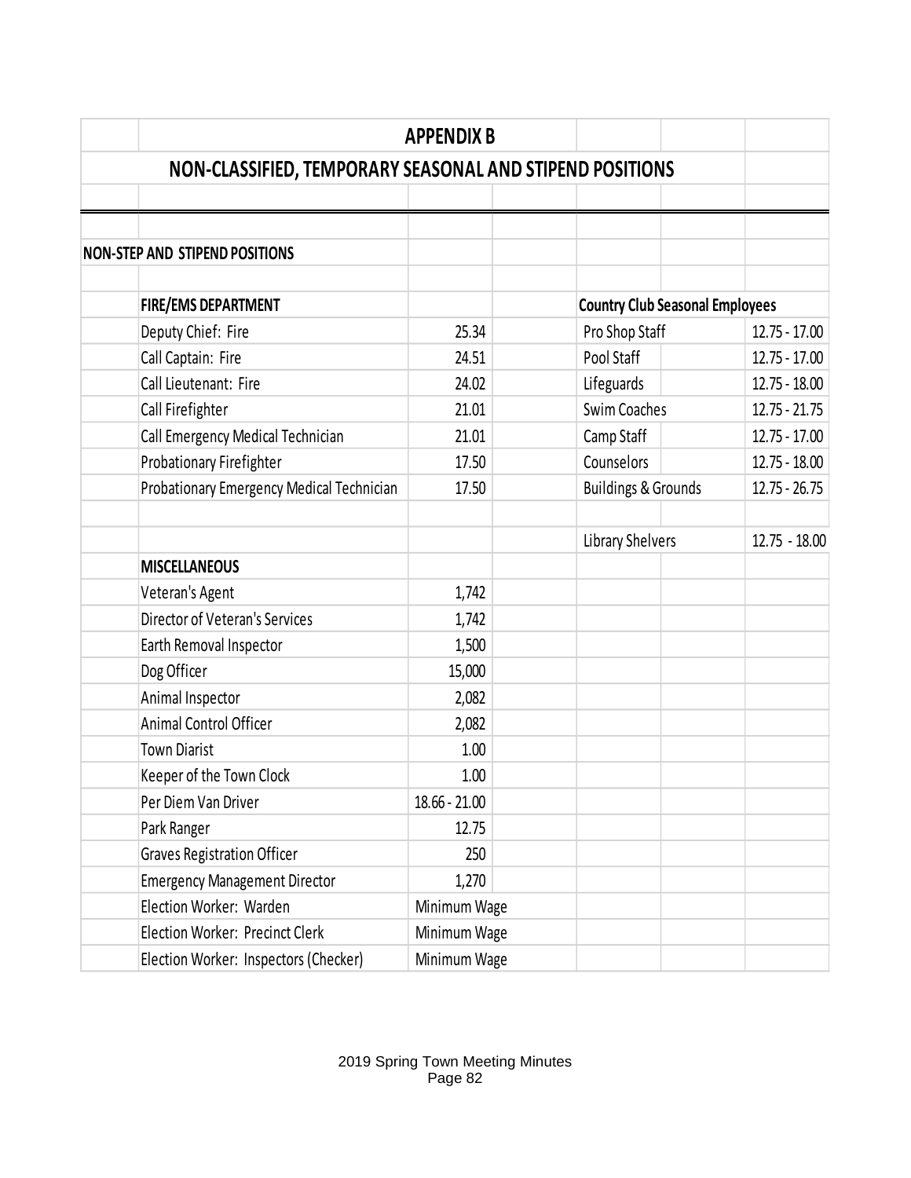# APPENDIX B

## NON-CLASSIFIED, TEMPORARY SEASONAL AND STIPEND POSITIONS

### NON-STEP AND STIPEND POSITIONS

| | | | |
|---|---|---|---|
| **FIRE/EMS DEPARTMENT** | | **Country Club Seasonal Employees** | |
| Deputy Chief: Fire | 25.34 | Pro Shop Staff | 12.75 - 17.00 |
| Call Captain: Fire | 24.51 | Pool Staff | 12.75 - 17.00 |
| Call Lieutenant: Fire | 24.02 | Lifeguards | 12.75 - 18.00 |
| Call Firefighter | 21.01 | Swim Coaches | 12.75 - 21.75 |
| Call Emergency Medical Technician | 21.01 | Camp Staff | 12.75 - 17.00 |
| Probationary Firefighter | 17.50 | Counselors | 12.75 - 18.00 |
| Probationary Emergency Medical Technician | 17.50 | Buildings & Grounds | 12.75 - 26.75 |
| | | | |
| | | Library Shelvers | 12.75 - 18.00 |
| **MISCELLANEOUS** | | | |
| Veteran's Agent | 1,742 | | |
| Director of Veteran's Services | 1,742 | | |
| Earth Removal Inspector | 1,500 | | |
| Dog Officer | 15,000 | | |
| Animal Inspector | 2,082 | | |
| Animal Control Officer | 2,082 | | |
| Town Diarist | 1.00 | | |
| Keeper of the Town Clock | 1.00 | | |
| Per Diem Van Driver | 18.66 - 21.00 | | |
| Park Ranger | 12.75 | | |
| Graves Registration Officer | 250 | | |
| Emergency Management Director | 1,270 | | |
| Election Worker: Warden | Minimum Wage | | |
| Election Worker: Precinct Clerk | Minimum Wage | | |
| Election Worker: Inspectors (Checker) | Minimum Wage | | |

2019 Spring Town Meeting Minutes